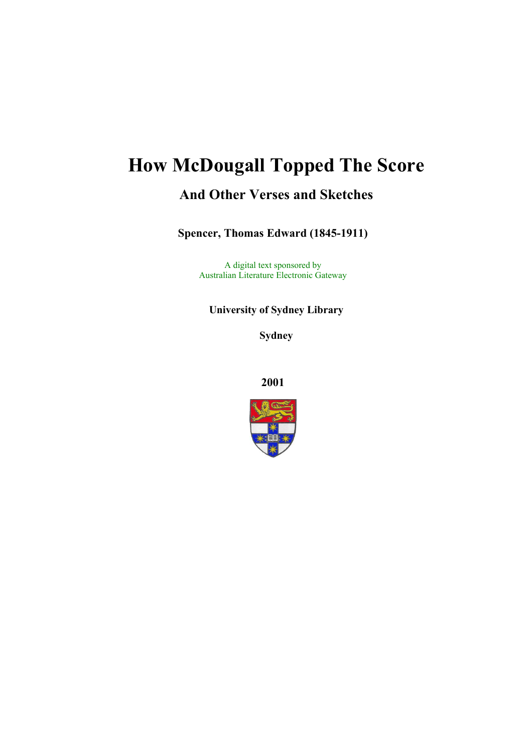# How McDougall Topped The Score

## And Other Verses and Sketches

**Spencer, Thomas Edward (1845-1911)**

A digital text sponsored by
Australian Literature Electronic Gateway

**University of Sydney Library**

**Sydney**

**2001**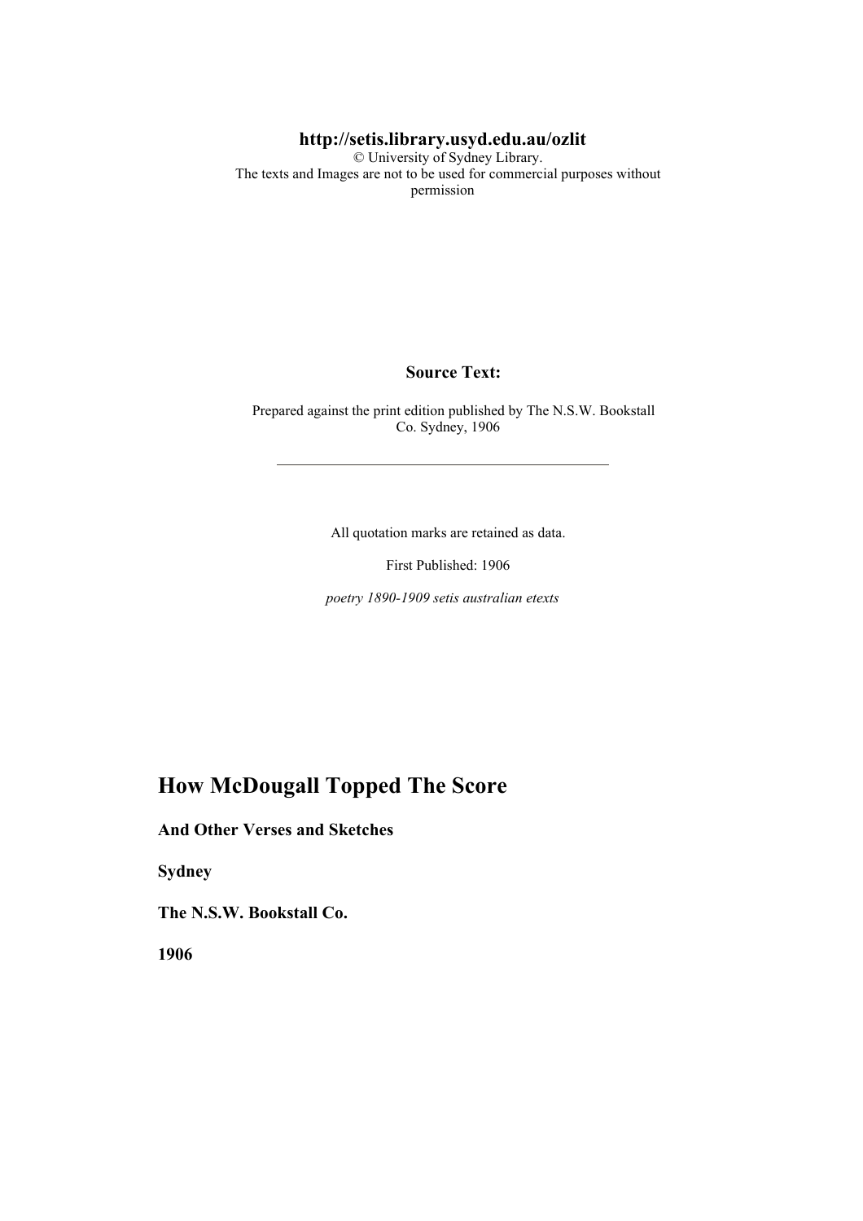**http://setis.library.usyd.edu.au/ozlit**

© University of Sydney Library.
The texts and Images are not to be used for commercial purposes without permission

**Source Text:**

Prepared against the print edition published by The N.S.W. Bookstall Co. Sydney, 1906

---

All quotation marks are retained as data.

First Published: 1906

*poetry 1890-1909 setis australian etexts*

# How McDougall Topped The Score

### And Other Verses and Sketches

### Sydney

### The N.S.W. Bookstall Co.

### 1906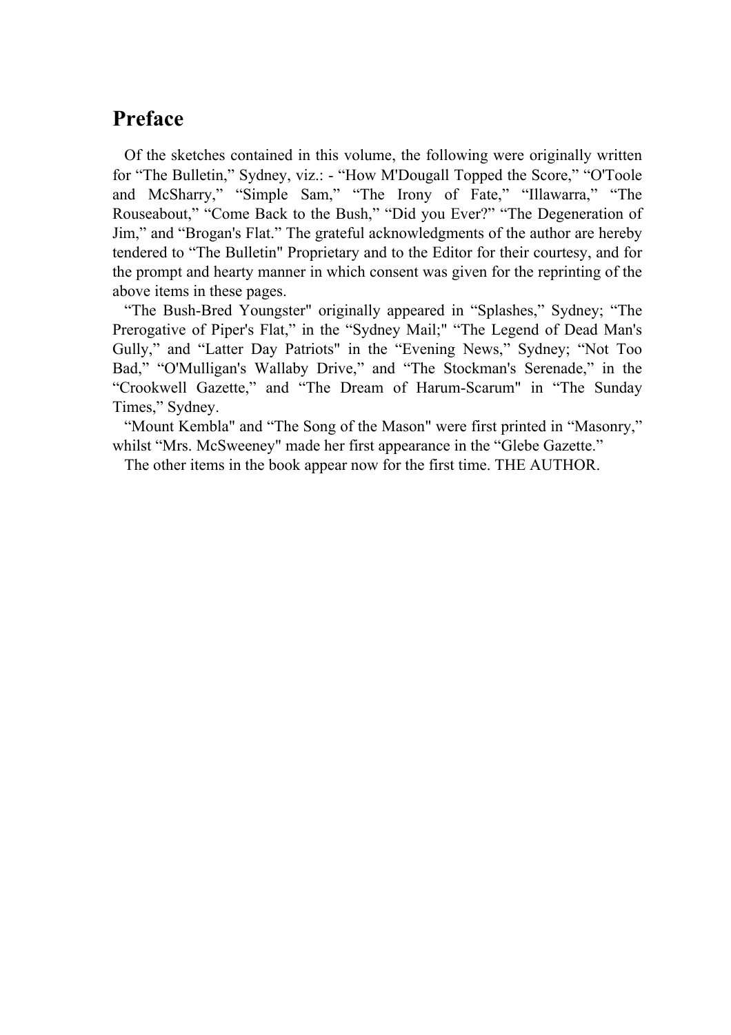## Preface

Of the sketches contained in this volume, the following were originally written for “The Bulletin,” Sydney, viz.: - “How M'Dougall Topped the Score,” “O'Toole and McSharry,” “Simple Sam,” “The Irony of Fate,” “Illawarra,” “The Rouseabout,” “Come Back to the Bush,” “Did you Ever?” “The Degeneration of Jim,” and “Brogan's Flat.” The grateful acknowledgments of the author are hereby tendered to “The Bulletin" Proprietary and to the Editor for their courtesy, and for the prompt and hearty manner in which consent was given for the reprinting of the above items in these pages.

“The Bush-Bred Youngster" originally appeared in “Splashes,” Sydney; “The Prerogative of Piper's Flat,” in the “Sydney Mail;" “The Legend of Dead Man's Gully,” and “Latter Day Patriots" in the “Evening News,” Sydney; “Not Too Bad,” “O'Mulligan's Wallaby Drive,” and “The Stockman's Serenade,” in the “Crookwell Gazette,” and “The Dream of Harum-Scarum" in “The Sunday Times,” Sydney.

“Mount Kembla" and “The Song of the Mason" were first printed in “Masonry,” whilst “Mrs. McSweeney" made her first appearance in the “Glebe Gazette.”

The other items in the book appear now for the first time. THE AUTHOR.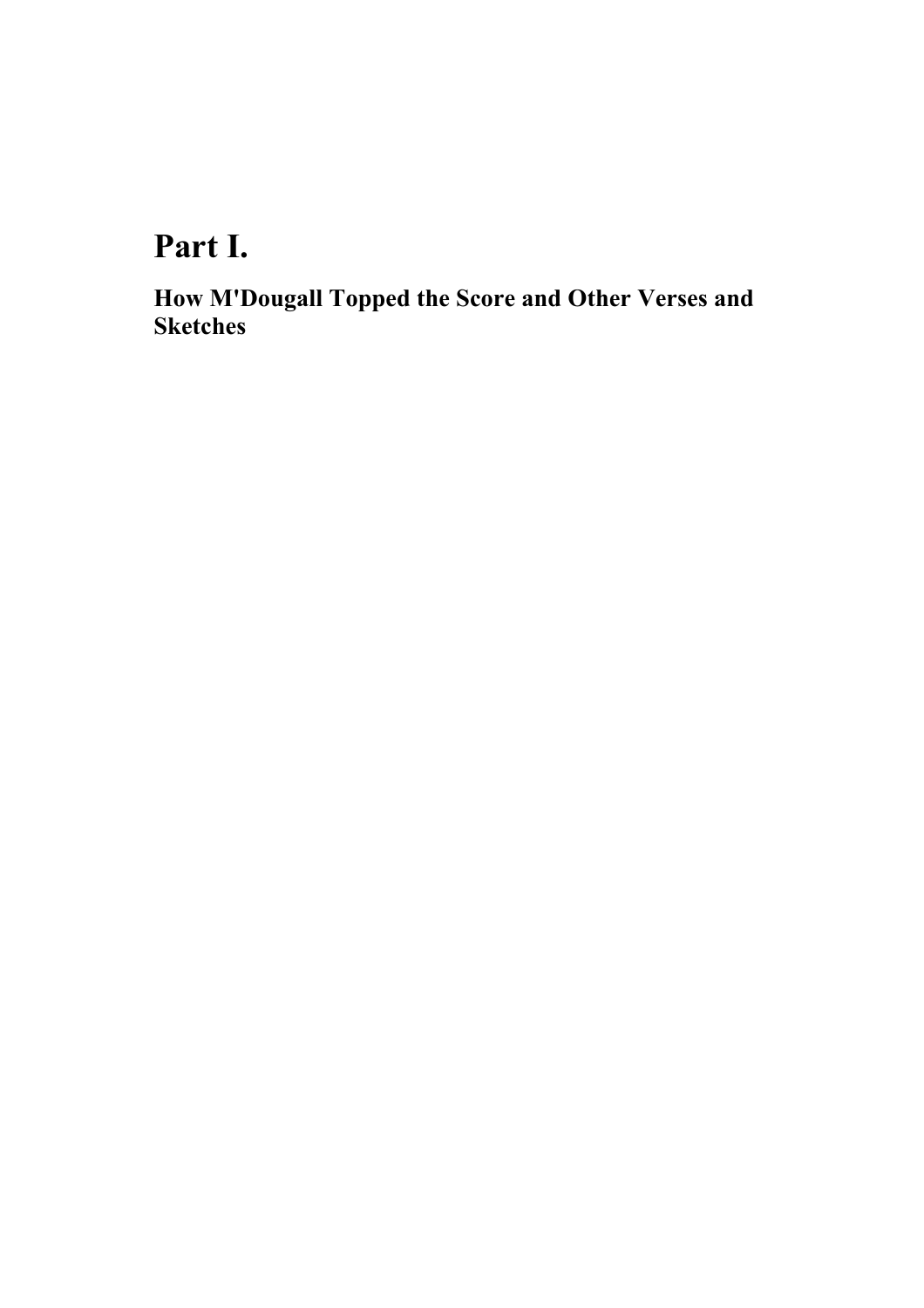# Part I.

## How M'Dougall Topped the Score and Other Verses and Sketches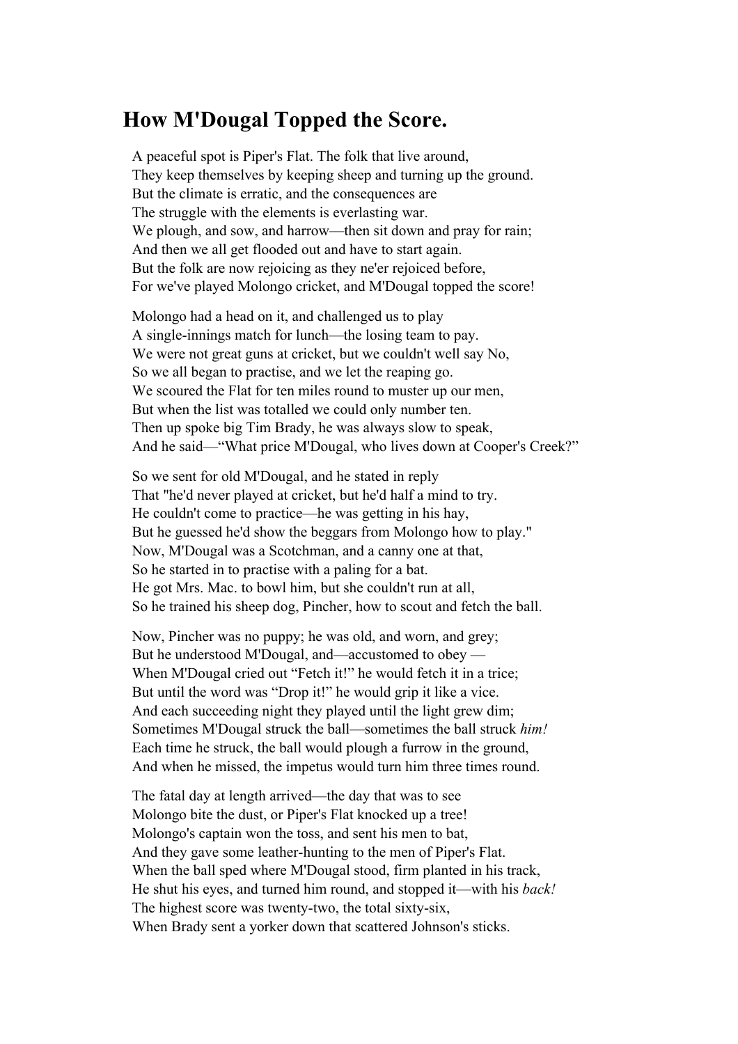## How M'Dougal Topped the Score.

A peaceful spot is Piper's Flat. The folk that live around,
They keep themselves by keeping sheep and turning up the ground.
But the climate is erratic, and the consequences are
The struggle with the elements is everlasting war.
We plough, and sow, and harrow—then sit down and pray for rain;
And then we all get flooded out and have to start again.
But the folk are now rejoicing as they ne'er rejoiced before,
For we've played Molongo cricket, and M'Dougal topped the score!

Molongo had a head on it, and challenged us to play
A single-innings match for lunch—the losing team to pay.
We were not great guns at cricket, but we couldn't well say No,
So we all began to practise, and we let the reaping go.
We scoured the Flat for ten miles round to muster up our men,
But when the list was totalled we could only number ten.
Then up spoke big Tim Brady, he was always slow to speak,
And he said—“What price M'Dougal, who lives down at Cooper's Creek?”

So we sent for old M'Dougal, and he stated in reply
That "he'd never played at cricket, but he'd half a mind to try.
He couldn't come to practice—he was getting in his hay,
But he guessed he'd show the beggars from Molongo how to play."
Now, M'Dougal was a Scotchman, and a canny one at that,
So he started in to practise with a paling for a bat.
He got Mrs. Mac. to bowl him, but she couldn't run at all,
So he trained his sheep dog, Pincher, how to scout and fetch the ball.

Now, Pincher was no puppy; he was old, and worn, and grey;
But he understood M'Dougal, and—accustomed to obey —
When M'Dougal cried out “Fetch it!” he would fetch it in a trice;
But until the word was “Drop it!” he would grip it like a vice.
And each succeeding night they played until the light grew dim;
Sometimes M'Dougal struck the ball—sometimes the ball struck *him!*
Each time he struck, the ball would plough a furrow in the ground,
And when he missed, the impetus would turn him three times round.

The fatal day at length arrived—the day that was to see
Molongo bite the dust, or Piper's Flat knocked up a tree!
Molongo's captain won the toss, and sent his men to bat,
And they gave some leather-hunting to the men of Piper's Flat.
When the ball sped where M'Dougal stood, firm planted in his track,
He shut his eyes, and turned him round, and stopped it—with his *back!*
The highest score was twenty-two, the total sixty-six,
When Brady sent a yorker down that scattered Johnson's sticks.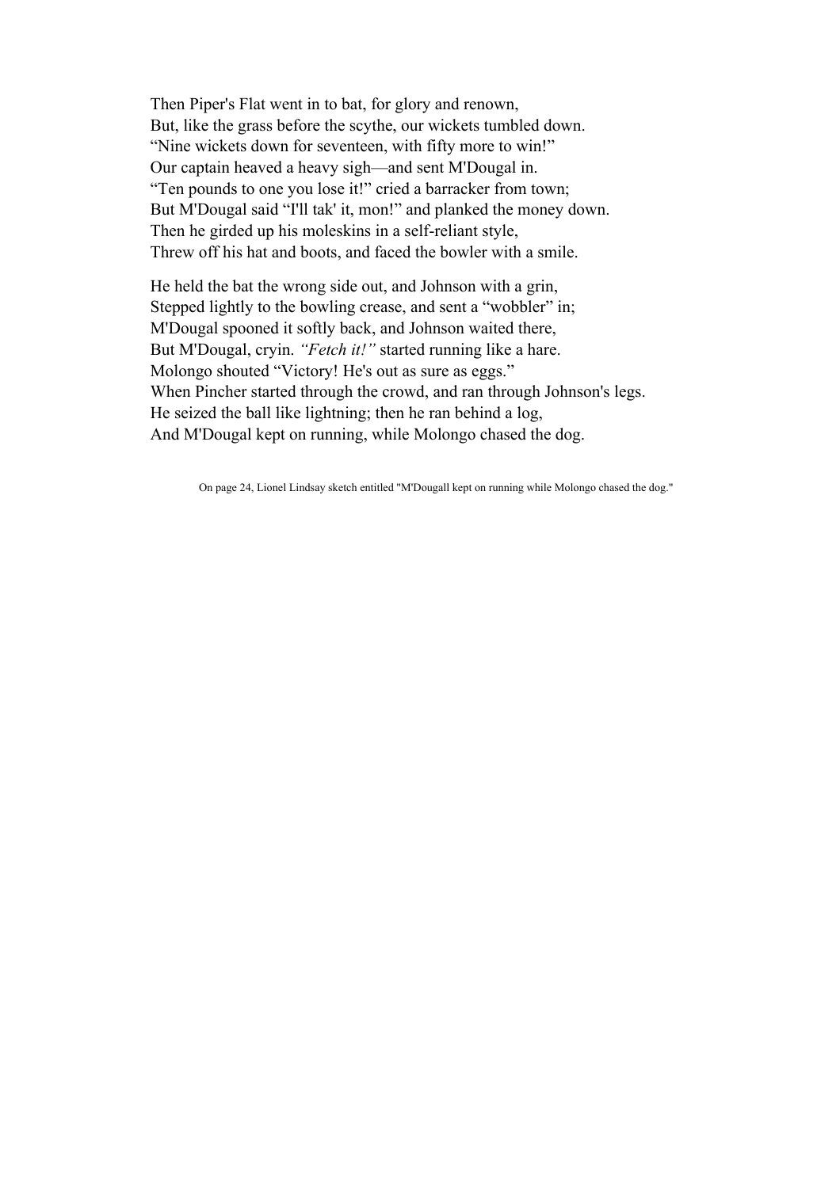Then Piper's Flat went in to bat, for glory and renown,
But, like the grass before the scythe, our wickets tumbled down.
“Nine wickets down for seventeen, with fifty more to win!”
Our captain heaved a heavy sigh—and sent M'Dougal in.
“Ten pounds to one you lose it!” cried a barracker from town;
But M'Dougal said “I'll tak' it, mon!” and planked the money down.
Then he girded up his moleskins in a self-reliant style,
Threw off his hat and boots, and faced the bowler with a smile.

He held the bat the wrong side out, and Johnson with a grin,
Stepped lightly to the bowling crease, and sent a “wobbler” in;
M'Dougal spooned it softly back, and Johnson waited there,
But M'Dougal, cryin. *“Fetch it!”* started running like a hare.
Molongo shouted “Victory! He's out as sure as eggs.”
When Pincher started through the crowd, and ran through Johnson's legs.
He seized the ball like lightning; then he ran behind a log,
And M'Dougal kept on running, while Molongo chased the dog.

On page 24, Lionel Lindsay sketch entitled "M'Dougall kept on running while Molongo chased the dog."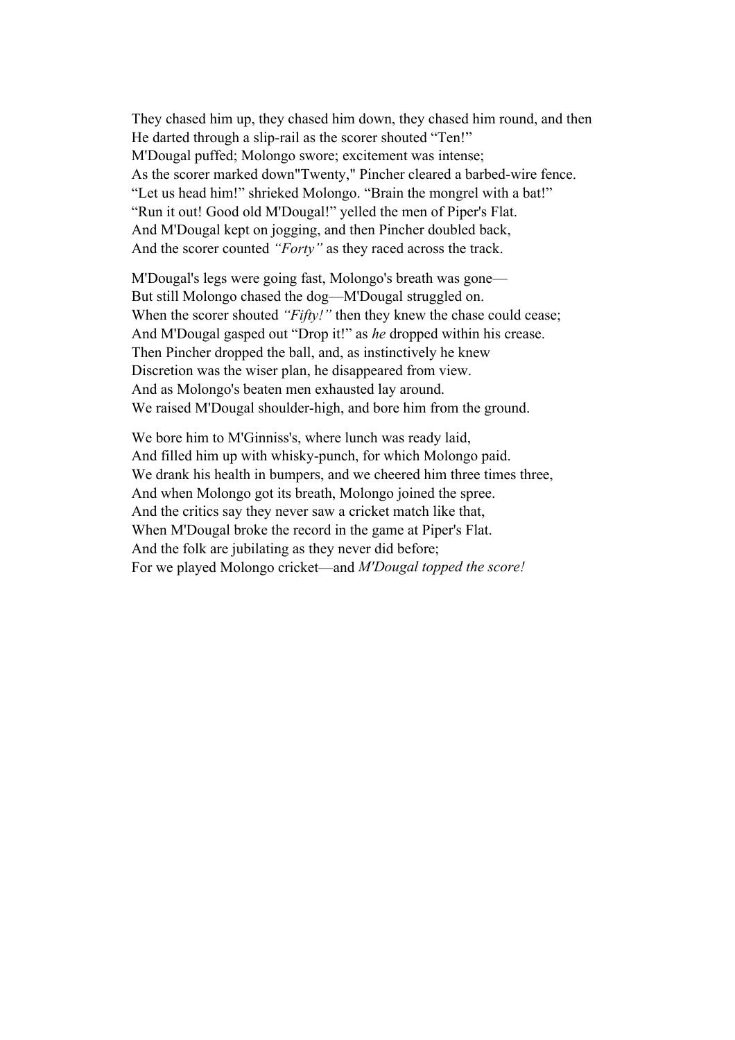They chased him up, they chased him down, they chased him round, and then
He darted through a slip-rail as the scorer shouted “Ten!”
M'Dougal puffed; Molongo swore; excitement was intense;
As the scorer marked down"Twenty," Pincher cleared a barbed-wire fence.
“Let us head him!” shrieked Molongo. “Brain the mongrel with a bat!”
“Run it out! Good old M'Dougal!” yelled the men of Piper's Flat.
And M'Dougal kept on jogging, and then Pincher doubled back,
And the scorer counted *“Forty”* as they raced across the track.

M'Dougal's legs were going fast, Molongo's breath was gone—
But still Molongo chased the dog—M'Dougal struggled on.
When the scorer shouted *“Fifty!”* then they knew the chase could cease;
And M'Dougal gasped out “Drop it!” as *he* dropped within his crease.
Then Pincher dropped the ball, and, as instinctively he knew
Discretion was the wiser plan, he disappeared from view.
And as Molongo's beaten men exhausted lay around.
We raised M'Dougal shoulder-high, and bore him from the ground.

We bore him to M'Ginniss's, where lunch was ready laid,
And filled him up with whisky-punch, for which Molongo paid.
We drank his health in bumpers, and we cheered him three times three,
And when Molongo got its breath, Molongo joined the spree.
And the critics say they never saw a cricket match like that,
When M'Dougal broke the record in the game at Piper's Flat.
And the folk are jubilating as they never did before;
For we played Molongo cricket—and *M'Dougal topped the score!*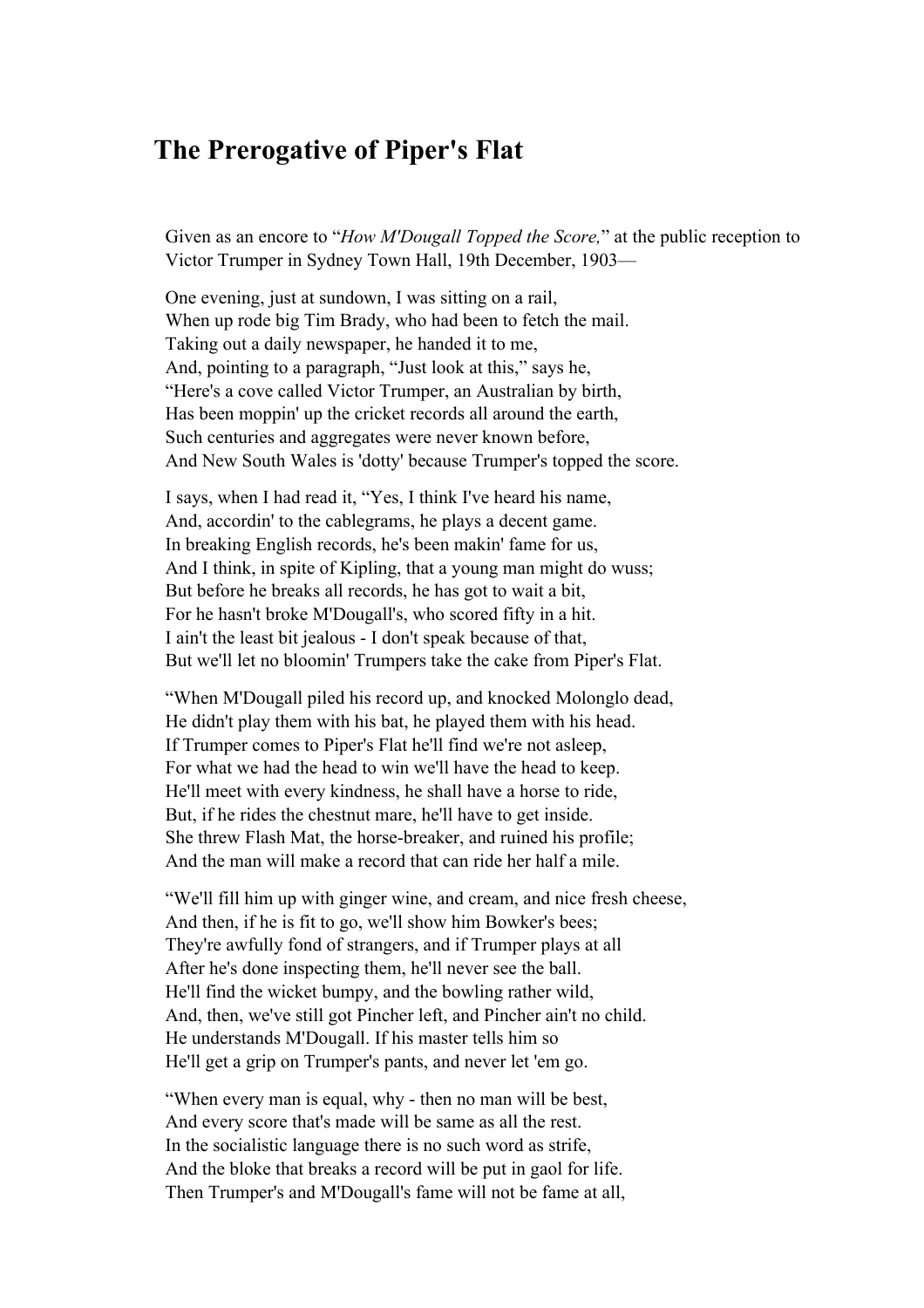# The Prerogative of Piper's Flat

Given as an encore to "*How M'Dougall Topped the Score,*" at the public reception to Victor Trumper in Sydney Town Hall, 19th December, 1903—

One evening, just at sundown, I was sitting on a rail,
When up rode big Tim Brady, who had been to fetch the mail.
Taking out a daily newspaper, he handed it to me,
And, pointing to a paragraph, "Just look at this," says he,
"Here's a cove called Victor Trumper, an Australian by birth,
Has been moppin' up the cricket records all around the earth,
Such centuries and aggregates were never known before,
And New South Wales is 'dotty' because Trumper's topped the score.

I says, when I had read it, "Yes, I think I've heard his name,
And, accordin' to the cablegrams, he plays a decent game.
In breaking English records, he's been makin' fame for us,
And I think, in spite of Kipling, that a young man might do wuss;
But before he breaks all records, he has got to wait a bit,
For he hasn't broke M'Dougall's, who scored fifty in a hit.
I ain't the least bit jealous - I don't speak because of that,
But we'll let no bloomin' Trumpers take the cake from Piper's Flat.

"When M'Dougall piled his record up, and knocked Molonglo dead,
He didn't play them with his bat, he played them with his head.
If Trumper comes to Piper's Flat he'll find we're not asleep,
For what we had the head to win we'll have the head to keep.
He'll meet with every kindness, he shall have a horse to ride,
But, if he rides the chestnut mare, he'll have to get inside.
She threw Flash Mat, the horse-breaker, and ruined his profile;
And the man will make a record that can ride her half a mile.

"We'll fill him up with ginger wine, and cream, and nice fresh cheese,
And then, if he is fit to go, we'll show him Bowker's bees;
They're awfully fond of strangers, and if Trumper plays at all
After he's done inspecting them, he'll never see the ball.
He'll find the wicket bumpy, and the bowling rather wild,
And, then, we've still got Pincher left, and Pincher ain't no child.
He understands M'Dougall. If his master tells him so
He'll get a grip on Trumper's pants, and never let 'em go.

"When every man is equal, why - then no man will be best,
And every score that's made will be same as all the rest.
In the socialistic language there is no such word as strife,
And the bloke that breaks a record will be put in gaol for life.
Then Trumper's and M'Dougall's fame will not be fame at all,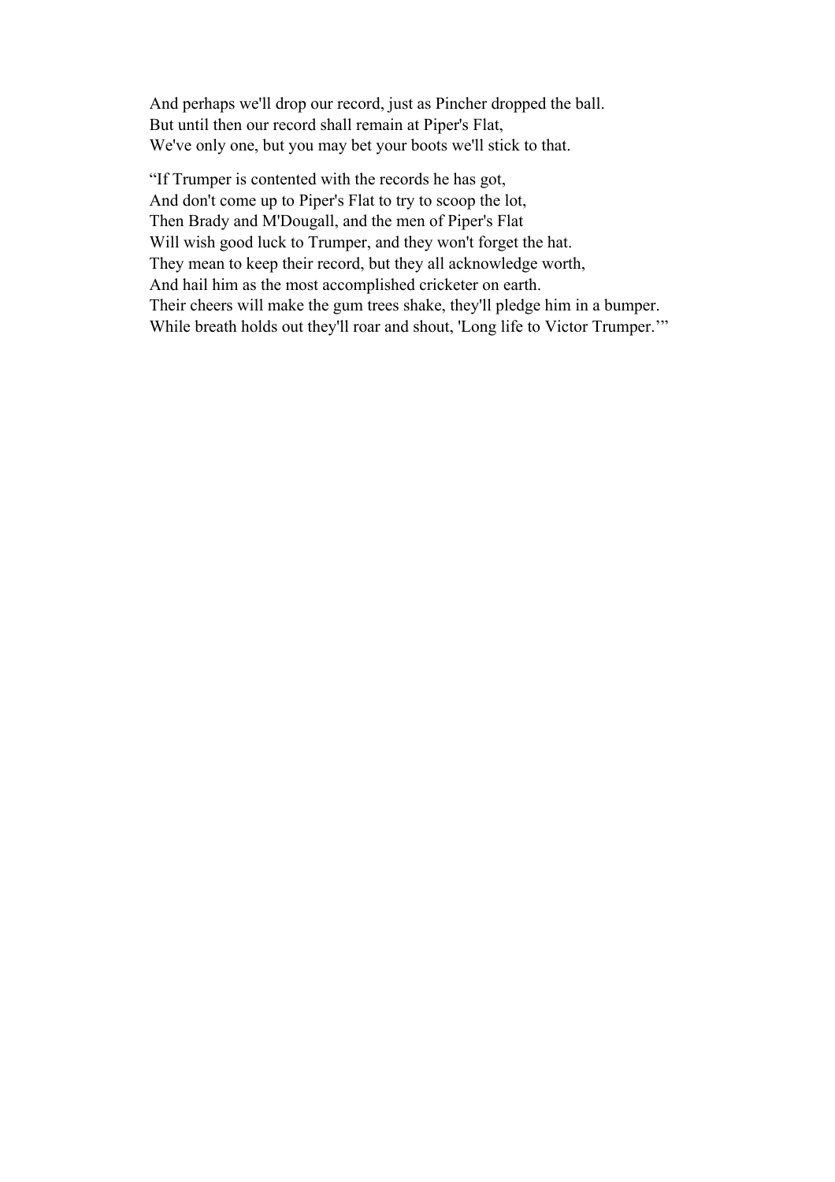And perhaps we'll drop our record, just as Pincher dropped the ball.  
But until then our record shall remain at Piper's Flat,  
We've only one, but you may bet your boots we'll stick to that.

"If Trumper is contented with the records he has got,  
And don't come up to Piper's Flat to try to scoop the lot,  
Then Brady and M'Dougall, and the men of Piper's Flat  
Will wish good luck to Trumper, and they won't forget the hat.  
They mean to keep their record, but they all acknowledge worth,  
And hail him as the most accomplished cricketer on earth.  
Their cheers will make the gum trees shake, they'll pledge him in a bumper.  
While breath holds out they'll roar and shout, 'Long life to Victor Trumper.'"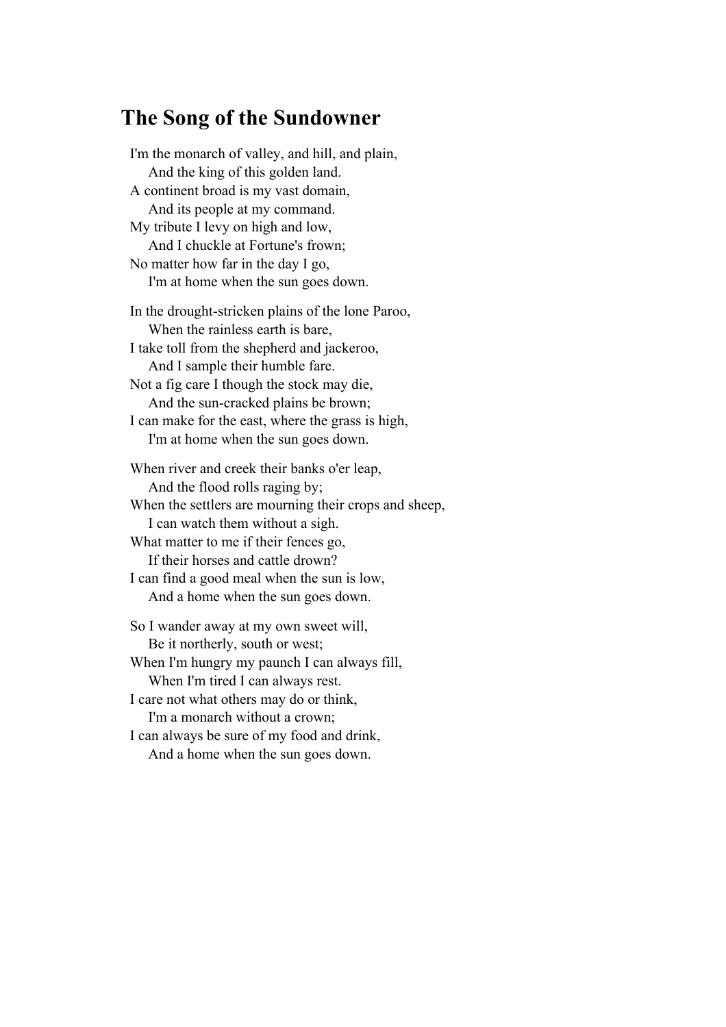## The Song of the Sundowner

I'm the monarch of valley, and hill, and plain,  
&nbsp;&nbsp;&nbsp;&nbsp;And the king of this golden land.  
A continent broad is my vast domain,  
&nbsp;&nbsp;&nbsp;&nbsp;And its people at my command.  
My tribute I levy on high and low,  
&nbsp;&nbsp;&nbsp;&nbsp;And I chuckle at Fortune's frown;  
No matter how far in the day I go,  
&nbsp;&nbsp;&nbsp;&nbsp;I'm at home when the sun goes down.

In the drought-stricken plains of the lone Paroo,  
&nbsp;&nbsp;&nbsp;&nbsp;When the rainless earth is bare,  
I take toll from the shepherd and jackeroo,  
&nbsp;&nbsp;&nbsp;&nbsp;And I sample their humble fare.  
Not a fig care I though the stock may die,  
&nbsp;&nbsp;&nbsp;&nbsp;And the sun-cracked plains be brown;  
I can make for the east, where the grass is high,  
&nbsp;&nbsp;&nbsp;&nbsp;I'm at home when the sun goes down.

When river and creek their banks o'er leap,  
&nbsp;&nbsp;&nbsp;&nbsp;And the flood rolls raging by;  
When the settlers are mourning their crops and sheep,  
&nbsp;&nbsp;&nbsp;&nbsp;I can watch them without a sigh.  
What matter to me if their fences go,  
&nbsp;&nbsp;&nbsp;&nbsp;If their horses and cattle drown?  
I can find a good meal when the sun is low,  
&nbsp;&nbsp;&nbsp;&nbsp;And a home when the sun goes down.

So I wander away at my own sweet will,  
&nbsp;&nbsp;&nbsp;&nbsp;Be it northerly, south or west;  
When I'm hungry my paunch I can always fill,  
&nbsp;&nbsp;&nbsp;&nbsp;When I'm tired I can always rest.  
I care not what others may do or think,  
&nbsp;&nbsp;&nbsp;&nbsp;I'm a monarch without a crown;  
I can always be sure of my food and drink,  
&nbsp;&nbsp;&nbsp;&nbsp;And a home when the sun goes down.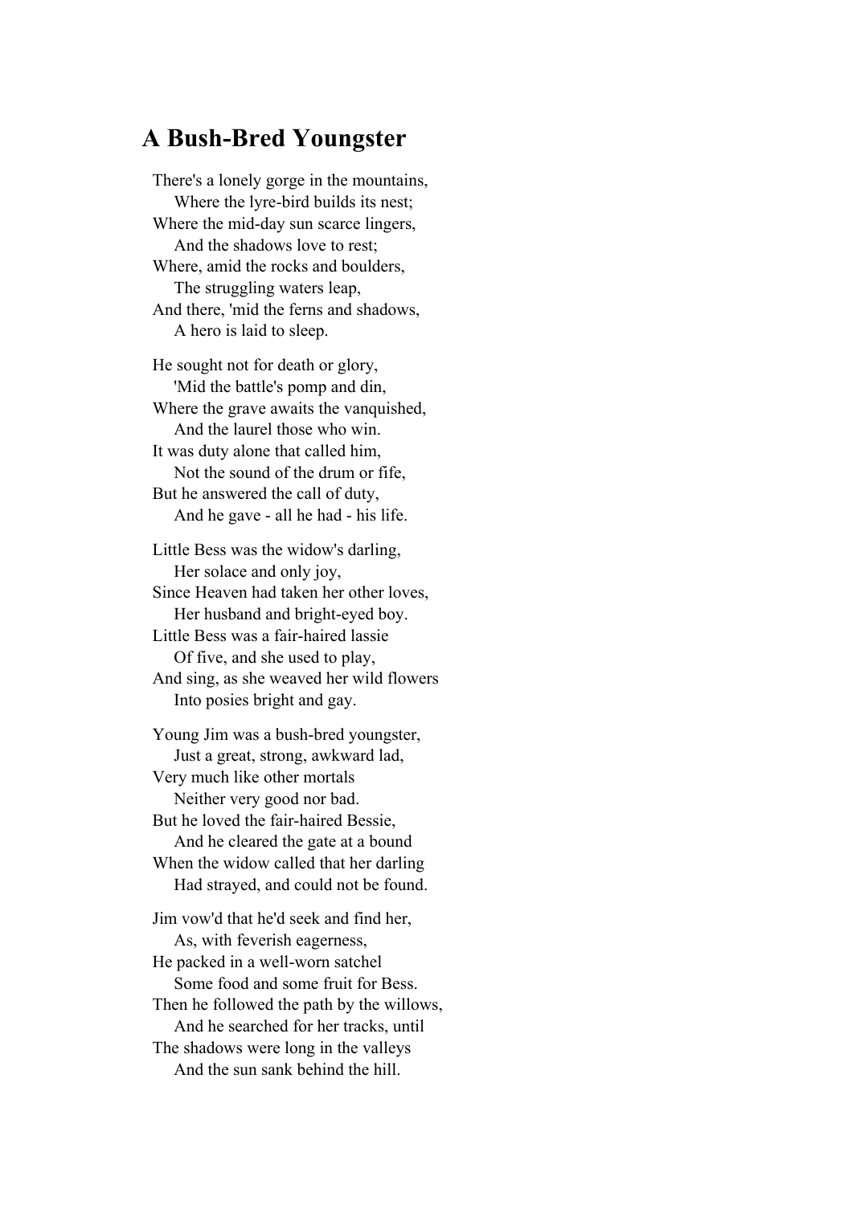## A Bush-Bred Youngster

There's a lonely gorge in the mountains,
Where the lyre-bird builds its nest;
Where the mid-day sun scarce lingers,
And the shadows love to rest;
Where, amid the rocks and boulders,
The struggling waters leap,
And there, 'mid the ferns and shadows,
A hero is laid to sleep.

He sought not for death or glory,
'Mid the battle's pomp and din,
Where the grave awaits the vanquished,
And the laurel those who win.
It was duty alone that called him,
Not the sound of the drum or fife,
But he answered the call of duty,
And he gave - all he had - his life.

Little Bess was the widow's darling,
Her solace and only joy,
Since Heaven had taken her other loves,
Her husband and bright-eyed boy.
Little Bess was a fair-haired lassie
Of five, and she used to play,
And sing, as she weaved her wild flowers
Into posies bright and gay.

Young Jim was a bush-bred youngster,
Just a great, strong, awkward lad,
Very much like other mortals
Neither very good nor bad.
But he loved the fair-haired Bessie,
And he cleared the gate at a bound
When the widow called that her darling
Had strayed, and could not be found.

Jim vow'd that he'd seek and find her,
As, with feverish eagerness,
He packed in a well-worn satchel
Some food and some fruit for Bess.
Then he followed the path by the willows,
And he searched for her tracks, until
The shadows were long in the valleys
And the sun sank behind the hill.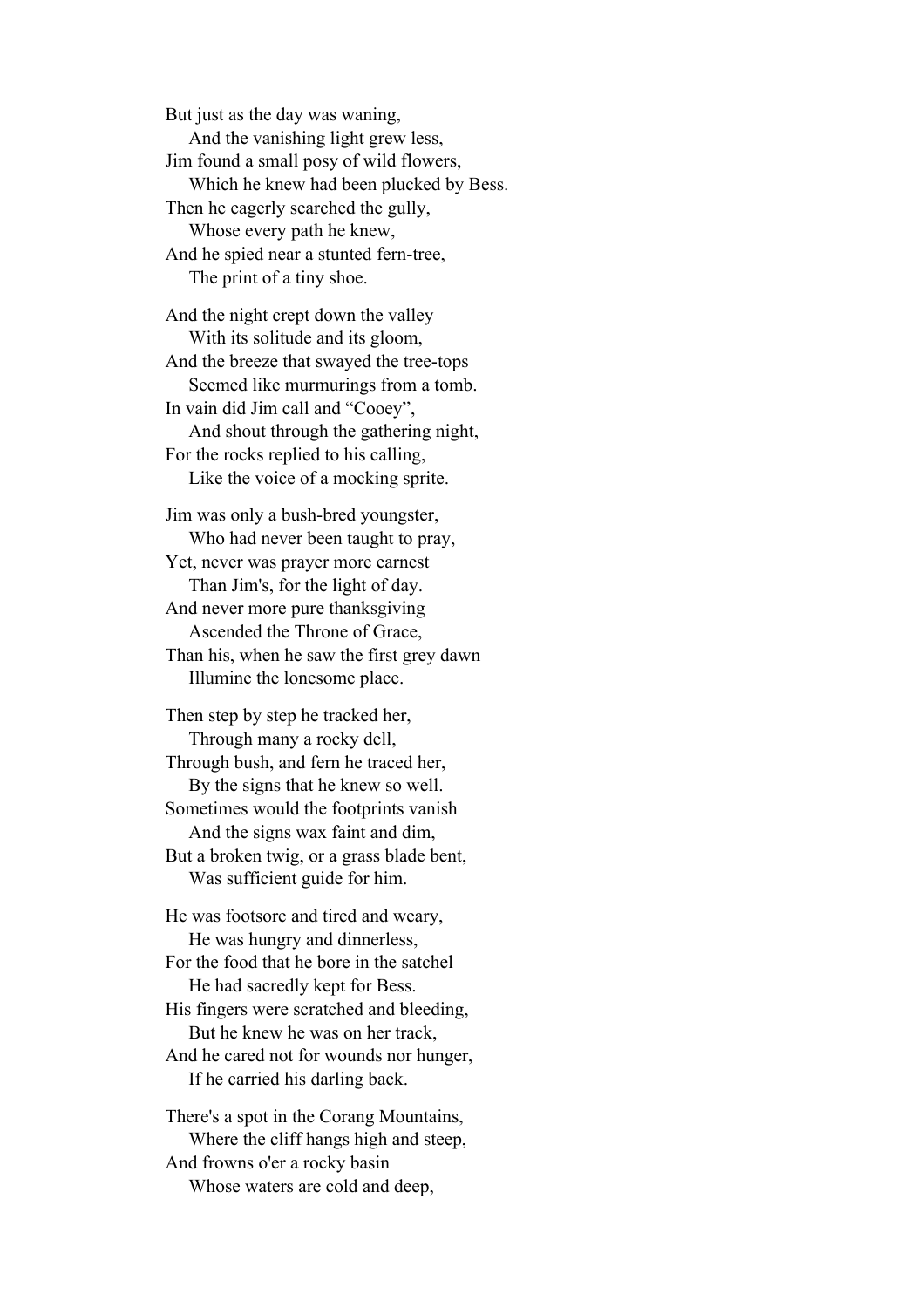But just as the day was waning,
    And the vanishing light grew less,
Jim found a small posy of wild flowers,
    Which he knew had been plucked by Bess.
Then he eagerly searched the gully,
    Whose every path he knew,
And he spied near a stunted fern-tree,
    The print of a tiny shoe.

And the night crept down the valley
    With its solitude and its gloom,
And the breeze that swayed the tree-tops
    Seemed like murmurings from a tomb.
In vain did Jim call and "Cooey",
    And shout through the gathering night,
For the rocks replied to his calling,
    Like the voice of a mocking sprite.

Jim was only a bush-bred youngster,
    Who had never been taught to pray,
Yet, never was prayer more earnest
    Than Jim's, for the light of day.
And never more pure thanksgiving
    Ascended the Throne of Grace,
Than his, when he saw the first grey dawn
    Illumine the lonesome place.

Then step by step he tracked her,
    Through many a rocky dell,
Through bush, and fern he traced her,
    By the signs that he knew so well.
Sometimes would the footprints vanish
    And the signs wax faint and dim,
But a broken twig, or a grass blade bent,
    Was sufficient guide for him.

He was footsore and tired and weary,
    He was hungry and dinnerless,
For the food that he bore in the satchel
    He had sacredly kept for Bess.
His fingers were scratched and bleeding,
    But he knew he was on her track,
And he cared not for wounds nor hunger,
    If he carried his darling back.

There's a spot in the Corang Mountains,
    Where the cliff hangs high and steep,
And frowns o'er a rocky basin
    Whose waters are cold and deep,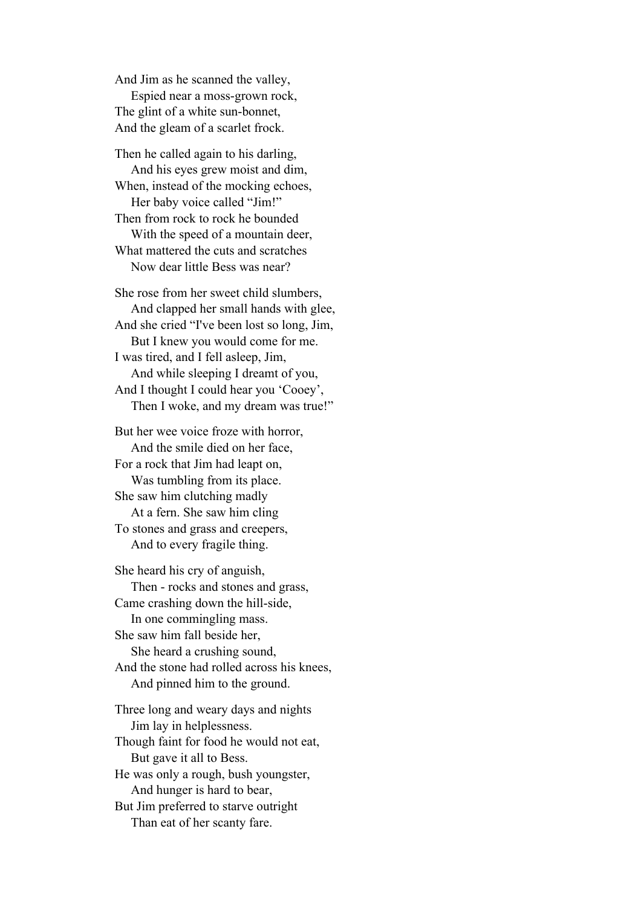And Jim as he scanned the valley,
    Espied near a moss-grown rock,
The glint of a white sun-bonnet,
And the gleam of a scarlet frock.

Then he called again to his darling,
    And his eyes grew moist and dim,
When, instead of the mocking echoes,
    Her baby voice called "Jim!"
Then from rock to rock he bounded
    With the speed of a mountain deer,
What mattered the cuts and scratches
    Now dear little Bess was near?

She rose from her sweet child slumbers,
    And clapped her small hands with glee,
And she cried "I've been lost so long, Jim,
    But I knew you would come for me.
I was tired, and I fell asleep, Jim,
    And while sleeping I dreamt of you,
And I thought I could hear you 'Cooey',
    Then I woke, and my dream was true!"

But her wee voice froze with horror,
    And the smile died on her face,
For a rock that Jim had leapt on,
    Was tumbling from its place.
She saw him clutching madly
    At a fern. She saw him cling
To stones and grass and creepers,
    And to every fragile thing.

She heard his cry of anguish,
    Then - rocks and stones and grass,
Came crashing down the hill-side,
    In one commingling mass.
She saw him fall beside her,
    She heard a crushing sound,
And the stone had rolled across his knees,
    And pinned him to the ground.

Three long and weary days and nights
    Jim lay in helplessness.
Though faint for food he would not eat,
    But gave it all to Bess.
He was only a rough, bush youngster,
    And hunger is hard to bear,
But Jim preferred to starve outright
    Than eat of her scanty fare.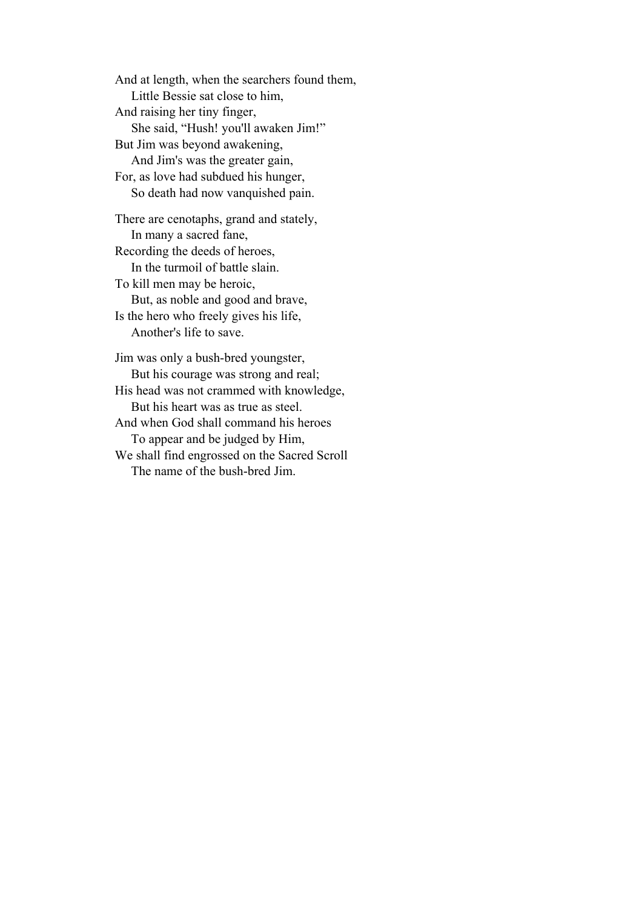And at length, when the searchers found them,
  Little Bessie sat close to him,
And raising her tiny finger,
  She said, "Hush! you'll awaken Jim!"
But Jim was beyond awakening,
  And Jim's was the greater gain,
For, as love had subdued his hunger,
  So death had now vanquished pain.

There are cenotaphs, grand and stately,
  In many a sacred fane,
Recording the deeds of heroes,
  In the turmoil of battle slain.
To kill men may be heroic,
  But, as noble and good and brave,
Is the hero who freely gives his life,
  Another's life to save.

Jim was only a bush-bred youngster,
  But his courage was strong and real;
His head was not crammed with knowledge,
  But his heart was as true as steel.
And when God shall command his heroes
  To appear and be judged by Him,
We shall find engrossed on the Sacred Scroll
  The name of the bush-bred Jim.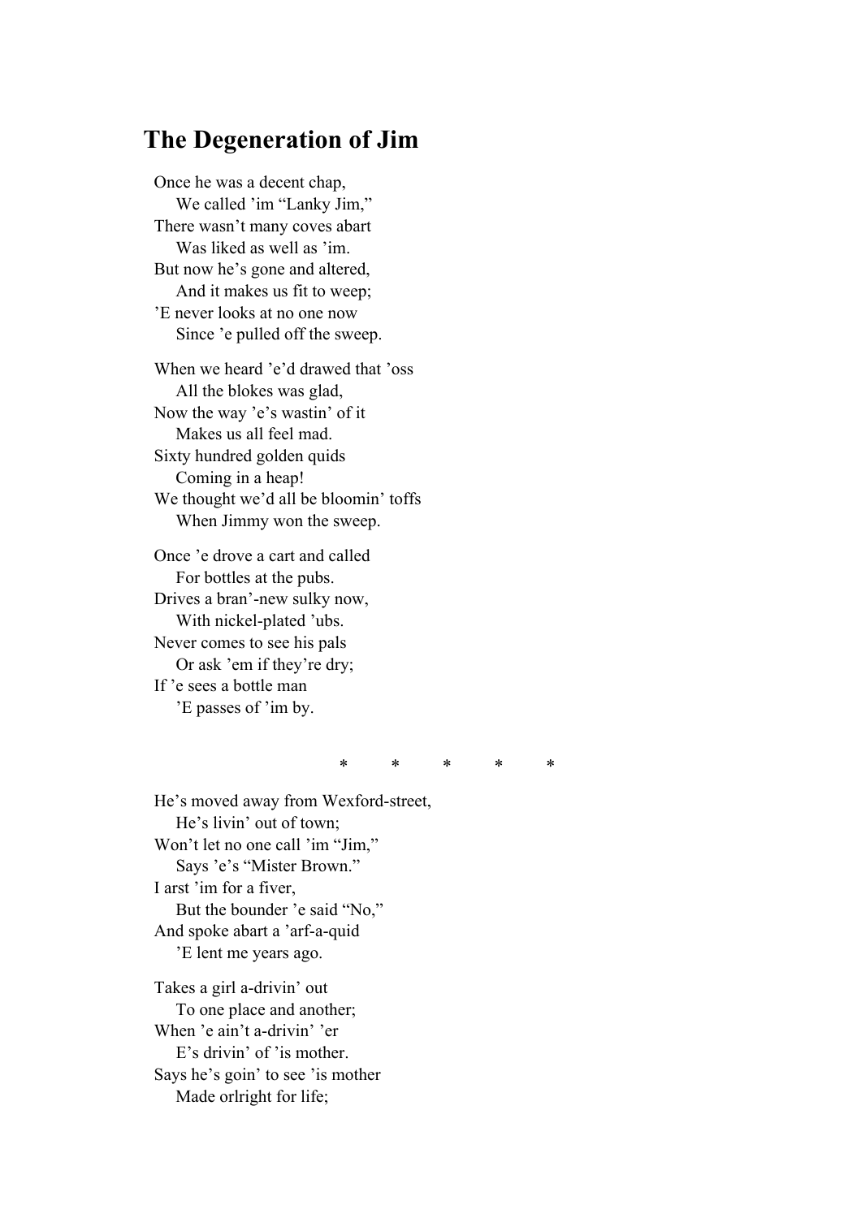## The Degeneration of Jim

Once he was a decent chap,
    We called ’im “Lanky Jim,”
There wasn’t many coves abart
    Was liked as well as ’im.
But now he’s gone and altered,
    And it makes us fit to weep;
’E never looks at no one now
    Since ’e pulled off the sweep.

When we heard ’e’d drawed that ’oss
    All the blokes was glad,
Now the way ’e’s wastin’ of it
    Makes us all feel mad.
Sixty hundred golden quids
    Coming in a heap!
We thought we’d all be bloomin’ toffs
    When Jimmy won the sweep.

Once ’e drove a cart and called
    For bottles at the pubs.
Drives a bran’-new sulky now,
    With nickel-plated ’ubs.
Never comes to see his pals
    Or ask ’em if they’re dry;
If ’e sees a bottle man
    ’E passes of ’im by.

\*     \*     \*     \*     \*

He’s moved away from Wexford-street,
    He’s livin’ out of town;
Won’t let no one call ’im “Jim,”
    Says ’e’s “Mister Brown.”
I arst ’im for a fiver,
    But the bounder ’e said “No,”
And spoke abart a ’arf-a-quid
    ’E lent me years ago.

Takes a girl a-drivin’ out
    To one place and another;
When ’e ain’t a-drivin’ ’er
    E’s drivin’ of ’is mother.
Says he’s goin’ to see ’is mother
    Made orlright for life;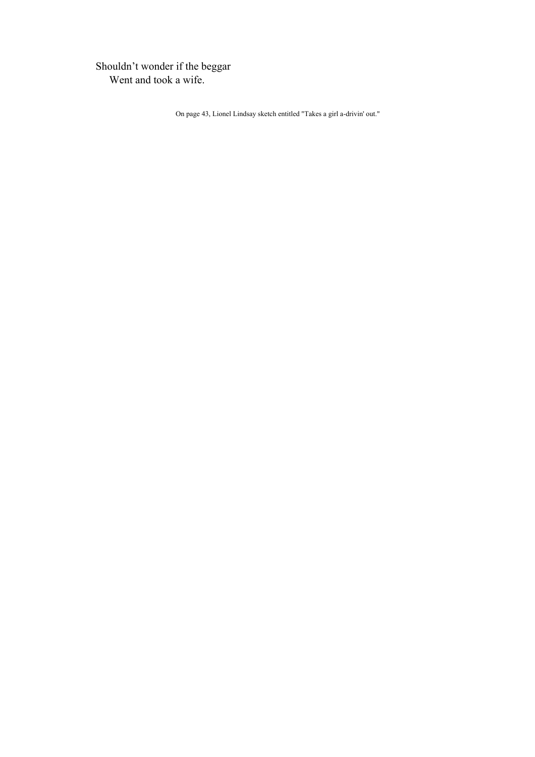Shouldn’t wonder if the beggar
  Went and took a wife.

On page 43, Lionel Lindsay sketch entitled "Takes a girl a-drivin' out."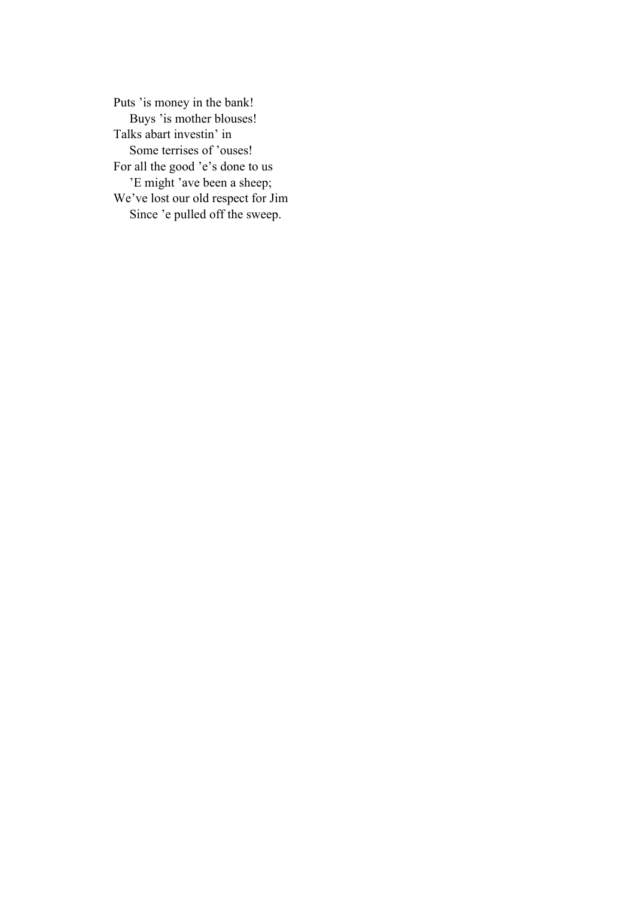Puts ’is money in the bank!
    Buys ’is mother blouses!
Talks abart investin’ in
    Some terrises of ’ouses!
For all the good ’e’s done to us
    ’E might ’ave been a sheep;
We’ve lost our old respect for Jim
    Since ’e pulled off the sweep.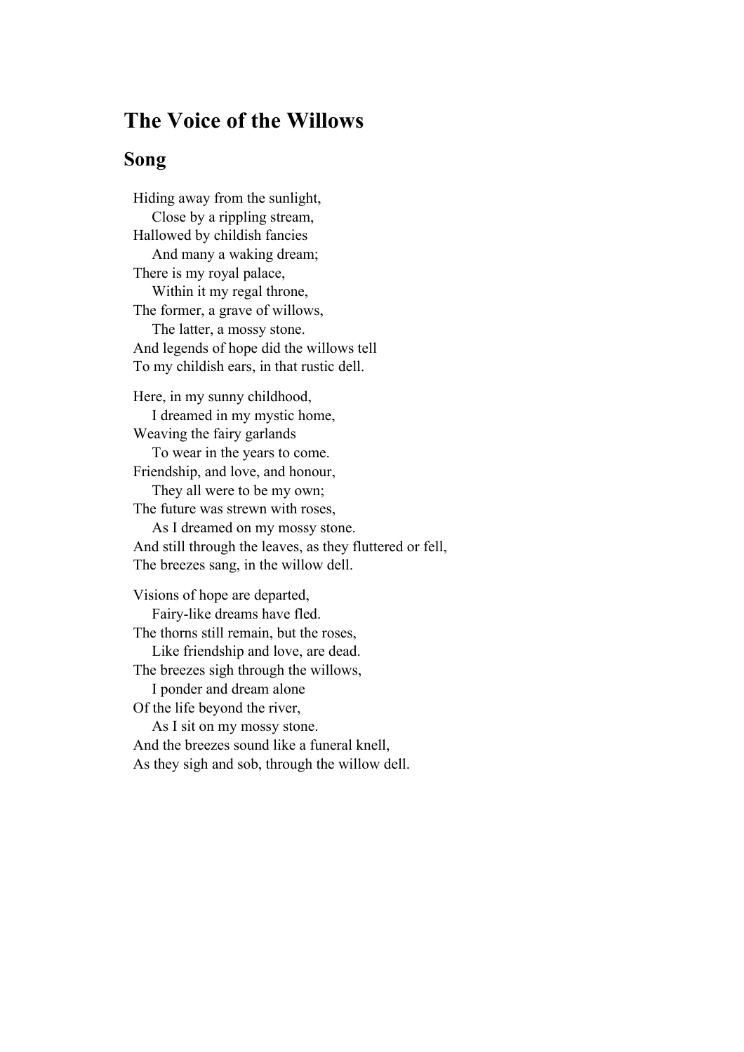## The Voice of the Willows

### Song

Hiding away from the sunlight,
    Close by a rippling stream,
Hallowed by childish fancies
    And many a waking dream;
There is my royal palace,
    Within it my regal throne,
The former, a grave of willows,
    The latter, a mossy stone.
And legends of hope did the willows tell
To my childish ears, in that rustic dell.

Here, in my sunny childhood,
    I dreamed in my mystic home,
Weaving the fairy garlands
    To wear in the years to come.
Friendship, and love, and honour,
    They all were to be my own;
The future was strewn with roses,
    As I dreamed on my mossy stone.
And still through the leaves, as they fluttered or fell,
The breezes sang, in the willow dell.

Visions of hope are departed,
    Fairy-like dreams have fled.
The thorns still remain, but the roses,
    Like friendship and love, are dead.
The breezes sigh through the willows,
    I ponder and dream alone
Of the life beyond the river,
    As I sit on my mossy stone.
And the breezes sound like a funeral knell,
As they sigh and sob, through the willow dell.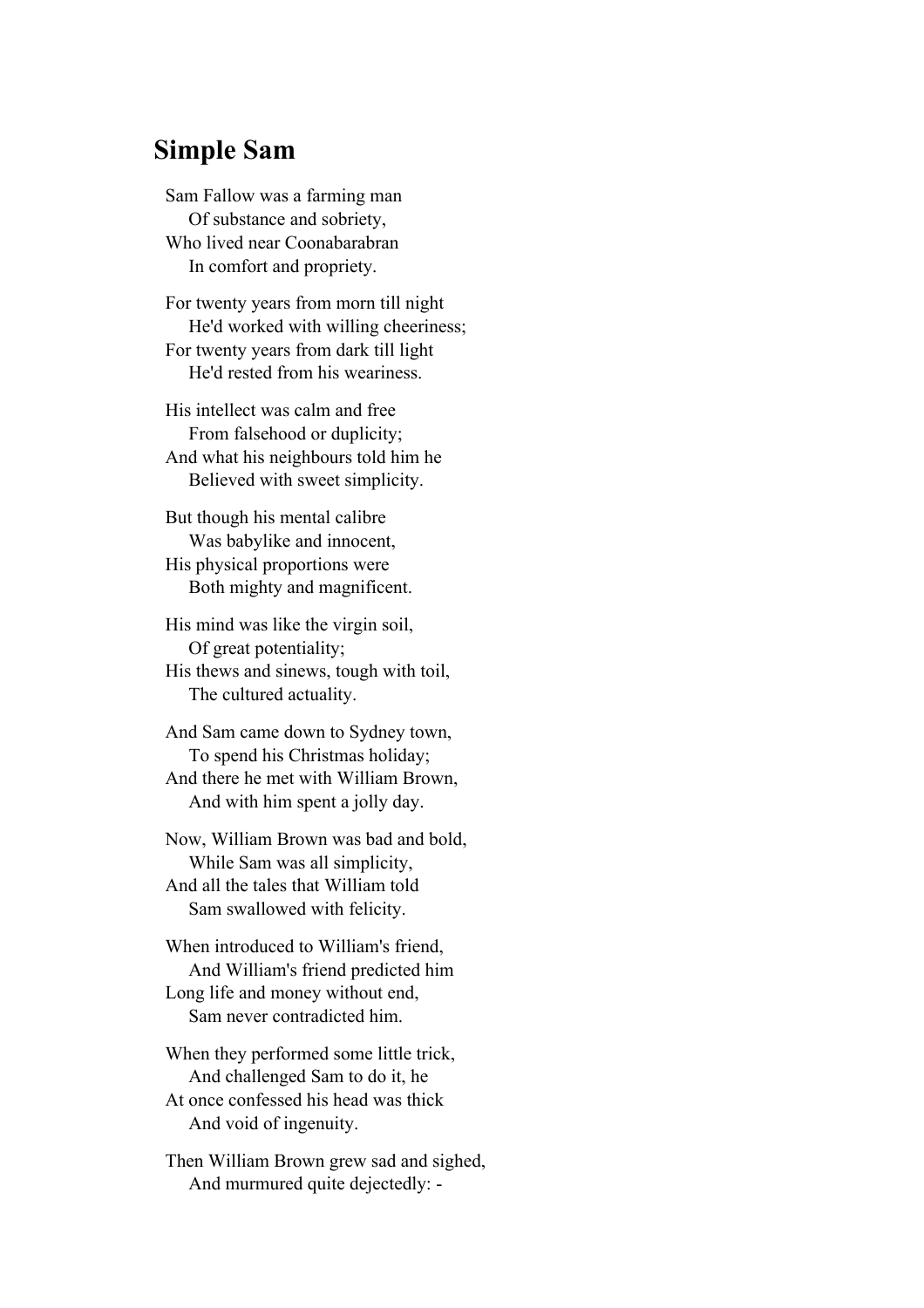## Simple Sam

Sam Fallow was a farming man  
    Of substance and sobriety,  
Who lived near Coonabarabran  
    In comfort and propriety.

For twenty years from morn till night  
    He'd worked with willing cheeriness;  
For twenty years from dark till light  
    He'd rested from his weariness.

His intellect was calm and free  
    From falsehood or duplicity;  
And what his neighbours told him he  
    Believed with sweet simplicity.

But though his mental calibre  
    Was babylike and innocent,  
His physical proportions were  
    Both mighty and magnificent.

His mind was like the virgin soil,  
    Of great potentiality;  
His thews and sinews, tough with toil,  
    The cultured actuality.

And Sam came down to Sydney town,  
    To spend his Christmas holiday;  
And there he met with William Brown,  
    And with him spent a jolly day.

Now, William Brown was bad and bold,  
    While Sam was all simplicity,  
And all the tales that William told  
    Sam swallowed with felicity.

When introduced to William's friend,  
    And William's friend predicted him  
Long life and money without end,  
    Sam never contradicted him.

When they performed some little trick,  
    And challenged Sam to do it, he  
At once confessed his head was thick  
    And void of ingenuity.

Then William Brown grew sad and sighed,  
    And murmured quite dejectedly: -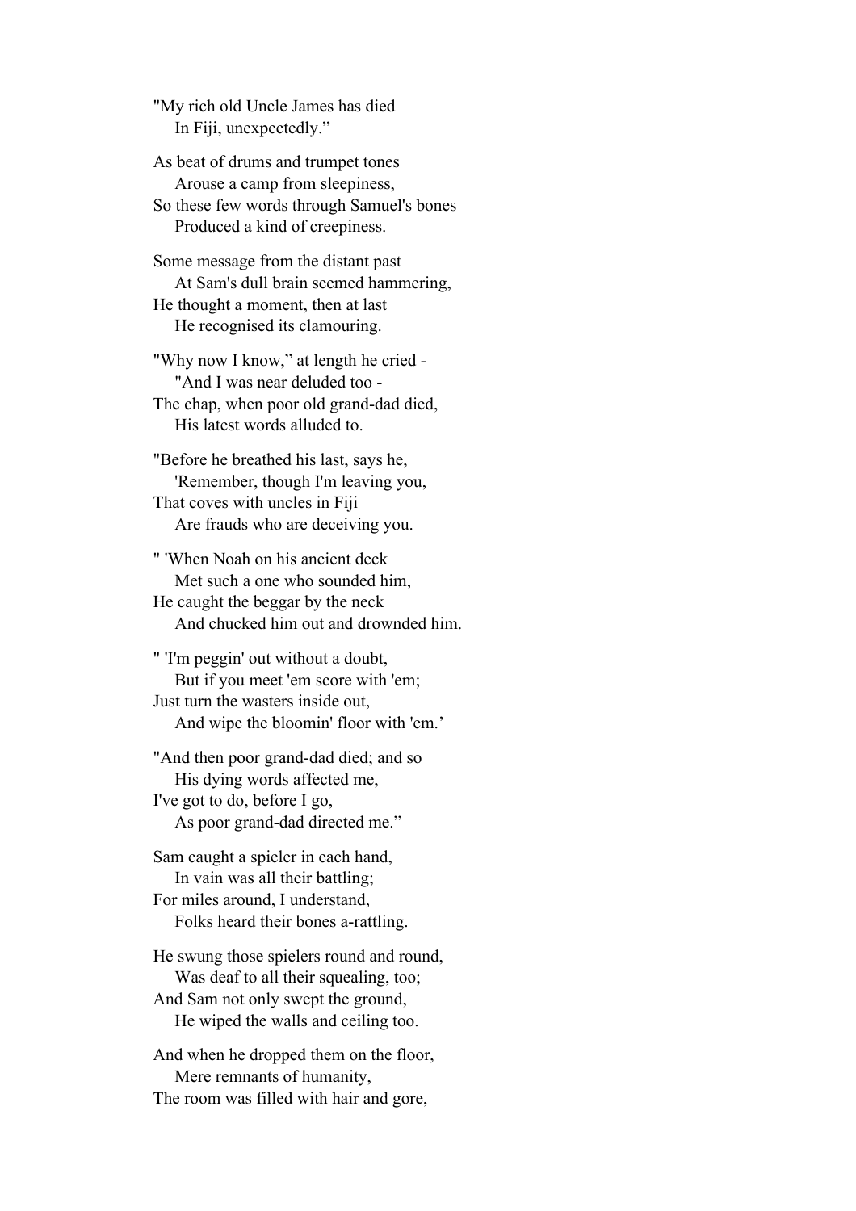"My rich old Uncle James has died
    In Fiji, unexpectedly."

As beat of drums and trumpet tones
    Arouse a camp from sleepiness,
So these few words through Samuel's bones
    Produced a kind of creepiness.

Some message from the distant past
    At Sam's dull brain seemed hammering,
He thought a moment, then at last
    He recognised its clamouring.

"Why now I know," at length he cried -
    "And I was near deluded too -
The chap, when poor old grand-dad died,
    His latest words alluded to.

"Before he breathed his last, says he,
    'Remember, though I'm leaving you,
That coves with uncles in Fiji
    Are frauds who are deceiving you.

" 'When Noah on his ancient deck
    Met such a one who sounded him,
He caught the beggar by the neck
    And chucked him out and drownded him.

" 'I'm peggin' out without a doubt,
    But if you meet 'em score with 'em;
Just turn the wasters inside out,
    And wipe the bloomin' floor with 'em.'

"And then poor grand-dad died; and so
    His dying words affected me,
I've got to do, before I go,
    As poor grand-dad directed me."

Sam caught a spieler in each hand,
    In vain was all their battling;
For miles around, I understand,
    Folks heard their bones a-rattling.

He swung those spielers round and round,
    Was deaf to all their squealing, too;
And Sam not only swept the ground,
    He wiped the walls and ceiling too.

And when he dropped them on the floor,
    Mere remnants of humanity,
The room was filled with hair and gore,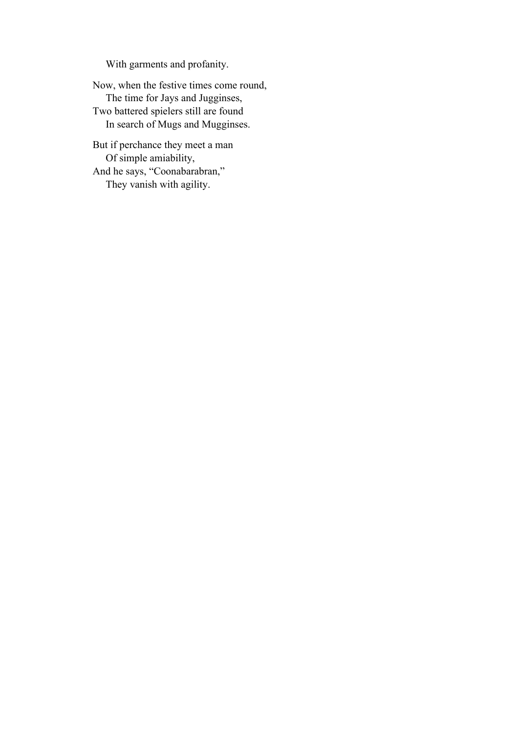With garments and profanity.

Now, when the festive times come round,
The time for Jays and Jugginses,
Two battered spielers still are found
In search of Mugs and Mugginses.

But if perchance they meet a man
Of simple amiability,
And he says, “Coonabarabran,”
They vanish with agility.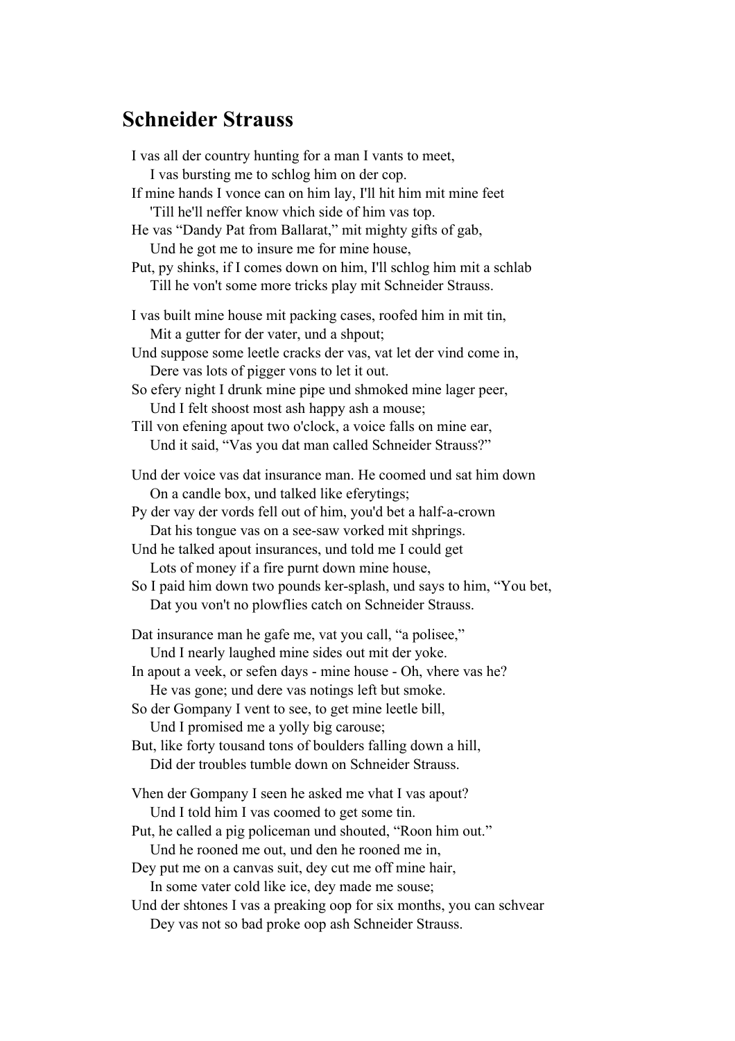# Schneider Strauss

I vas all der country hunting for a man I vants to meet,  
    I vas bursting me to schlog him on der cop.  
If mine hands I vonce can on him lay, I'll hit him mit mine feet  
    'Till he'll neffer know vhich side of him vas top.  
He vas "Dandy Pat from Ballarat," mit mighty gifts of gab,  
    Und he got me to insure me for mine house,  
Put, py shinks, if I comes down on him, I'll schlog him mit a schlab  
    Till he von't some more tricks play mit Schneider Strauss.

I vas built mine house mit packing cases, roofed him in mit tin,  
    Mit a gutter for der vater, und a shpout;  
Und suppose some leetle cracks der vas, vat let der vind come in,  
    Dere vas lots of pigger vons to let it out.  
So efery night I drunk mine pipe und shmoked mine lager peer,  
    Und I felt shoost most ash happy ash a mouse;  
Till von efening apout two o'clock, a voice falls on mine ear,  
    Und it said, "Vas you dat man called Schneider Strauss?"

Und der voice vas dat insurance man. He coomed und sat him down  
    On a candle box, und talked like eferytings;  
Py der vay der vords fell out of him, you'd bet a half-a-crown  
    Dat his tongue vas on a see-saw vorked mit shprings.  
Und he talked apout insurances, und told me I could get  
    Lots of money if a fire purnt down mine house,  
So I paid him down two pounds ker-splash, und says to him, "You bet,  
    Dat you von't no plowflies catch on Schneider Strauss.

Dat insurance man he gafe me, vat you call, "a polisee,"  
    Und I nearly laughed mine sides out mit der yoke.  
In apout a veek, or sefen days - mine house - Oh, vhere vas he?  
    He vas gone; und dere vas notings left but smoke.  
So der Gompany I vent to see, to get mine leetle bill,  
    Und I promised me a yolly big carouse;  
But, like forty tousand tons of boulders falling down a hill,  
    Did der troubles tumble down on Schneider Strauss.

Vhen der Gompany I seen he asked me vhat I vas apout?  
    Und I told him I vas coomed to get some tin.  
Put, he called a pig policeman und shouted, "Roon him out."  
    Und he rooned me out, und den he rooned me in,  
Dey put me on a canvas suit, dey cut me off mine hair,  
    In some vater cold like ice, dey made me souse;  
Und der shtones I vas a preaking oop for six months, you can schvear  
    Dey vas not so bad proke oop ash Schneider Strauss.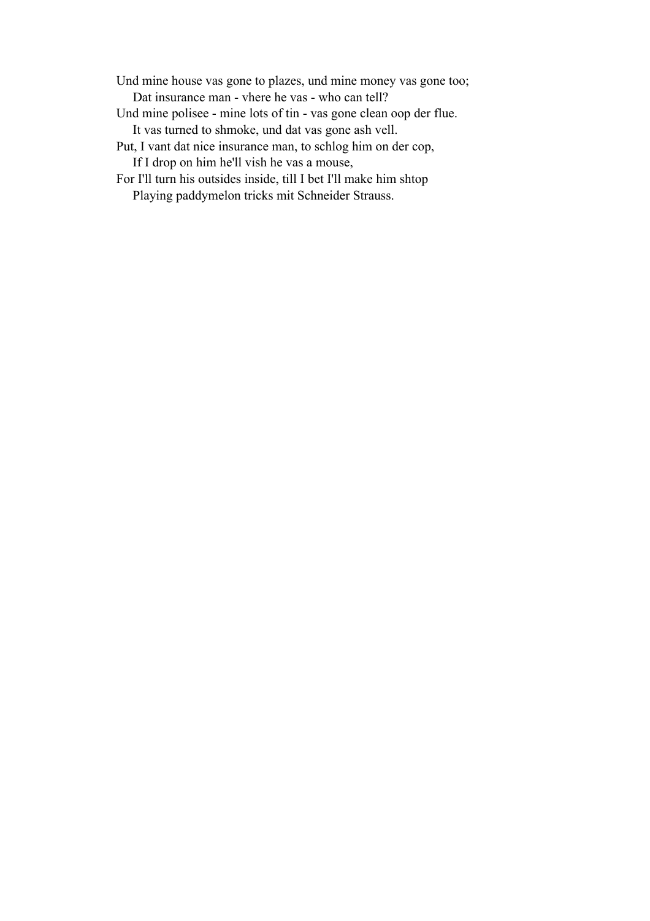Und mine house vas gone to plazes, und mine money vas gone too;
  Dat insurance man - vhere he vas - who can tell?
Und mine polisee - mine lots of tin - vas gone clean oop der flue.
  It vas turned to shmoke, und dat vas gone ash vell.
Put, I vant dat nice insurance man, to schlog him on der cop,
  If I drop on him he'll vish he vas a mouse,
For I'll turn his outsides inside, till I bet I'll make him shtop
  Playing paddymelon tricks mit Schneider Strauss.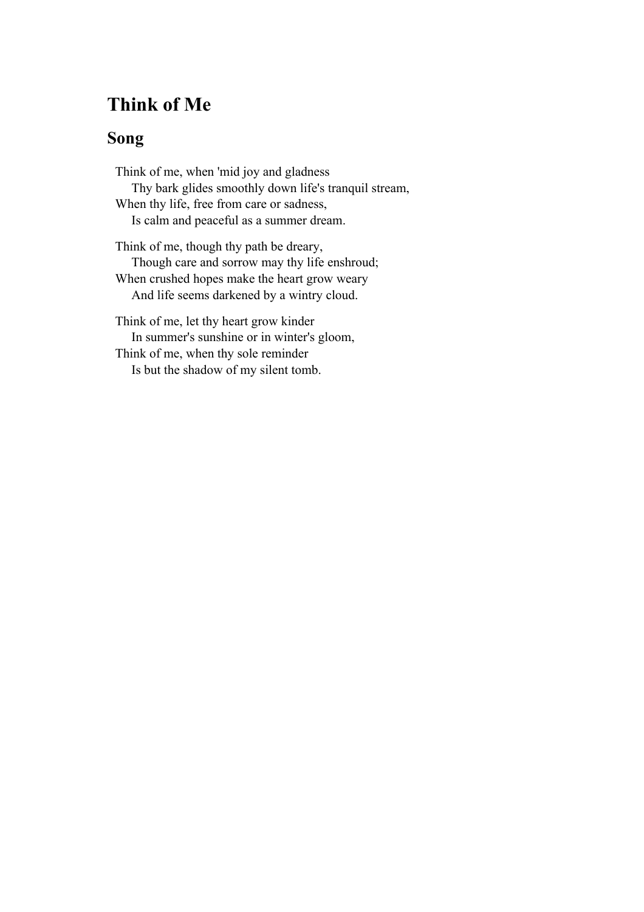## Think of Me

### Song

Think of me, when 'mid joy and gladness  
    Thy bark glides smoothly down life's tranquil stream,  
When thy life, free from care or sadness,  
    Is calm and peaceful as a summer dream.

Think of me, though thy path be dreary,  
    Though care and sorrow may thy life enshroud;  
When crushed hopes make the heart grow weary  
    And life seems darkened by a wintry cloud.

Think of me, let thy heart grow kinder  
    In summer's sunshine or in winter's gloom,  
Think of me, when thy sole reminder  
    Is but the shadow of my silent tomb.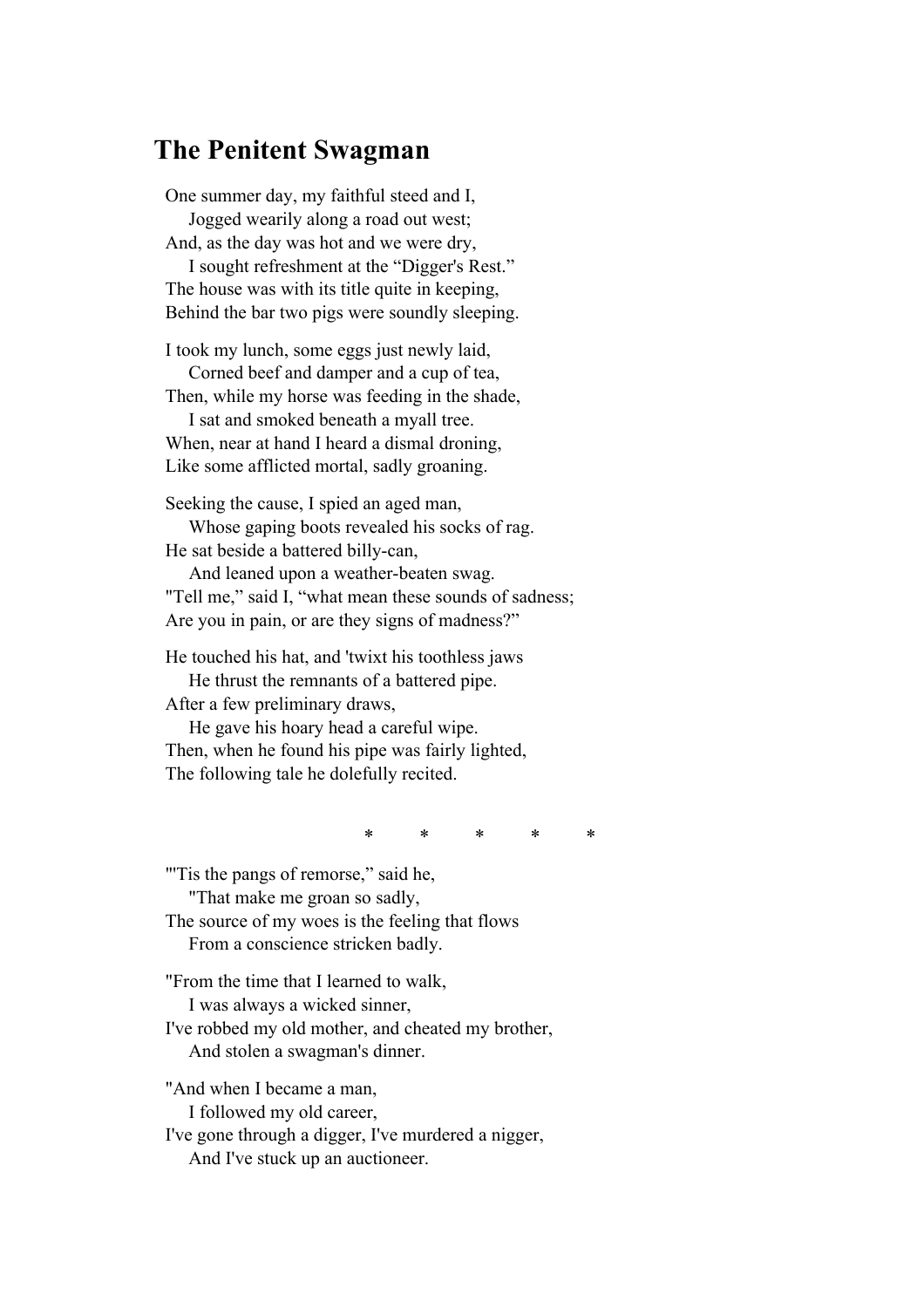## The Penitent Swagman

One summer day, my faithful steed and I,
    Jogged wearily along a road out west;
And, as the day was hot and we were dry,
    I sought refreshment at the "Digger's Rest."
The house was with its title quite in keeping,
Behind the bar two pigs were soundly sleeping.

I took my lunch, some eggs just newly laid,
    Corned beef and damper and a cup of tea,
Then, while my horse was feeding in the shade,
    I sat and smoked beneath a myall tree.
When, near at hand I heard a dismal droning,
Like some afflicted mortal, sadly groaning.

Seeking the cause, I spied an aged man,
    Whose gaping boots revealed his socks of rag.
He sat beside a battered billy-can,
    And leaned upon a weather-beaten swag.
"Tell me," said I, "what mean these sounds of sadness;
Are you in pain, or are they signs of madness?"

He touched his hat, and 'twixt his toothless jaws
    He thrust the remnants of a battered pipe.
After a few preliminary draws,
    He gave his hoary head a careful wipe.
Then, when he found his pipe was fairly lighted,
The following tale he dolefully recited.

\*     \*     \*     \*     \*

"'Tis the pangs of remorse," said he,
    "That make me groan so sadly,
The source of my woes is the feeling that flows
    From a conscience stricken badly.

"From the time that I learned to walk,
    I was always a wicked sinner,
I've robbed my old mother, and cheated my brother,
    And stolen a swagman's dinner.

"And when I became a man,
    I followed my old career,
I've gone through a digger, I've murdered a nigger,
    And I've stuck up an auctioneer.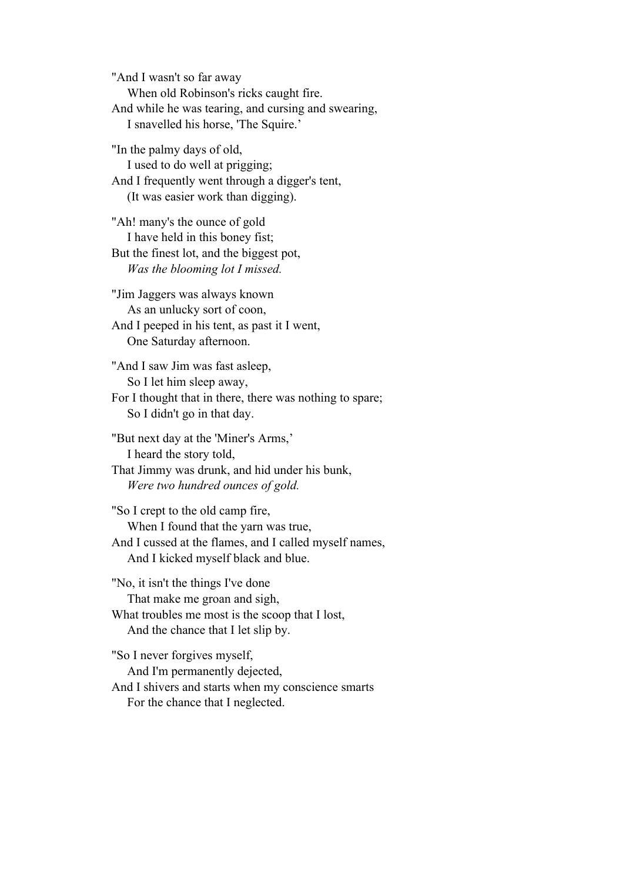"And I wasn't so far away
    When old Robinson's ricks caught fire.
And while he was tearing, and cursing and swearing,
    I snavelled his horse, 'The Squire.'

"In the palmy days of old,
    I used to do well at prigging;
And I frequently went through a digger's tent,
    (It was easier work than digging).

"Ah! many's the ounce of gold
    I have held in this boney fist;
But the finest lot, and the biggest pot,
    *Was the blooming lot I missed.*

"Jim Jaggers was always known
    As an unlucky sort of coon,
And I peeped in his tent, as past it I went,
    One Saturday afternoon.

"And I saw Jim was fast asleep,
    So I let him sleep away,
For I thought that in there, there was nothing to spare;
    So I didn't go in that day.

"But next day at the 'Miner's Arms,'
    I heard the story told,
That Jimmy was drunk, and hid under his bunk,
    *Were two hundred ounces of gold.*

"So I crept to the old camp fire,
    When I found that the yarn was true,
And I cussed at the flames, and I called myself names,
    And I kicked myself black and blue.

"No, it isn't the things I've done
    That make me groan and sigh,
What troubles me most is the scoop that I lost,
    And the chance that I let slip by.

"So I never forgives myself,
    And I'm permanently dejected,
And I shivers and starts when my conscience smarts
    For the chance that I neglected.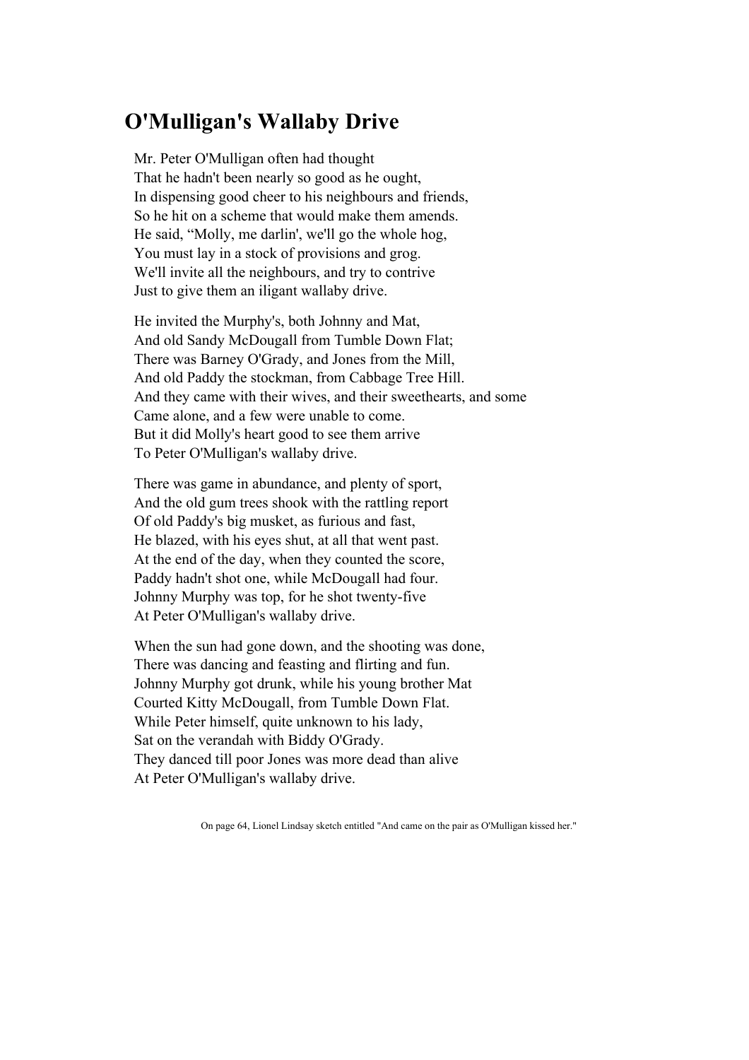# O'Mulligan's Wallaby Drive

Mr. Peter O'Mulligan often had thought  
That he hadn't been nearly so good as he ought,  
In dispensing good cheer to his neighbours and friends,  
So he hit on a scheme that would make them amends.  
He said, “Molly, me darlin', we'll go the whole hog,  
You must lay in a stock of provisions and grog.  
We'll invite all the neighbours, and try to contrive  
Just to give them an iligant wallaby drive.

He invited the Murphy's, both Johnny and Mat,  
And old Sandy McDougall from Tumble Down Flat;  
There was Barney O'Grady, and Jones from the Mill,  
And old Paddy the stockman, from Cabbage Tree Hill.  
And they came with their wives, and their sweethearts, and some  
Came alone, and a few were unable to come.  
But it did Molly's heart good to see them arrive  
To Peter O'Mulligan's wallaby drive.

There was game in abundance, and plenty of sport,  
And the old gum trees shook with the rattling report  
Of old Paddy's big musket, as furious and fast,  
He blazed, with his eyes shut, at all that went past.  
At the end of the day, when they counted the score,  
Paddy hadn't shot one, while McDougall had four.  
Johnny Murphy was top, for he shot twenty-five  
At Peter O'Mulligan's wallaby drive.

When the sun had gone down, and the shooting was done,  
There was dancing and feasting and flirting and fun.  
Johnny Murphy got drunk, while his young brother Mat  
Courted Kitty McDougall, from Tumble Down Flat.  
While Peter himself, quite unknown to his lady,  
Sat on the verandah with Biddy O'Grady.  
They danced till poor Jones was more dead than alive  
At Peter O'Mulligan's wallaby drive.

On page 64, Lionel Lindsay sketch entitled "And came on the pair as O'Mulligan kissed her."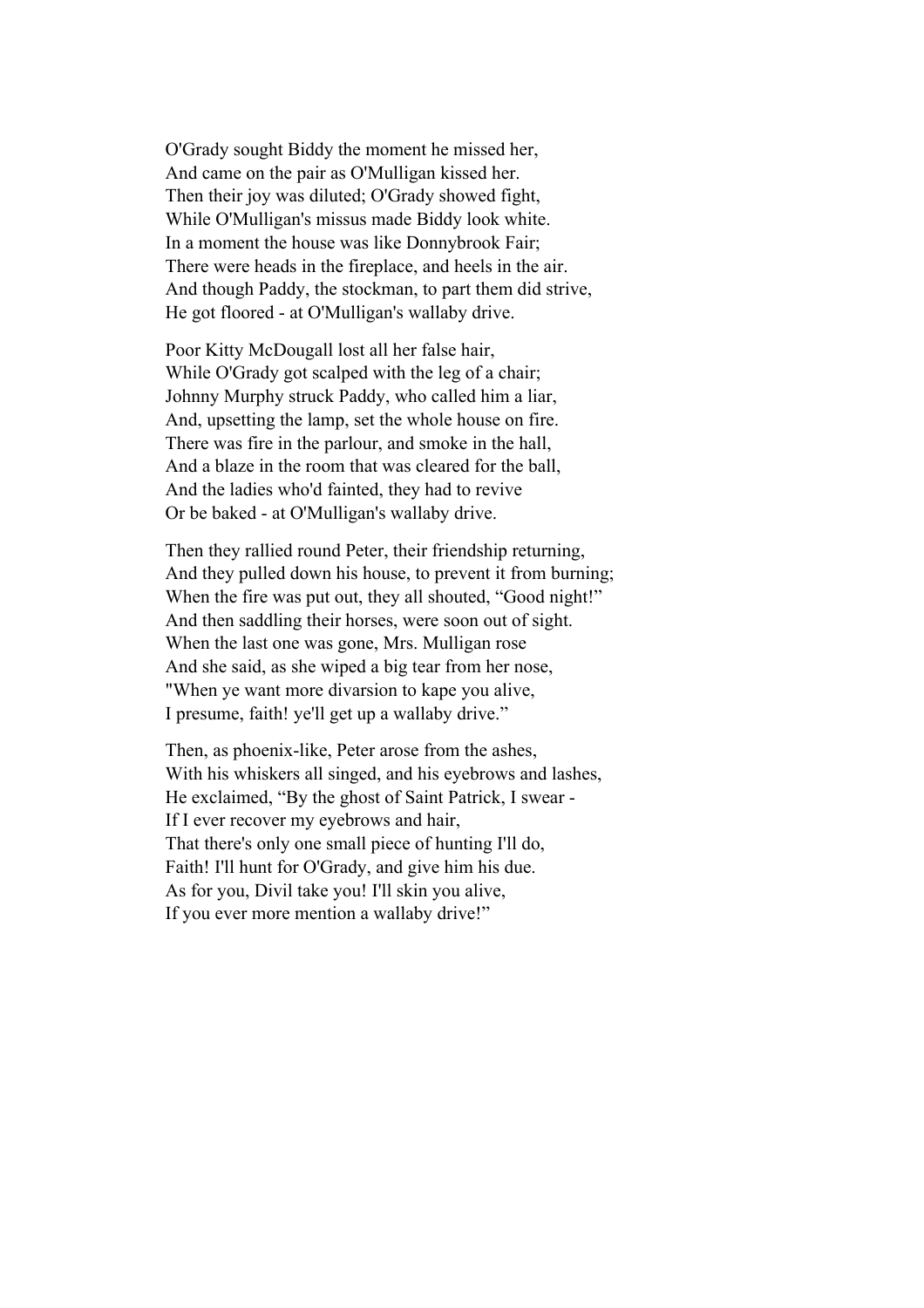O'Grady sought Biddy the moment he missed her,
And came on the pair as O'Mulligan kissed her.
Then their joy was diluted; O'Grady showed fight,
While O'Mulligan's missus made Biddy look white.
In a moment the house was like Donnybrook Fair;
There were heads in the fireplace, and heels in the air.
And though Paddy, the stockman, to part them did strive,
He got floored - at O'Mulligan's wallaby drive.

Poor Kitty McDougall lost all her false hair,
While O'Grady got scalped with the leg of a chair;
Johnny Murphy struck Paddy, who called him a liar,
And, upsetting the lamp, set the whole house on fire.
There was fire in the parlour, and smoke in the hall,
And a blaze in the room that was cleared for the ball,
And the ladies who'd fainted, they had to revive
Or be baked - at O'Mulligan's wallaby drive.

Then they rallied round Peter, their friendship returning,
And they pulled down his house, to prevent it from burning;
When the fire was put out, they all shouted, "Good night!"
And then saddling their horses, were soon out of sight.
When the last one was gone, Mrs. Mulligan rose
And she said, as she wiped a big tear from her nose,
"When ye want more divarsion to kape you alive,
I presume, faith! ye'll get up a wallaby drive."

Then, as phoenix-like, Peter arose from the ashes,
With his whiskers all singed, and his eyebrows and lashes,
He exclaimed, "By the ghost of Saint Patrick, I swear -
If I ever recover my eyebrows and hair,
That there's only one small piece of hunting I'll do,
Faith! I'll hunt for O'Grady, and give him his due.
As for you, Divil take you! I'll skin you alive,
If you ever more mention a wallaby drive!"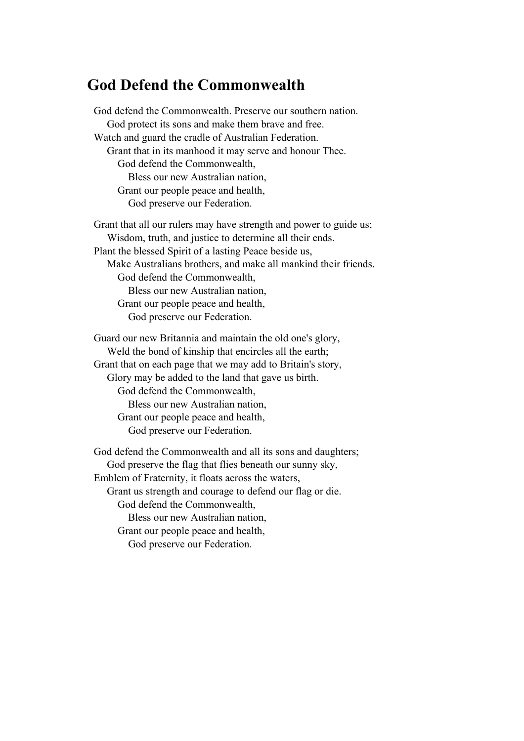## God Defend the Commonwealth

God defend the Commonwealth. Preserve our southern nation.
God protect its sons and make them brave and free.
Watch and guard the cradle of Australian Federation.
Grant that in its manhood it may serve and honour Thee.
God defend the Commonwealth,
Bless our new Australian nation,
Grant our people peace and health,
God preserve our Federation.

Grant that all our rulers may have strength and power to guide us;
Wisdom, truth, and justice to determine all their ends.
Plant the blessed Spirit of a lasting Peace beside us,
Make Australians brothers, and make all mankind their friends.
God defend the Commonwealth,
Bless our new Australian nation,
Grant our people peace and health,
God preserve our Federation.

Guard our new Britannia and maintain the old one's glory,
Weld the bond of kinship that encircles all the earth;
Grant that on each page that we may add to Britain's story,
Glory may be added to the land that gave us birth.
God defend the Commonwealth,
Bless our new Australian nation,
Grant our people peace and health,
God preserve our Federation.

God defend the Commonwealth and all its sons and daughters;
God preserve the flag that flies beneath our sunny sky,
Emblem of Fraternity, it floats across the waters,
Grant us strength and courage to defend our flag or die.
God defend the Commonwealth,
Bless our new Australian nation,
Grant our people peace and health,
God preserve our Federation.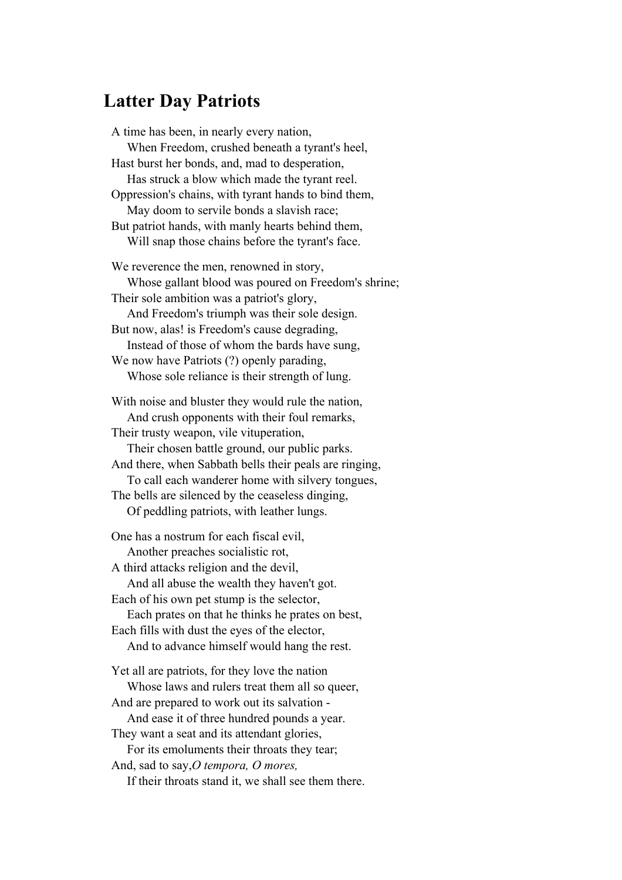## Latter Day Patriots

A time has been, in nearly every nation,
    When Freedom, crushed beneath a tyrant's heel,
Hast burst her bonds, and, mad to desperation,
    Has struck a blow which made the tyrant reel.
Oppression's chains, with tyrant hands to bind them,
    May doom to servile bonds a slavish race;
But patriot hands, with manly hearts behind them,
    Will snap those chains before the tyrant's face.

We reverence the men, renowned in story,
    Whose gallant blood was poured on Freedom's shrine;
Their sole ambition was a patriot's glory,
    And Freedom's triumph was their sole design.
But now, alas! is Freedom's cause degrading,
    Instead of those of whom the bards have sung,
We now have Patriots (?) openly parading,
    Whose sole reliance is their strength of lung.

With noise and bluster they would rule the nation,
    And crush opponents with their foul remarks,
Their trusty weapon, vile vituperation,
    Their chosen battle ground, our public parks.
And there, when Sabbath bells their peals are ringing,
    To call each wanderer home with silvery tongues,
The bells are silenced by the ceaseless dinging,
    Of peddling patriots, with leather lungs.

One has a nostrum for each fiscal evil,
    Another preaches socialistic rot,
A third attacks religion and the devil,
    And all abuse the wealth they haven't got.
Each of his own pet stump is the selector,
    Each prates on that he thinks he prates on best,
Each fills with dust the eyes of the elector,
    And to advance himself would hang the rest.

Yet all are patriots, for they love the nation
    Whose laws and rulers treat them all so queer,
And are prepared to work out its salvation -
    And ease it of three hundred pounds a year.
They want a seat and its attendant glories,
    For its emoluments their throats they tear;
And, sad to say,*O tempora, O mores,*
    If their throats stand it, we shall see them there.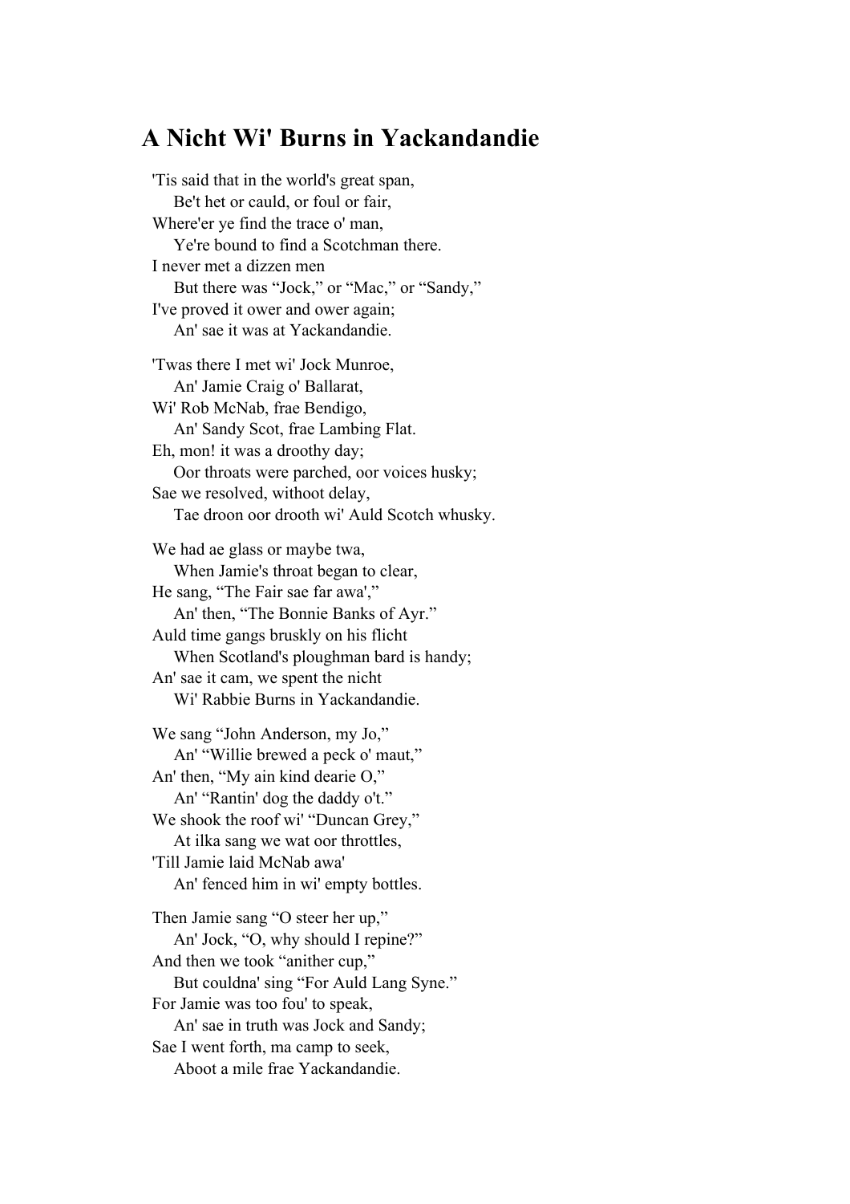## A Nicht Wi' Burns in Yackandandie

'Tis said that in the world's great span,
  Be't het or cauld, or foul or fair,
Where'er ye find the trace o' man,
  Ye're bound to find a Scotchman there.
I never met a dizzen men
  But there was "Jock," or "Mac," or "Sandy,"
I've proved it ower and ower again;
  An' sae it was at Yackandandie.

'Twas there I met wi' Jock Munroe,
  An' Jamie Craig o' Ballarat,
Wi' Rob McNab, frae Bendigo,
  An' Sandy Scot, frae Lambing Flat.
Eh, mon! it was a droothy day;
  Oor throats were parched, oor voices husky;
Sae we resolved, withoot delay,
  Tae droon oor drooth wi' Auld Scotch whusky.

We had ae glass or maybe twa,
  When Jamie's throat began to clear,
He sang, "The Fair sae far awa',"
  An' then, "The Bonnie Banks of Ayr."
Auld time gangs bruskly on his flicht
  When Scotland's ploughman bard is handy;
An' sae it cam, we spent the nicht
  Wi' Rabbie Burns in Yackandandie.

We sang "John Anderson, my Jo,"
  An' "Willie brewed a peck o' maut,"
An' then, "My ain kind dearie O,"
  An' "Rantin' dog the daddy o't."
We shook the roof wi' "Duncan Grey,"
  At ilka sang we wat oor throttles,
'Till Jamie laid McNab awa'
  An' fenced him in wi' empty bottles.

Then Jamie sang "O steer her up,"
  An' Jock, "O, why should I repine?"
And then we took "anither cup,"
  But couldna' sing "For Auld Lang Syne."
For Jamie was too fou' to speak,
  An' sae in truth was Jock and Sandy;
Sae I went forth, ma camp to seek,
  Aboot a mile frae Yackandandie.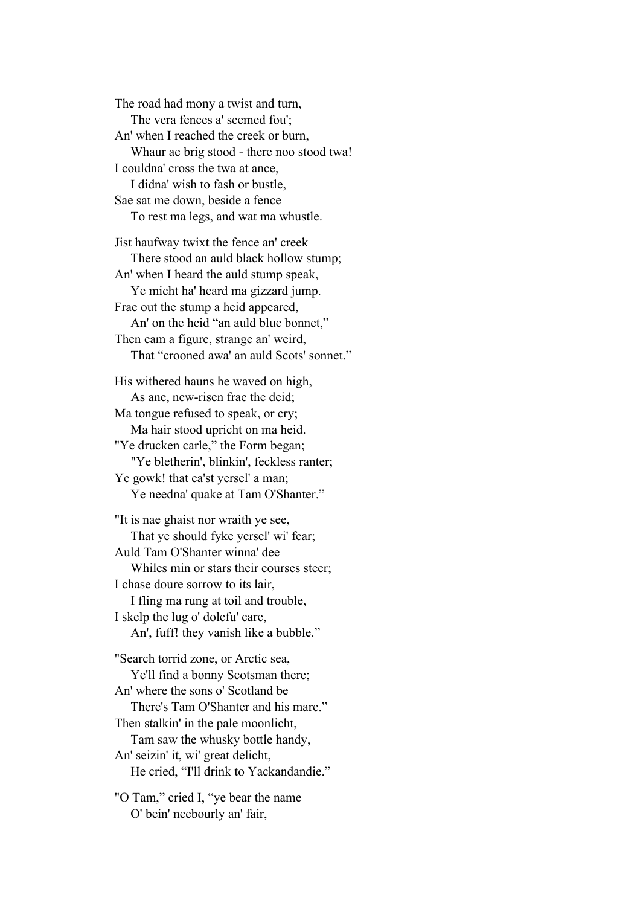The road had mony a twist and turn,
    The vera fences a' seemed fou';
An' when I reached the creek or burn,
    Whaur ae brig stood - there noo stood twa!
I couldna' cross the twa at ance,
    I didna' wish to fash or bustle,
Sae sat me down, beside a fence
    To rest ma legs, and wat ma whustle.

Jist haufway twixt the fence an' creek
    There stood an auld black hollow stump;
An' when I heard the auld stump speak,
    Ye micht ha' heard ma gizzard jump.
Frae out the stump a heid appeared,
    An' on the heid "an auld blue bonnet,"
Then cam a figure, strange an' weird,
    That "crooned awa' an auld Scots' sonnet."

His withered hauns he waved on high,
    As ane, new-risen frae the deid;
Ma tongue refused to speak, or cry;
    Ma hair stood upricht on ma heid.
"Ye drucken carle," the Form began;
    "Ye bletherin', blinkin', feckless ranter;
Ye gowk! that ca'st yersel' a man;
    Ye needna' quake at Tam O'Shanter."

"It is nae ghaist nor wraith ye see,
    That ye should fyke yersel' wi' fear;
Auld Tam O'Shanter winna' dee
    Whiles min or stars their courses steer;
I chase doure sorrow to its lair,
    I fling ma rung at toil and trouble,
I skelp the lug o' dolefu' care,
    An', fuff! they vanish like a bubble."

"Search torrid zone, or Arctic sea,
    Ye'll find a bonny Scotsman there;
An' where the sons o' Scotland be
    There's Tam O'Shanter and his mare."
Then stalkin' in the pale moonlicht,
    Tam saw the whusky bottle handy,
An' seizin' it, wi' great delicht,
    He cried, "I'll drink to Yackandandie."

"O Tam," cried I, "ye bear the name
    O' bein' neebourly an' fair,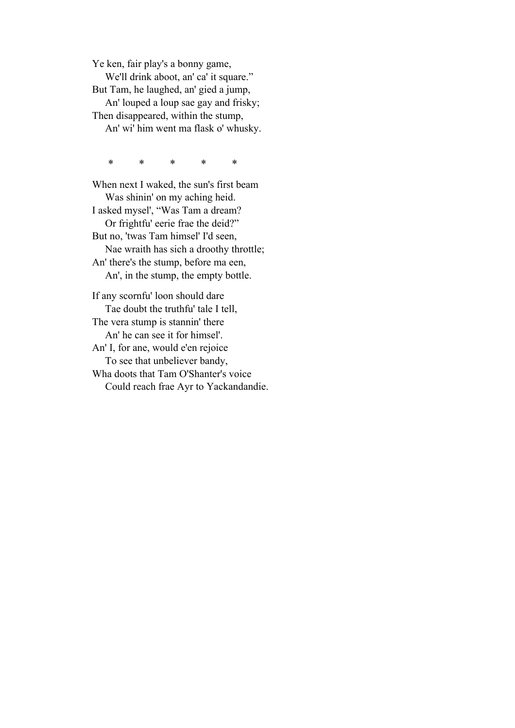Ye ken, fair play's a bonny game,  
    We'll drink aboot, an' ca' it square."  
But Tam, he laughed, an' gied a jump,  
    An' louped a loup sae gay and frisky;  
Then disappeared, within the stump,  
    An' wi' him went ma flask o' whusky.

\*    \*    \*    \*    \*

When next I waked, the sun's first beam  
    Was shinin' on my aching heid.  
I asked mysel', "Was Tam a dream?  
    Or frightfu' eerie frae the deid?"  
But no, 'twas Tam himsel' I'd seen,  
    Nae wraith has sich a droothy throttle;  
An' there's the stump, before ma een,  
    An', in the stump, the empty bottle.

If any scornfu' loon should dare  
    Tae doubt the truthfu' tale I tell,  
The vera stump is stannin' there  
    An' he can see it for himsel'.  
An' I, for ane, would e'en rejoice  
    To see that unbeliever bandy,  
Wha doots that Tam O'Shanter's voice  
    Could reach frae Ayr to Yackandandie.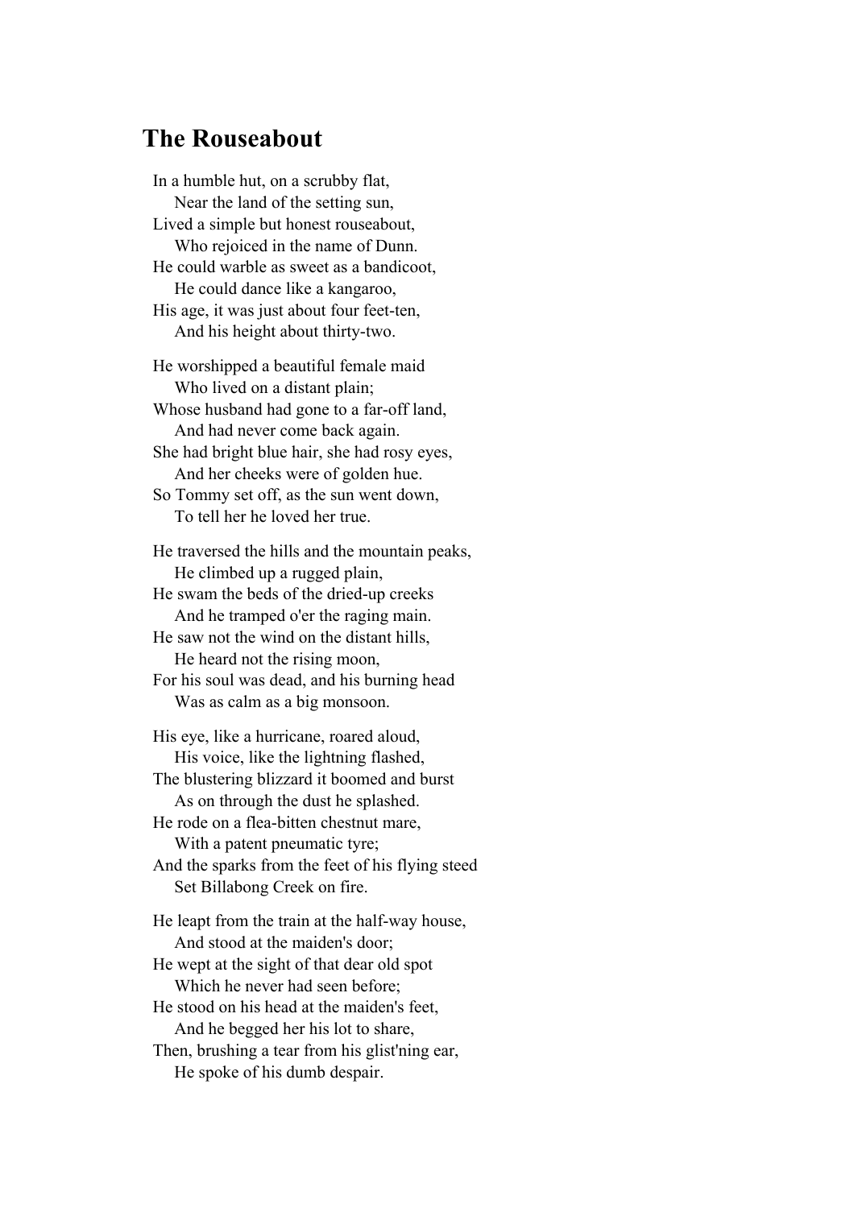## The Rouseabout

In a humble hut, on a scrubby flat,
  Near the land of the setting sun,
Lived a simple but honest rouseabout,
  Who rejoiced in the name of Dunn.
He could warble as sweet as a bandicoot,
  He could dance like a kangaroo,
His age, it was just about four feet-ten,
  And his height about thirty-two.

He worshipped a beautiful female maid
  Who lived on a distant plain;
Whose husband had gone to a far-off land,
  And had never come back again.
She had bright blue hair, she had rosy eyes,
  And her cheeks were of golden hue.
So Tommy set off, as the sun went down,
  To tell her he loved her true.

He traversed the hills and the mountain peaks,
  He climbed up a rugged plain,
He swam the beds of the dried-up creeks
  And he tramped o'er the raging main.
He saw not the wind on the distant hills,
  He heard not the rising moon,
For his soul was dead, and his burning head
  Was as calm as a big monsoon.

His eye, like a hurricane, roared aloud,
  His voice, like the lightning flashed,
The blustering blizzard it boomed and burst
  As on through the dust he splashed.
He rode on a flea-bitten chestnut mare,
  With a patent pneumatic tyre;
And the sparks from the feet of his flying steed
  Set Billabong Creek on fire.

He leapt from the train at the half-way house,
  And stood at the maiden's door;
He wept at the sight of that dear old spot
  Which he never had seen before;
He stood on his head at the maiden's feet,
  And he begged her his lot to share,
Then, brushing a tear from his glist'ning ear,
  He spoke of his dumb despair.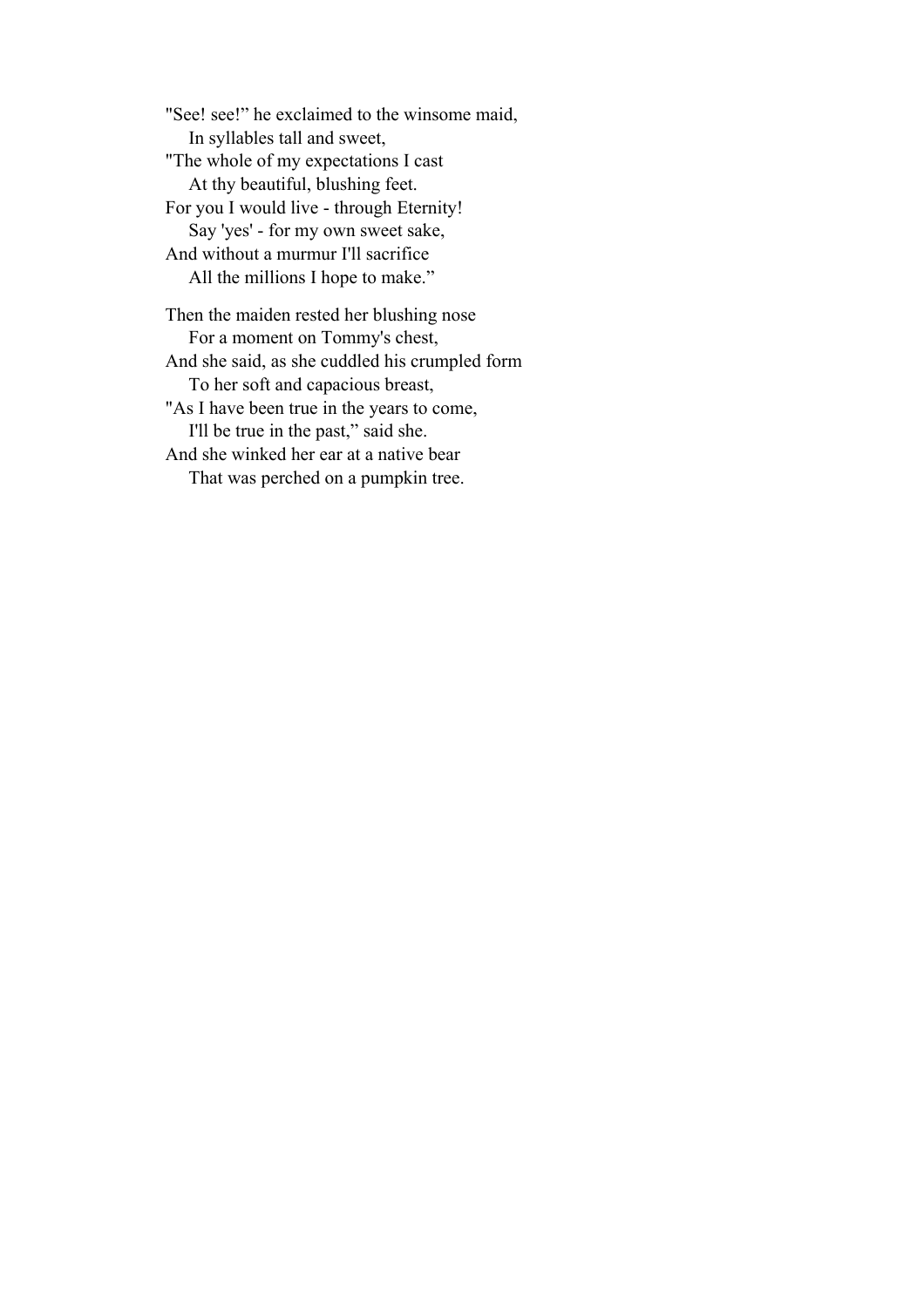"See! see!" he exclaimed to the winsome maid,
    In syllables tall and sweet,
"The whole of my expectations I cast
    At thy beautiful, blushing feet.
For you I would live - through Eternity!
    Say 'yes' - for my own sweet sake,
And without a murmur I'll sacrifice
    All the millions I hope to make."

Then the maiden rested her blushing nose
    For a moment on Tommy's chest,
And she said, as she cuddled his crumpled form
    To her soft and capacious breast,
"As I have been true in the years to come,
    I'll be true in the past," said she.
And she winked her ear at a native bear
    That was perched on a pumpkin tree.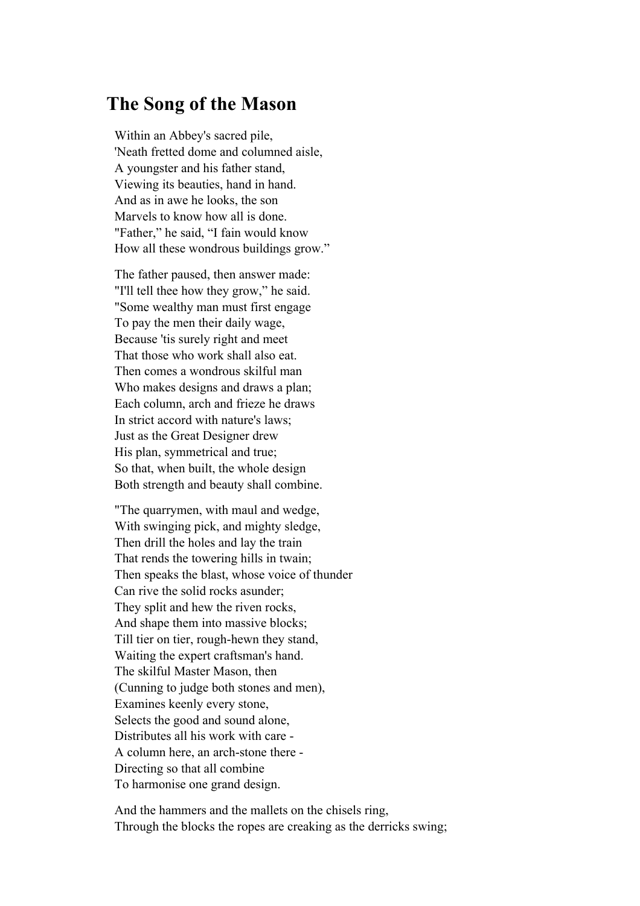# The Song of the Mason

Within an Abbey's sacred pile,
'Neath fretted dome and columned aisle,
A youngster and his father stand,
Viewing its beauties, hand in hand.
And as in awe he looks, the son
Marvels to know how all is done.
"Father," he said, "I fain would know
How all these wondrous buildings grow."

The father paused, then answer made:
"I'll tell thee how they grow," he said.
"Some wealthy man must first engage
To pay the men their daily wage,
Because 'tis surely right and meet
That those who work shall also eat.
Then comes a wondrous skilful man
Who makes designs and draws a plan;
Each column, arch and frieze he draws
In strict accord with nature's laws;
Just as the Great Designer drew
His plan, symmetrical and true;
So that, when built, the whole design
Both strength and beauty shall combine.

"The quarrymen, with maul and wedge,
With swinging pick, and mighty sledge,
Then drill the holes and lay the train
That rends the towering hills in twain;
Then speaks the blast, whose voice of thunder
Can rive the solid rocks asunder;
They split and hew the riven rocks,
And shape them into massive blocks;
Till tier on tier, rough-hewn they stand,
Waiting the expert craftsman's hand.
The skilful Master Mason, then
(Cunning to judge both stones and men),
Examines keenly every stone,
Selects the good and sound alone,
Distributes all his work with care -
A column here, an arch-stone there -
Directing so that all combine
To harmonise one grand design.

And the hammers and the mallets on the chisels ring,
Through the blocks the ropes are creaking as the derricks swing;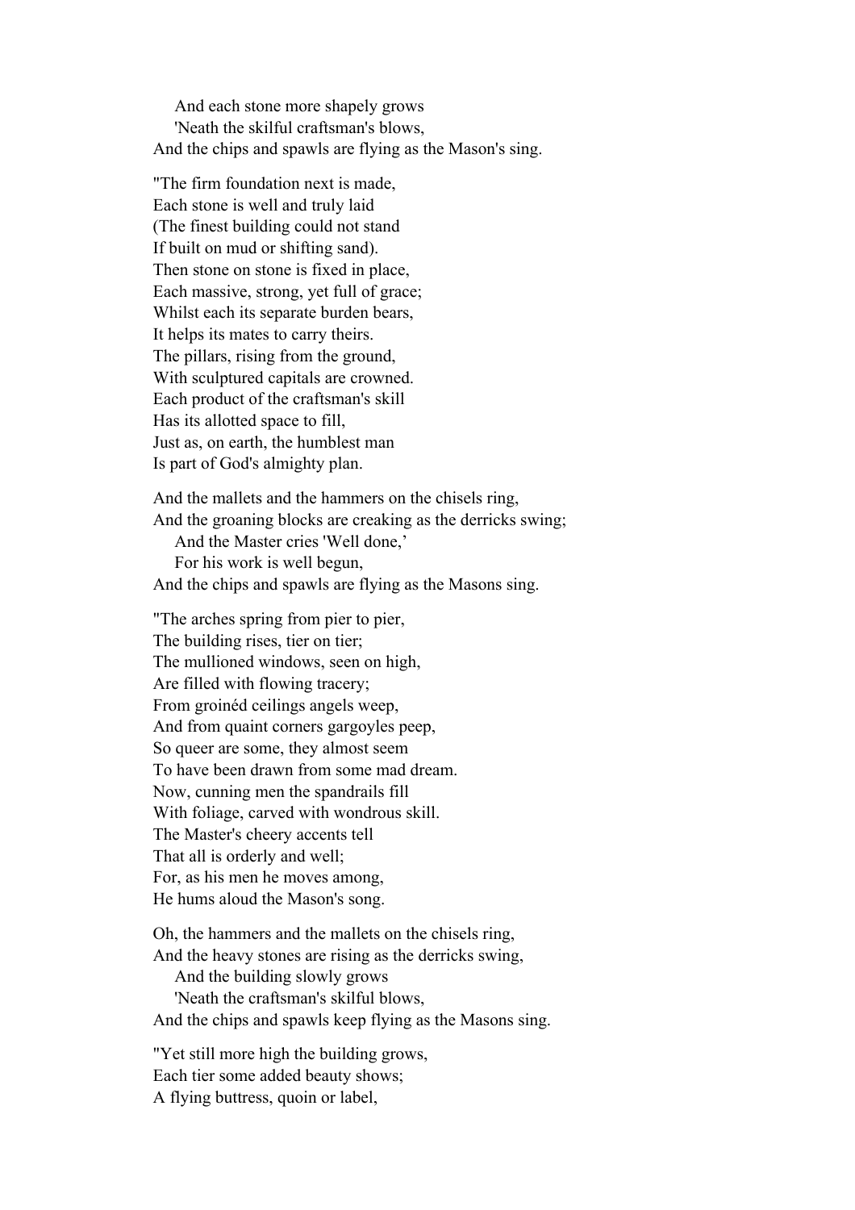And each stone more shapely grows  
'Neath the skilful craftsman's blows,  
And the chips and spawls are flying as the Mason's sing.

"The firm foundation next is made,  
Each stone is well and truly laid  
(The finest building could not stand  
If built on mud or shifting sand).  
Then stone on stone is fixed in place,  
Each massive, strong, yet full of grace;  
Whilst each its separate burden bears,  
It helps its mates to carry theirs.  
The pillars, rising from the ground,  
With sculptured capitals are crowned.  
Each product of the craftsman's skill  
Has its allotted space to fill,  
Just as, on earth, the humblest man  
Is part of God's almighty plan.

And the mallets and the hammers on the chisels ring,  
And the groaning blocks are creaking as the derricks swing;  
And the Master cries 'Well done,'  
For his work is well begun,  
And the chips and spawls are flying as the Masons sing.

"The arches spring from pier to pier,  
The building rises, tier on tier;  
The mullioned windows, seen on high,  
Are filled with flowing tracery;  
From groinéd ceilings angels weep,  
And from quaint corners gargoyles peep,  
So queer are some, they almost seem  
To have been drawn from some mad dream.  
Now, cunning men the spandrails fill  
With foliage, carved with wondrous skill.  
The Master's cheery accents tell  
That all is orderly and well;  
For, as his men he moves among,  
He hums aloud the Mason's song.

Oh, the hammers and the mallets on the chisels ring,  
And the heavy stones are rising as the derricks swing,  
And the building slowly grows  
'Neath the craftsman's skilful blows,  
And the chips and spawls keep flying as the Masons sing.

"Yet still more high the building grows,  
Each tier some added beauty shows;  
A flying buttress, quoin or label,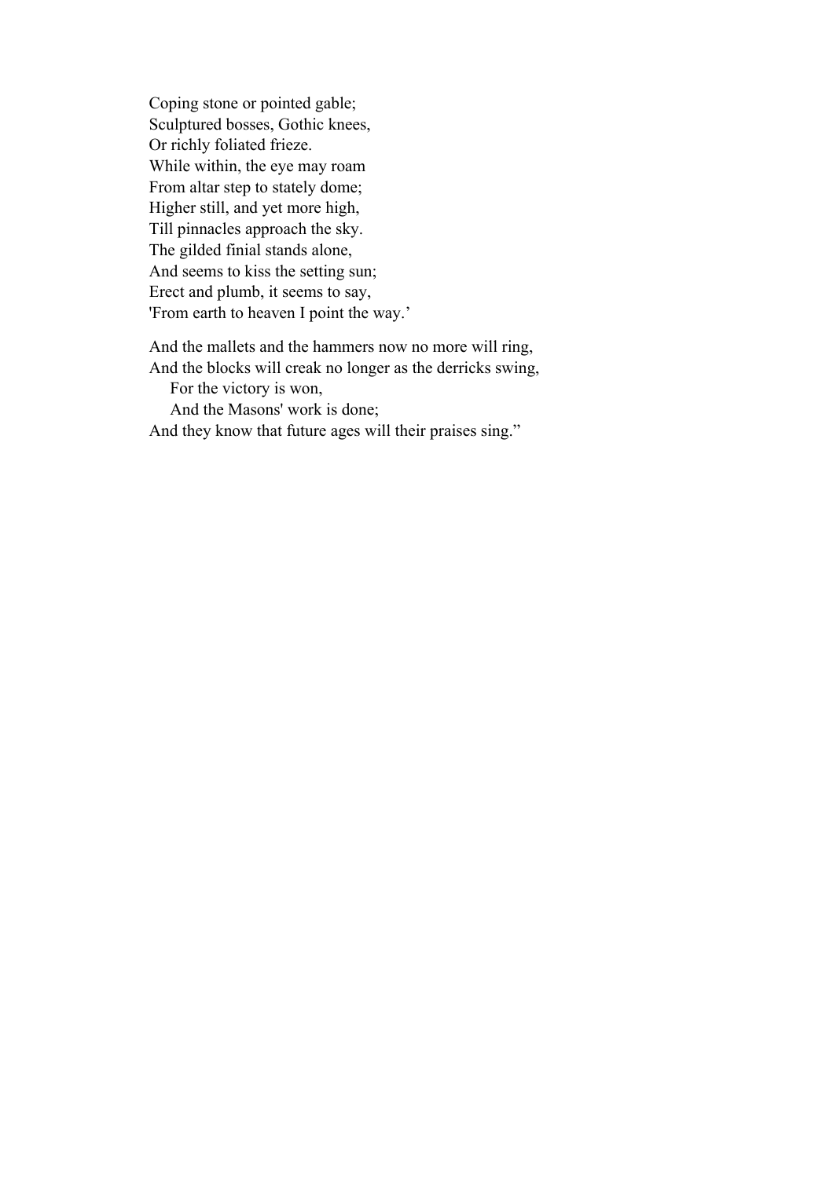Coping stone or pointed gable;  
Sculptured bosses, Gothic knees,  
Or richly foliated frieze.  
While within, the eye may roam  
From altar step to stately dome;  
Higher still, and yet more high,  
Till pinnacles approach the sky.  
The gilded finial stands alone,  
And seems to kiss the setting sun;  
Erect and plumb, it seems to say,  
'From earth to heaven I point the way.'

And the mallets and the hammers now no more will ring,  
And the blocks will creak no longer as the derricks swing,  
    For the victory is won,  
    And the Masons' work is done;  
And they know that future ages will their praises sing."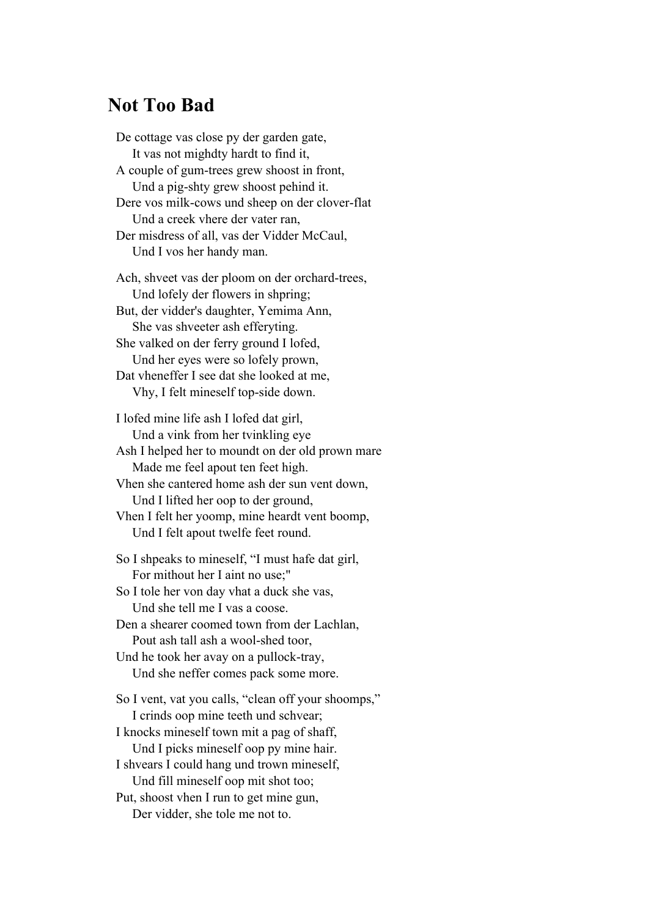## Not Too Bad

De cottage vas close py der garden gate,  
  It vas not mighdty hardt to find it,  
A couple of gum-trees grew shoost in front,  
  Und a pig-shty grew shoost pehind it.  
Dere vos milk-cows und sheep on der clover-flat  
  Und a creek vhere der vater ran,  
Der misdress of all, vas der Vidder McCaul,  
  Und I vos her handy man.

Ach, shveet vas der ploom on der orchard-trees,  
  Und lofely der flowers in shpring;  
But, der vidder's daughter, Yemima Ann,  
  She vas shveeter ash efferyting.  
She valked on der ferry ground I lofed,  
  Und her eyes were so lofely prown,  
Dat vheneffer I see dat she looked at me,  
  Vhy, I felt mineself top-side down.

I lofed mine life ash I lofed dat girl,  
  Und a vink from her tvinkling eye  
Ash I helped her to moundt on der old prown mare  
  Made me feel apout ten feet high.  
Vhen she cantered home ash der sun vent down,  
  Und I lifted her oop to der ground,  
Vhen I felt her yoomp, mine heardt vent boomp,  
  Und I felt apout twelfe feet round.

So I shpeaks to mineself, “I must hafe dat girl,  
  For mithout her I aint no use;"  
So I tole her von day vhat a duck she vas,  
  Und she tell me I vas a coose.  
Den a shearer coomed town from der Lachlan,  
  Pout ash tall ash a wool-shed toor,  
Und he took her avay on a pullock-tray,  
  Und she neffer comes pack some more.

So I vent, vat you calls, “clean off your shoomps,”  
  I crinds oop mine teeth und schvear;  
I knocks mineself town mit a pag of shaff,  
  Und I picks mineself oop py mine hair.  
I shvears I could hang und trown mineself,  
  Und fill mineself oop mit shot too;  
Put, shoost vhen I run to get mine gun,  
  Der vidder, she tole me not to.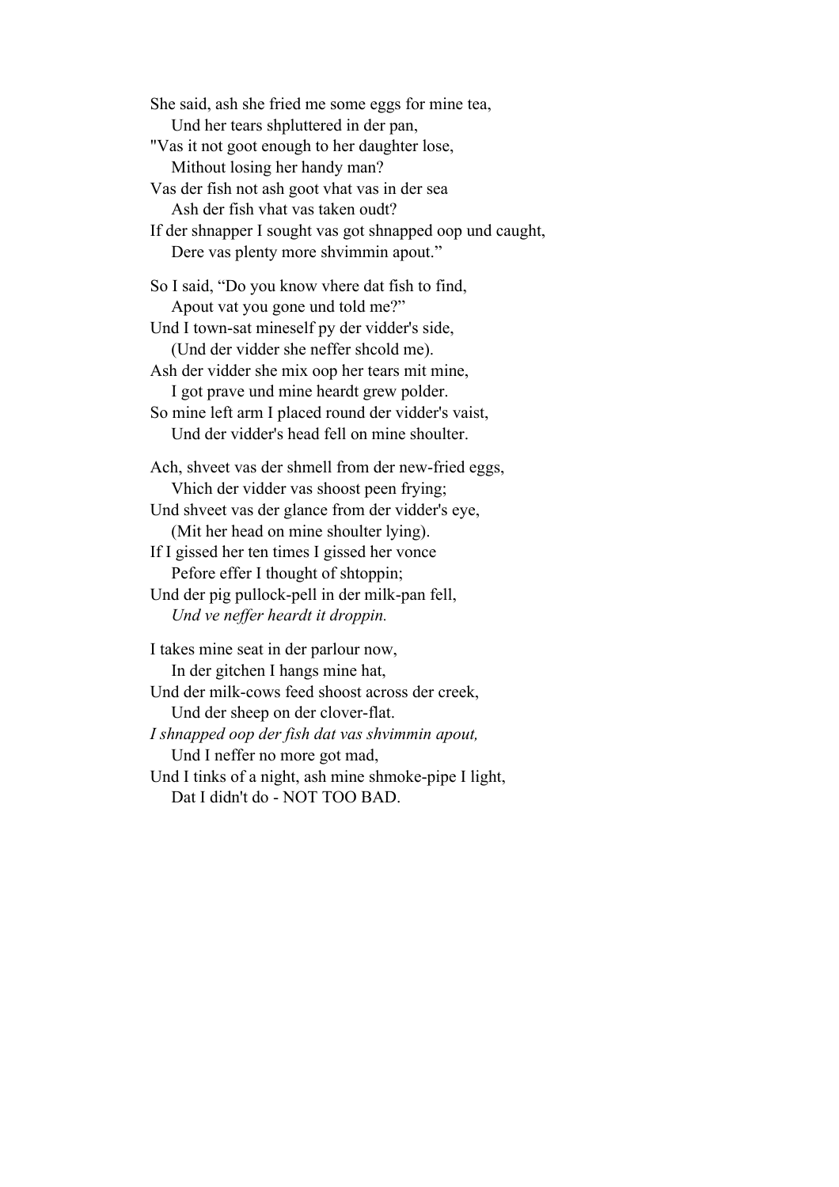She said, ash she fried me some eggs for mine tea,
    Und her tears shpluttered in der pan,
"Vas it not goot enough to her daughter lose,
    Mithout losing her handy man?
Vas der fish not ash goot vhat vas in der sea
    Ash der fish vhat vas taken oudt?
If der shnapper I sought vas got shnapped oop und caught,
    Dere vas plenty more shvimmin apout."

So I said, "Do you know vhere dat fish to find,
    Apout vat you gone und told me?"
Und I town-sat mineself py der vidder's side,
    (Und der vidder she neffer shcold me).
Ash der vidder she mix oop her tears mit mine,
    I got prave und mine heardt grew polder.
So mine left arm I placed round der vidder's vaist,
    Und der vidder's head fell on mine shoulter.

Ach, shveet vas der shmell from der new-fried eggs,
    Vhich der vidder vas shoost peen frying;
Und shveet vas der glance from der vidder's eye,
    (Mit her head on mine shoulter lying).
If I gissed her ten times I gissed her vonce
    Pefore effer I thought of shtoppin;
Und der pig pullock-pell in der milk-pan fell,
    *Und ve neffer heardt it droppin.*

I takes mine seat in der parlour now,
    In der gitchen I hangs mine hat,
Und der milk-cows feed shoost across der creek,
    Und der sheep on der clover-flat.
*I shnapped oop der fish dat vas shvimmin apout,*
    Und I neffer no more got mad,
Und I tinks of a night, ash mine shmoke-pipe I light,
    Dat I didn't do - NOT TOO BAD.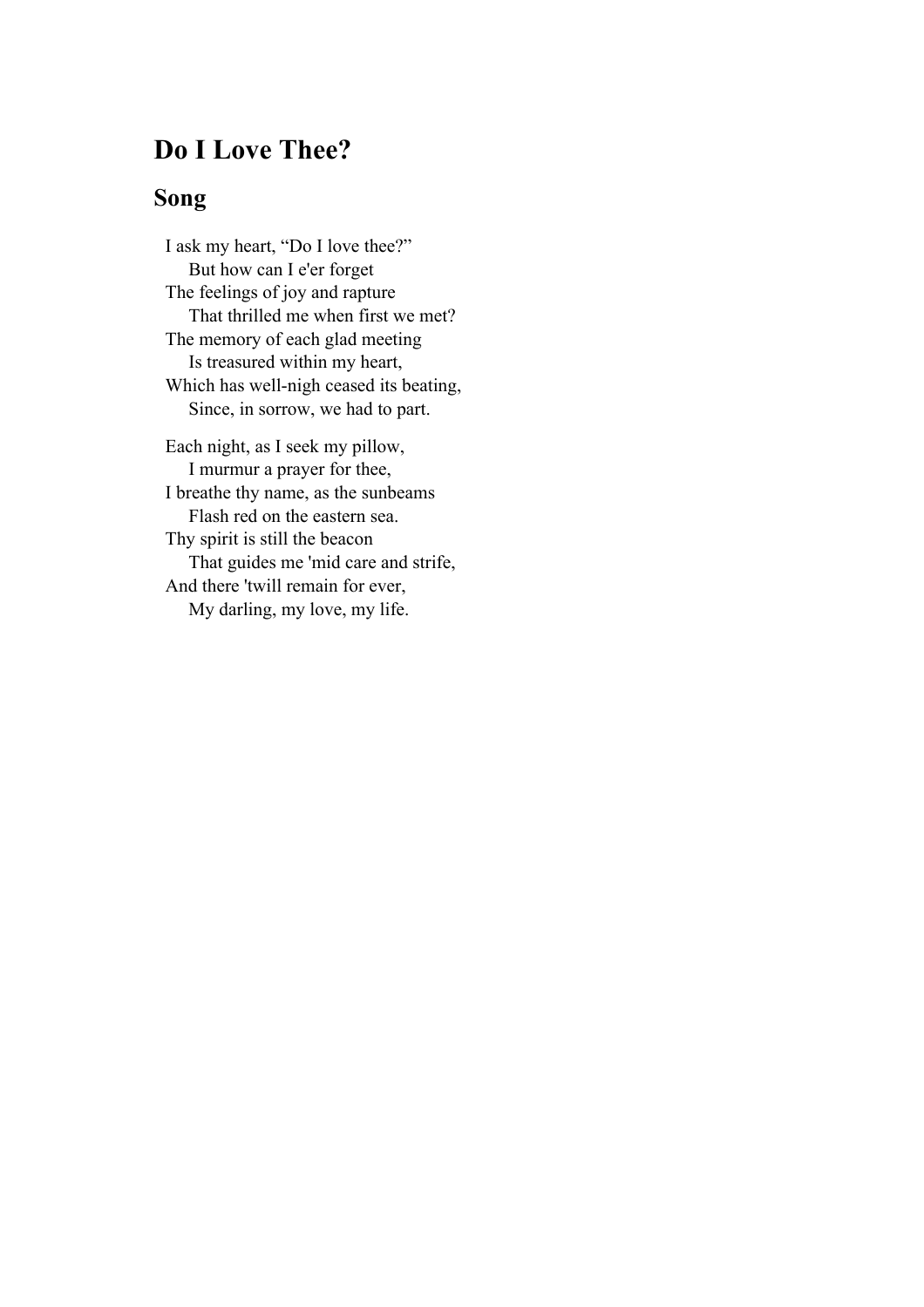## Do I Love Thee?

### Song

I ask my heart, “Do I love thee?”  
    But how can I e'er forget  
The feelings of joy and rapture  
    That thrilled me when first we met?  
The memory of each glad meeting  
    Is treasured within my heart,  
Which has well-nigh ceased its beating,  
    Since, in sorrow, we had to part.

Each night, as I seek my pillow,  
    I murmur a prayer for thee,  
I breathe thy name, as the sunbeams  
    Flash red on the eastern sea.  
Thy spirit is still the beacon  
    That guides me 'mid care and strife,  
And there 'twill remain for ever,  
    My darling, my love, my life.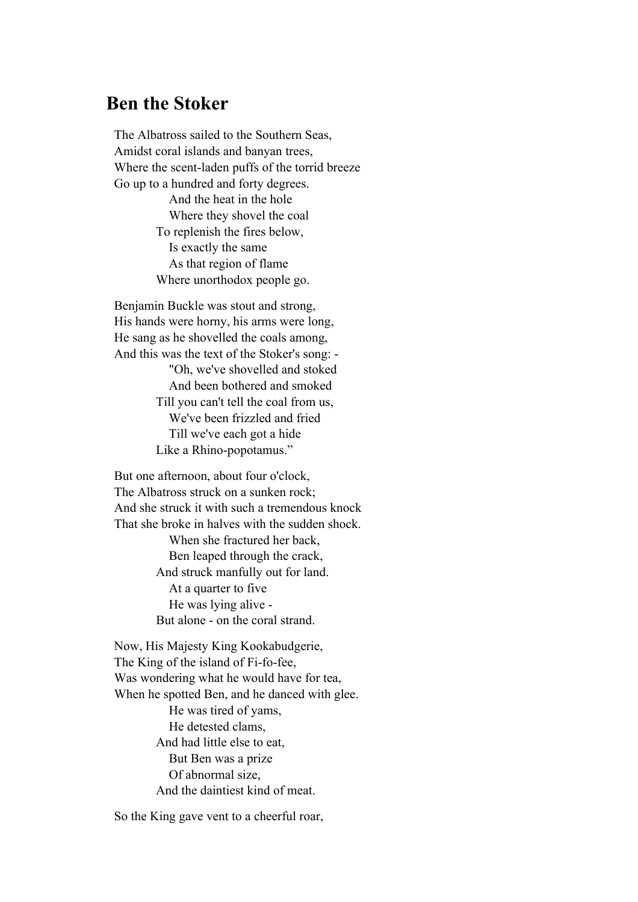## Ben the Stoker

The Albatross sailed to the Southern Seas,  
Amidst coral islands and banyan trees,  
Where the scent-laden puffs of the torrid breeze  
Go up to a hundred and forty degrees.  
 And the heat in the hole  
 Where they shovel the coal  
To replenish the fires below,  
 Is exactly the same  
 As that region of flame  
Where unorthodox people go.

Benjamin Buckle was stout and strong,  
His hands were horny, his arms were long,  
He sang as he shovelled the coals among,  
And this was the text of the Stoker's song: -  
 "Oh, we've shovelled and stoked  
 And been bothered and smoked  
Till you can't tell the coal from us,  
 We've been frizzled and fried  
 Till we've each got a hide  
Like a Rhino-popotamus."

But one afternoon, about four o'clock,  
The Albatross struck on a sunken rock;  
And she struck it with such a tremendous knock  
That she broke in halves with the sudden shock.  
 When she fractured her back,  
 Ben leaped through the crack,  
And struck manfully out for land.  
 At a quarter to five  
 He was lying alive -  
But alone - on the coral strand.

Now, His Majesty King Kookabudgerie,  
The King of the island of Fi-fo-fee,  
Was wondering what he would have for tea,  
When he spotted Ben, and he danced with glee.  
 He was tired of yams,  
 He detested clams,  
And had little else to eat,  
 But Ben was a prize  
 Of abnormal size,  
And the daintiest kind of meat.

So the King gave vent to a cheerful roar,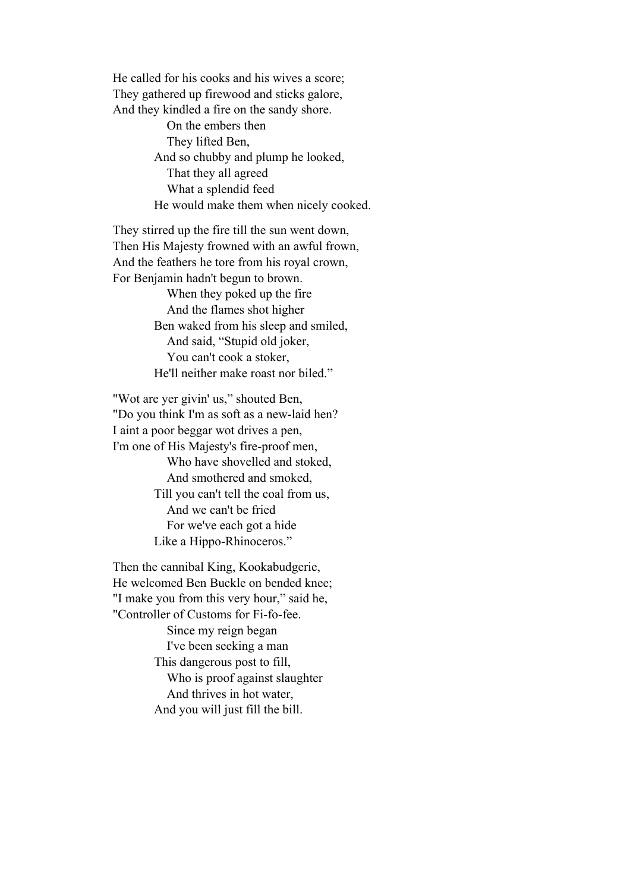He called for his cooks and his wives a score;
They gathered up firewood and sticks galore,
And they kindled a fire on the sandy shore.
    On the embers then
    They lifted Ben,
  And so chubby and plump he looked,
    That they all agreed
    What a splendid feed
  He would make them when nicely cooked.

They stirred up the fire till the sun went down,
Then His Majesty frowned with an awful frown,
And the feathers he tore from his royal crown,
For Benjamin hadn't begun to brown.
    When they poked up the fire
    And the flames shot higher
  Ben waked from his sleep and smiled,
    And said, "Stupid old joker,
    You can't cook a stoker,
  He'll neither make roast nor biled."

"Wot are yer givin' us," shouted Ben,
"Do you think I'm as soft as a new-laid hen?
I aint a poor beggar wot drives a pen,
I'm one of His Majesty's fire-proof men,
    Who have shovelled and stoked,
    And smothered and smoked,
  Till you can't tell the coal from us,
    And we can't be fried
    For we've each got a hide
  Like a Hippo-Rhinoceros."

Then the cannibal King, Kookabudgerie,
He welcomed Ben Buckle on bended knee;
"I make you from this very hour," said he,
"Controller of Customs for Fi-fo-fee.
    Since my reign began
    I've been seeking a man
  This dangerous post to fill,
    Who is proof against slaughter
    And thrives in hot water,
  And you will just fill the bill.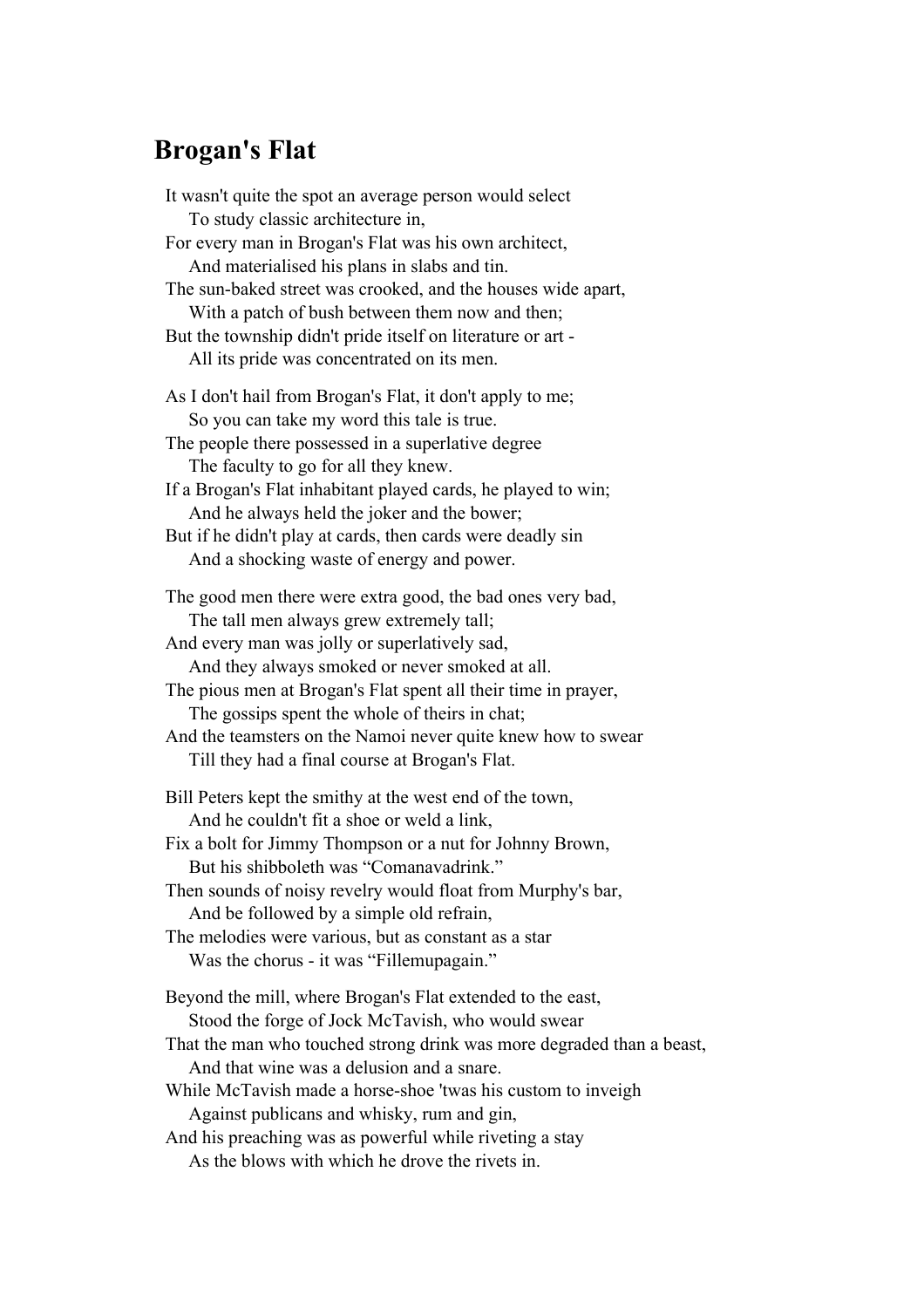## Brogan's Flat

It wasn't quite the spot an average person would select
  To study classic architecture in,
For every man in Brogan's Flat was his own architect,
  And materialised his plans in slabs and tin.
The sun-baked street was crooked, and the houses wide apart,
  With a patch of bush between them now and then;
But the township didn't pride itself on literature or art -
  All its pride was concentrated on its men.

As I don't hail from Brogan's Flat, it don't apply to me;
  So you can take my word this tale is true.
The people there possessed in a superlative degree
  The faculty to go for all they knew.
If a Brogan's Flat inhabitant played cards, he played to win;
  And he always held the joker and the bower;
But if he didn't play at cards, then cards were deadly sin
  And a shocking waste of energy and power.

The good men there were extra good, the bad ones very bad,
  The tall men always grew extremely tall;
And every man was jolly or superlatively sad,
  And they always smoked or never smoked at all.
The pious men at Brogan's Flat spent all their time in prayer,
  The gossips spent the whole of theirs in chat;
And the teamsters on the Namoi never quite knew how to swear
  Till they had a final course at Brogan's Flat.

Bill Peters kept the smithy at the west end of the town,
  And he couldn't fit a shoe or weld a link,
Fix a bolt for Jimmy Thompson or a nut for Johnny Brown,
  But his shibboleth was "Comanavadrink."
Then sounds of noisy revelry would float from Murphy's bar,
  And be followed by a simple old refrain,
The melodies were various, but as constant as a star
  Was the chorus - it was "Fillemupagain."

Beyond the mill, where Brogan's Flat extended to the east,
  Stood the forge of Jock McTavish, who would swear
That the man who touched strong drink was more degraded than a beast,
  And that wine was a delusion and a snare.
While McTavish made a horse-shoe 'twas his custom to inveigh
  Against publicans and whisky, rum and gin,
And his preaching was as powerful while riveting a stay
  As the blows with which he drove the rivets in.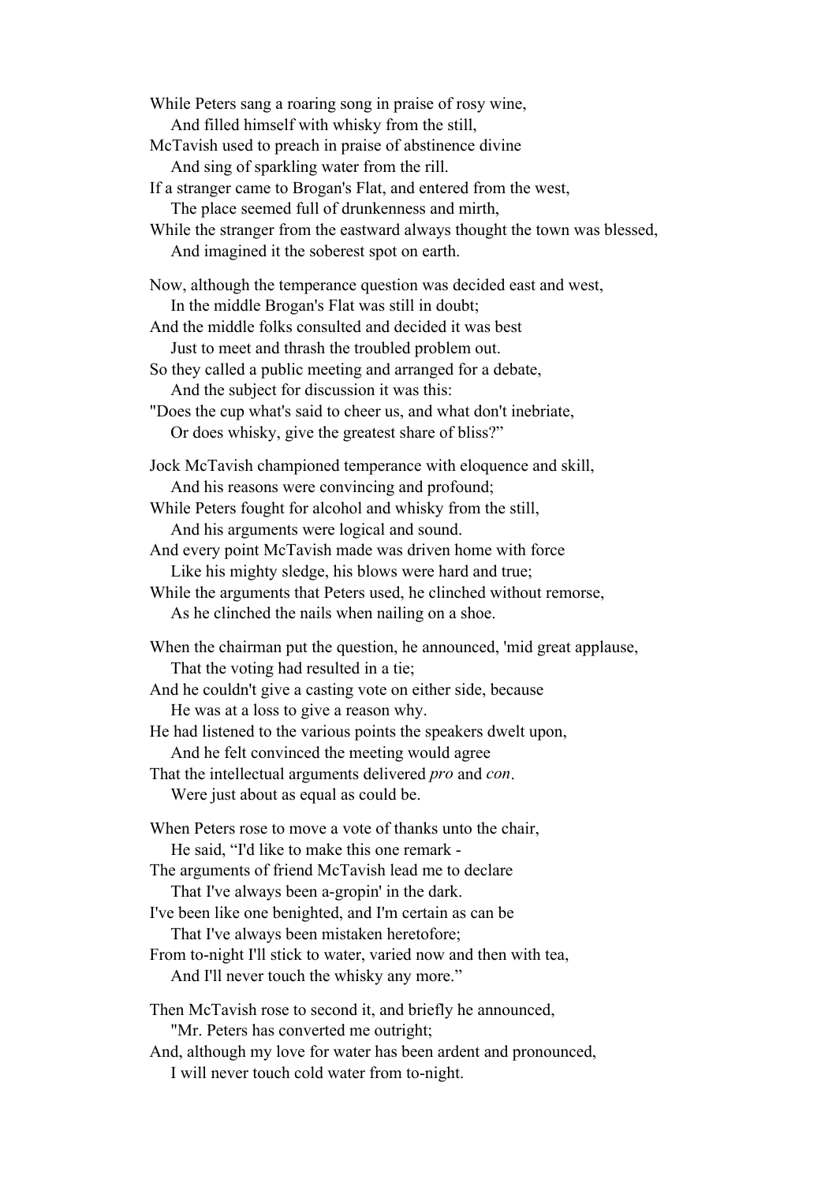While Peters sang a roaring song in praise of rosy wine,
    And filled himself with whisky from the still,
McTavish used to preach in praise of abstinence divine
    And sing of sparkling water from the rill.
If a stranger came to Brogan's Flat, and entered from the west,
    The place seemed full of drunkenness and mirth,
While the stranger from the eastward always thought the town was blessed,
    And imagined it the soberest spot on earth.

Now, although the temperance question was decided east and west,
    In the middle Brogan's Flat was still in doubt;
And the middle folks consulted and decided it was best
    Just to meet and thrash the troubled problem out.
So they called a public meeting and arranged for a debate,
    And the subject for discussion it was this:
"Does the cup what's said to cheer us, and what don't inebriate,
    Or does whisky, give the greatest share of bliss?"

Jock McTavish championed temperance with eloquence and skill,
    And his reasons were convincing and profound;
While Peters fought for alcohol and whisky from the still,
    And his arguments were logical and sound.
And every point McTavish made was driven home with force
    Like his mighty sledge, his blows were hard and true;
While the arguments that Peters used, he clinched without remorse,
    As he clinched the nails when nailing on a shoe.

When the chairman put the question, he announced, 'mid great applause,
    That the voting had resulted in a tie;
And he couldn't give a casting vote on either side, because
    He was at a loss to give a reason why.
He had listened to the various points the speakers dwelt upon,
    And he felt convinced the meeting would agree
That the intellectual arguments delivered *pro* and *con*.
    Were just about as equal as could be.

When Peters rose to move a vote of thanks unto the chair,
    He said, "I'd like to make this one remark -
The arguments of friend McTavish lead me to declare
    That I've always been a-gropin' in the dark.
I've been like one benighted, and I'm certain as can be
    That I've always been mistaken heretofore;
From to-night I'll stick to water, varied now and then with tea,
    And I'll never touch the whisky any more."

Then McTavish rose to second it, and briefly he announced,
    "Mr. Peters has converted me outright;
And, although my love for water has been ardent and pronounced,
    I will never touch cold water from to-night.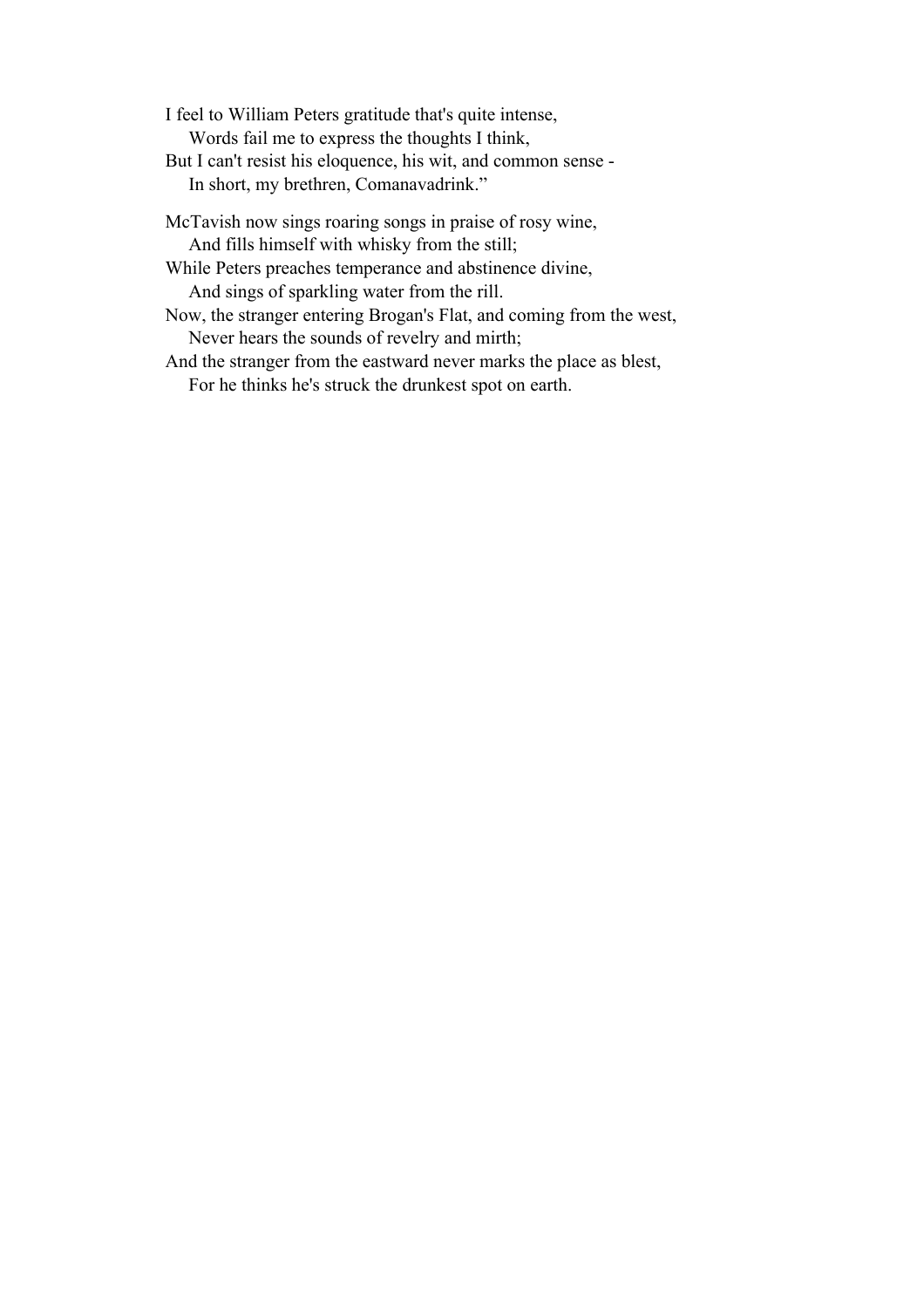I feel to William Peters gratitude that's quite intense,
    Words fail me to express the thoughts I think,
But I can't resist his eloquence, his wit, and common sense -
    In short, my brethren, Comanavadrink."

McTavish now sings roaring songs in praise of rosy wine,
    And fills himself with whisky from the still;
While Peters preaches temperance and abstinence divine,
    And sings of sparkling water from the rill.
Now, the stranger entering Brogan's Flat, and coming from the west,
    Never hears the sounds of revelry and mirth;
And the stranger from the eastward never marks the place as blest,
    For he thinks he's struck the drunkest spot on earth.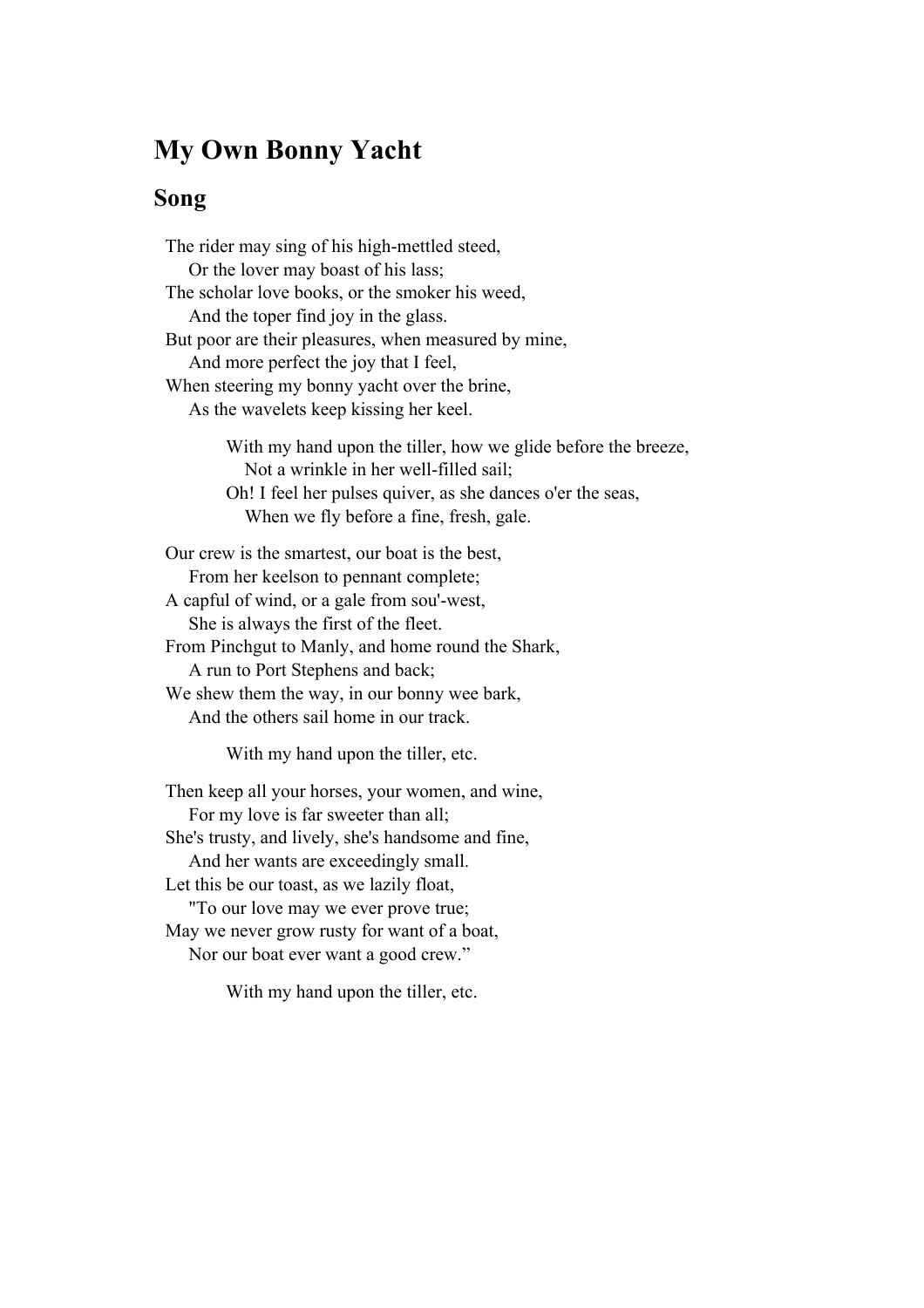# My Own Bonny Yacht

## Song

The rider may sing of his high-mettled steed,
  Or the lover may boast of his lass;
The scholar love books, or the smoker his weed,
  And the toper find joy in the glass.
But poor are their pleasures, when measured by mine,
  And more perfect the joy that I feel,
When steering my bonny yacht over the brine,
  As the wavelets keep kissing her keel.

> With my hand upon the tiller, how we glide before the breeze,
>   Not a wrinkle in her well-filled sail;
> Oh! I feel her pulses quiver, as she dances o'er the seas,
>   When we fly before a fine, fresh, gale.

Our crew is the smartest, our boat is the best,
  From her keelson to pennant complete;
A capful of wind, or a gale from sou'-west,
  She is always the first of the fleet.
From Pinchgut to Manly, and home round the Shark,
  A run to Port Stephens and back;
We shew them the way, in our bonny wee bark,
  And the others sail home in our track.

> With my hand upon the tiller, etc.

Then keep all your horses, your women, and wine,
  For my love is far sweeter than all;
She's trusty, and lively, she's handsome and fine,
  And her wants are exceedingly small.
Let this be our toast, as we lazily float,
  "To our love may we ever prove true;
May we never grow rusty for want of a boat,
  Nor our boat ever want a good crew."

> With my hand upon the tiller, etc.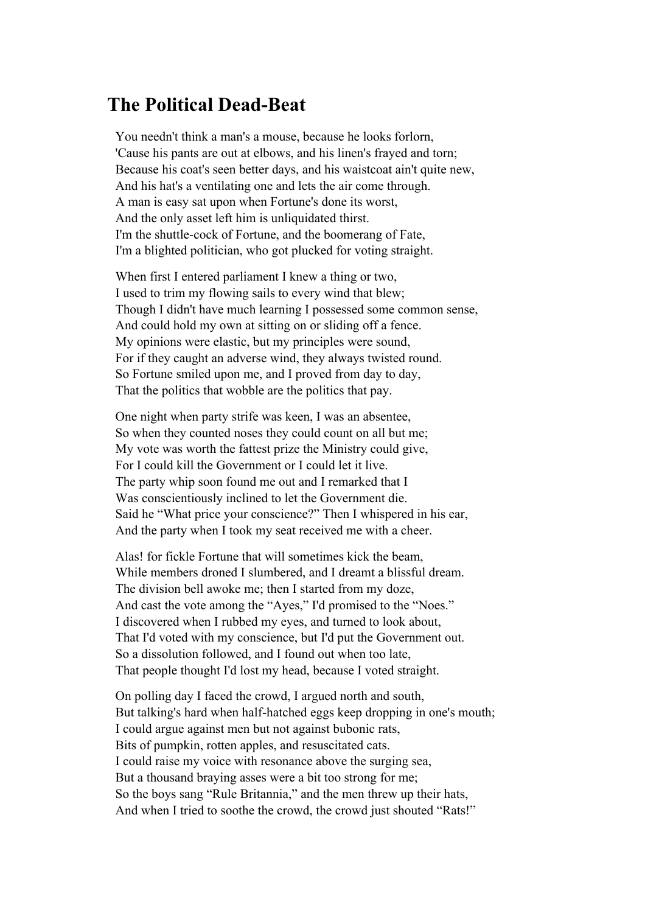## The Political Dead-Beat

You needn't think a man's a mouse, because he looks forlorn,
'Cause his pants are out at elbows, and his linen's frayed and torn;
Because his coat's seen better days, and his waistcoat ain't quite new,
And his hat's a ventilating one and lets the air come through.
A man is easy sat upon when Fortune's done its worst,
And the only asset left him is unliquidated thirst.
I'm the shuttle-cock of Fortune, and the boomerang of Fate,
I'm a blighted politician, who got plucked for voting straight.

When first I entered parliament I knew a thing or two,
I used to trim my flowing sails to every wind that blew;
Though I didn't have much learning I possessed some common sense,
And could hold my own at sitting on or sliding off a fence.
My opinions were elastic, but my principles were sound,
For if they caught an adverse wind, they always twisted round.
So Fortune smiled upon me, and I proved from day to day,
That the politics that wobble are the politics that pay.

One night when party strife was keen, I was an absentee,
So when they counted noses they could count on all but me;
My vote was worth the fattest prize the Ministry could give,
For I could kill the Government or I could let it live.
The party whip soon found me out and I remarked that I
Was conscientiously inclined to let the Government die.
Said he "What price your conscience?" Then I whispered in his ear,
And the party when I took my seat received me with a cheer.

Alas! for fickle Fortune that will sometimes kick the beam,
While members droned I slumbered, and I dreamt a blissful dream.
The division bell awoke me; then I started from my doze,
And cast the vote among the "Ayes," I'd promised to the "Noes."
I discovered when I rubbed my eyes, and turned to look about,
That I'd voted with my conscience, but I'd put the Government out.
So a dissolution followed, and I found out when too late,
That people thought I'd lost my head, because I voted straight.

On polling day I faced the crowd, I argued north and south,
But talking's hard when half-hatched eggs keep dropping in one's mouth;
I could argue against men but not against bubonic rats,
Bits of pumpkin, rotten apples, and resuscitated cats.
I could raise my voice with resonance above the surging sea,
But a thousand braying asses were a bit too strong for me;
So the boys sang "Rule Britannia," and the men threw up their hats,
And when I tried to soothe the crowd, the crowd just shouted "Rats!"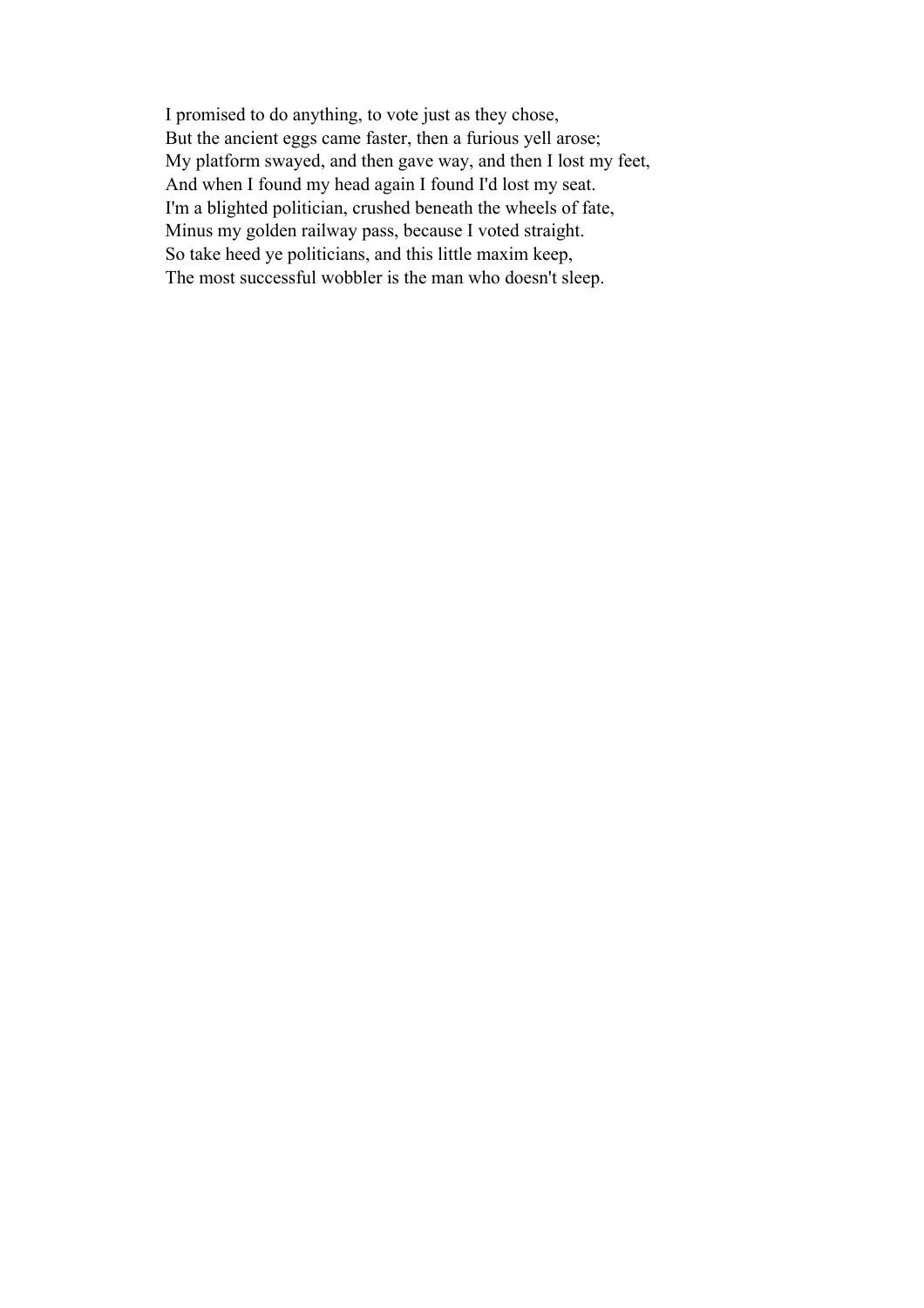I promised to do anything, to vote just as they chose,  
But the ancient eggs came faster, then a furious yell arose;  
My platform swayed, and then gave way, and then I lost my feet,  
And when I found my head again I found I'd lost my seat.  
I'm a blighted politician, crushed beneath the wheels of fate,  
Minus my golden railway pass, because I voted straight.  
So take heed ye politicians, and this little maxim keep,  
The most successful wobbler is the man who doesn't sleep.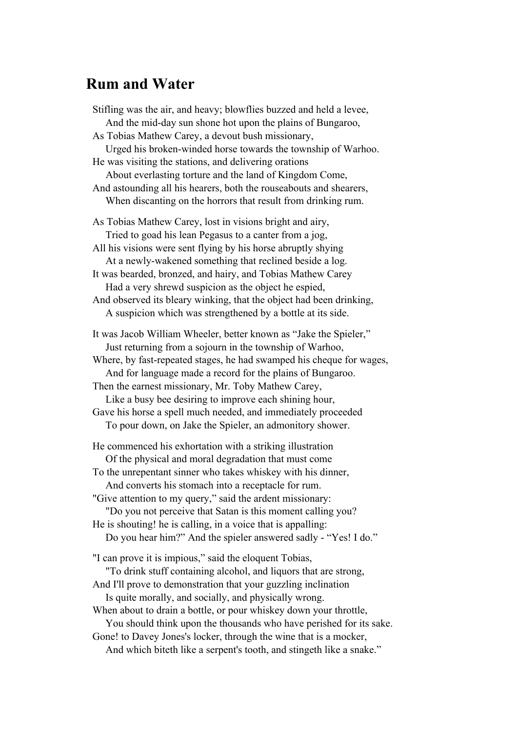## Rum and Water

Stifling was the air, and heavy; blowflies buzzed and held a levee,
    And the mid-day sun shone hot upon the plains of Bungaroo,
As Tobias Mathew Carey, a devout bush missionary,
    Urged his broken-winded horse towards the township of Warhoo.
He was visiting the stations, and delivering orations
    About everlasting torture and the land of Kingdom Come,
And astounding all his hearers, both the rouseabouts and shearers,
    When discanting on the horrors that result from drinking rum.

As Tobias Mathew Carey, lost in visions bright and airy,
    Tried to goad his lean Pegasus to a canter from a jog,
All his visions were sent flying by his horse abruptly shying
    At a newly-wakened something that reclined beside a log.
It was bearded, bronzed, and hairy, and Tobias Mathew Carey
    Had a very shrewd suspicion as the object he espied,
And observed its bleary winking, that the object had been drinking,
    A suspicion which was strengthened by a bottle at its side.

It was Jacob William Wheeler, better known as "Jake the Spieler,"
    Just returning from a sojourn in the township of Warhoo,
Where, by fast-repeated stages, he had swamped his cheque for wages,
    And for language made a record for the plains of Bungaroo.
Then the earnest missionary, Mr. Toby Mathew Carey,
    Like a busy bee desiring to improve each shining hour,
Gave his horse a spell much needed, and immediately proceeded
    To pour down, on Jake the Spieler, an admonitory shower.

He commenced his exhortation with a striking illustration
    Of the physical and moral degradation that must come
To the unrepentant sinner who takes whiskey with his dinner,
    And converts his stomach into a receptacle for rum.
"Give attention to my query," said the ardent missionary:
    "Do you not perceive that Satan is this moment calling you?
He is shouting! he is calling, in a voice that is appalling:
    Do you hear him?" And the spieler answered sadly - "Yes! I do."

"I can prove it is impious," said the eloquent Tobias,
    "To drink stuff containing alcohol, and liquors that are strong,
And I'll prove to demonstration that your guzzling inclination
    Is quite morally, and socially, and physically wrong.
When about to drain a bottle, or pour whiskey down your throttle,
    You should think upon the thousands who have perished for its sake.
Gone! to Davey Jones's locker, through the wine that is a mocker,
    And which biteth like a serpent's tooth, and stingeth like a snake."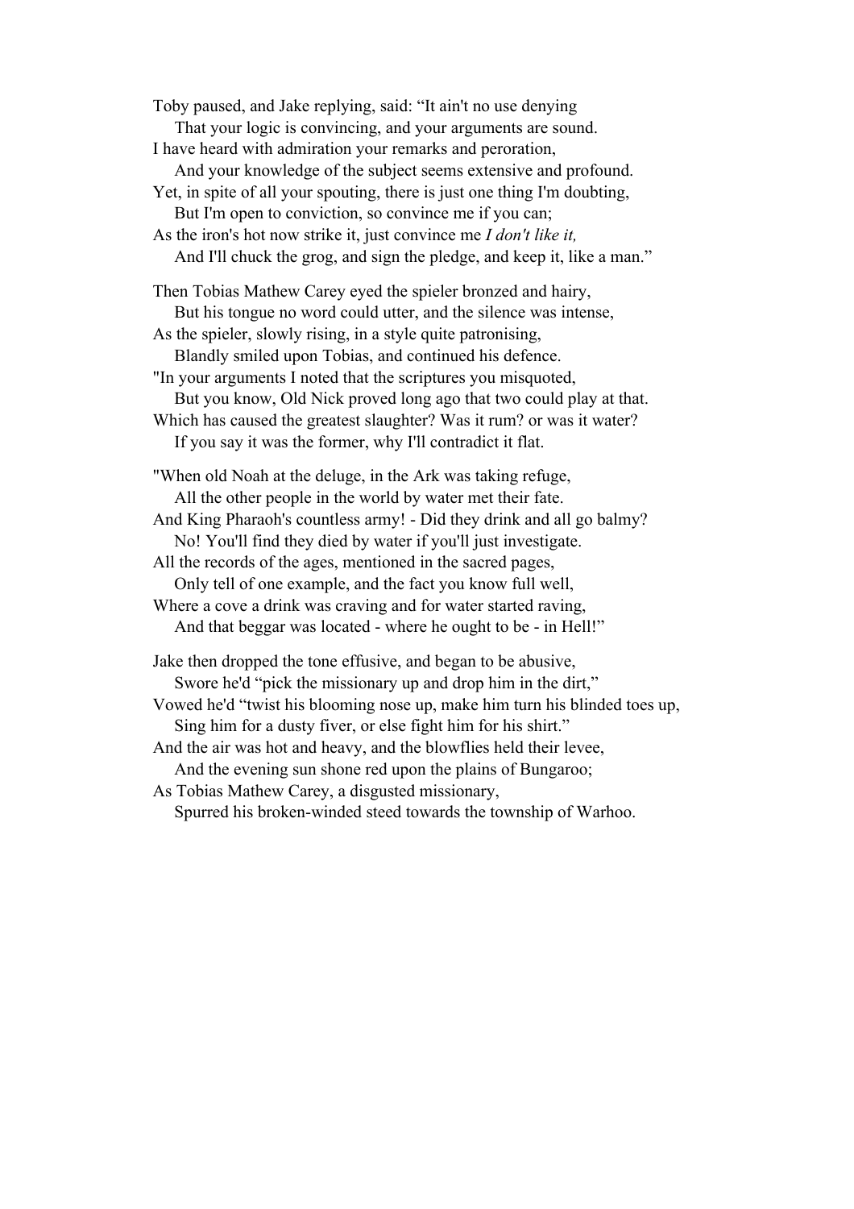Toby paused, and Jake replying, said: “It ain't no use denying  
    That your logic is convincing, and your arguments are sound.  
I have heard with admiration your remarks and peroration,  
    And your knowledge of the subject seems extensive and profound.  
Yet, in spite of all your spouting, there is just one thing I'm doubting,  
    But I'm open to conviction, so convince me if you can;  
As the iron's hot now strike it, just convince me *I don't like it,*  
    And I'll chuck the grog, and sign the pledge, and keep it, like a man.”

Then Tobias Mathew Carey eyed the spieler bronzed and hairy,  
    But his tongue no word could utter, and the silence was intense,  
As the spieler, slowly rising, in a style quite patronising,  
    Blandly smiled upon Tobias, and continued his defence.  
"In your arguments I noted that the scriptures you misquoted,  
    But you know, Old Nick proved long ago that two could play at that.  
Which has caused the greatest slaughter? Was it rum? or was it water?  
    If you say it was the former, why I'll contradict it flat.

"When old Noah at the deluge, in the Ark was taking refuge,  
    All the other people in the world by water met their fate.  
And King Pharaoh's countless army! - Did they drink and all go balmy?  
    No! You'll find they died by water if you'll just investigate.  
All the records of the ages, mentioned in the sacred pages,  
    Only tell of one example, and the fact you know full well,  
Where a cove a drink was craving and for water started raving,  
    And that beggar was located - where he ought to be - in Hell!”

Jake then dropped the tone effusive, and began to be abusive,  
    Swore he'd “pick the missionary up and drop him in the dirt,”  
Vowed he'd “twist his blooming nose up, make him turn his blinded toes up,  
    Sing him for a dusty fiver, or else fight him for his shirt.”  
And the air was hot and heavy, and the blowflies held their levee,  
    And the evening sun shone red upon the plains of Bungaroo;  
As Tobias Mathew Carey, a disgusted missionary,  
    Spurred his broken-winded steed towards the township of Warhoo.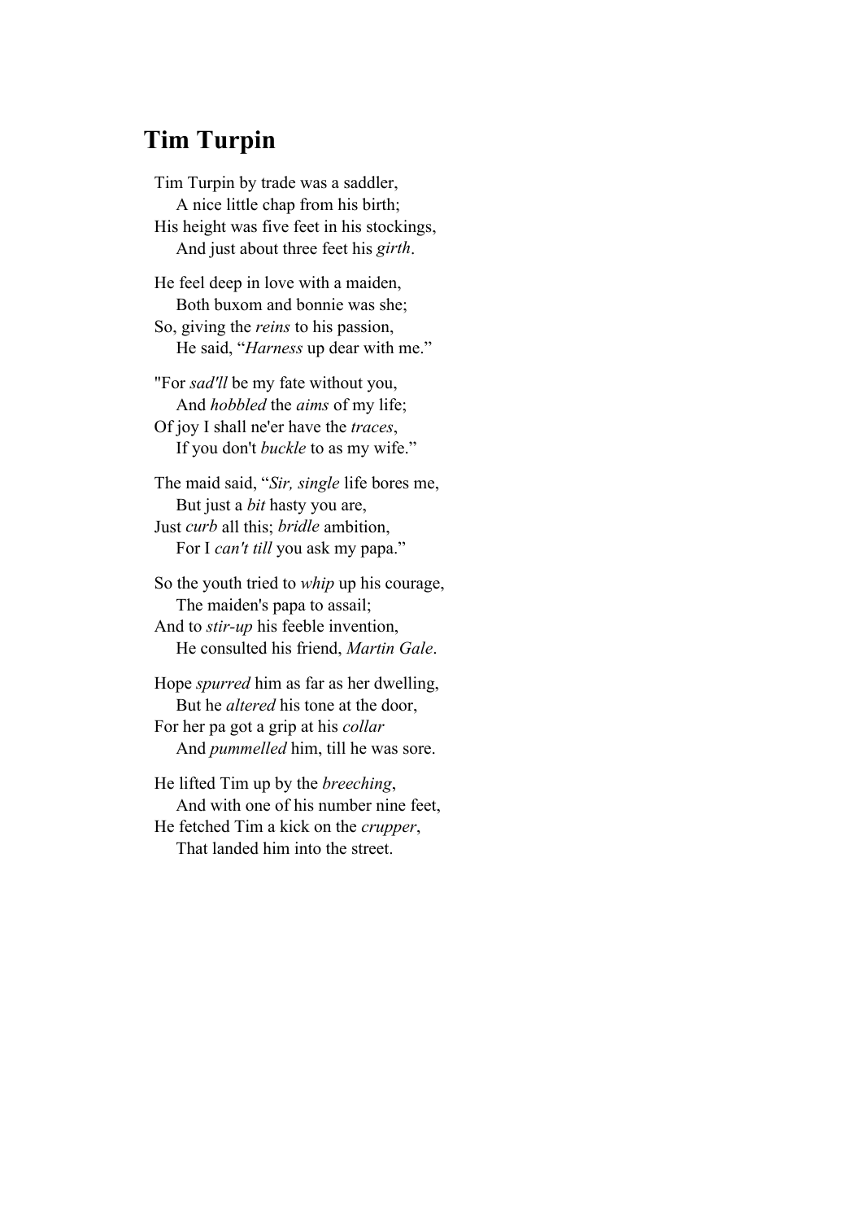## Tim Turpin

Tim Turpin by trade was a saddler,  
    A nice little chap from his birth;  
His height was five feet in his stockings,  
    And just about three feet his *girth*.

He feel deep in love with a maiden,  
    Both buxom and bonnie was she;  
So, giving the *reins* to his passion,  
    He said, "*Harness* up dear with me."

"For *sad'll* be my fate without you,  
    And *hobbled* the *aims* of my life;  
Of joy I shall ne'er have the *traces*,  
    If you don't *buckle* to as my wife."

The maid said, "*Sir, single* life bores me,  
    But just a *bit* hasty you are,  
Just *curb* all this; *bridle* ambition,  
    For I *can't till* you ask my papa."

So the youth tried to *whip* up his courage,  
    The maiden's papa to assail;  
And to *stir-up* his feeble invention,  
    He consulted his friend, *Martin Gale*.

Hope *spurred* him as far as her dwelling,  
    But he *altered* his tone at the door,  
For her pa got a grip at his *collar*  
    And *pummelled* him, till he was sore.

He lifted Tim up by the *breeching*,  
    And with one of his number nine feet,  
He fetched Tim a kick on the *crupper*,  
    That landed him into the street.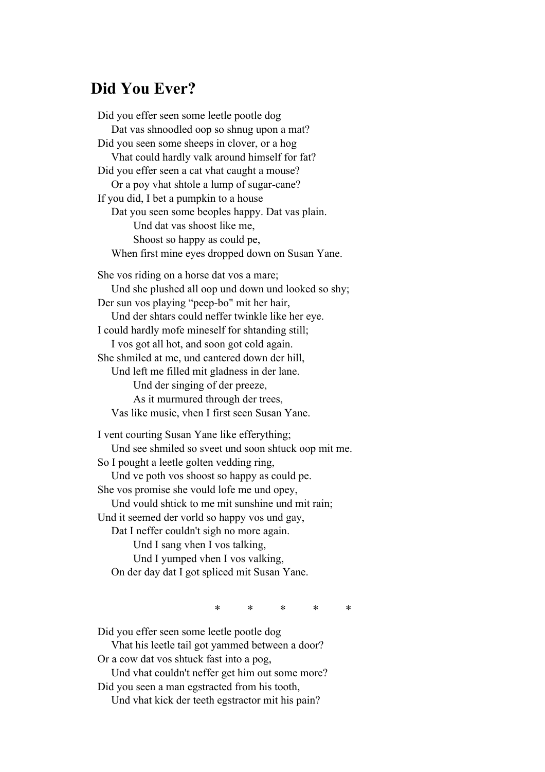## Did You Ever?

Did you effer seen some leetle pootle dog  
&nbsp;&nbsp;&nbsp;&nbsp;Dat vas shnoodled oop so shnug upon a mat?  
Did you seen some sheeps in clover, or a hog  
&nbsp;&nbsp;&nbsp;&nbsp;Vhat could hardly valk around himself for fat?  
Did you effer seen a cat vhat caught a mouse?  
&nbsp;&nbsp;&nbsp;&nbsp;Or a poy vhat shtole a lump of sugar-cane?  
If you did, I bet a pumpkin to a house  
&nbsp;&nbsp;&nbsp;&nbsp;Dat you seen some beoples happy. Dat vas plain.  
&nbsp;&nbsp;&nbsp;&nbsp;&nbsp;&nbsp;&nbsp;&nbsp;Und dat vas shoost like me,  
&nbsp;&nbsp;&nbsp;&nbsp;&nbsp;&nbsp;&nbsp;&nbsp;Shoost so happy as could pe,  
&nbsp;&nbsp;&nbsp;&nbsp;When first mine eyes dropped down on Susan Yane.

She vos riding on a horse dat vos a mare;  
&nbsp;&nbsp;&nbsp;&nbsp;Und she plushed all oop und down und looked so shy;  
Der sun vos playing "peep-bo" mit her hair,  
&nbsp;&nbsp;&nbsp;&nbsp;Und der shtars could neffer twinkle like her eye.  
I could hardly mofe mineself for shtanding still;  
&nbsp;&nbsp;&nbsp;&nbsp;I vos got all hot, and soon got cold again.  
She shmiled at me, und cantered down der hill,  
&nbsp;&nbsp;&nbsp;&nbsp;Und left me filled mit gladness in der lane.  
&nbsp;&nbsp;&nbsp;&nbsp;&nbsp;&nbsp;&nbsp;&nbsp;Und der singing of der preeze,  
&nbsp;&nbsp;&nbsp;&nbsp;&nbsp;&nbsp;&nbsp;&nbsp;As it murmured through der trees,  
&nbsp;&nbsp;&nbsp;&nbsp;Vas like music, vhen I first seen Susan Yane.

I vent courting Susan Yane like efferything;  
&nbsp;&nbsp;&nbsp;&nbsp;Und see shmiled so sveet und soon shtuck oop mit me.  
So I pought a leetle golten vedding ring,  
&nbsp;&nbsp;&nbsp;&nbsp;Und ve poth vos shoost so happy as could pe.  
She vos promise she vould lofe me und opey,  
&nbsp;&nbsp;&nbsp;&nbsp;Und vould shtick to me mit sunshine und mit rain;  
Und it seemed der vorld so happy vos und gay,  
&nbsp;&nbsp;&nbsp;&nbsp;Dat I neffer couldn't sigh no more again.  
&nbsp;&nbsp;&nbsp;&nbsp;&nbsp;&nbsp;&nbsp;&nbsp;Und I sang vhen I vos talking,  
&nbsp;&nbsp;&nbsp;&nbsp;&nbsp;&nbsp;&nbsp;&nbsp;Und I yumped vhen I vos valking,  
&nbsp;&nbsp;&nbsp;&nbsp;On der day dat I got spliced mit Susan Yane.

\* &nbsp;&nbsp;&nbsp; \* &nbsp;&nbsp;&nbsp; \* &nbsp;&nbsp;&nbsp; \* &nbsp;&nbsp;&nbsp; \*

Did you effer seen some leetle pootle dog  
&nbsp;&nbsp;&nbsp;&nbsp;Vhat his leetle tail got yammed between a door?  
Or a cow dat vos shtuck fast into a pog,  
&nbsp;&nbsp;&nbsp;&nbsp;Und vhat couldn't neffer get him out some more?  
Did you seen a man egstracted from his tooth,  
&nbsp;&nbsp;&nbsp;&nbsp;Und vhat kick der teeth egstractor mit his pain?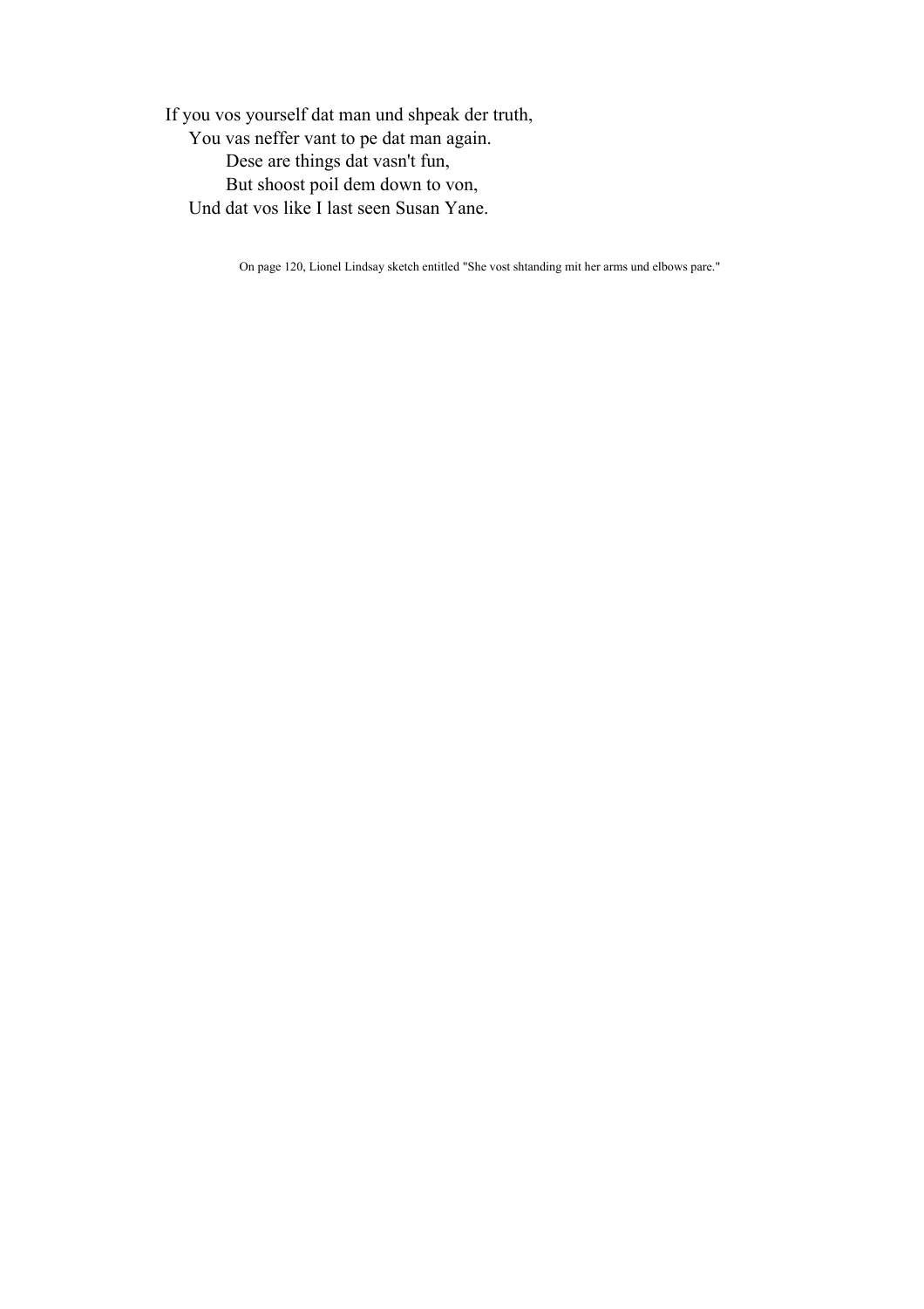If you vos yourself dat man und shpeak der truth,  
  You vas neffer vant to pe dat man again.  
    Dese are things dat vasn't fun,  
    But shoost poil dem down to von,  
  Und dat vos like I last seen Susan Yane.

On page 120, Lionel Lindsay sketch entitled "She vost shtanding mit her arms und elbows pare."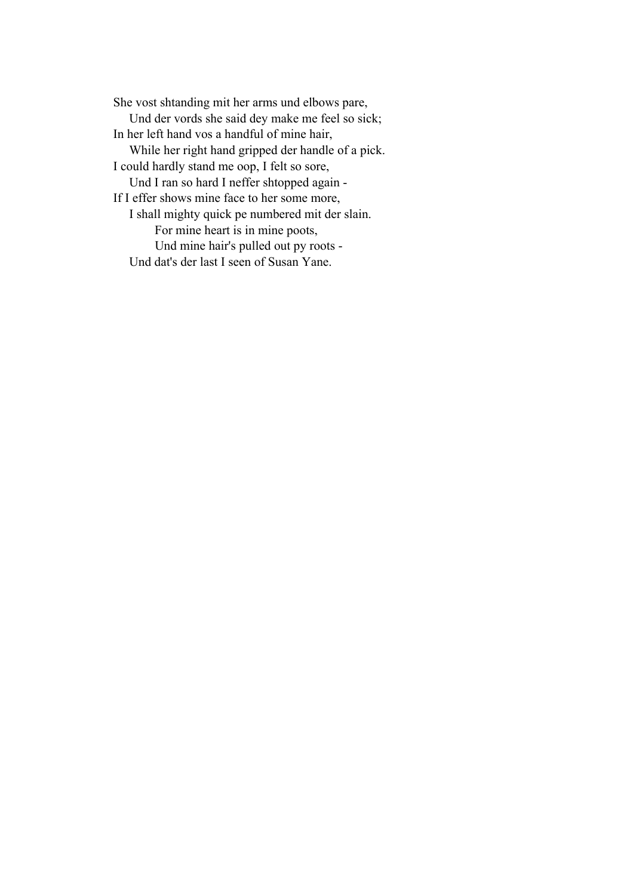She vost shtanding mit her arms und elbows pare,  
&nbsp;&nbsp;&nbsp;&nbsp;Und der vords she said dey make me feel so sick;  
In her left hand vos a handful of mine hair,  
&nbsp;&nbsp;&nbsp;&nbsp;While her right hand gripped der handle of a pick.  
I could hardly stand me oop, I felt so sore,  
&nbsp;&nbsp;&nbsp;&nbsp;Und I ran so hard I neffer shtopped again -  
If I effer shows mine face to her some more,  
&nbsp;&nbsp;&nbsp;&nbsp;I shall mighty quick pe numbered mit der slain.  
&nbsp;&nbsp;&nbsp;&nbsp;&nbsp;&nbsp;&nbsp;&nbsp;For mine heart is in mine poots,  
&nbsp;&nbsp;&nbsp;&nbsp;&nbsp;&nbsp;&nbsp;&nbsp;Und mine hair's pulled out py roots -  
&nbsp;&nbsp;&nbsp;&nbsp;Und dat's der last I seen of Susan Yane.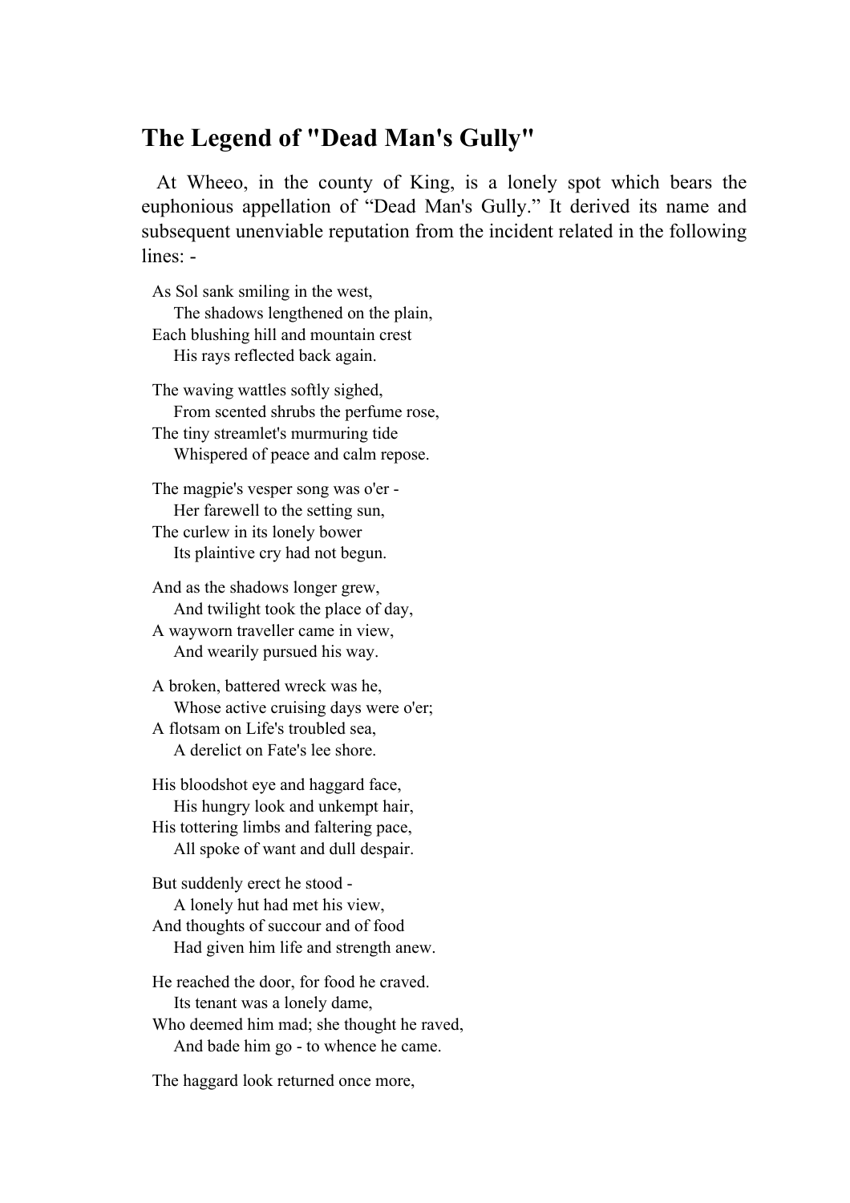## The Legend of "Dead Man's Gully"

At Wheeo, in the county of King, is a lonely spot which bears the euphonious appellation of "Dead Man's Gully." It derived its name and subsequent unenviable reputation from the incident related in the following lines: -

As Sol sank smiling in the west,  
The shadows lengthened on the plain,  
Each blushing hill and mountain crest  
His rays reflected back again.

The waving wattles softly sighed,  
From scented shrubs the perfume rose,  
The tiny streamlet's murmuring tide  
Whispered of peace and calm repose.

The magpie's vesper song was o'er -  
Her farewell to the setting sun,  
The curlew in its lonely bower  
Its plaintive cry had not begun.

And as the shadows longer grew,  
And twilight took the place of day,  
A wayworn traveller came in view,  
And wearily pursued his way.

A broken, battered wreck was he,  
Whose active cruising days were o'er;  
A flotsam on Life's troubled sea,  
A derelict on Fate's lee shore.

His bloodshot eye and haggard face,  
His hungry look and unkempt hair,  
His tottering limbs and faltering pace,  
All spoke of want and dull despair.

But suddenly erect he stood -  
A lonely hut had met his view,  
And thoughts of succour and of food  
Had given him life and strength anew.

He reached the door, for food he craved.  
Its tenant was a lonely dame,  
Who deemed him mad; she thought he raved,  
And bade him go - to whence he came.

The haggard look returned once more,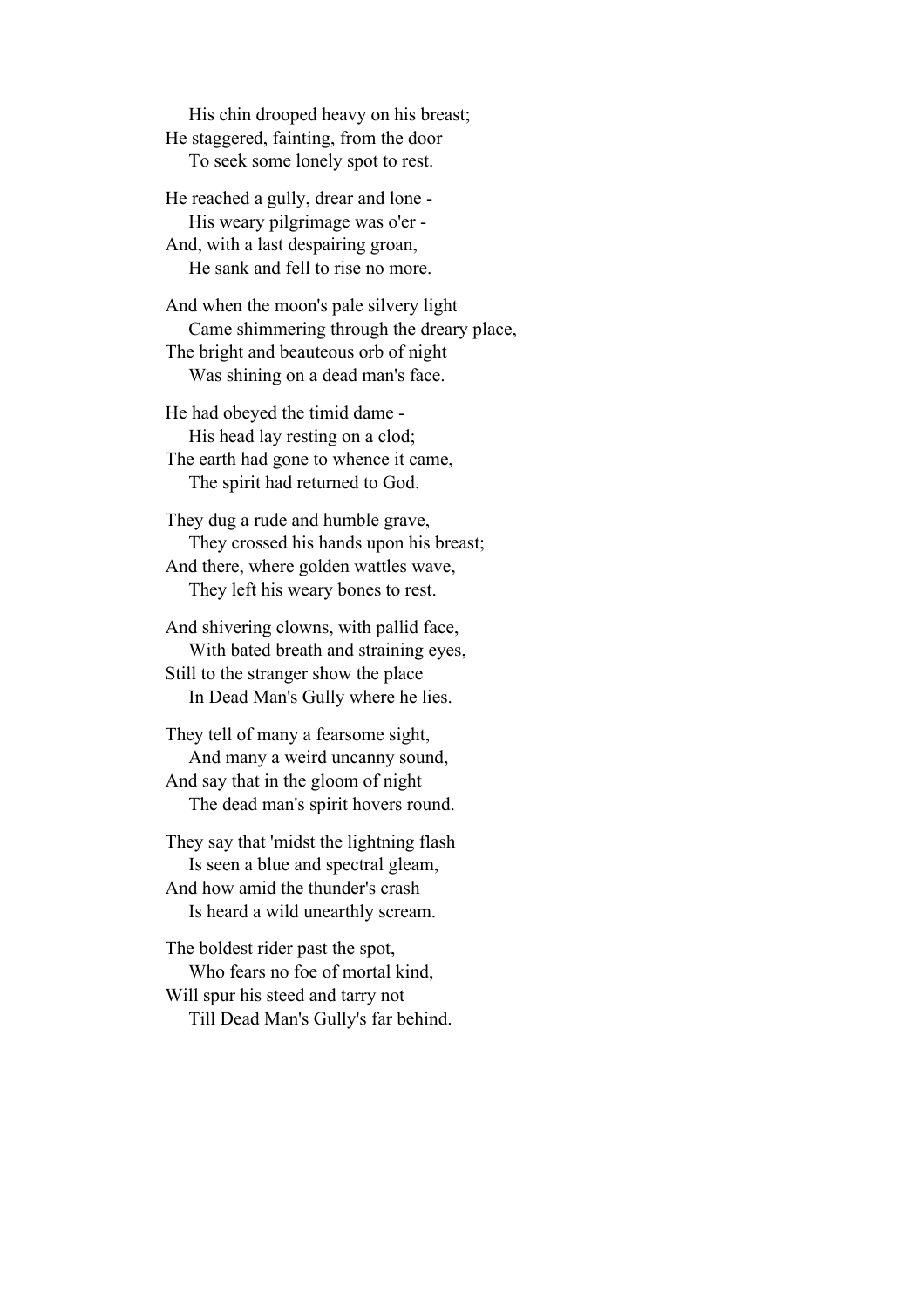His chin drooped heavy on his breast;  
He staggered, fainting, from the door  
To seek some lonely spot to rest.

He reached a gully, drear and lone -  
His weary pilgrimage was o'er -  
And, with a last despairing groan,  
He sank and fell to rise no more.

And when the moon's pale silvery light  
Came shimmering through the dreary place,  
The bright and beauteous orb of night  
Was shining on a dead man's face.

He had obeyed the timid dame -  
His head lay resting on a clod;  
The earth had gone to whence it came,  
The spirit had returned to God.

They dug a rude and humble grave,  
They crossed his hands upon his breast;  
And there, where golden wattles wave,  
They left his weary bones to rest.

And shivering clowns, with pallid face,  
With bated breath and straining eyes,  
Still to the stranger show the place  
In Dead Man's Gully where he lies.

They tell of many a fearsome sight,  
And many a weird uncanny sound,  
And say that in the gloom of night  
The dead man's spirit hovers round.

They say that 'midst the lightning flash  
Is seen a blue and spectral gleam,  
And how amid the thunder's crash  
Is heard a wild unearthly scream.

The boldest rider past the spot,  
Who fears no foe of mortal kind,  
Will spur his steed and tarry not  
Till Dead Man's Gully's far behind.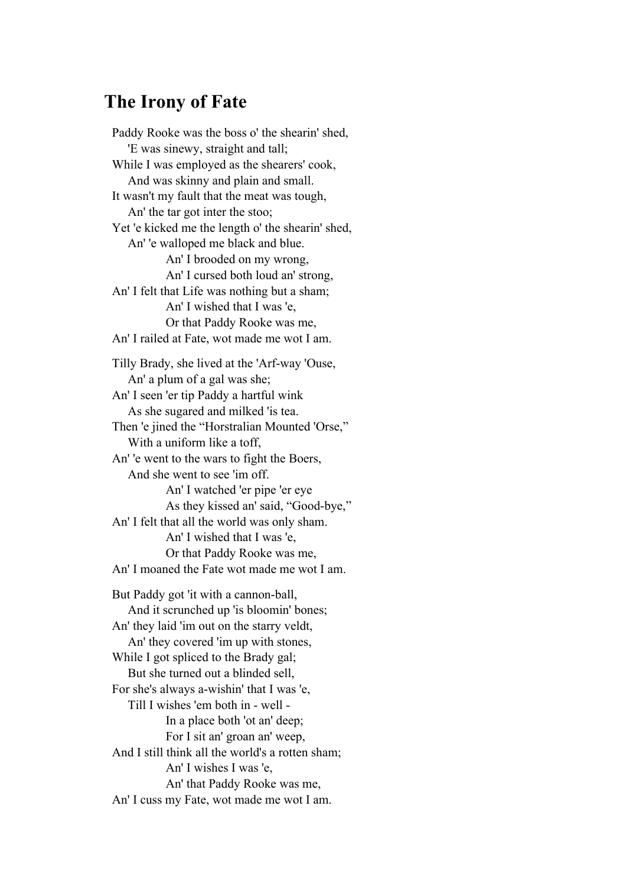## The Irony of Fate

Paddy Rooke was the boss o' the shearin' shed,  
    'E was sinewy, straight and tall;  
While I was employed as the shearers' cook,  
    And was skinny and plain and small.  
It wasn't my fault that the meat was tough,  
    An' the tar got inter the stoo;  
Yet 'e kicked me the length o' the shearin' shed,  
    An' 'e walloped me black and blue.  
        An' I brooded on my wrong,  
        An' I cursed both loud an' strong,  
An' I felt that Life was nothing but a sham;  
        An' I wished that I was 'e,  
        Or that Paddy Rooke was me,  
An' I railed at Fate, wot made me wot I am.

Tilly Brady, she lived at the 'Arf-way 'Ouse,  
    An' a plum of a gal was she;  
An' I seen 'er tip Paddy a hartful wink  
    As she sugared and milked 'is tea.  
Then 'e jined the "Horstralian Mounted 'Orse,"  
    With a uniform like a toff,  
An' 'e went to the wars to fight the Boers,  
    And she went to see 'im off.  
        An' I watched 'er pipe 'er eye  
        As they kissed an' said, "Good-bye,"  
An' I felt that all the world was only sham.  
        An' I wished that I was 'e,  
        Or that Paddy Rooke was me,  
An' I moaned the Fate wot made me wot I am.

But Paddy got 'it with a cannon-ball,  
    And it scrunched up 'is bloomin' bones;  
An' they laid 'im out on the starry veldt,  
    An' they covered 'im up with stones,  
While I got spliced to the Brady gal;  
    But she turned out a blinded sell,  
For she's always a-wishin' that I was 'e,  
    Till I wishes 'em both in - well -  
        In a place both 'ot an' deep;  
        For I sit an' groan an' weep,  
And I still think all the world's a rotten sham;  
        An' I wishes I was 'e,  
        An' that Paddy Rooke was me,  
An' I cuss my Fate, wot made me wot I am.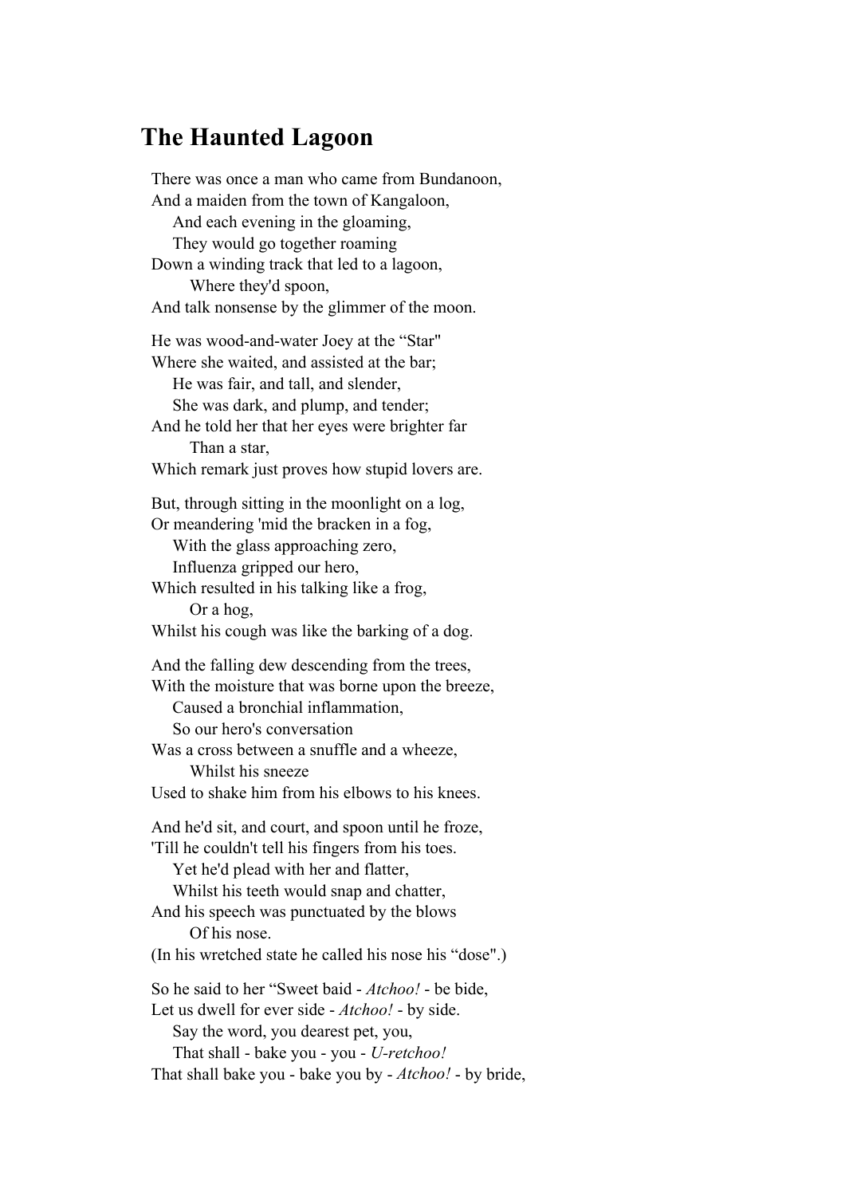## The Haunted Lagoon

There was once a man who came from Bundanoon,  
And a maiden from the town of Kangaloon,  
&nbsp;&nbsp;&nbsp;&nbsp;And each evening in the gloaming,  
&nbsp;&nbsp;&nbsp;&nbsp;They would go together roaming  
Down a winding track that led to a lagoon,  
&nbsp;&nbsp;&nbsp;&nbsp;&nbsp;&nbsp;&nbsp;&nbsp;Where they'd spoon,  
And talk nonsense by the glimmer of the moon.

He was wood-and-water Joey at the "Star"  
Where she waited, and assisted at the bar;  
&nbsp;&nbsp;&nbsp;&nbsp;He was fair, and tall, and slender,  
&nbsp;&nbsp;&nbsp;&nbsp;She was dark, and plump, and tender;  
And he told her that her eyes were brighter far  
&nbsp;&nbsp;&nbsp;&nbsp;&nbsp;&nbsp;&nbsp;&nbsp;Than a star,  
Which remark just proves how stupid lovers are.

But, through sitting in the moonlight on a log,  
Or meandering 'mid the bracken in a fog,  
&nbsp;&nbsp;&nbsp;&nbsp;With the glass approaching zero,  
&nbsp;&nbsp;&nbsp;&nbsp;Influenza gripped our hero,  
Which resulted in his talking like a frog,  
&nbsp;&nbsp;&nbsp;&nbsp;&nbsp;&nbsp;&nbsp;&nbsp;Or a hog,  
Whilst his cough was like the barking of a dog.

And the falling dew descending from the trees,  
With the moisture that was borne upon the breeze,  
&nbsp;&nbsp;&nbsp;&nbsp;Caused a bronchial inflammation,  
&nbsp;&nbsp;&nbsp;&nbsp;So our hero's conversation  
Was a cross between a snuffle and a wheeze,  
&nbsp;&nbsp;&nbsp;&nbsp;&nbsp;&nbsp;&nbsp;&nbsp;Whilst his sneeze  
Used to shake him from his elbows to his knees.

And he'd sit, and court, and spoon until he froze,  
'Till he couldn't tell his fingers from his toes.  
&nbsp;&nbsp;&nbsp;&nbsp;Yet he'd plead with her and flatter,  
&nbsp;&nbsp;&nbsp;&nbsp;Whilst his teeth would snap and chatter,  
And his speech was punctuated by the blows  
&nbsp;&nbsp;&nbsp;&nbsp;&nbsp;&nbsp;&nbsp;&nbsp;Of his nose.  
(In his wretched state he called his nose his "dose".)

So he said to her "Sweet baid - *Atchoo!* - be bide,  
Let us dwell for ever side - *Atchoo!* - by side.  
&nbsp;&nbsp;&nbsp;&nbsp;Say the word, you dearest pet, you,  
&nbsp;&nbsp;&nbsp;&nbsp;That shall - bake you - you - *U-retchoo!*  
That shall bake you - bake you by - *Atchoo!* - by bride,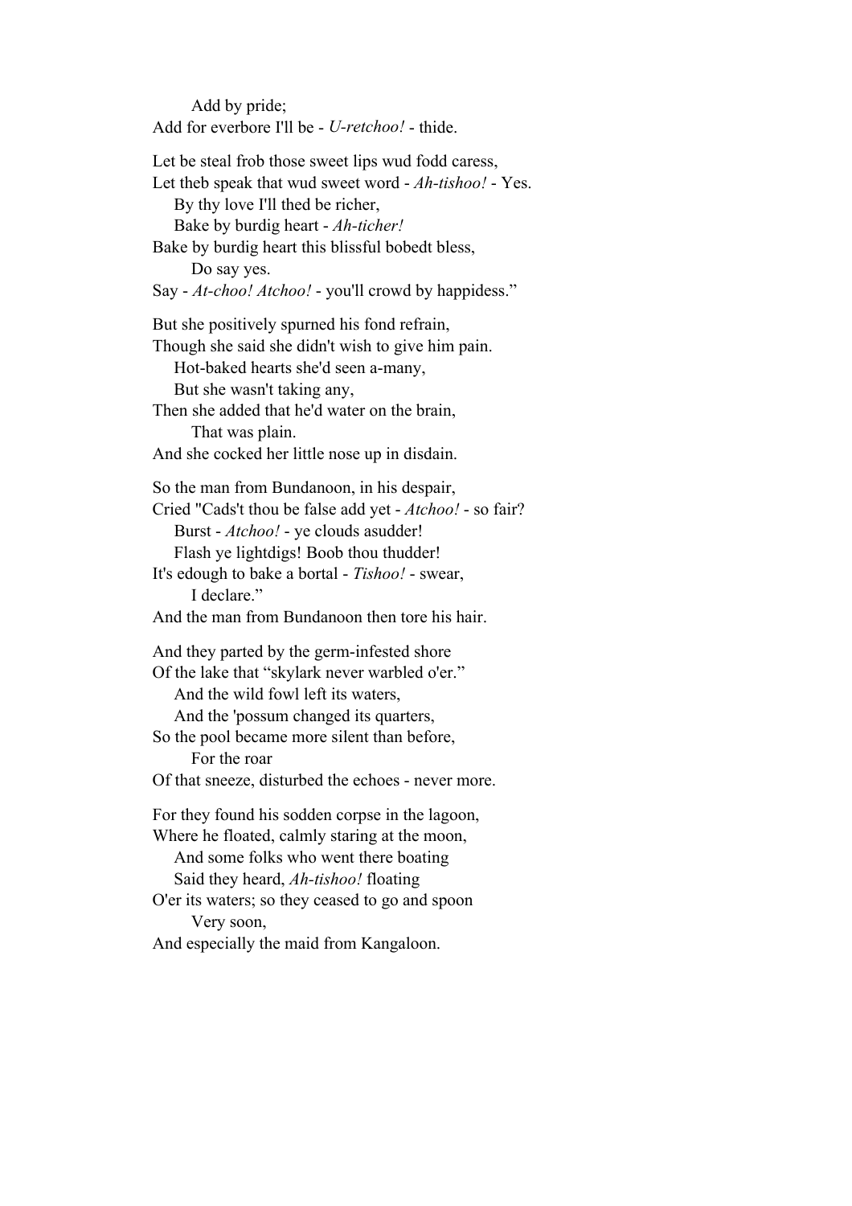Add by pride;  
Add for everbore I'll be - *U-retchoo!* - thide.

Let be steal frob those sweet lips wud fodd caress,  
Let theb speak that wud sweet word - *Ah-tishoo!* - Yes.  
By thy love I'll thed be richer,  
Bake by burdig heart - *Ah-ticher!*  
Bake by burdig heart this blissful bobedt bless,  
Do say yes.  
Say - *At-choo! Atchoo!* - you'll crowd by happidess."

But she positively spurned his fond refrain,  
Though she said she didn't wish to give him pain.  
Hot-baked hearts she'd seen a-many,  
But she wasn't taking any,  
Then she added that he'd water on the brain,  
That was plain.  
And she cocked her little nose up in disdain.

So the man from Bundanoon, in his despair,  
Cried "Cads't thou be false add yet - *Atchoo!* - so fair?  
Burst - *Atchoo!* - ye clouds asudder!  
Flash ye lightdigs! Boob thou thudder!  
It's edough to bake a bortal - *Tishoo!* - swear,  
I declare."  
And the man from Bundanoon then tore his hair.

And they parted by the germ-infested shore  
Of the lake that "skylark never warbled o'er."  
And the wild fowl left its waters,  
And the 'possum changed its quarters,  
So the pool became more silent than before,  
For the roar  
Of that sneeze, disturbed the echoes - never more.

For they found his sodden corpse in the lagoon,  
Where he floated, calmly staring at the moon,  
And some folks who went there boating  
Said they heard, *Ah-tishoo!* floating  
O'er its waters; so they ceased to go and spoon  
Very soon,  
And especially the maid from Kangaloon.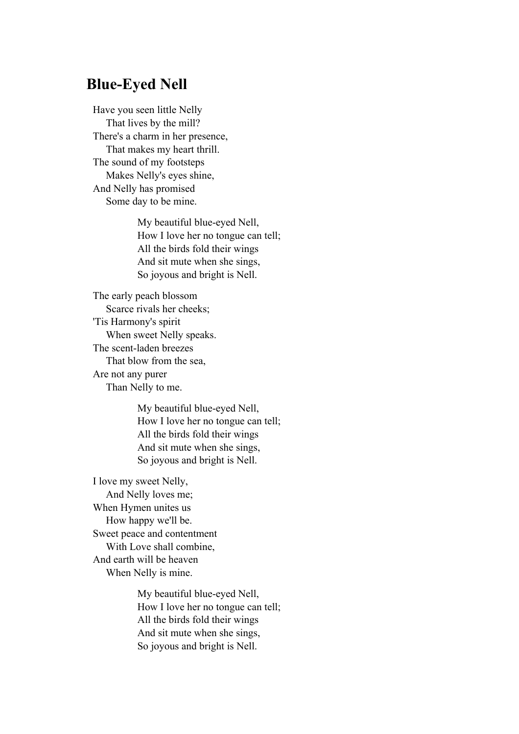## Blue-Eyed Nell

Have you seen little Nelly  
That lives by the mill?  
There's a charm in her presence,  
That makes my heart thrill.  
The sound of my footsteps  
Makes Nelly's eyes shine,  
And Nelly has promised  
Some day to be mine.

> My beautiful blue-eyed Nell,  
> How I love her no tongue can tell;  
> All the birds fold their wings  
> And sit mute when she sings,  
> So joyous and bright is Nell.

The early peach blossom  
Scarce rivals her cheeks;  
'Tis Harmony's spirit  
When sweet Nelly speaks.  
The scent-laden breezes  
That blow from the sea,  
Are not any purer  
Than Nelly to me.

> My beautiful blue-eyed Nell,  
> How I love her no tongue can tell;  
> All the birds fold their wings  
> And sit mute when she sings,  
> So joyous and bright is Nell.

I love my sweet Nelly,  
And Nelly loves me;  
When Hymen unites us  
How happy we'll be.  
Sweet peace and contentment  
With Love shall combine,  
And earth will be heaven  
When Nelly is mine.

> My beautiful blue-eyed Nell,  
> How I love her no tongue can tell;  
> All the birds fold their wings  
> And sit mute when she sings,  
> So joyous and bright is Nell.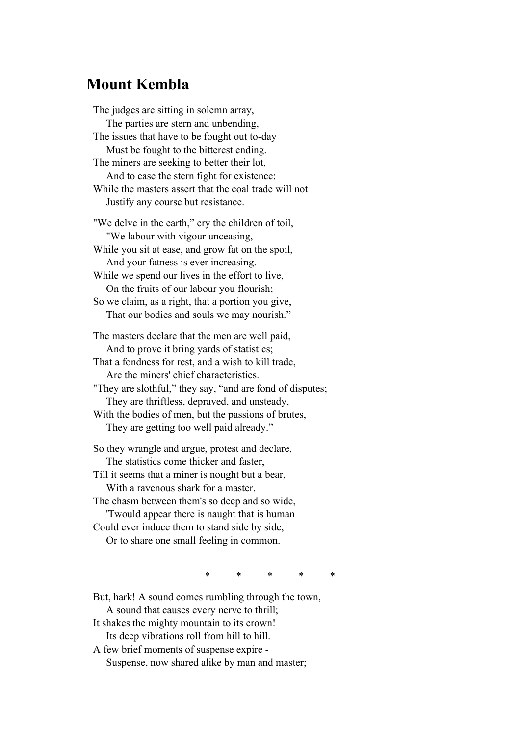## Mount Kembla

The judges are sitting in solemn array,
    The parties are stern and unbending,
The issues that have to be fought out to-day
    Must be fought to the bitterest ending.
The miners are seeking to better their lot,
    And to ease the stern fight for existence:
While the masters assert that the coal trade will not
    Justify any course but resistance.

"We delve in the earth," cry the children of toil,
    "We labour with vigour unceasing,
While you sit at ease, and grow fat on the spoil,
    And your fatness is ever increasing.
While we spend our lives in the effort to live,
    On the fruits of our labour you flourish;
So we claim, as a right, that a portion you give,
    That our bodies and souls we may nourish."

The masters declare that the men are well paid,
    And to prove it bring yards of statistics;
That a fondness for rest, and a wish to kill trade,
    Are the miners' chief characteristics.
"They are slothful," they say, "and are fond of disputes;
    They are thriftless, depraved, and unsteady,
With the bodies of men, but the passions of brutes,
    They are getting too well paid already."

So they wrangle and argue, protest and declare,
    The statistics come thicker and faster,
Till it seems that a miner is nought but a bear,
    With a ravenous shark for a master.
The chasm between them's so deep and so wide,
    'Twould appear there is naught that is human
Could ever induce them to stand side by side,
    Or to share one small feeling in common.

\*    \*    \*    \*    \*

But, hark! A sound comes rumbling through the town,
    A sound that causes every nerve to thrill;
It shakes the mighty mountain to its crown!
    Its deep vibrations roll from hill to hill.
A few brief moments of suspense expire -
    Suspense, now shared alike by man and master;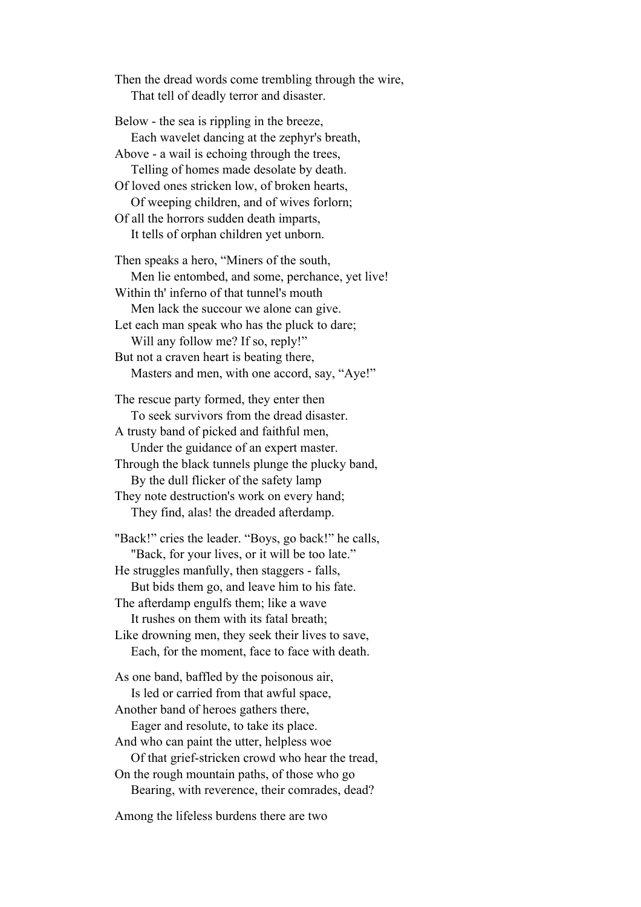Then the dread words come trembling through the wire,
    That tell of deadly terror and disaster.

Below - the sea is rippling in the breeze,
    Each wavelet dancing at the zephyr's breath,
Above - a wail is echoing through the trees,
    Telling of homes made desolate by death.
Of loved ones stricken low, of broken hearts,
    Of weeping children, and of wives forlorn;
Of all the horrors sudden death imparts,
    It tells of orphan children yet unborn.

Then speaks a hero, "Miners of the south,
    Men lie entombed, and some, perchance, yet live!
Within th' inferno of that tunnel's mouth
    Men lack the succour we alone can give.
Let each man speak who has the pluck to dare;
    Will any follow me? If so, reply!"
But not a craven heart is beating there,
    Masters and men, with one accord, say, "Aye!"

The rescue party formed, they enter then
    To seek survivors from the dread disaster.
A trusty band of picked and faithful men,
    Under the guidance of an expert master.
Through the black tunnels plunge the plucky band,
    By the dull flicker of the safety lamp
They note destruction's work on every hand;
    They find, alas! the dreaded afterdamp.

"Back!" cries the leader. "Boys, go back!" he calls,
    "Back, for your lives, or it will be too late."
He struggles manfully, then staggers - falls,
    But bids them go, and leave him to his fate.
The afterdamp engulfs them; like a wave
    It rushes on them with its fatal breath;
Like drowning men, they seek their lives to save,
    Each, for the moment, face to face with death.

As one band, baffled by the poisonous air,
    Is led or carried from that awful space,
Another band of heroes gathers there,
    Eager and resolute, to take its place.
And who can paint the utter, helpless woe
    Of that grief-stricken crowd who hear the tread,
On the rough mountain paths, of those who go
    Bearing, with reverence, their comrades, dead?

Among the lifeless burdens there are two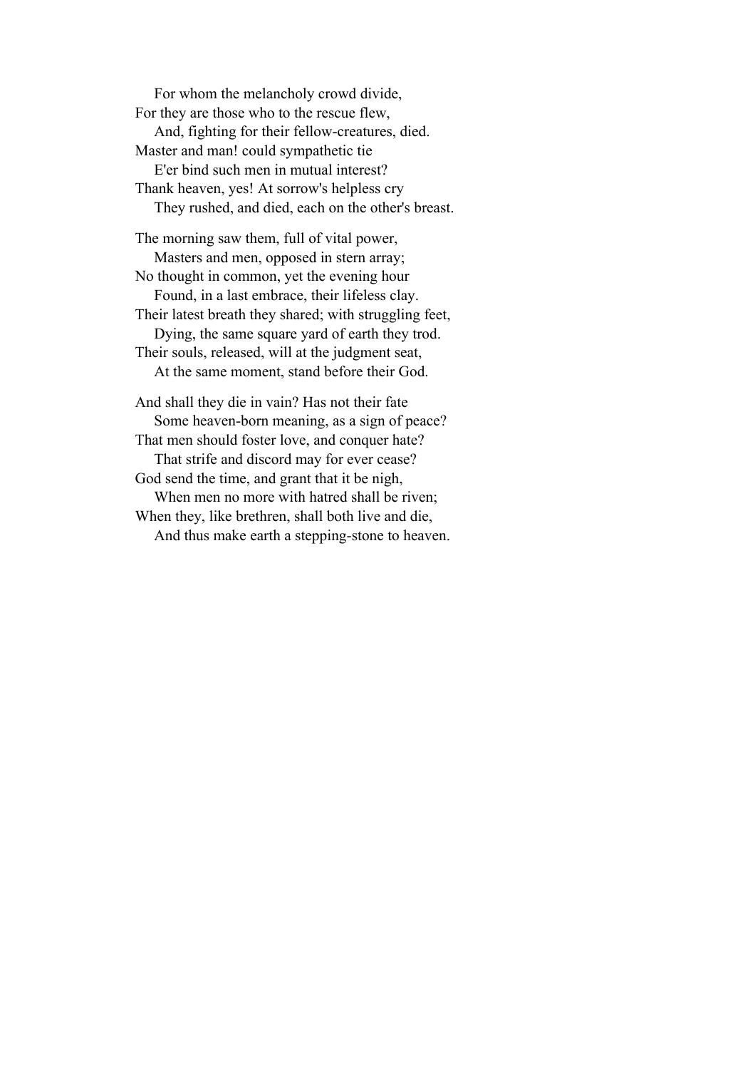For whom the melancholy crowd divide,
For they are those who to the rescue flew,
And, fighting for their fellow-creatures, died.
Master and man! could sympathetic tie
E'er bind such men in mutual interest?
Thank heaven, yes! At sorrow's helpless cry
They rushed, and died, each on the other's breast.

The morning saw them, full of vital power,
Masters and men, opposed in stern array;
No thought in common, yet the evening hour
Found, in a last embrace, their lifeless clay.
Their latest breath they shared; with struggling feet,
Dying, the same square yard of earth they trod.
Their souls, released, will at the judgment seat,
At the same moment, stand before their God.

And shall they die in vain? Has not their fate
Some heaven-born meaning, as a sign of peace?
That men should foster love, and conquer hate?
That strife and discord may for ever cease?
God send the time, and grant that it be nigh,
When men no more with hatred shall be riven;
When they, like brethren, shall both live and die,
And thus make earth a stepping-stone to heaven.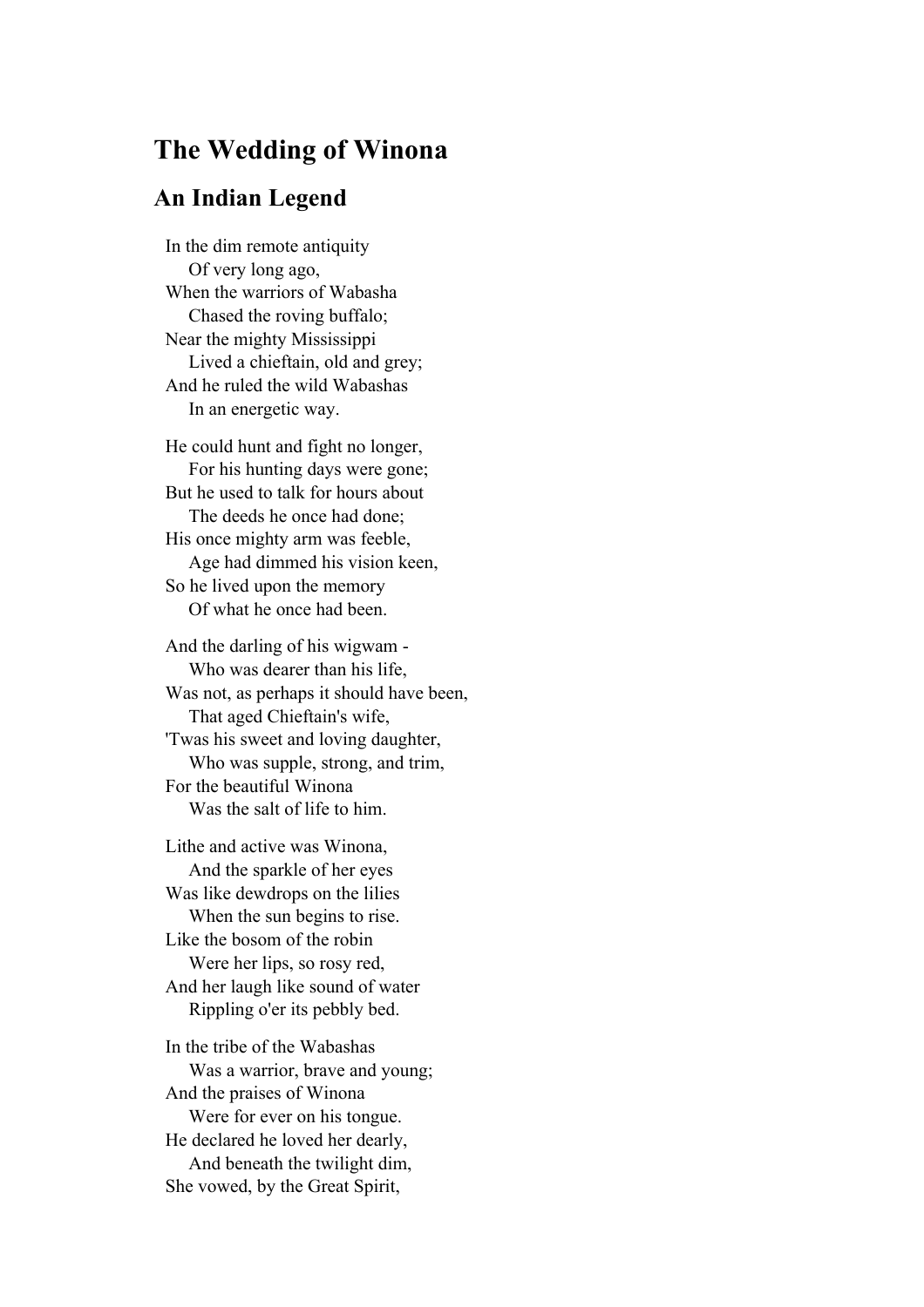# The Wedding of Winona

## An Indian Legend

In the dim remote antiquity
    Of very long ago,
When the warriors of Wabasha
    Chased the roving buffalo;
Near the mighty Mississippi
    Lived a chieftain, old and grey;
And he ruled the wild Wabashas
    In an energetic way.

He could hunt and fight no longer,
    For his hunting days were gone;
But he used to talk for hours about
    The deeds he once had done;
His once mighty arm was feeble,
    Age had dimmed his vision keen,
So he lived upon the memory
    Of what he once had been.

And the darling of his wigwam -
    Who was dearer than his life,
Was not, as perhaps it should have been,
    That aged Chieftain's wife,
'Twas his sweet and loving daughter,
    Who was supple, strong, and trim,
For the beautiful Winona
    Was the salt of life to him.

Lithe and active was Winona,
    And the sparkle of her eyes
Was like dewdrops on the lilies
    When the sun begins to rise.
Like the bosom of the robin
    Were her lips, so rosy red,
And her laugh like sound of water
    Rippling o'er its pebbly bed.

In the tribe of the Wabashas
    Was a warrior, brave and young;
And the praises of Winona
    Were for ever on his tongue.
He declared he loved her dearly,
    And beneath the twilight dim,
She vowed, by the Great Spirit,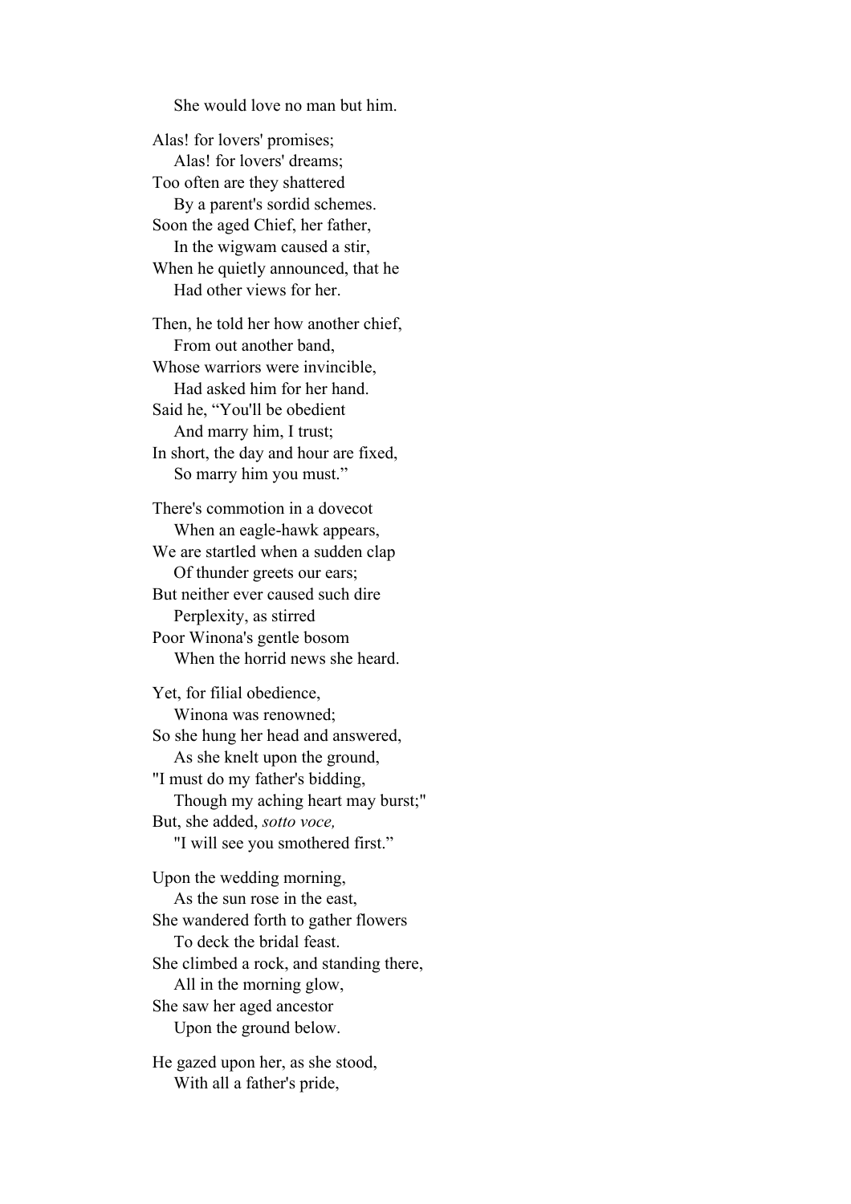She would love no man but him.

Alas! for lovers' promises;
Alas! for lovers' dreams;
Too often are they shattered
By a parent's sordid schemes.
Soon the aged Chief, her father,
In the wigwam caused a stir,
When he quietly announced, that he
Had other views for her.

Then, he told her how another chief,
From out another band,
Whose warriors were invincible,
Had asked him for her hand.
Said he, "You'll be obedient
And marry him, I trust;
In short, the day and hour are fixed,
So marry him you must."

There's commotion in a dovecot
When an eagle-hawk appears,
We are startled when a sudden clap
Of thunder greets our ears;
But neither ever caused such dire
Perplexity, as stirred
Poor Winona's gentle bosom
When the horrid news she heard.

Yet, for filial obedience,
Winona was renowned;
So she hung her head and answered,
As she knelt upon the ground,
"I must do my father's bidding,
Though my aching heart may burst;"
But, she added, *sotto voce,*
"I will see you smothered first."

Upon the wedding morning,
As the sun rose in the east,
She wandered forth to gather flowers
To deck the bridal feast.
She climbed a rock, and standing there,
All in the morning glow,
She saw her aged ancestor
Upon the ground below.

He gazed upon her, as she stood,
With all a father's pride,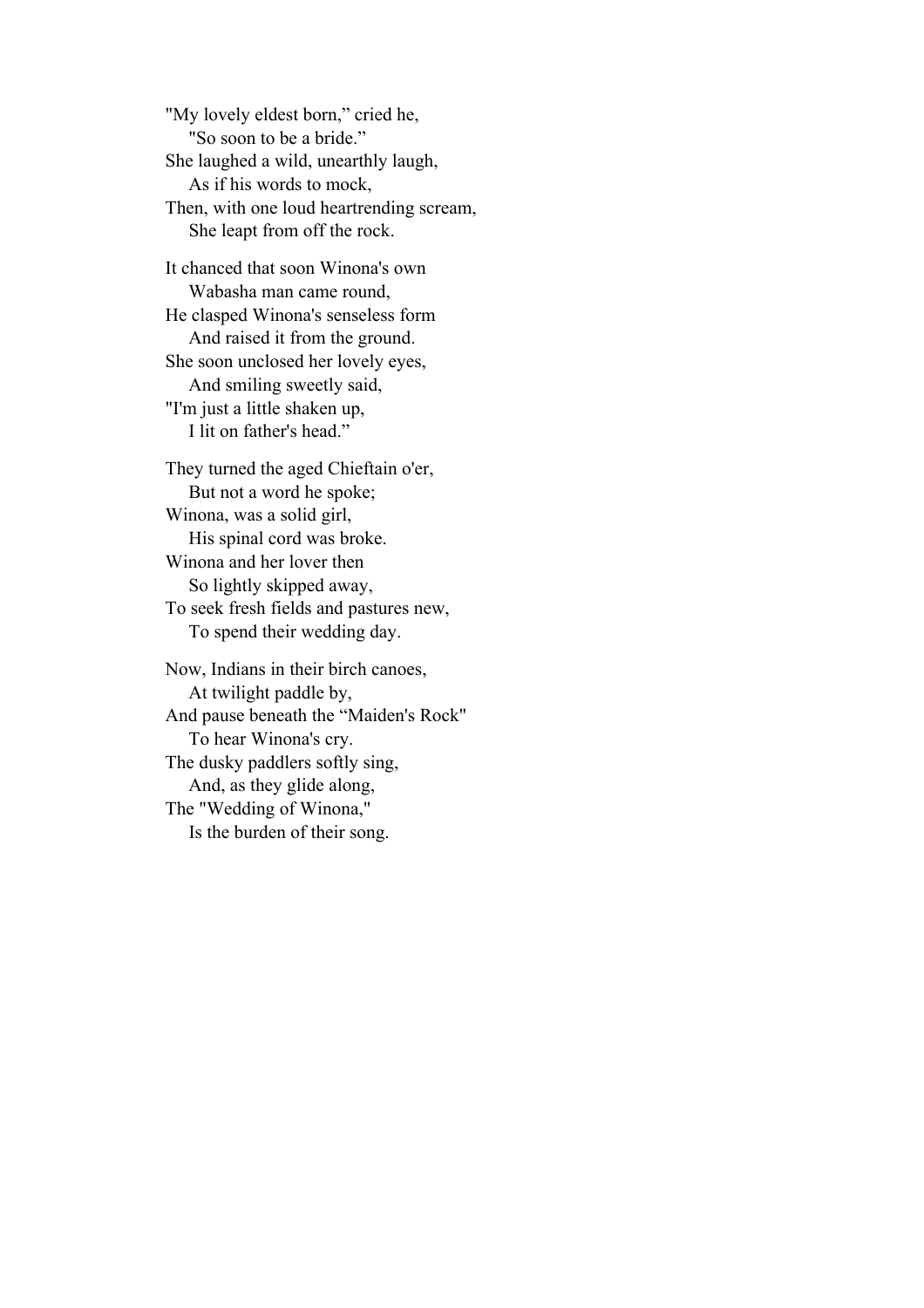"My lovely eldest born," cried he,
    "So soon to be a bride."
She laughed a wild, unearthly laugh,
    As if his words to mock,
Then, with one loud heartrending scream,
    She leapt from off the rock.

It chanced that soon Winona's own
    Wabasha man came round,
He clasped Winona's senseless form
    And raised it from the ground.
She soon unclosed her lovely eyes,
    And smiling sweetly said,
"I'm just a little shaken up,
    I lit on father's head."

They turned the aged Chieftain o'er,
    But not a word he spoke;
Winona, was a solid girl,
    His spinal cord was broke.
Winona and her lover then
    So lightly skipped away,
To seek fresh fields and pastures new,
    To spend their wedding day.

Now, Indians in their birch canoes,
    At twilight paddle by,
And pause beneath the "Maiden's Rock"
    To hear Winona's cry.
The dusky paddlers softly sing,
    And, as they glide along,
The "Wedding of Winona,"
    Is the burden of their song.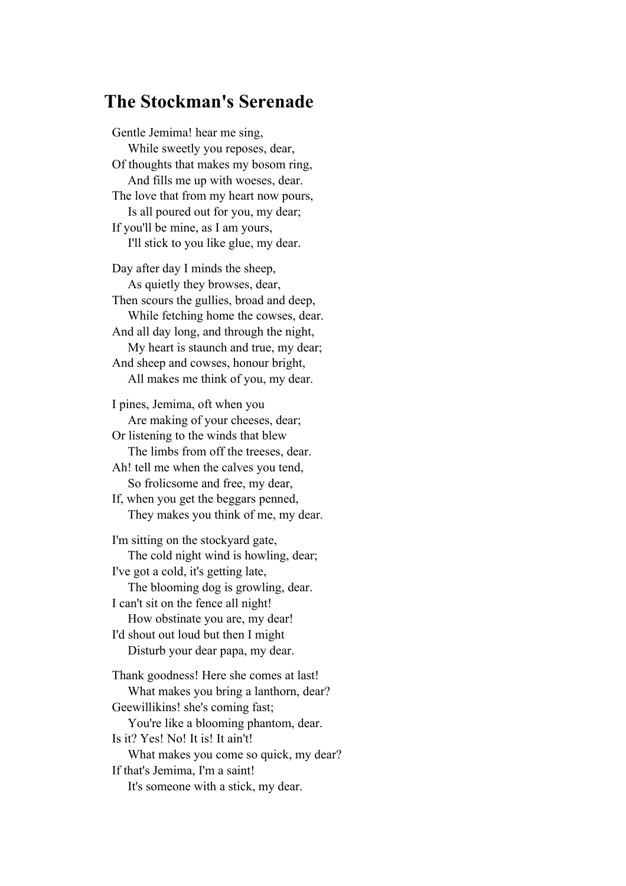## The Stockman's Serenade

Gentle Jemima! hear me sing,
    While sweetly you reposes, dear,
Of thoughts that makes my bosom ring,
    And fills me up with woeses, dear.
The love that from my heart now pours,
    Is all poured out for you, my dear;
If you'll be mine, as I am yours,
    I'll stick to you like glue, my dear.

Day after day I minds the sheep,
    As quietly they browses, dear,
Then scours the gullies, broad and deep,
    While fetching home the cowses, dear.
And all day long, and through the night,
    My heart is staunch and true, my dear;
And sheep and cowses, honour bright,
    All makes me think of you, my dear.

I pines, Jemima, oft when you
    Are making of your cheeses, dear;
Or listening to the winds that blew
    The limbs from off the treeses, dear.
Ah! tell me when the calves you tend,
    So frolicsome and free, my dear,
If, when you get the beggars penned,
    They makes you think of me, my dear.

I'm sitting on the stockyard gate,
    The cold night wind is howling, dear;
I've got a cold, it's getting late,
    The blooming dog is growling, dear.
I can't sit on the fence all night!
    How obstinate you are, my dear!
I'd shout out loud but then I might
    Disturb your dear papa, my dear.

Thank goodness! Here she comes at last!
    What makes you bring a lanthorn, dear?
Geewillikins! she's coming fast;
    You're like a blooming phantom, dear.
Is it? Yes! No! It is! It ain't!
    What makes you come so quick, my dear?
If that's Jemima, I'm a saint!
    It's someone with a stick, my dear.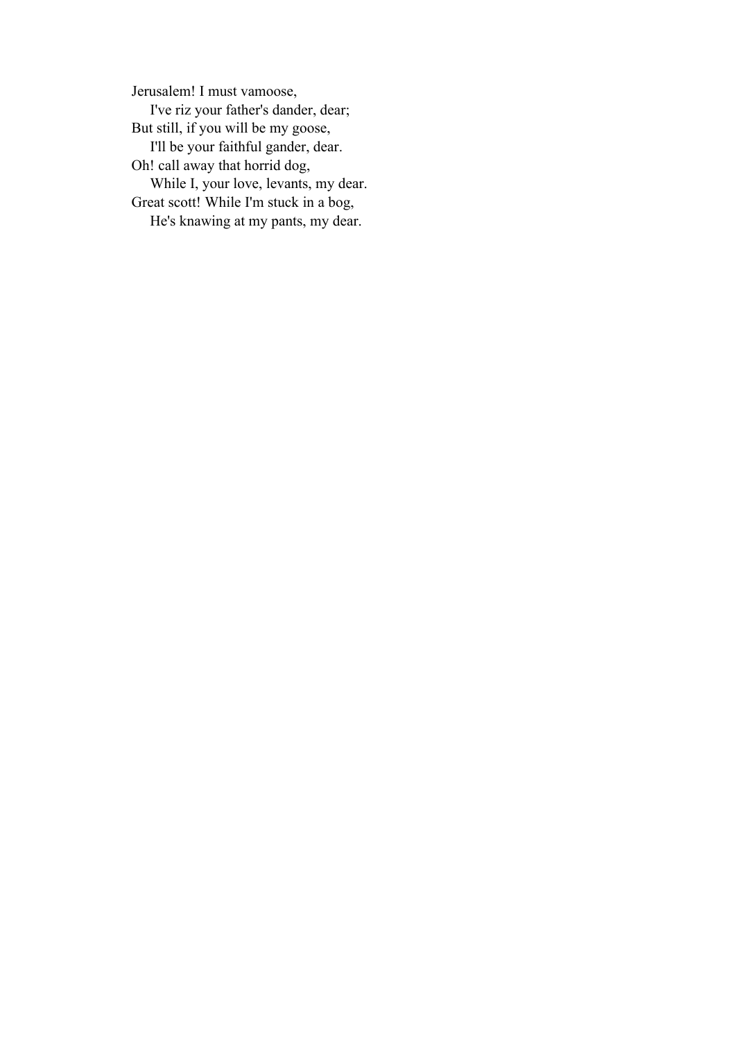Jerusalem! I must vamoose,  
    I've riz your father's dander, dear;  
But still, if you will be my goose,  
    I'll be your faithful gander, dear.  
Oh! call away that horrid dog,  
    While I, your love, levants, my dear.  
Great scott! While I'm stuck in a bog,  
    He's knawing at my pants, my dear.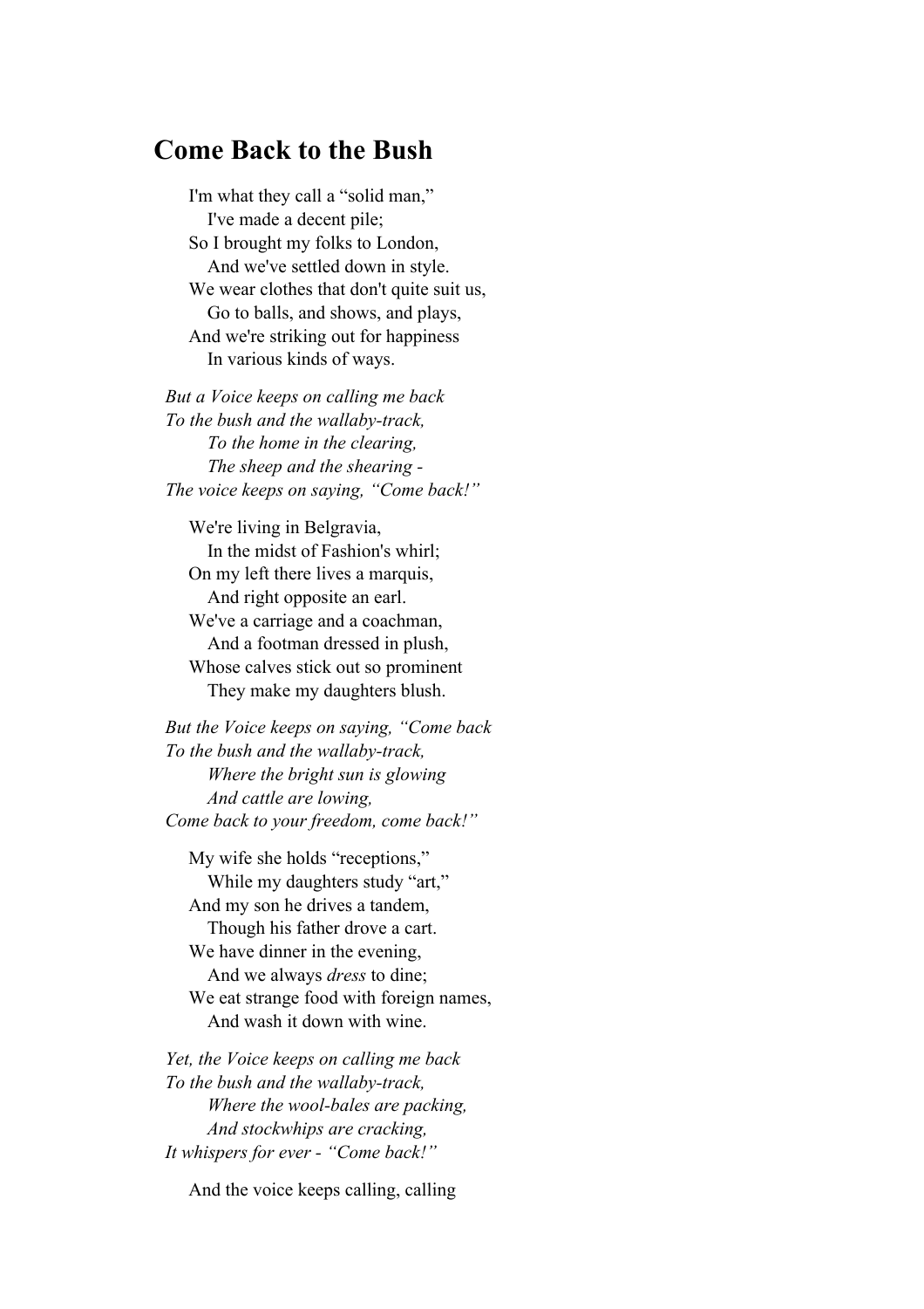## Come Back to the Bush

I'm what they call a “solid man,”  
I've made a decent pile;  
So I brought my folks to London,  
And we've settled down in style.  
We wear clothes that don't quite suit us,  
Go to balls, and shows, and plays,  
And we're striking out for happiness  
In various kinds of ways.

*But a Voice keeps on calling me back*  
*To the bush and the wallaby-track,*  
*To the home in the clearing,*  
*The sheep and the shearing -*  
*The voice keeps on saying, “Come back!”*

We're living in Belgravia,  
In the midst of Fashion's whirl;  
On my left there lives a marquis,  
And right opposite an earl.  
We've a carriage and a coachman,  
And a footman dressed in plush,  
Whose calves stick out so prominent  
They make my daughters blush.

*But the Voice keeps on saying, “Come back*  
*To the bush and the wallaby-track,*  
*Where the bright sun is glowing*  
*And cattle are lowing,*  
*Come back to your freedom, come back!”*

My wife she holds “receptions,”  
While my daughters study “art,”  
And my son he drives a tandem,  
Though his father drove a cart.  
We have dinner in the evening,  
And we always *dress* to dine;  
We eat strange food with foreign names,  
And wash it down with wine.

*Yet, the Voice keeps on calling me back*  
*To the bush and the wallaby-track,*  
*Where the wool-bales are packing,*  
*And stockwhips are cracking,*  
*It whispers for ever - “Come back!”*

And the voice keeps calling, calling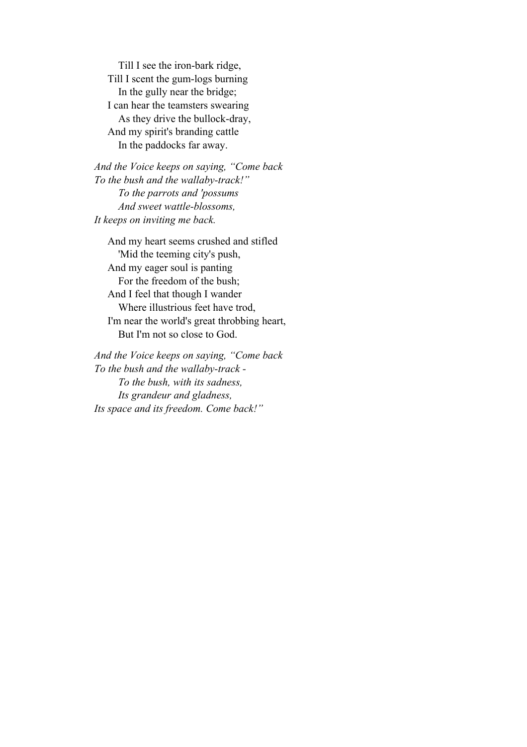Till I see the iron-bark ridge,  
Till I scent the gum-logs burning  
In the gully near the bridge;  
I can hear the teamsters swearing  
As they drive the bullock-dray,  
And my spirit's branding cattle  
In the paddocks far away.

*And the Voice keeps on saying, "Come back*  
*To the bush and the wallaby-track!"*  
*To the parrots and 'possums*  
*And sweet wattle-blossoms,*  
*It keeps on inviting me back.*

And my heart seems crushed and stifled  
'Mid the teeming city's push,  
And my eager soul is panting  
For the freedom of the bush;  
And I feel that though I wander  
Where illustrious feet have trod,  
I'm near the world's great throbbing heart,  
But I'm not so close to God.

*And the Voice keeps on saying, "Come back*  
*To the bush and the wallaby-track -*  
*To the bush, with its sadness,*  
*Its grandeur and gladness,*  
*Its space and its freedom. Come back!"*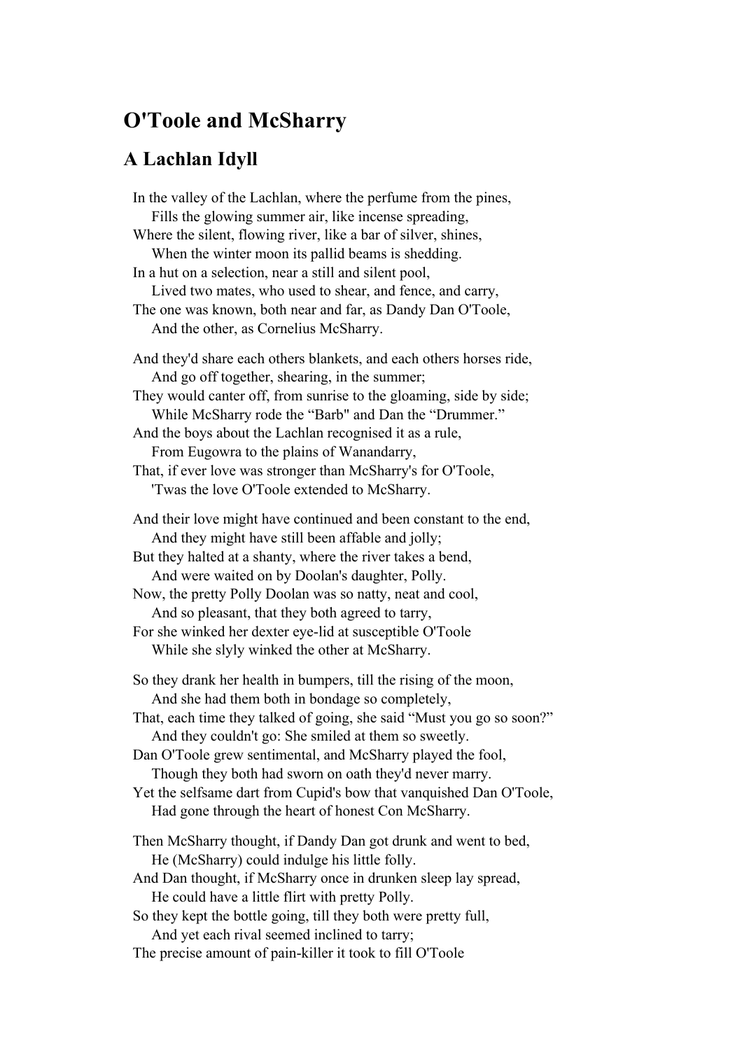# O'Toole and McSharry

## A Lachlan Idyll

In the valley of the Lachlan, where the perfume from the pines,
 Fills the glowing summer air, like incense spreading,
Where the silent, flowing river, like a bar of silver, shines,
 When the winter moon its pallid beams is shedding.
In a hut on a selection, near a still and silent pool,
 Lived two mates, who used to shear, and fence, and carry,
The one was known, both near and far, as Dandy Dan O'Toole,
 And the other, as Cornelius McSharry.

And they'd share each others blankets, and each others horses ride,
 And go off together, shearing, in the summer;
They would canter off, from sunrise to the gloaming, side by side;
 While McSharry rode the "Barb" and Dan the "Drummer."
And the boys about the Lachlan recognised it as a rule,
 From Eugowra to the plains of Wanandarry,
That, if ever love was stronger than McSharry's for O'Toole,
 'Twas the love O'Toole extended to McSharry.

And their love might have continued and been constant to the end,
 And they might have still been affable and jolly;
But they halted at a shanty, where the river takes a bend,
 And were waited on by Doolan's daughter, Polly.
Now, the pretty Polly Doolan was so natty, neat and cool,
 And so pleasant, that they both agreed to tarry,
For she winked her dexter eye-lid at susceptible O'Toole
 While she slyly winked the other at McSharry.

So they drank her health in bumpers, till the rising of the moon,
 And she had them both in bondage so completely,
That, each time they talked of going, she said "Must you go so soon?"
 And they couldn't go: She smiled at them so sweetly.
Dan O'Toole grew sentimental, and McSharry played the fool,
 Though they both had sworn on oath they'd never marry.
Yet the selfsame dart from Cupid's bow that vanquished Dan O'Toole,
 Had gone through the heart of honest Con McSharry.

Then McSharry thought, if Dandy Dan got drunk and went to bed,
 He (McSharry) could indulge his little folly.
And Dan thought, if McSharry once in drunken sleep lay spread,
 He could have a little flirt with pretty Polly.
So they kept the bottle going, till they both were pretty full,
 And yet each rival seemed inclined to tarry;
The precise amount of pain-killer it took to fill O'Toole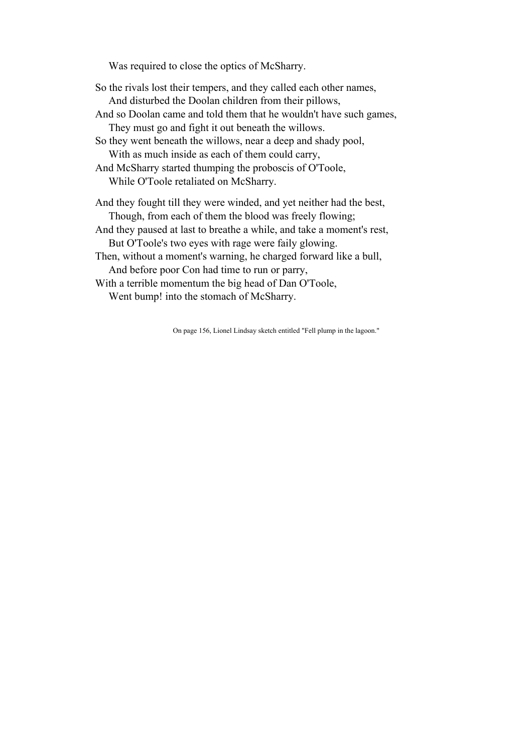Was required to close the optics of McSharry.

So the rivals lost their tempers, and they called each other names,
  And disturbed the Doolan children from their pillows,
And so Doolan came and told them that he wouldn't have such games,
  They must go and fight it out beneath the willows.
So they went beneath the willows, near a deep and shady pool,
  With as much inside as each of them could carry,
And McSharry started thumping the proboscis of O'Toole,
  While O'Toole retaliated on McSharry.

And they fought till they were winded, and yet neither had the best,
  Though, from each of them the blood was freely flowing;
And they paused at last to breathe a while, and take a moment's rest,
  But O'Toole's two eyes with rage were faily glowing.
Then, without a moment's warning, he charged forward like a bull,
  And before poor Con had time to run or parry,
With a terrible momentum the big head of Dan O'Toole,
  Went bump! into the stomach of McSharry.

On page 156, Lionel Lindsay sketch entitled "Fell plump in the lagoon."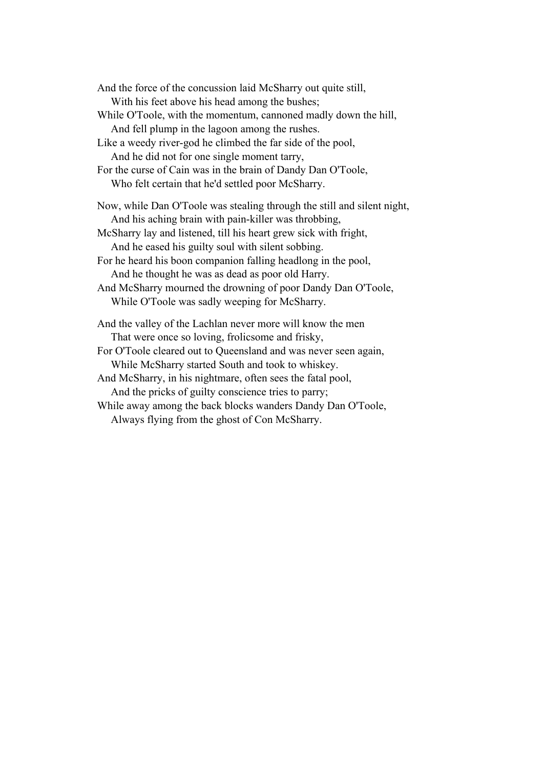And the force of the concussion laid McSharry out quite still,
  With his feet above his head among the bushes;
While O'Toole, with the momentum, cannoned madly down the hill,
  And fell plump in the lagoon among the rushes.
Like a weedy river-god he climbed the far side of the pool,
  And he did not for one single moment tarry,
For the curse of Cain was in the brain of Dandy Dan O'Toole,
  Who felt certain that he'd settled poor McSharry.

Now, while Dan O'Toole was stealing through the still and silent night,
  And his aching brain with pain-killer was throbbing,
McSharry lay and listened, till his heart grew sick with fright,
  And he eased his guilty soul with silent sobbing.
For he heard his boon companion falling headlong in the pool,
  And he thought he was as dead as poor old Harry.
And McSharry mourned the drowning of poor Dandy Dan O'Toole,
  While O'Toole was sadly weeping for McSharry.

And the valley of the Lachlan never more will know the men
  That were once so loving, frolicsome and frisky,
For O'Toole cleared out to Queensland and was never seen again,
  While McSharry started South and took to whiskey.
And McSharry, in his nightmare, often sees the fatal pool,
  And the pricks of guilty conscience tries to parry;
While away among the back blocks wanders Dandy Dan O'Toole,
  Always flying from the ghost of Con McSharry.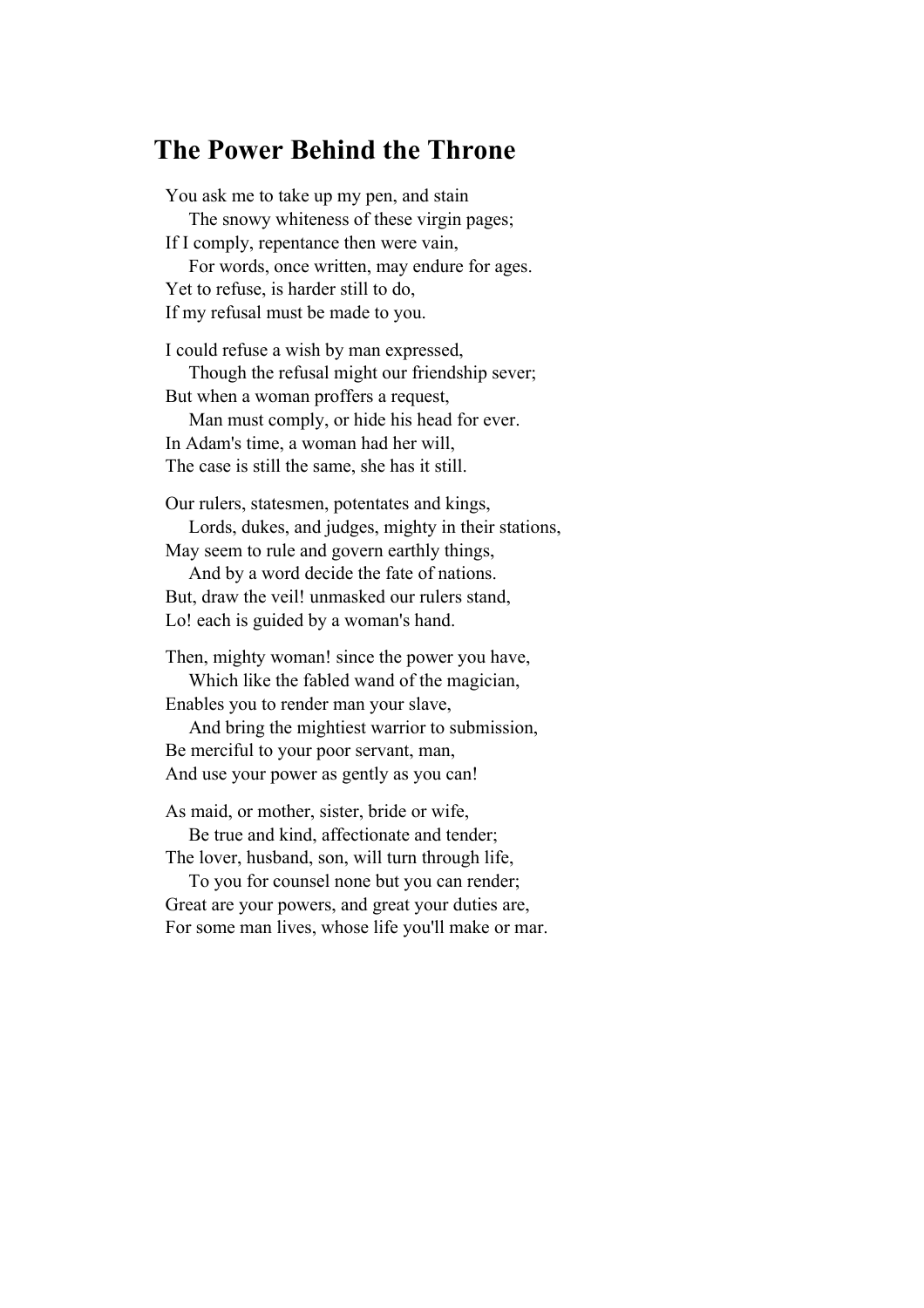## The Power Behind the Throne

You ask me to take up my pen, and stain  
  The snowy whiteness of these virgin pages;  
If I comply, repentance then were vain,  
  For words, once written, may endure for ages.  
Yet to refuse, is harder still to do,  
If my refusal must be made to you.

I could refuse a wish by man expressed,  
  Though the refusal might our friendship sever;  
But when a woman proffers a request,  
  Man must comply, or hide his head for ever.  
In Adam's time, a woman had her will,  
The case is still the same, she has it still.

Our rulers, statesmen, potentates and kings,  
  Lords, dukes, and judges, mighty in their stations,  
May seem to rule and govern earthly things,  
  And by a word decide the fate of nations.  
But, draw the veil! unmasked our rulers stand,  
Lo! each is guided by a woman's hand.

Then, mighty woman! since the power you have,  
  Which like the fabled wand of the magician,  
Enables you to render man your slave,  
  And bring the mightiest warrior to submission,  
Be merciful to your poor servant, man,  
And use your power as gently as you can!

As maid, or mother, sister, bride or wife,  
  Be true and kind, affectionate and tender;  
The lover, husband, son, will turn through life,  
  To you for counsel none but you can render;  
Great are your powers, and great your duties are,  
For some man lives, whose life you'll make or mar.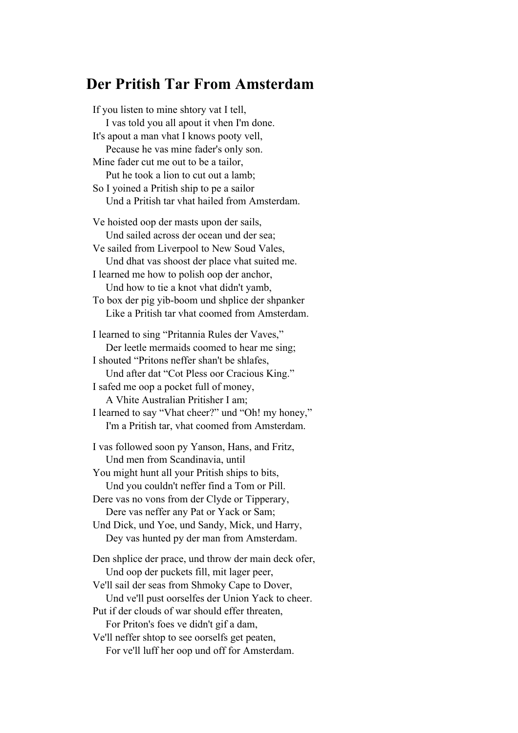## Der Pritish Tar From Amsterdam

If you listen to mine shtory vat I tell,  
  I vas told you all apout it vhen I'm done.  
It's apout a man vhat I knows pooty vell,  
  Pecause he vas mine fader's only son.  
Mine fader cut me out to be a tailor,  
  Put he took a lion to cut out a lamb;  
So I yoined a Pritish ship to pe a sailor  
  Und a Pritish tar vhat hailed from Amsterdam.

Ve hoisted oop der masts upon der sails,  
  Und sailed across der ocean und der sea;  
Ve sailed from Liverpool to New Soud Vales,  
  Und dhat vas shoost der place vhat suited me.  
I learned me how to polish oop der anchor,  
  Und how to tie a knot vhat didn't yamb,  
To box der pig yib-boom und shplice der shpanker  
  Like a Pritish tar vhat coomed from Amsterdam.

I learned to sing "Pritannia Rules der Vaves,"  
  Der leetle mermaids coomed to hear me sing;  
I shouted "Pritons neffer shan't be shlafes,  
  Und after dat "Cot Pless oor Cracious King."  
I safed me oop a pocket full of money,  
  A Vhite Australian Pritisher I am;  
I learned to say "Vhat cheer?" und "Oh! my honey,"  
  I'm a Pritish tar, vhat coomed from Amsterdam.

I vas followed soon py Yanson, Hans, and Fritz,  
  Und men from Scandinavia, until  
You might hunt all your Pritish ships to bits,  
  Und you couldn't neffer find a Tom or Pill.  
Dere vas no vons from der Clyde or Tipperary,  
  Dere vas neffer any Pat or Yack or Sam;  
Und Dick, und Yoe, und Sandy, Mick, und Harry,  
  Dey vas hunted py der man from Amsterdam.

Den shplice der prace, und throw der main deck ofer,  
  Und oop der puckets fill, mit lager peer,  
Ve'll sail der seas from Shmoky Cape to Dover,  
  Und ve'll pust oorselfes der Union Yack to cheer.  
Put if der clouds of war should effer threaten,  
  For Priton's foes ve didn't gif a dam,  
Ve'll neffer shtop to see oorselfs get peaten,  
  For ve'll luff her oop und off for Amsterdam.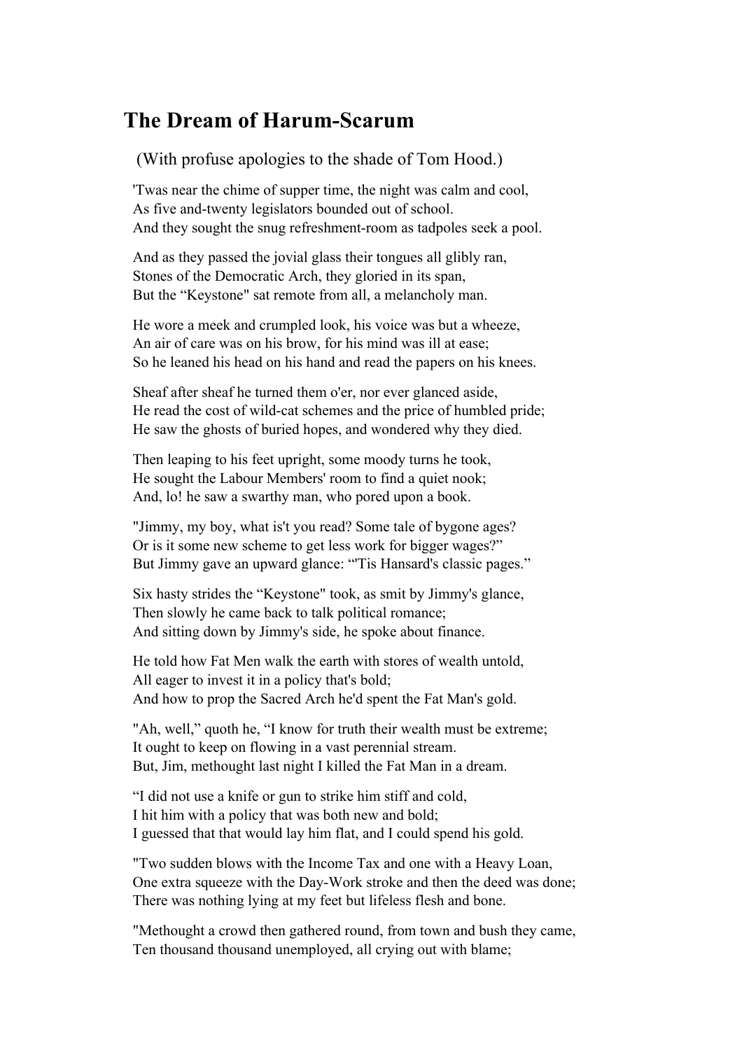# The Dream of Harum-Scarum

(With profuse apologies to the shade of Tom Hood.)

'Twas near the chime of supper time, the night was calm and cool,
As five and-twenty legislators bounded out of school.
And they sought the snug refreshment-room as tadpoles seek a pool.

And as they passed the jovial glass their tongues all glibly ran,
Stones of the Democratic Arch, they gloried in its span,
But the "Keystone" sat remote from all, a melancholy man.

He wore a meek and crumpled look, his voice was but a wheeze,
An air of care was on his brow, for his mind was ill at ease;
So he leaned his head on his hand and read the papers on his knees.

Sheaf after sheaf he turned them o'er, nor ever glanced aside,
He read the cost of wild-cat schemes and the price of humbled pride;
He saw the ghosts of buried hopes, and wondered why they died.

Then leaping to his feet upright, some moody turns he took,
He sought the Labour Members' room to find a quiet nook;
And, lo! he saw a swarthy man, who pored upon a book.

"Jimmy, my boy, what is't you read? Some tale of bygone ages?
Or is it some new scheme to get less work for bigger wages?"
But Jimmy gave an upward glance: "'Tis Hansard's classic pages."

Six hasty strides the "Keystone" took, as smit by Jimmy's glance,
Then slowly he came back to talk political romance;
And sitting down by Jimmy's side, he spoke about finance.

He told how Fat Men walk the earth with stores of wealth untold,
All eager to invest it in a policy that's bold;
And how to prop the Sacred Arch he'd spent the Fat Man's gold.

"Ah, well," quoth he, "I know for truth their wealth must be extreme;
It ought to keep on flowing in a vast perennial stream.
But, Jim, methought last night I killed the Fat Man in a dream.

"I did not use a knife or gun to strike him stiff and cold,
I hit him with a policy that was both new and bold;
I guessed that that would lay him flat, and I could spend his gold.

"Two sudden blows with the Income Tax and one with a Heavy Loan,
One extra squeeze with the Day-Work stroke and then the deed was done;
There was nothing lying at my feet but lifeless flesh and bone.

"Methought a crowd then gathered round, from town and bush they came,
Ten thousand thousand unemployed, all crying out with blame;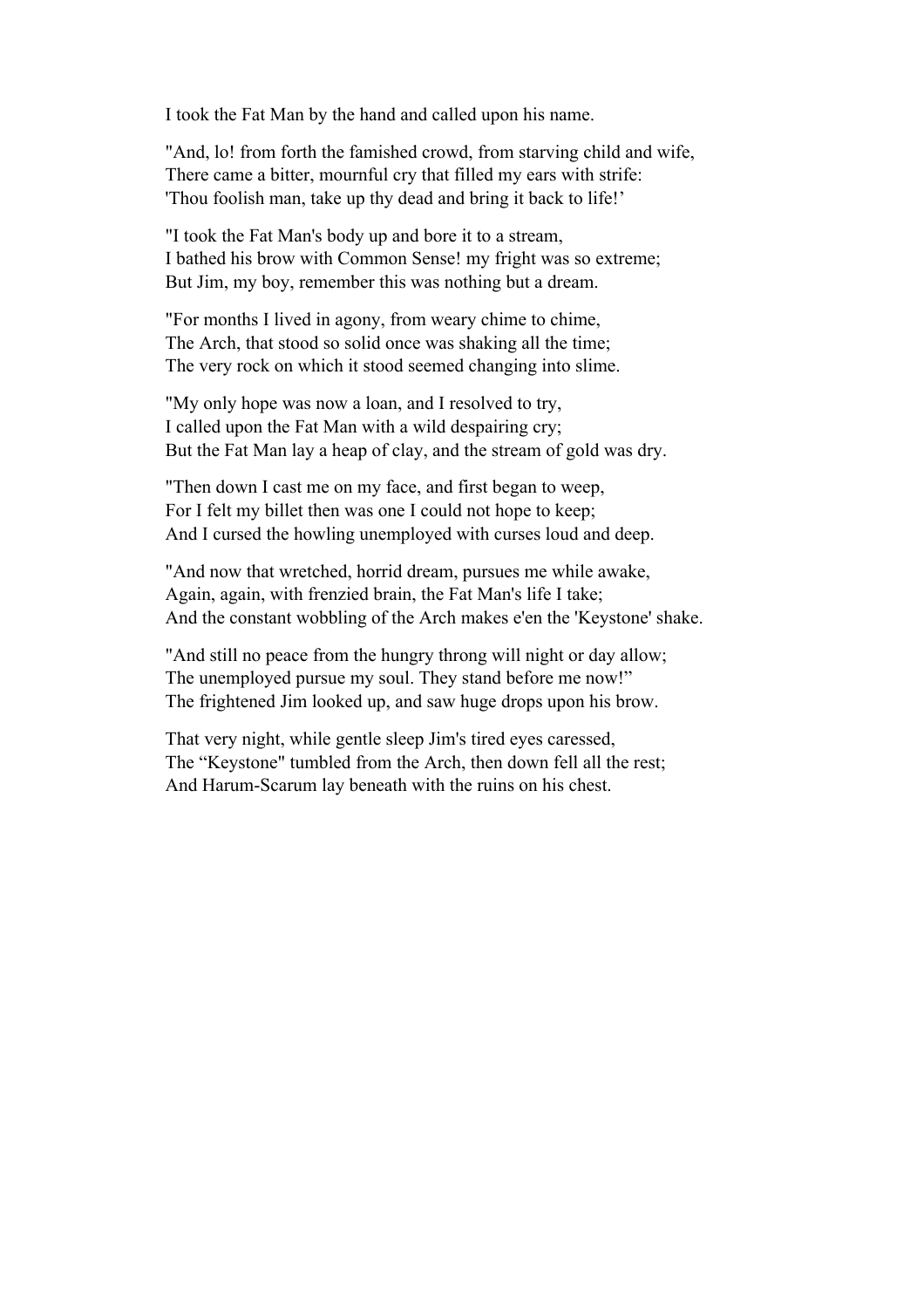I took the Fat Man by the hand and called upon his name.

"And, lo! from forth the famished crowd, from starving child and wife,
There came a bitter, mournful cry that filled my ears with strife:
'Thou foolish man, take up thy dead and bring it back to life!'

"I took the Fat Man's body up and bore it to a stream,
I bathed his brow with Common Sense! my fright was so extreme;
But Jim, my boy, remember this was nothing but a dream.

"For months I lived in agony, from weary chime to chime,
The Arch, that stood so solid once was shaking all the time;
The very rock on which it stood seemed changing into slime.

"My only hope was now a loan, and I resolved to try,
I called upon the Fat Man with a wild despairing cry;
But the Fat Man lay a heap of clay, and the stream of gold was dry.

"Then down I cast me on my face, and first began to weep,
For I felt my billet then was one I could not hope to keep;
And I cursed the howling unemployed with curses loud and deep.

"And now that wretched, horrid dream, pursues me while awake,
Again, again, with frenzied brain, the Fat Man's life I take;
And the constant wobbling of the Arch makes e'en the 'Keystone' shake.

"And still no peace from the hungry throng will night or day allow;
The unemployed pursue my soul. They stand before me now!"
The frightened Jim looked up, and saw huge drops upon his brow.

That very night, while gentle sleep Jim's tired eyes caressed,
The "Keystone" tumbled from the Arch, then down fell all the rest;
And Harum-Scarum lay beneath with the ruins on his chest.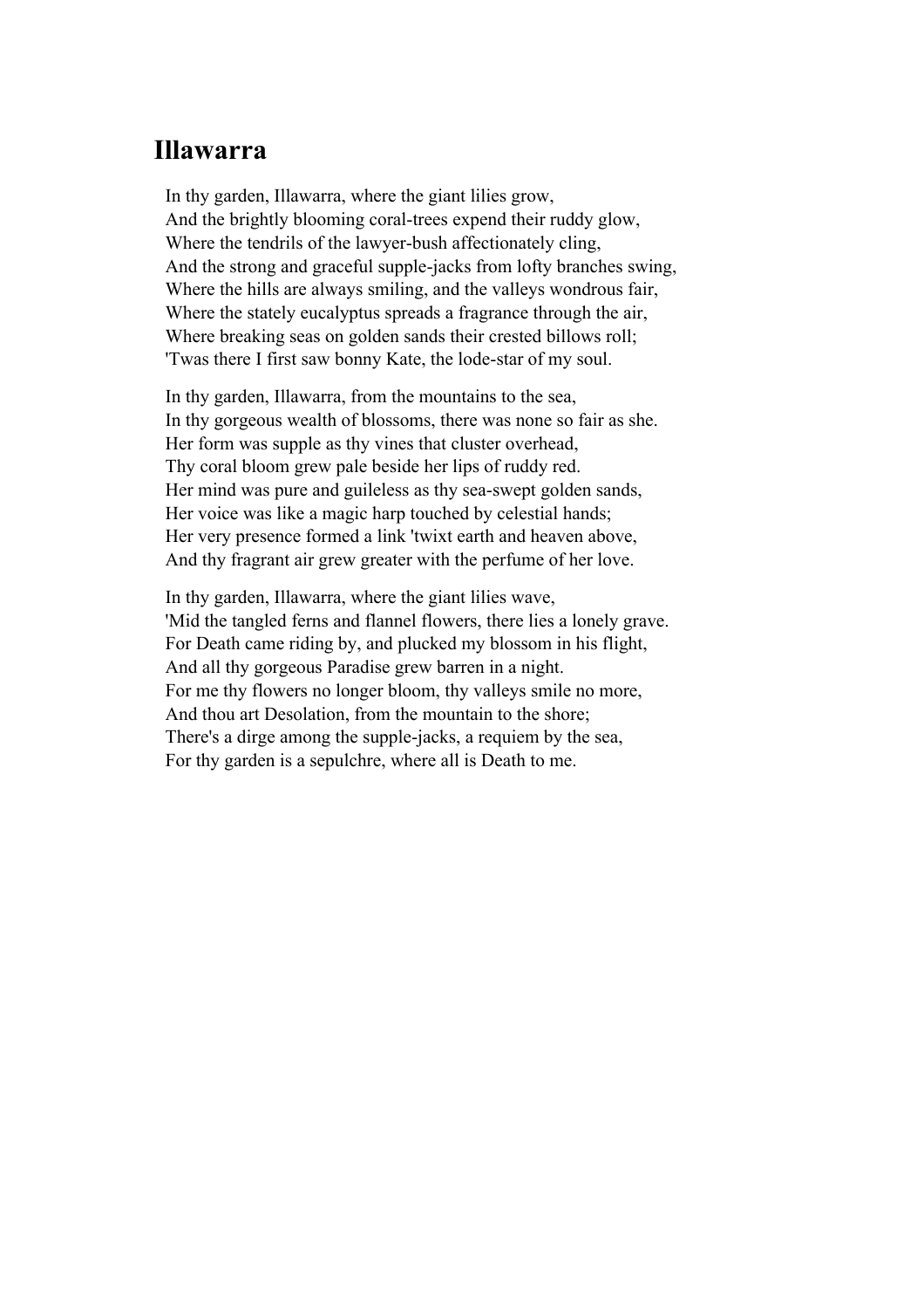## Illawarra

In thy garden, Illawarra, where the giant lilies grow,  
And the brightly blooming coral-trees expend their ruddy glow,  
Where the tendrils of the lawyer-bush affectionately cling,  
And the strong and graceful supple-jacks from lofty branches swing,  
Where the hills are always smiling, and the valleys wondrous fair,  
Where the stately eucalyptus spreads a fragrance through the air,  
Where breaking seas on golden sands their crested billows roll;  
'Twas there I first saw bonny Kate, the lode-star of my soul.

In thy garden, Illawarra, from the mountains to the sea,  
In thy gorgeous wealth of blossoms, there was none so fair as she.  
Her form was supple as thy vines that cluster overhead,  
Thy coral bloom grew pale beside her lips of ruddy red.  
Her mind was pure and guileless as thy sea-swept golden sands,  
Her voice was like a magic harp touched by celestial hands;  
Her very presence formed a link 'twixt earth and heaven above,  
And thy fragrant air grew greater with the perfume of her love.

In thy garden, Illawarra, where the giant lilies wave,  
'Mid the tangled ferns and flannel flowers, there lies a lonely grave.  
For Death came riding by, and plucked my blossom in his flight,  
And all thy gorgeous Paradise grew barren in a night.  
For me thy flowers no longer bloom, thy valleys smile no more,  
And thou art Desolation, from the mountain to the shore;  
There's a dirge among the supple-jacks, a requiem by the sea,  
For thy garden is a sepulchre, where all is Death to me.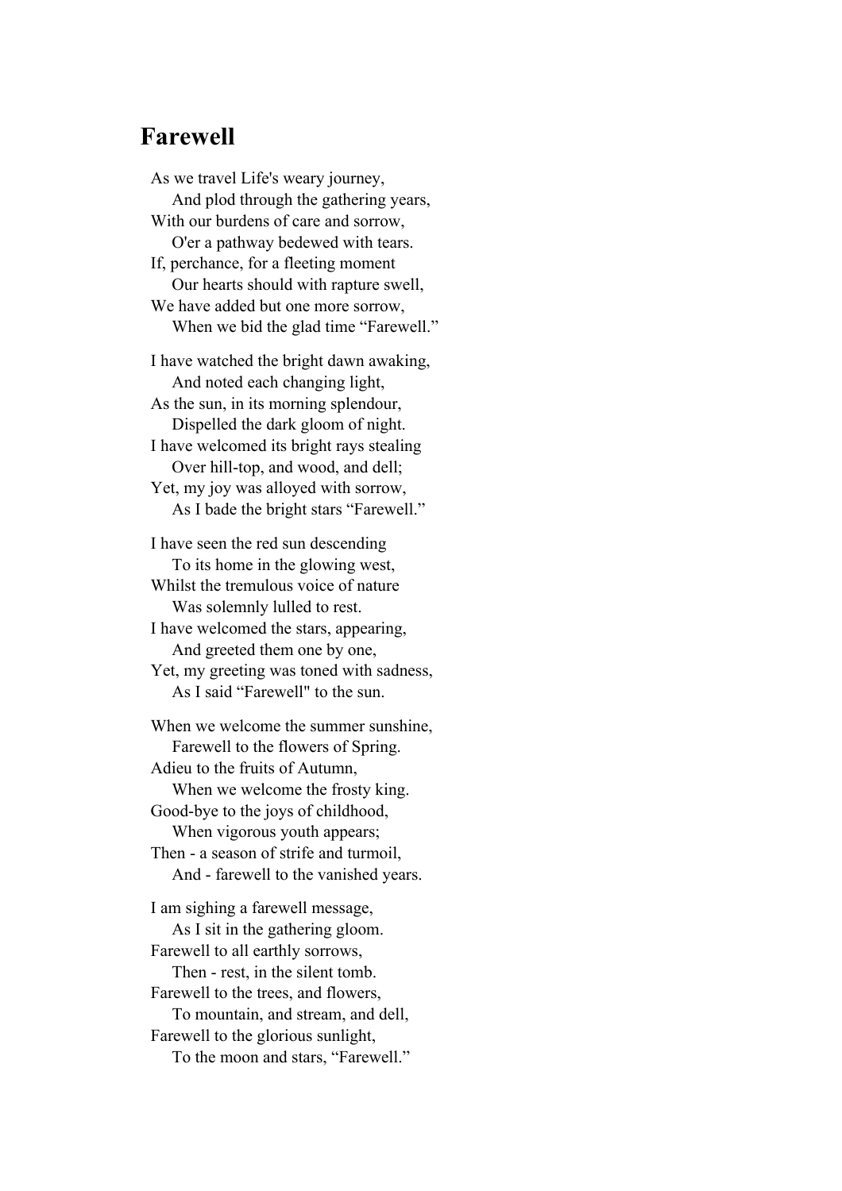## Farewell

As we travel Life's weary journey,
    And plod through the gathering years,
With our burdens of care and sorrow,
    O'er a pathway bedewed with tears.
If, perchance, for a fleeting moment
    Our hearts should with rapture swell,
We have added but one more sorrow,
    When we bid the glad time “Farewell.”

I have watched the bright dawn awaking,
    And noted each changing light,
As the sun, in its morning splendour,
    Dispelled the dark gloom of night.
I have welcomed its bright rays stealing
    Over hill-top, and wood, and dell;
Yet, my joy was alloyed with sorrow,
    As I bade the bright stars “Farewell.”

I have seen the red sun descending
    To its home in the glowing west,
Whilst the tremulous voice of nature
    Was solemnly lulled to rest.
I have welcomed the stars, appearing,
    And greeted them one by one,
Yet, my greeting was toned with sadness,
    As I said “Farewell" to the sun.

When we welcome the summer sunshine,
    Farewell to the flowers of Spring.
Adieu to the fruits of Autumn,
    When we welcome the frosty king.
Good-bye to the joys of childhood,
    When vigorous youth appears;
Then - a season of strife and turmoil,
    And - farewell to the vanished years.

I am sighing a farewell message,
    As I sit in the gathering gloom.
Farewell to all earthly sorrows,
    Then - rest, in the silent tomb.
Farewell to the trees, and flowers,
    To mountain, and stream, and dell,
Farewell to the glorious sunlight,
    To the moon and stars, “Farewell.”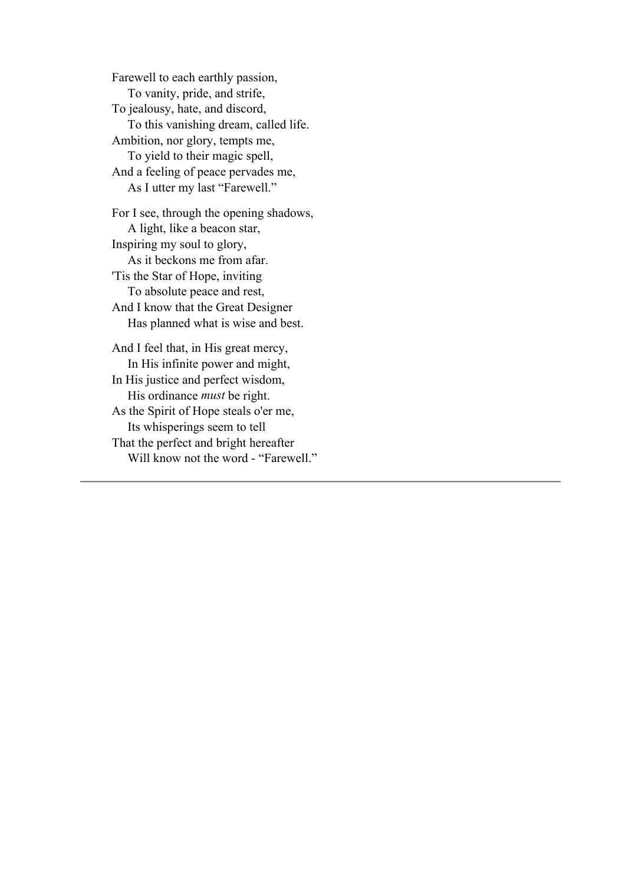Farewell to each earthly passion,
  To vanity, pride, and strife,
To jealousy, hate, and discord,
  To this vanishing dream, called life.
Ambition, nor glory, tempts me,
  To yield to their magic spell,
And a feeling of peace pervades me,
  As I utter my last "Farewell."

For I see, through the opening shadows,
  A light, like a beacon star,
Inspiring my soul to glory,
  As it beckons me from afar.
'Tis the Star of Hope, inviting
  To absolute peace and rest,
And I know that the Great Designer
  Has planned what is wise and best.

And I feel that, in His great mercy,
  In His infinite power and might,
In His justice and perfect wisdom,
  His ordinance *must* be right.
As the Spirit of Hope steals o'er me,
  Its whisperings seem to tell
That the perfect and bright hereafter
  Will know not the word - "Farewell."

---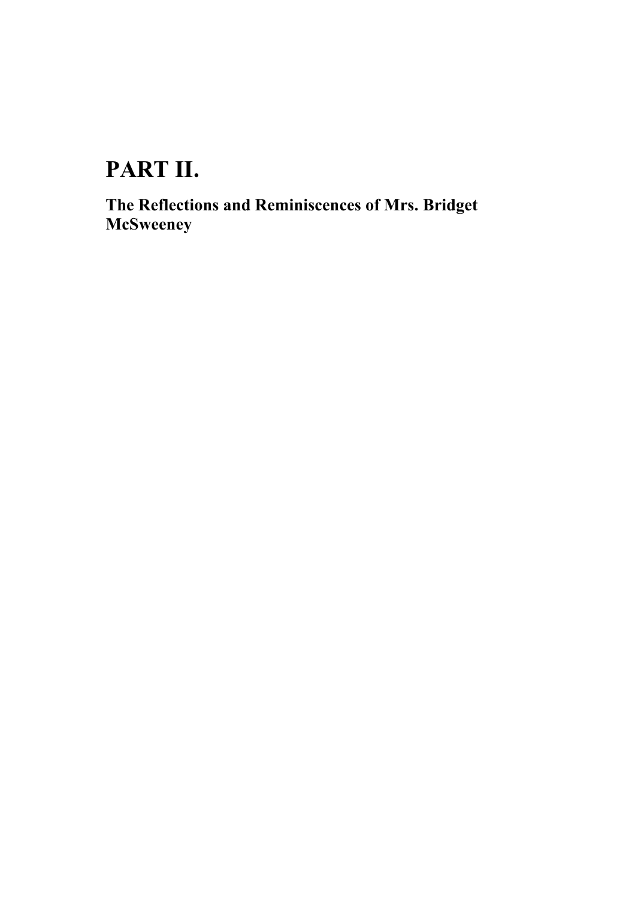# PART II.

## The Reflections and Reminiscences of Mrs. Bridget McSweeney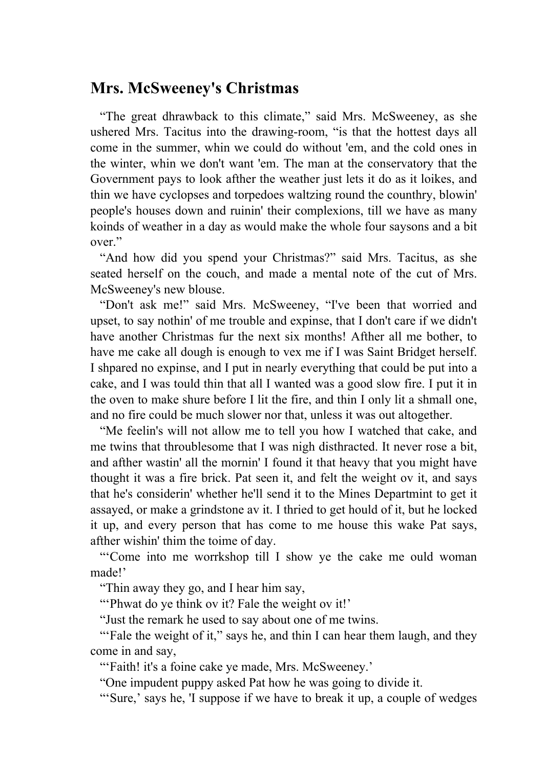## Mrs. McSweeney's Christmas

"The great dhrawback to this climate," said Mrs. McSweeney, as she ushered Mrs. Tacitus into the drawing-room, "is that the hottest days all come in the summer, whin we could do without 'em, and the cold ones in the winter, whin we don't want 'em. The man at the conservatory that the Government pays to look afther the weather just lets it do as it loikes, and thin we have cyclopses and torpedoes waltzing round the counthry, blowin' people's houses down and ruinin' their complexions, till we have as many koinds of weather in a day as would make the whole four saysons and a bit over."

"And how did you spend your Christmas?" said Mrs. Tacitus, as she seated herself on the couch, and made a mental note of the cut of Mrs. McSweeney's new blouse.

"Don't ask me!" said Mrs. McSweeney, "I've been that worried and upset, to say nothin' of me trouble and expinse, that I don't care if we didn't have another Christmas fur the next six months! Afther all me bother, to have me cake all dough is enough to vex me if I was Saint Bridget herself. I shpared no expinse, and I put in nearly everything that could be put into a cake, and I was tould thin that all I wanted was a good slow fire. I put it in the oven to make shure before I lit the fire, and thin I only lit a shmall one, and no fire could be much slower nor that, unless it was out altogether.

"Me feelin's will not allow me to tell you how I watched that cake, and me twins that throublesome that I was nigh disthracted. It never rose a bit, and afther wastin' all the mornin' I found it that heavy that you might have thought it was a fire brick. Pat seen it, and felt the weight ov it, and says that he's considerin' whether he'll send it to the Mines Departmint to get it assayed, or make a grindstone av it. I thried to get hould of it, but he locked it up, and every person that has come to me house this wake Pat says, afther wishin' thim the toime of day.

"'Come into me worrkshop till I show ye the cake me ould woman made!'

"Thin away they go, and I hear him say,

"'Phwat do ye think ov it? Fale the weight ov it!'

"Just the remark he used to say about one of me twins.

"'Fale the weight of it," says he, and thin I can hear them laugh, and they come in and say,

"'Faith! it's a foine cake ye made, Mrs. McSweeney.'

"One impudent puppy asked Pat how he was going to divide it.

"'Sure,' says he, 'I suppose if we have to break it up, a couple of wedges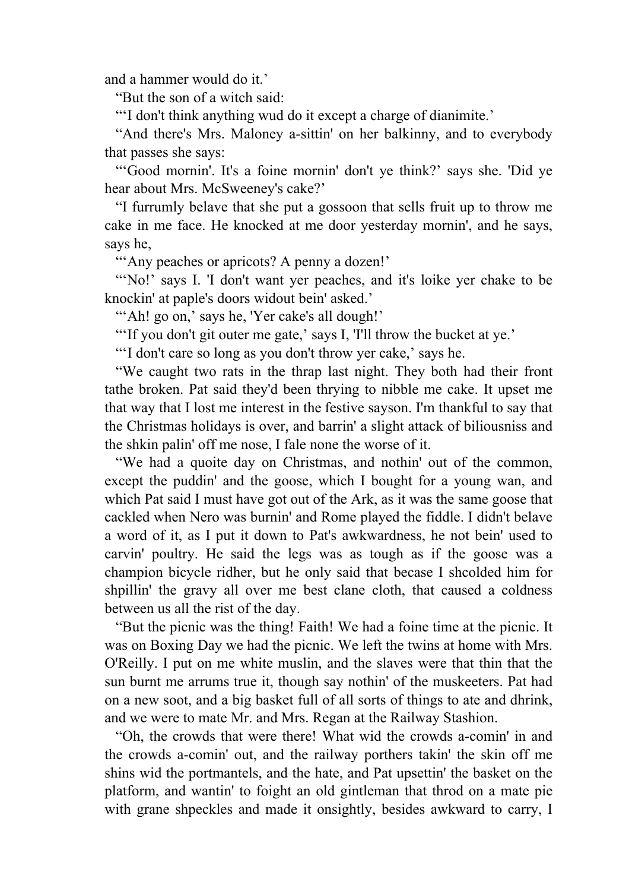and a hammer would do it.'

"But the son of a witch said:

"'I don't think anything wud do it except a charge of dianimite.'

"And there's Mrs. Maloney a-sittin' on her balkinny, and to everybody that passes she says:

"'Good mornin'. It's a foine mornin' don't ye think?' says she. 'Did ye hear about Mrs. McSweeney's cake?'

"I furrumly belave that she put a gossoon that sells fruit up to throw me cake in me face. He knocked at me door yesterday mornin', and he says, says he,

"'Any peaches or apricots? A penny a dozen!'

"'No!' says I. 'I don't want yer peaches, and it's loike yer chake to be knockin' at paple's doors widout bein' asked.'

"'Ah! go on,' says he, 'Yer cake's all dough!'

"'If you don't git outer me gate,' says I, 'I'll throw the bucket at ye.'

"'I don't care so long as you don't throw yer cake,' says he.

"We caught two rats in the thrap last night. They both had their front tathe broken. Pat said they'd been thrying to nibble me cake. It upset me that way that I lost me interest in the festive sayson. I'm thankful to say that the Christmas holidays is over, and barrin' a slight attack of biliousniss and the shkin palin' off me nose, I fale none the worse of it.

"We had a quoite day on Christmas, and nothin' out of the common, except the puddin' and the goose, which I bought for a young wan, and which Pat said I must have got out of the Ark, as it was the same goose that cackled when Nero was burnin' and Rome played the fiddle. I didn't belave a word of it, as I put it down to Pat's awkwardness, he not bein' used to carvin' poultry. He said the legs was as tough as if the goose was a champion bicycle ridher, but he only said that becase I shcolded him for shpillin' the gravy all over me best clane cloth, that caused a coldness between us all the rist of the day.

"But the picnic was the thing! Faith! We had a foine time at the picnic. It was on Boxing Day we had the picnic. We left the twins at home with Mrs. O'Reilly. I put on me white muslin, and the slaves were that thin that the sun burnt me arrums true it, though say nothin' of the muskeeters. Pat had on a new soot, and a big basket full of all sorts of things to ate and dhrink, and we were to mate Mr. and Mrs. Regan at the Railway Stashion.

"Oh, the crowds that were there! What wid the crowds a-comin' in and the crowds a-comin' out, and the railway porthers takin' the skin off me shins wid the portmantels, and the hate, and Pat upsettin' the basket on the platform, and wantin' to foight an old gintleman that throd on a mate pie with grane shpeckles and made it onsightly, besides awkward to carry, I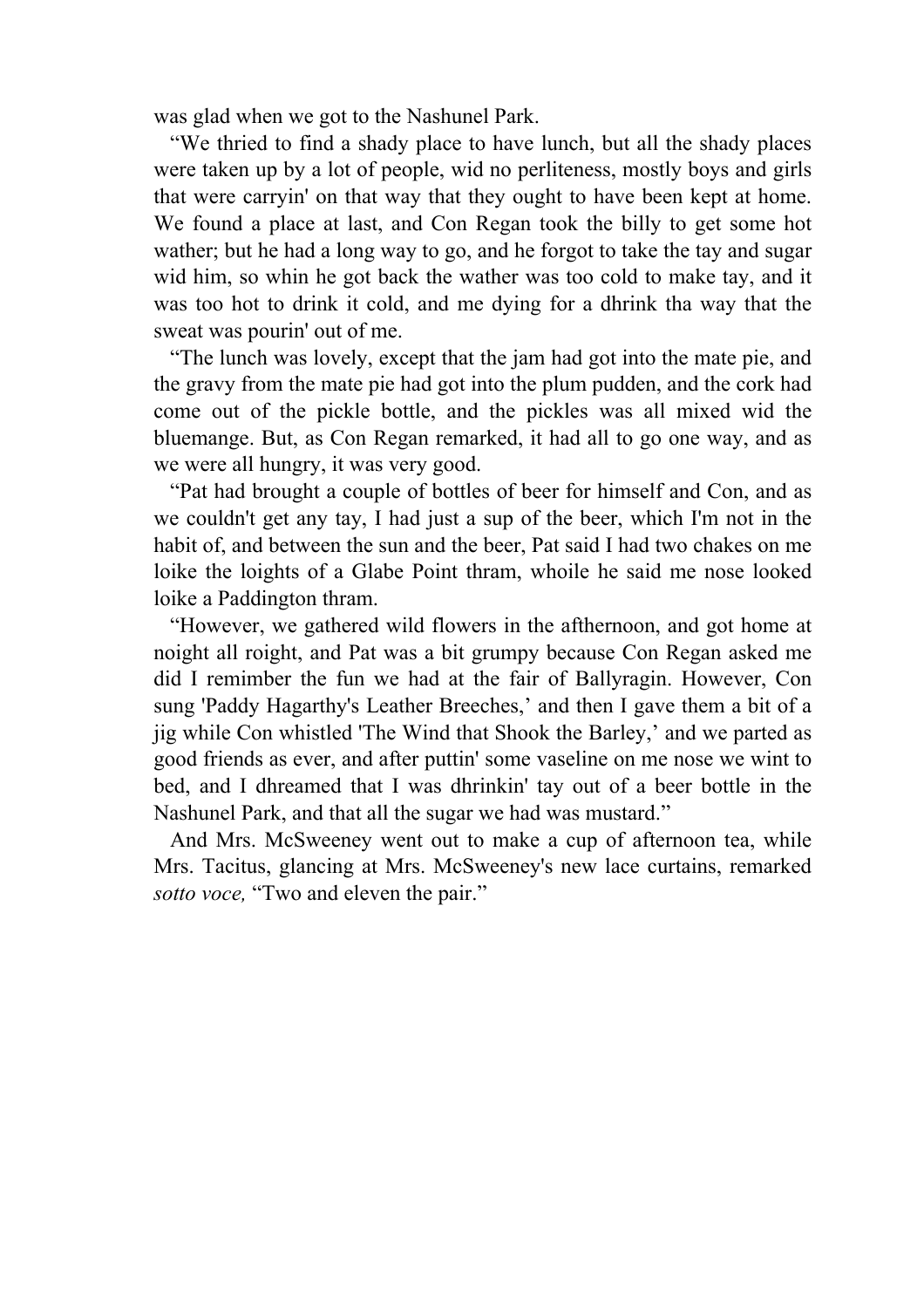was glad when we got to the Nashunel Park.

"We thried to find a shady place to have lunch, but all the shady places were taken up by a lot of people, wid no perliteness, mostly boys and girls that were carryin' on that way that they ought to have been kept at home. We found a place at last, and Con Regan took the billy to get some hot wather; but he had a long way to go, and he forgot to take the tay and sugar wid him, so whin he got back the wather was too cold to make tay, and it was too hot to drink it cold, and me dying for a dhrink tha way that the sweat was pourin' out of me.

"The lunch was lovely, except that the jam had got into the mate pie, and the gravy from the mate pie had got into the plum pudden, and the cork had come out of the pickle bottle, and the pickles was all mixed wid the bluemange. But, as Con Regan remarked, it had all to go one way, and as we were all hungry, it was very good.

"Pat had brought a couple of bottles of beer for himself and Con, and as we couldn't get any tay, I had just a sup of the beer, which I'm not in the habit of, and between the sun and the beer, Pat said I had two chakes on me loike the loights of a Glabe Point thram, whoile he said me nose looked loike a Paddington thram.

"However, we gathered wild flowers in the afthernoon, and got home at noight all roight, and Pat was a bit grumpy because Con Regan asked me did I remimber the fun we had at the fair of Ballyragin. However, Con sung 'Paddy Hagarthy's Leather Breeches,' and then I gave them a bit of a jig while Con whistled 'The Wind that Shook the Barley,' and we parted as good friends as ever, and after puttin' some vaseline on me nose we wint to bed, and I dhreamed that I was dhrinkin' tay out of a beer bottle in the Nashunel Park, and that all the sugar we had was mustard."

And Mrs. McSweeney went out to make a cup of afternoon tea, while Mrs. Tacitus, glancing at Mrs. McSweeney's new lace curtains, remarked *sotto voce,* "Two and eleven the pair."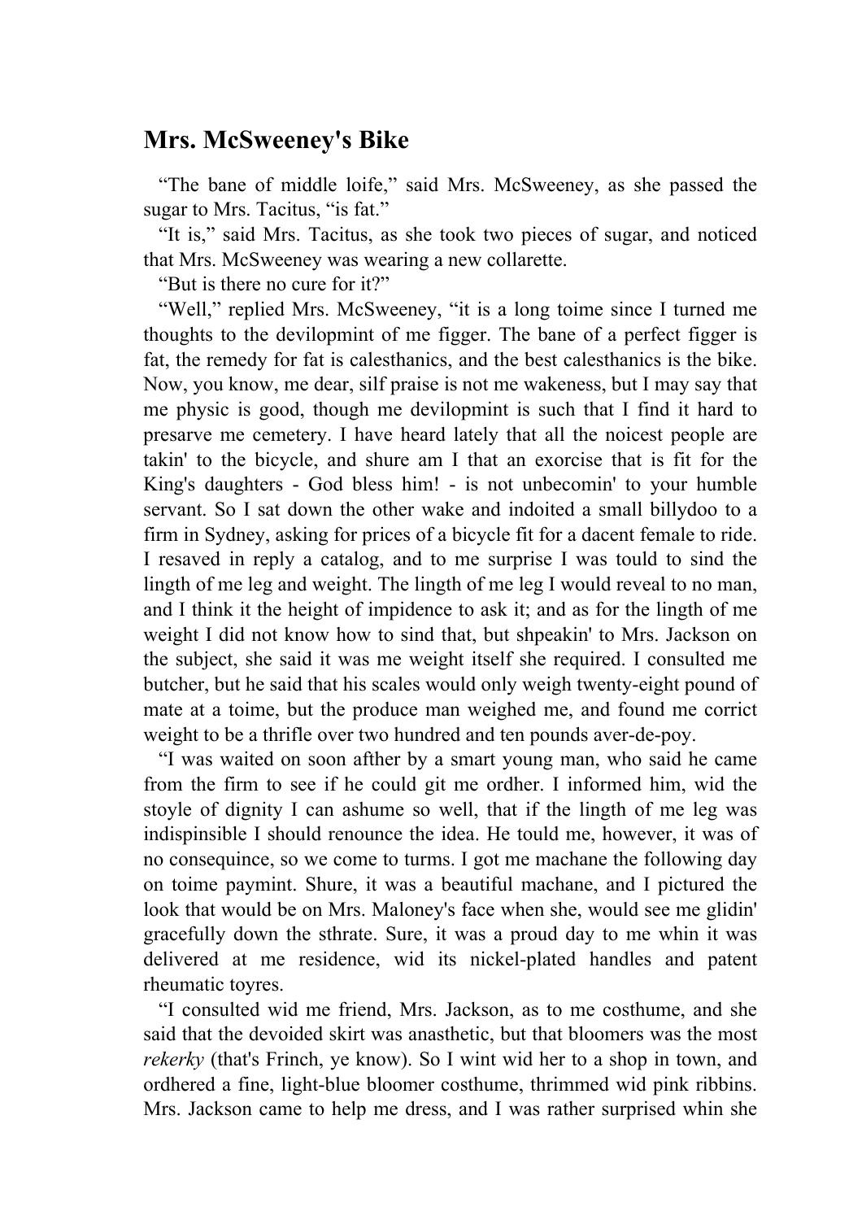## Mrs. McSweeney's Bike

"The bane of middle loife," said Mrs. McSweeney, as she passed the sugar to Mrs. Tacitus, "is fat."

"It is," said Mrs. Tacitus, as she took two pieces of sugar, and noticed that Mrs. McSweeney was wearing a new collarette.

"But is there no cure for it?"

"Well," replied Mrs. McSweeney, "it is a long toime since I turned me thoughts to the devilopmint of me figger. The bane of a perfect figger is fat, the remedy for fat is calesthanics, and the best calesthanics is the bike. Now, you know, me dear, silf praise is not me wakeness, but I may say that me physic is good, though me devilopmint is such that I find it hard to presarve me cemetery. I have heard lately that all the noicest people are takin' to the bicycle, and shure am I that an exorcise that is fit for the King's daughters - God bless him! - is not unbecomin' to your humble servant. So I sat down the other wake and indoited a small billydoo to a firm in Sydney, asking for prices of a bicycle fit for a dacent female to ride. I resaved in reply a catalog, and to me surprise I was tould to sind the lingth of me leg and weight. The lingth of me leg I would reveal to no man, and I think it the height of impidence to ask it; and as for the lingth of me weight I did not know how to sind that, but shpeakin' to Mrs. Jackson on the subject, she said it was me weight itself she required. I consulted me butcher, but he said that his scales would only weigh twenty-eight pound of mate at a toime, but the produce man weighed me, and found me corrict weight to be a thrifle over two hundred and ten pounds aver-de-poy.

"I was waited on soon afther by a smart young man, who said he came from the firm to see if he could git me ordher. I informed him, wid the stoyle of dignity I can ashume so well, that if the lingth of me leg was indispinsible I should renounce the idea. He tould me, however, it was of no consequince, so we come to turms. I got me machane the following day on toime paymint. Shure, it was a beautiful machane, and I pictured the look that would be on Mrs. Maloney's face when she, would see me glidin' gracefully down the sthrate. Sure, it was a proud day to me whin it was delivered at me residence, wid its nickel-plated handles and patent rheumatic toyres.

"I consulted wid me friend, Mrs. Jackson, as to me costhume, and she said that the devoided skirt was anasthetic, but that bloomers was the most *rekerky* (that's Frinch, ye know). So I wint wid her to a shop in town, and ordhered a fine, light-blue bloomer costhume, thrimmed wid pink ribbins. Mrs. Jackson came to help me dress, and I was rather surprised whin she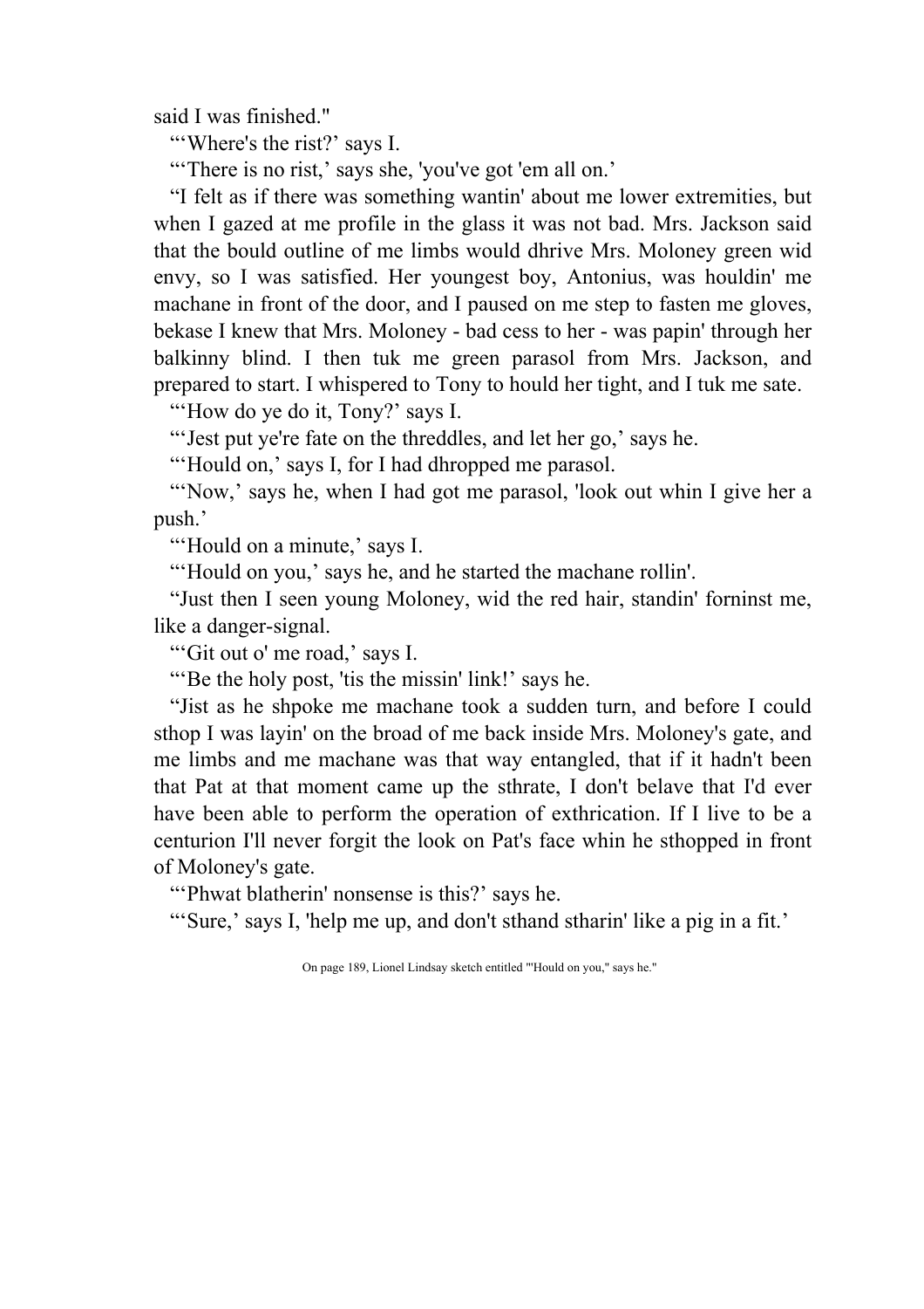said I was finished."

"'Where's the rist?' says I.

"'There is no rist,' says she, 'you've got 'em all on.'

"I felt as if there was something wantin' about me lower extremities, but when I gazed at me profile in the glass it was not bad. Mrs. Jackson said that the bould outline of me limbs would dhrive Mrs. Moloney green wid envy, so I was satisfied. Her youngest boy, Antonius, was houldin' me machane in front of the door, and I paused on me step to fasten me gloves, bekase I knew that Mrs. Moloney - bad cess to her - was papin' through her balkinny blind. I then tuk me green parasol from Mrs. Jackson, and prepared to start. I whispered to Tony to hould her tight, and I tuk me sate.

"'How do ye do it, Tony?' says I.

"'Jest put ye're fate on the threddles, and let her go,' says he.

"'Hould on,' says I, for I had dhropped me parasol.

"'Now,' says he, when I had got me parasol, 'look out whin I give her a push.'

"'Hould on a minute,' says I.

"'Hould on you,' says he, and he started the machane rollin'.

"Just then I seen young Moloney, wid the red hair, standin' forninst me, like a danger-signal.

"'Git out o' me road,' says I.

"'Be the holy post, 'tis the missin' link!' says he.

"Jist as he shpoke me machane took a sudden turn, and before I could sthop I was layin' on the broad of me back inside Mrs. Moloney's gate, and me limbs and me machane was that way entangled, that if it hadn't been that Pat at that moment came up the sthrate, I don't belave that I'd ever have been able to perform the operation of exthrication. If I live to be a centurion I'll never forgit the look on Pat's face whin he sthopped in front of Moloney's gate.

"'Phwat blatherin' nonsense is this?' says he.

"'Sure,' says I, 'help me up, and don't sthand stharin' like a pig in a fit.'

On page 189, Lionel Lindsay sketch entitled "'Hould on you," says he."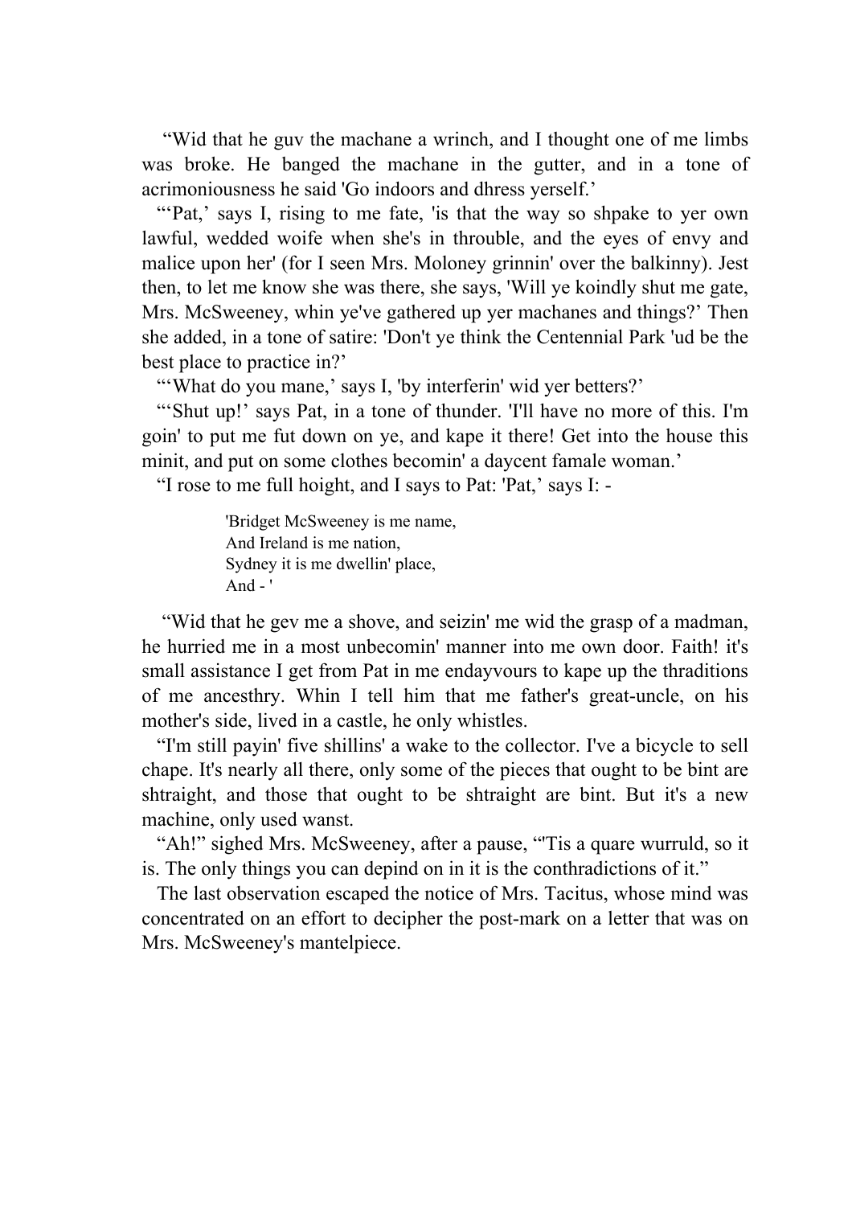"Wid that he guv the machane a wrinch, and I thought one of me limbs was broke. He banged the machane in the gutter, and in a tone of acrimoniousness he said 'Go indoors and dhress yerself.'

"'Pat,' says I, rising to me fate, 'is that the way so shpake to yer own lawful, wedded woife when she's in throuble, and the eyes of envy and malice upon her' (for I seen Mrs. Moloney grinnin' over the balkinny). Jest then, to let me know she was there, she says, 'Will ye koindly shut me gate, Mrs. McSweeney, whin ye've gathered up yer machanes and things?' Then she added, in a tone of satire: 'Don't ye think the Centennial Park 'ud be the best place to practice in?'

"'What do you mane,' says I, 'by interferin' wid yer betters?'

"'Shut up!' says Pat, in a tone of thunder. 'I'll have no more of this. I'm goin' to put me fut down on ye, and kape it there! Get into the house this minit, and put on some clothes becomin' a daycent famale woman.'

"I rose to me full hoight, and I says to Pat: 'Pat,' says I: -

> 'Bridget McSweeney is me name,
> And Ireland is me nation,
> Sydney it is me dwellin' place,
> And - '

"Wid that he gev me a shove, and seizin' me wid the grasp of a madman, he hurried me in a most unbecomin' manner into me own door. Faith! it's small assistance I get from Pat in me endayvours to kape up the thraditions of me ancesthry. Whin I tell him that me father's great-uncle, on his mother's side, lived in a castle, he only whistles.

"I'm still payin' five shillins' a wake to the collector. I've a bicycle to sell chape. It's nearly all there, only some of the pieces that ought to be bint are shtraight, and those that ought to be shtraight are bint. But it's a new machine, only used wanst.

"Ah!" sighed Mrs. McSweeney, after a pause, "'Tis a quare wurruld, so it is. The only things you can depind on in it is the conthradictions of it."

The last observation escaped the notice of Mrs. Tacitus, whose mind was concentrated on an effort to decipher the post-mark on a letter that was on Mrs. McSweeney's mantelpiece.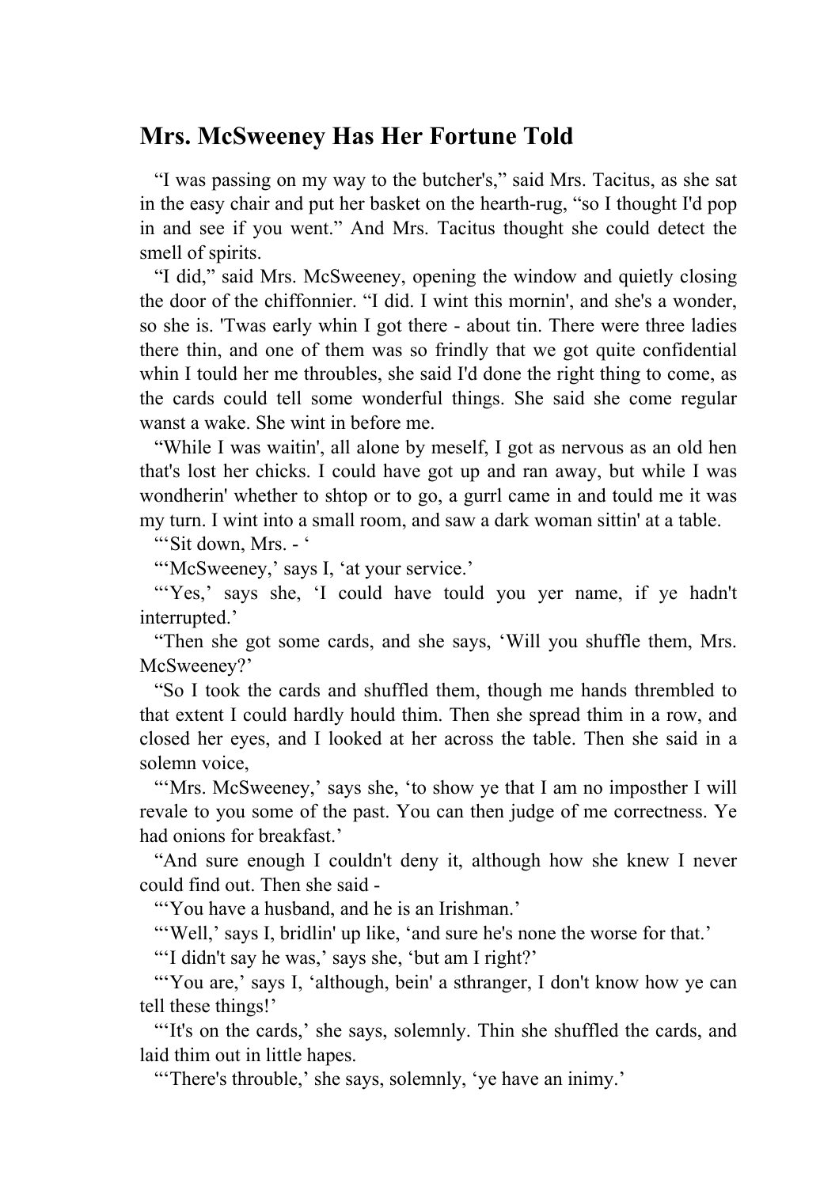## Mrs. McSweeney Has Her Fortune Told

"I was passing on my way to the butcher's," said Mrs. Tacitus, as she sat in the easy chair and put her basket on the hearth-rug, "so I thought I'd pop in and see if you went." And Mrs. Tacitus thought she could detect the smell of spirits.

"I did," said Mrs. McSweeney, opening the window and quietly closing the door of the chiffonnier. "I did. I wint this mornin', and she's a wonder, so she is. 'Twas early whin I got there - about tin. There were three ladies there thin, and one of them was so frindly that we got quite confidential whin I tould her me throubles, she said I'd done the right thing to come, as the cards could tell some wonderful things. She said she come regular wanst a wake. She wint in before me.

"While I was waitin', all alone by meself, I got as nervous as an old hen that's lost her chicks. I could have got up and ran away, but while I was wondherin' whether to shtop or to go, a gurrl came in and tould me it was my turn. I wint into a small room, and saw a dark woman sittin' at a table.

"'Sit down, Mrs. - '

"'McSweeney,' says I, 'at your service.'

"'Yes,' says she, 'I could have tould you yer name, if ye hadn't interrupted.'

"Then she got some cards, and she says, 'Will you shuffle them, Mrs. McSweeney?'

"So I took the cards and shuffled them, though me hands thrembled to that extent I could hardly hould thim. Then she spread thim in a row, and closed her eyes, and I looked at her across the table. Then she said in a solemn voice,

"'Mrs. McSweeney,' says she, 'to show ye that I am no imposther I will revale to you some of the past. You can then judge of me correctness. Ye had onions for breakfast.'

"And sure enough I couldn't deny it, although how she knew I never could find out. Then she said -

"'You have a husband, and he is an Irishman.'

"'Well,' says I, bridlin' up like, 'and sure he's none the worse for that.'

"'I didn't say he was,' says she, 'but am I right?'

"'You are,' says I, 'although, bein' a sthranger, I don't know how ye can tell these things!'

"'It's on the cards,' she says, solemnly. Thin she shuffled the cards, and laid thim out in little hapes.

"'There's throuble,' she says, solemnly, 'ye have an inimy.'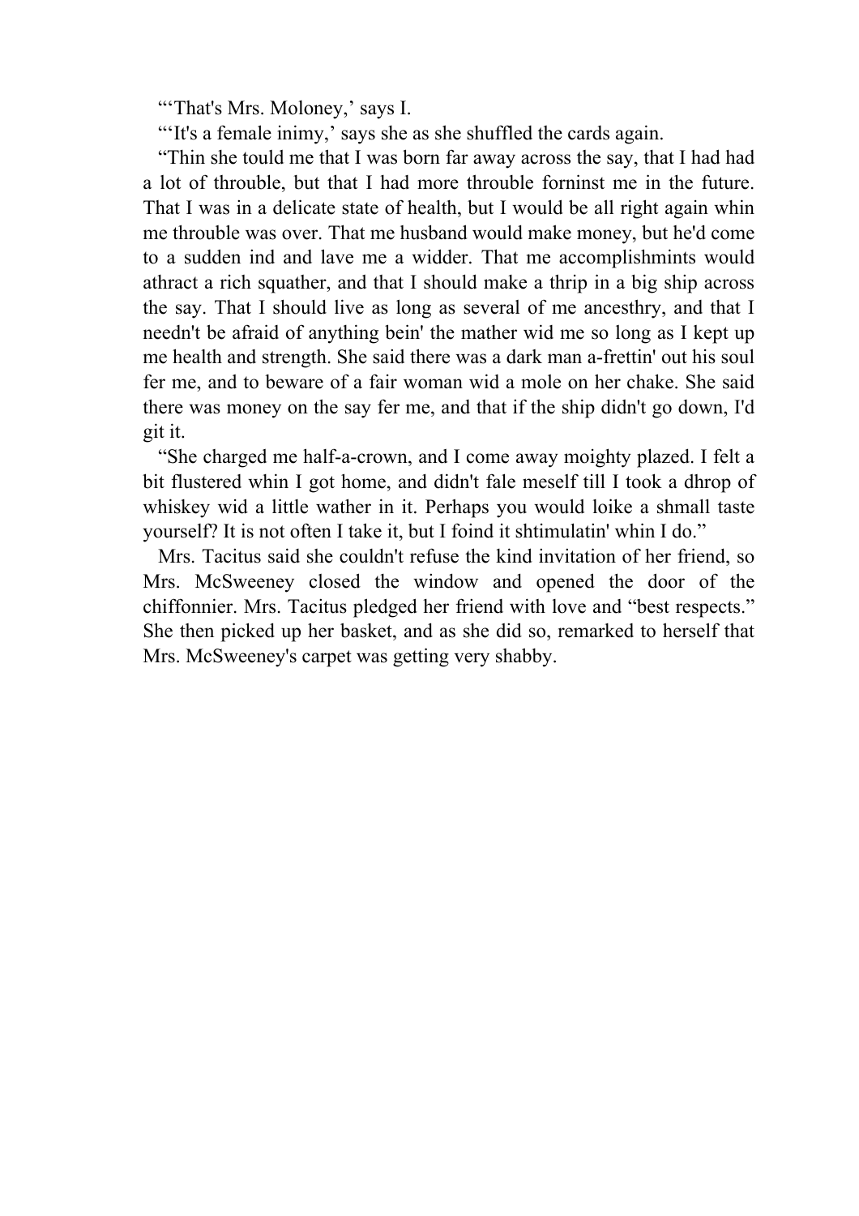"'That's Mrs. Moloney,' says I.

"'It's a female inimy,' says she as she shuffled the cards again.

"Thin she tould me that I was born far away across the say, that I had had a lot of throuble, but that I had more throuble forninst me in the future. That I was in a delicate state of health, but I would be all right again whin me throuble was over. That me husband would make money, but he'd come to a sudden ind and lave me a widder. That me accomplishmints would athract a rich squather, and that I should make a thrip in a big ship across the say. That I should live as long as several of me ancesthry, and that I needn't be afraid of anything bein' the mather wid me so long as I kept up me health and strength. She said there was a dark man a-frettin' out his soul fer me, and to beware of a fair woman wid a mole on her chake. She said there was money on the say fer me, and that if the ship didn't go down, I'd git it.

"She charged me half-a-crown, and I come away moighty plazed. I felt a bit flustered whin I got home, and didn't fale meself till I took a dhrop of whiskey wid a little wather in it. Perhaps you would loike a shmall taste yourself? It is not often I take it, but I foind it shtimulatin' whin I do."

Mrs. Tacitus said she couldn't refuse the kind invitation of her friend, so Mrs. McSweeney closed the window and opened the door of the chiffonnier. Mrs. Tacitus pledged her friend with love and "best respects." She then picked up her basket, and as she did so, remarked to herself that Mrs. McSweeney's carpet was getting very shabby.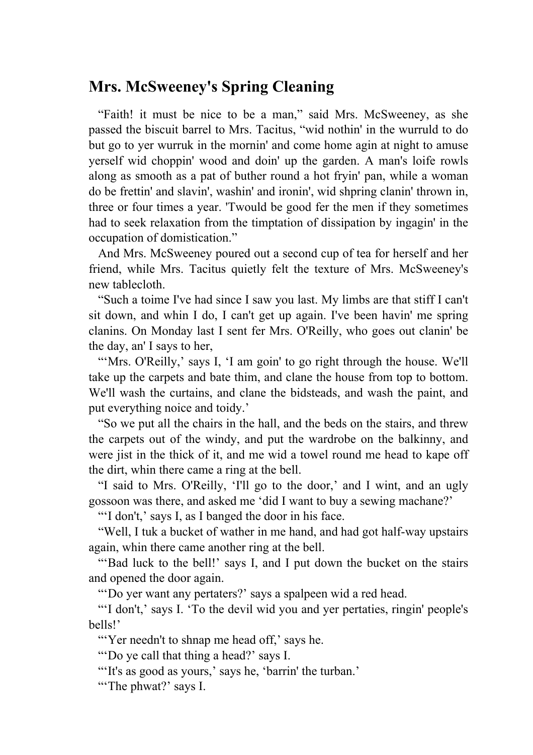## Mrs. McSweeney's Spring Cleaning

"Faith! it must be nice to be a man," said Mrs. McSweeney, as she passed the biscuit barrel to Mrs. Tacitus, "wid nothin' in the wurruld to do but go to yer wurruk in the mornin' and come home agin at night to amuse yerself wid choppin' wood and doin' up the garden. A man's loife rowls along as smooth as a pat of buther round a hot fryin' pan, while a woman do be frettin' and slavin', washin' and ironin', wid shpring clanin' thrown in, three or four times a year. 'Twould be good fer the men if they sometimes had to seek relaxation from the timptation of dissipation by ingagin' in the occupation of domistication."

And Mrs. McSweeney poured out a second cup of tea for herself and her friend, while Mrs. Tacitus quietly felt the texture of Mrs. McSweeney's new tablecloth.

"Such a toime I've had since I saw you last. My limbs are that stiff I can't sit down, and whin I do, I can't get up again. I've been havin' me spring clanins. On Monday last I sent fer Mrs. O'Reilly, who goes out clanin' be the day, an' I says to her,

"'Mrs. O'Reilly,' says I, 'I am goin' to go right through the house. We'll take up the carpets and bate thim, and clane the house from top to bottom. We'll wash the curtains, and clane the bidsteads, and wash the paint, and put everything noice and toidy.'

"So we put all the chairs in the hall, and the beds on the stairs, and threw the carpets out of the windy, and put the wardrobe on the balkinny, and were jist in the thick of it, and me wid a towel round me head to kape off the dirt, whin there came a ring at the bell.

"I said to Mrs. O'Reilly, 'I'll go to the door,' and I wint, and an ugly gossoon was there, and asked me 'did I want to buy a sewing machane?'

"'I don't,' says I, as I banged the door in his face.

"Well, I tuk a bucket of wather in me hand, and had got half-way upstairs again, whin there came another ring at the bell.

"'Bad luck to the bell!' says I, and I put down the bucket on the stairs and opened the door again.

"'Do yer want any pertaters?' says a spalpeen wid a red head.

"'I don't,' says I. 'To the devil wid you and yer pertaties, ringin' people's bells!'

"'Yer needn't to shnap me head off,' says he.

"'Do ye call that thing a head?' says I.

"'It's as good as yours,' says he, 'barrin' the turban.'

"'The phwat?' says I.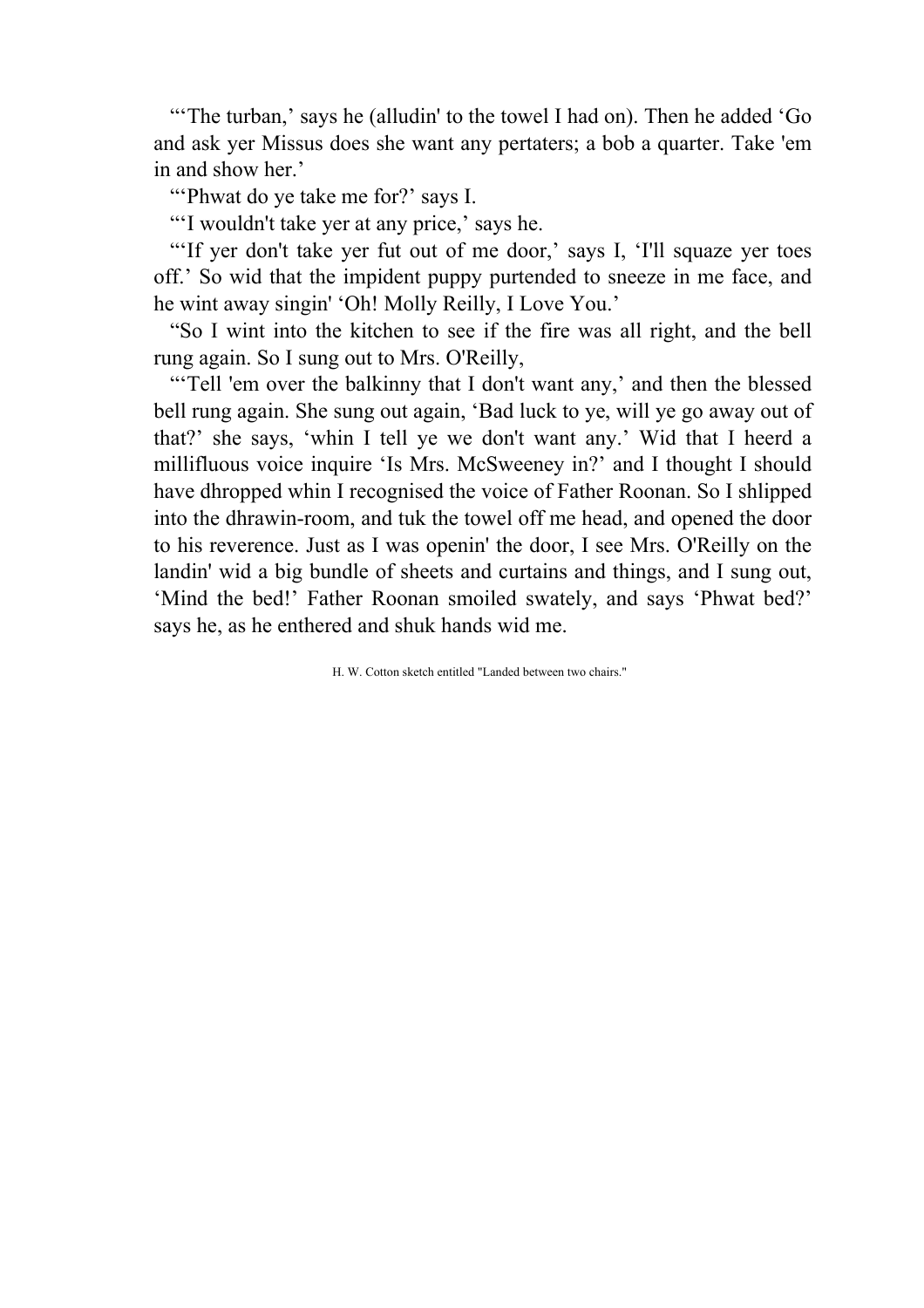"'The turban,' says he (alludin' to the towel I had on). Then he added 'Go and ask yer Missus does she want any pertaters; a bob a quarter. Take 'em in and show her.'

"'Phwat do ye take me for?' says I.

"'I wouldn't take yer at any price,' says he.

"'If yer don't take yer fut out of me door,' says I, 'I'll squaze yer toes off.' So wid that the impident puppy purtended to sneeze in me face, and he wint away singin' 'Oh! Molly Reilly, I Love You.'

"So I wint into the kitchen to see if the fire was all right, and the bell rung again. So I sung out to Mrs. O'Reilly,

"'Tell 'em over the balkinny that I don't want any,' and then the blessed bell rung again. She sung out again, 'Bad luck to ye, will ye go away out of that?' she says, 'whin I tell ye we don't want any.' Wid that I heerd a millifluous voice inquire 'Is Mrs. McSweeney in?' and I thought I should have dhropped whin I recognised the voice of Father Roonan. So I shlipped into the dhrawin-room, and tuk the towel off me head, and opened the door to his reverence. Just as I was openin' the door, I see Mrs. O'Reilly on the landin' wid a big bundle of sheets and curtains and things, and I sung out, 'Mind the bed!' Father Roonan smoiled swately, and says 'Phwat bed?' says he, as he enthered and shuk hands wid me.

H. W. Cotton sketch entitled "Landed between two chairs."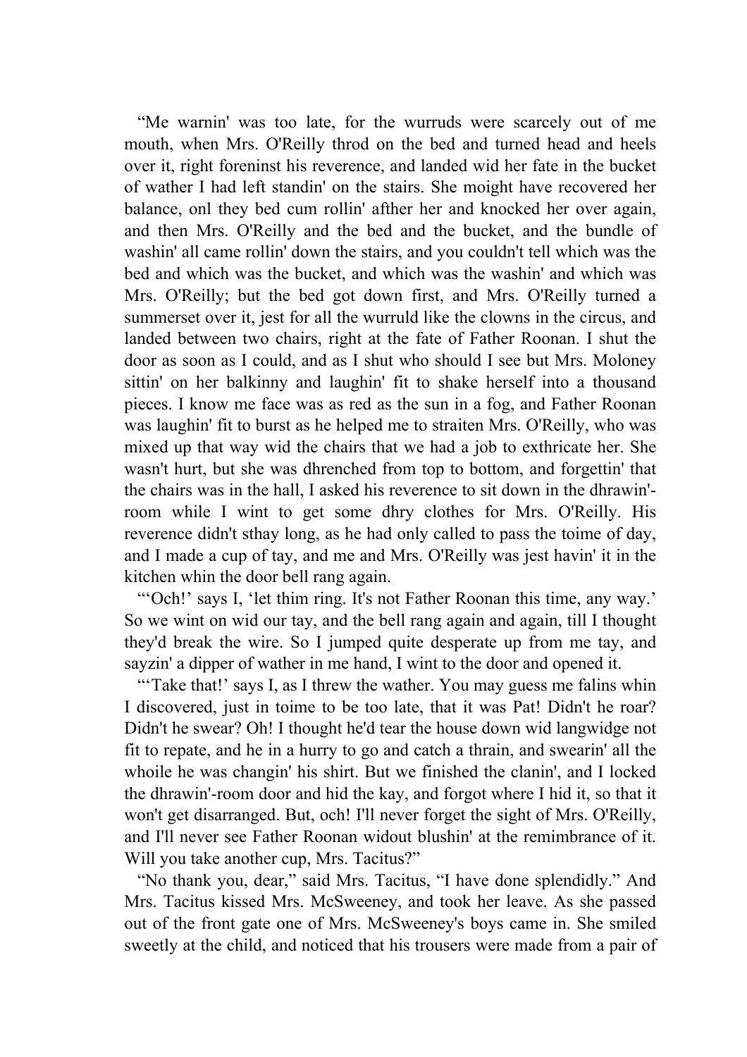"Me warnin' was too late, for the wurruds were scarcely out of me mouth, when Mrs. O'Reilly throd on the bed and turned head and heels over it, right foreninst his reverence, and landed wid her fate in the bucket of wather I had left standin' on the stairs. She moight have recovered her balance, onl they bed cum rollin' afther her and knocked her over again, and then Mrs. O'Reilly and the bed and the bucket, and the bundle of washin' all came rollin' down the stairs, and you couldn't tell which was the bed and which was the bucket, and which was the washin' and which was Mrs. O'Reilly; but the bed got down first, and Mrs. O'Reilly turned a summerset over it, jest for all the wurruld like the clowns in the circus, and landed between two chairs, right at the fate of Father Roonan. I shut the door as soon as I could, and as I shut who should I see but Mrs. Moloney sittin' on her balkinny and laughin' fit to shake herself into a thousand pieces. I know me face was as red as the sun in a fog, and Father Roonan was laughin' fit to burst as he helped me to straiten Mrs. O'Reilly, who was mixed up that way wid the chairs that we had a job to exthricate her. She wasn't hurt, but she was dhrenched from top to bottom, and forgettin' that the chairs was in the hall, I asked his reverence to sit down in the dhrawin'-room while I wint to get some dhry clothes for Mrs. O'Reilly. His reverence didn't sthay long, as he had only called to pass the toime of day, and I made a cup of tay, and me and Mrs. O'Reilly was jest havin' it in the kitchen whin the door bell rang again.

"'Och!' says I, 'let thim ring. It's not Father Roonan this time, any way.' So we wint on wid our tay, and the bell rang again and again, till I thought they'd break the wire. So I jumped quite desperate up from me tay, and sayzin' a dipper of wather in me hand, I wint to the door and opened it.

"'Take that!' says I, as I threw the wather. You may guess me falins whin I discovered, just in toime to be too late, that it was Pat! Didn't he roar? Didn't he swear? Oh! I thought he'd tear the house down wid langwidge not fit to repate, and he in a hurry to go and catch a thrain, and swearin' all the whoile he was changin' his shirt. But we finished the clanin', and I locked the dhrawin'-room door and hid the kay, and forgot where I hid it, so that it won't get disarranged. But, och! I'll never forget the sight of Mrs. O'Reilly, and I'll never see Father Roonan widout blushin' at the remimbrance of it. Will you take another cup, Mrs. Tacitus?"

"No thank you, dear," said Mrs. Tacitus, "I have done splendidly." And Mrs. Tacitus kissed Mrs. McSweeney, and took her leave. As she passed out of the front gate one of Mrs. McSweeney's boys came in. She smiled sweetly at the child, and noticed that his trousers were made from a pair of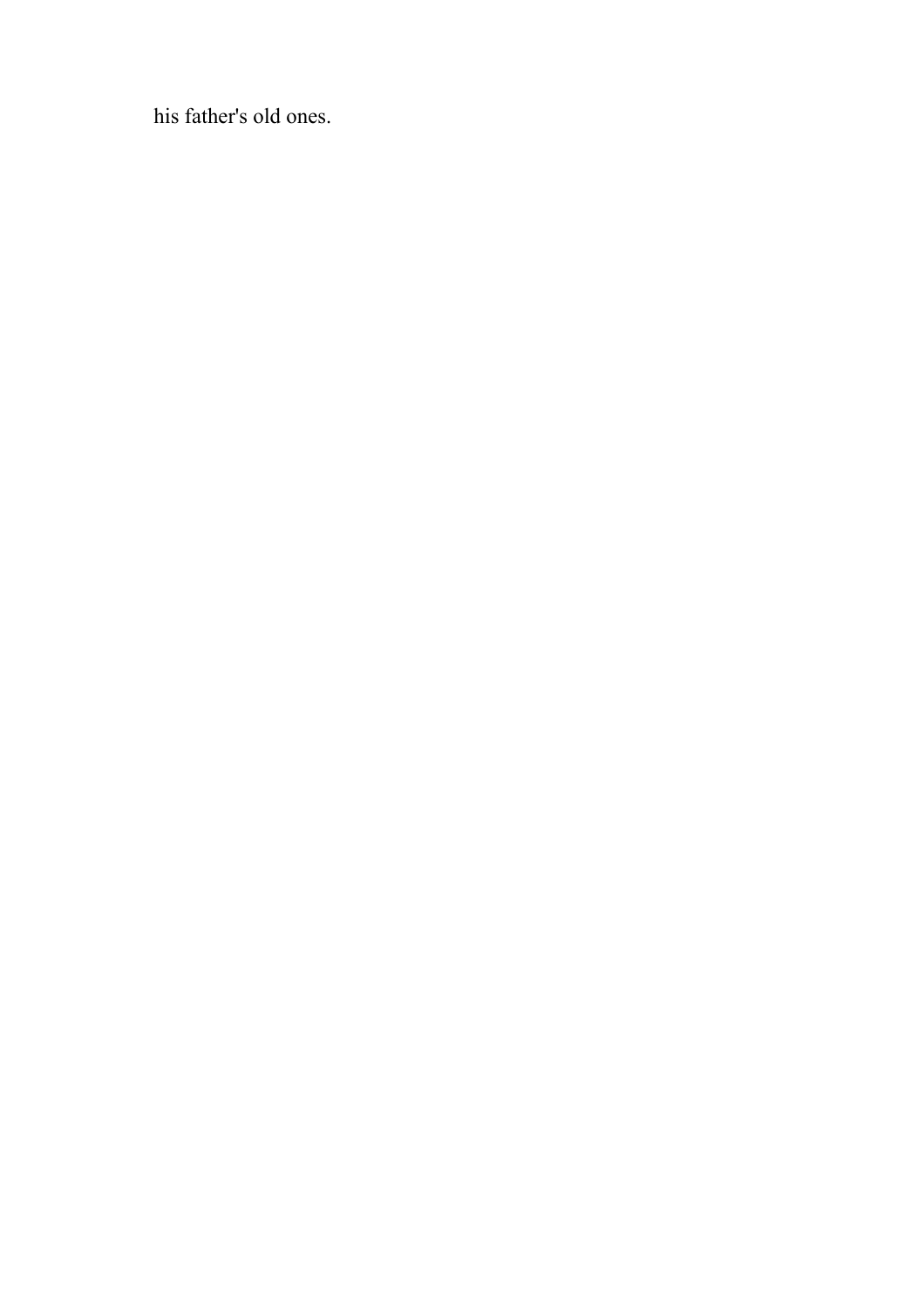his father's old ones.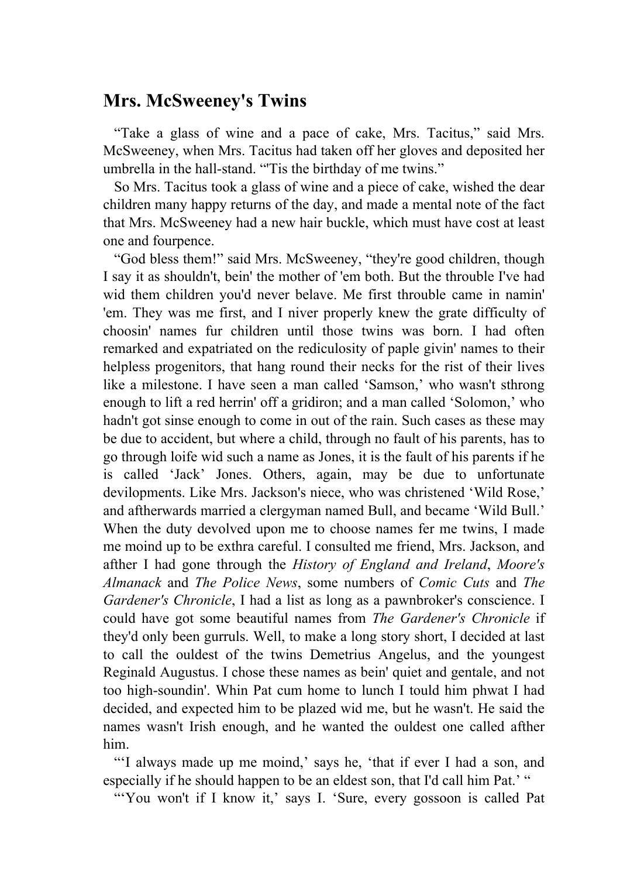## Mrs. McSweeney's Twins

"Take a glass of wine and a pace of cake, Mrs. Tacitus," said Mrs. McSweeney, when Mrs. Tacitus had taken off her gloves and deposited her umbrella in the hall-stand. "'Tis the birthday of me twins."

So Mrs. Tacitus took a glass of wine and a piece of cake, wished the dear children many happy returns of the day, and made a mental note of the fact that Mrs. McSweeney had a new hair buckle, which must have cost at least one and fourpence.

"God bless them!" said Mrs. McSweeney, "they're good children, though I say it as shouldn't, bein' the mother of 'em both. But the throuble I've had wid them children you'd never belave. Me first throuble came in namin' 'em. They was me first, and I niver properly knew the grate difficulty of choosin' names fur children until those twins was born. I had often remarked and expatriated on the rediculosity of paple givin' names to their helpless progenitors, that hang round their necks for the rist of their lives like a milestone. I have seen a man called 'Samson,' who wasn't sthrong enough to lift a red herrin' off a gridiron; and a man called 'Solomon,' who hadn't got sinse enough to come in out of the rain. Such cases as these may be due to accident, but where a child, through no fault of his parents, has to go through loife wid such a name as Jones, it is the fault of his parents if he is called 'Jack' Jones. Others, again, may be due to unfortunate devilopments. Like Mrs. Jackson's niece, who was christened 'Wild Rose,' and aftherwards married a clergyman named Bull, and became 'Wild Bull.' When the duty devolved upon me to choose names fer me twins, I made me moind up to be exthra careful. I consulted me friend, Mrs. Jackson, and afther I had gone through the *History of England and Ireland*, *Moore's Almanack* and *The Police News*, some numbers of *Comic Cuts* and *The Gardener's Chronicle*, I had a list as long as a pawnbroker's conscience. I could have got some beautiful names from *The Gardener's Chronicle* if they'd only been gurruls. Well, to make a long story short, I decided at last to call the ouldest of the twins Demetrius Angelus, and the youngest Reginald Augustus. I chose these names as bein' quiet and gentale, and not too high-soundin'. Whin Pat cum home to lunch I tould him phwat I had decided, and expected him to be plazed wid me, but he wasn't. He said the names wasn't Irish enough, and he wanted the ouldest one called afther him.

"'I always made up me moind,' says he, 'that if ever I had a son, and especially if he should happen to be an eldest son, that I'd call him Pat.' "

"'You won't if I know it,' says I. 'Sure, every gossoon is called Pat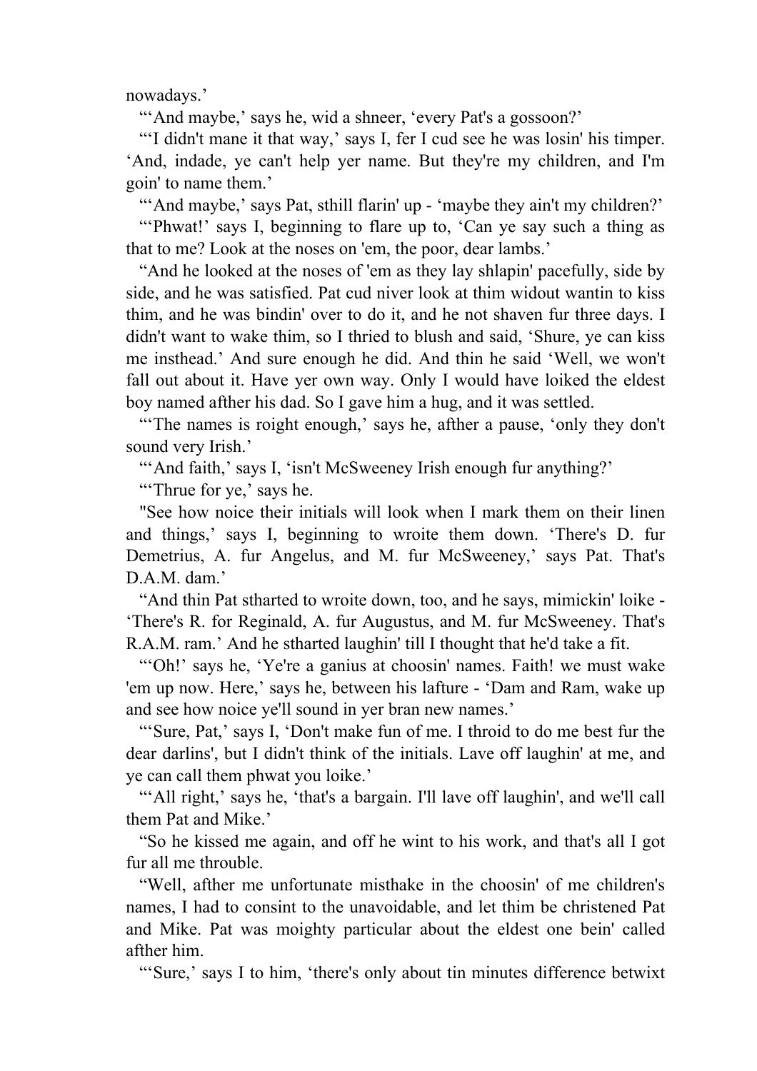nowadays.'

"'And maybe,' says he, wid a shneer, 'every Pat's a gossoon?'

"'I didn't mane it that way,' says I, fer I cud see he was losin' his timper. 'And, indade, ye can't help yer name. But they're my children, and I'm goin' to name them.'

"'And maybe,' says Pat, sthill flarin' up - 'maybe they ain't my children?'

"'Phwat!' says I, beginning to flare up to, 'Can ye say such a thing as that to me? Look at the noses on 'em, the poor, dear lambs.'

"And he looked at the noses of 'em as they lay shlapin' pacefully, side by side, and he was satisfied. Pat cud niver look at thim widout wantin to kiss thim, and he was bindin' over to do it, and he not shaven fur three days. I didn't want to wake thim, so I thried to blush and said, 'Shure, ye can kiss me insthead.' And sure enough he did. And thin he said 'Well, we won't fall out about it. Have yer own way. Only I would have loiked the eldest boy named afther his dad. So I gave him a hug, and it was settled.

"'The names is roight enough,' says he, afther a pause, 'only they don't sound very Irish.'

"'And faith,' says I, 'isn't McSweeney Irish enough fur anything?'

"'Thrue for ye,' says he.

"See how noice their initials will look when I mark them on their linen and things,' says I, beginning to wroite them down. 'There's D. fur Demetrius, A. fur Angelus, and M. fur McSweeney,' says Pat. That's D.A.M. dam.'

"And thin Pat stharted to wroite down, too, and he says, mimickin' loike - 'There's R. for Reginald, A. fur Augustus, and M. fur McSweeney. That's R.A.M. ram.' And he stharted laughin' till I thought that he'd take a fit.

"'Oh!' says he, 'Ye're a ganius at choosin' names. Faith! we must wake 'em up now. Here,' says he, between his lafture - 'Dam and Ram, wake up and see how noice ye'll sound in yer bran new names.'

"'Sure, Pat,' says I, 'Don't make fun of me. I throid to do me best fur the dear darlins', but I didn't think of the initials. Lave off laughin' at me, and ye can call them phwat you loike.'

"'All right,' says he, 'that's a bargain. I'll lave off laughin', and we'll call them Pat and Mike.'

"So he kissed me again, and off he wint to his work, and that's all I got fur all me throuble.

"Well, afther me unfortunate misthake in the choosin' of me children's names, I had to consint to the unavoidable, and let thim be christened Pat and Mike. Pat was moighty particular about the eldest one bein' called afther him.

"'Sure,' says I to him, 'there's only about tin minutes difference betwixt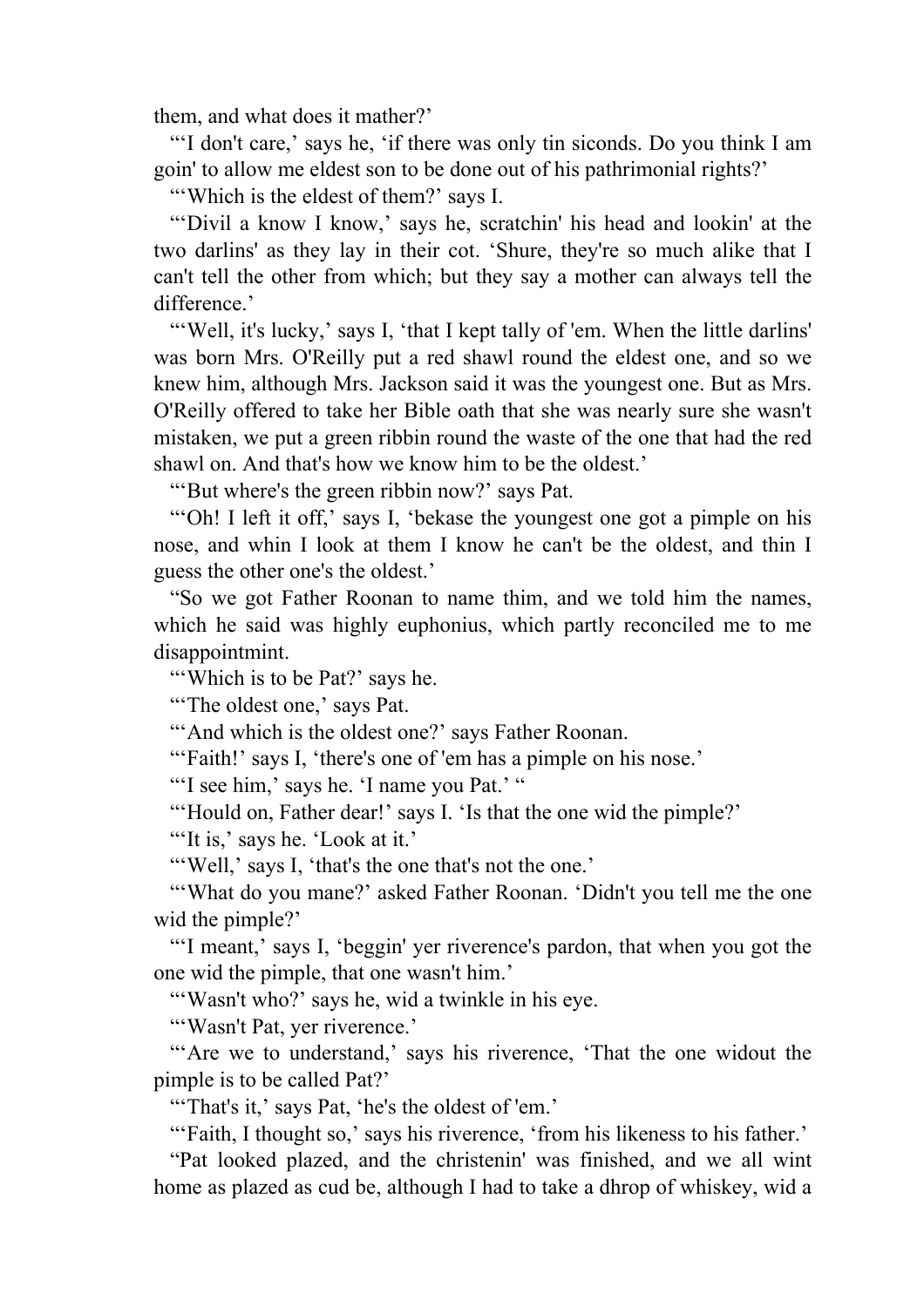them, and what does it mather?'

"'I don't care,' says he, 'if there was only tin siconds. Do you think I am goin' to allow me eldest son to be done out of his pathrimonial rights?'

"'Which is the eldest of them?' says I.

"'Divil a know I know,' says he, scratchin' his head and lookin' at the two darlins' as they lay in their cot. 'Shure, they're so much alike that I can't tell the other from which; but they say a mother can always tell the difference.'

"'Well, it's lucky,' says I, 'that I kept tally of 'em. When the little darlins' was born Mrs. O'Reilly put a red shawl round the eldest one, and so we knew him, although Mrs. Jackson said it was the youngest one. But as Mrs. O'Reilly offered to take her Bible oath that she was nearly sure she wasn't mistaken, we put a green ribbin round the waste of the one that had the red shawl on. And that's how we know him to be the oldest.'

"'But where's the green ribbin now?' says Pat.

"'Oh! I left it off,' says I, 'bekase the youngest one got a pimple on his nose, and whin I look at them I know he can't be the oldest, and thin I guess the other one's the oldest.'

"So we got Father Roonan to name thim, and we told him the names, which he said was highly euphonius, which partly reconciled me to me disappointmint.

"'Which is to be Pat?' says he.

"'The oldest one,' says Pat.

"'And which is the oldest one?' says Father Roonan.

"'Faith!' says I, 'there's one of 'em has a pimple on his nose.'

"'I see him,' says he. 'I name you Pat.' "

"'Hould on, Father dear!' says I. 'Is that the one wid the pimple?'

"'It is,' says he. 'Look at it.'

"'Well,' says I, 'that's the one that's not the one.'

"'What do you mane?' asked Father Roonan. 'Didn't you tell me the one wid the pimple?'

"'I meant,' says I, 'beggin' yer riverence's pardon, that when you got the one wid the pimple, that one wasn't him.'

"'Wasn't who?' says he, wid a twinkle in his eye.

"'Wasn't Pat, yer riverence.'

"'Are we to understand,' says his riverence, 'That the one widout the pimple is to be called Pat?'

"'That's it,' says Pat, 'he's the oldest of 'em.'

"'Faith, I thought so,' says his riverence, 'from his likeness to his father.'

"Pat looked plazed, and the christenin' was finished, and we all wint home as plazed as cud be, although I had to take a dhrop of whiskey, wid a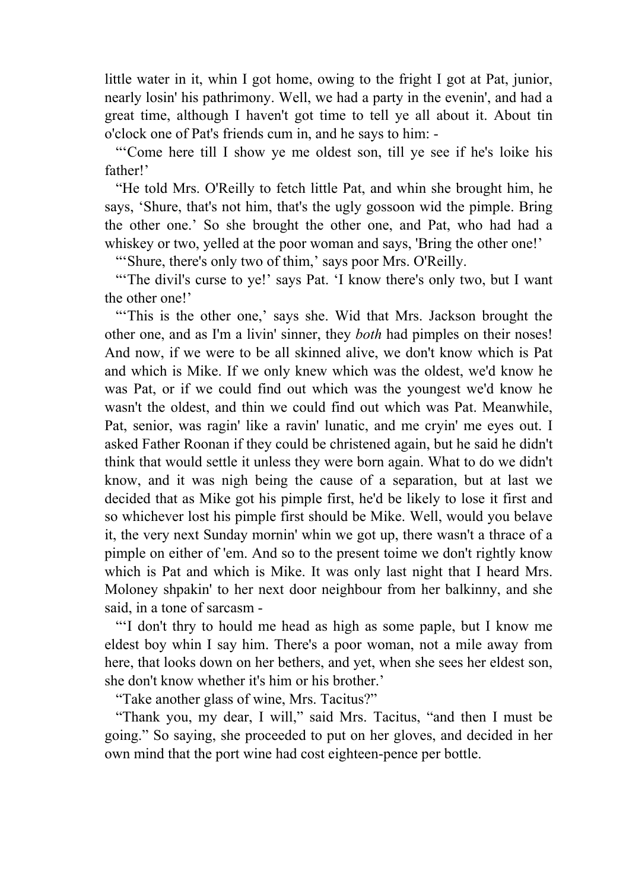little water in it, whin I got home, owing to the fright I got at Pat, junior, nearly losin' his pathrimony. Well, we had a party in the evenin', and had a great time, although I haven't got time to tell ye all about it. About tin o'clock one of Pat's friends cum in, and he says to him: -

"'Come here till I show ye me oldest son, till ye see if he's loike his father!'

"He told Mrs. O'Reilly to fetch little Pat, and whin she brought him, he says, 'Shure, that's not him, that's the ugly gossoon wid the pimple. Bring the other one.' So she brought the other one, and Pat, who had had a whiskey or two, yelled at the poor woman and says, 'Bring the other one!'

"'Shure, there's only two of thim,' says poor Mrs. O'Reilly.

"'The divil's curse to ye!' says Pat. 'I know there's only two, but I want the other one!'

"'This is the other one,' says she. Wid that Mrs. Jackson brought the other one, and as I'm a livin' sinner, they *both* had pimples on their noses! And now, if we were to be all skinned alive, we don't know which is Pat and which is Mike. If we only knew which was the oldest, we'd know he was Pat, or if we could find out which was the youngest we'd know he wasn't the oldest, and thin we could find out which was Pat. Meanwhile, Pat, senior, was ragin' like a ravin' lunatic, and me cryin' me eyes out. I asked Father Roonan if they could be christened again, but he said he didn't think that would settle it unless they were born again. What to do we didn't know, and it was nigh being the cause of a separation, but at last we decided that as Mike got his pimple first, he'd be likely to lose it first and so whichever lost his pimple first should be Mike. Well, would you belave it, the very next Sunday mornin' whin we got up, there wasn't a thrace of a pimple on either of 'em. And so to the present toime we don't rightly know which is Pat and which is Mike. It was only last night that I heard Mrs. Moloney shpakin' to her next door neighbour from her balkinny, and she said, in a tone of sarcasm -

"'I don't thry to hould me head as high as some paple, but I know me eldest boy whin I say him. There's a poor woman, not a mile away from here, that looks down on her bethers, and yet, when she sees her eldest son, she don't know whether it's him or his brother.'

"Take another glass of wine, Mrs. Tacitus?"

"Thank you, my dear, I will," said Mrs. Tacitus, "and then I must be going." So saying, she proceeded to put on her gloves, and decided in her own mind that the port wine had cost eighteen-pence per bottle.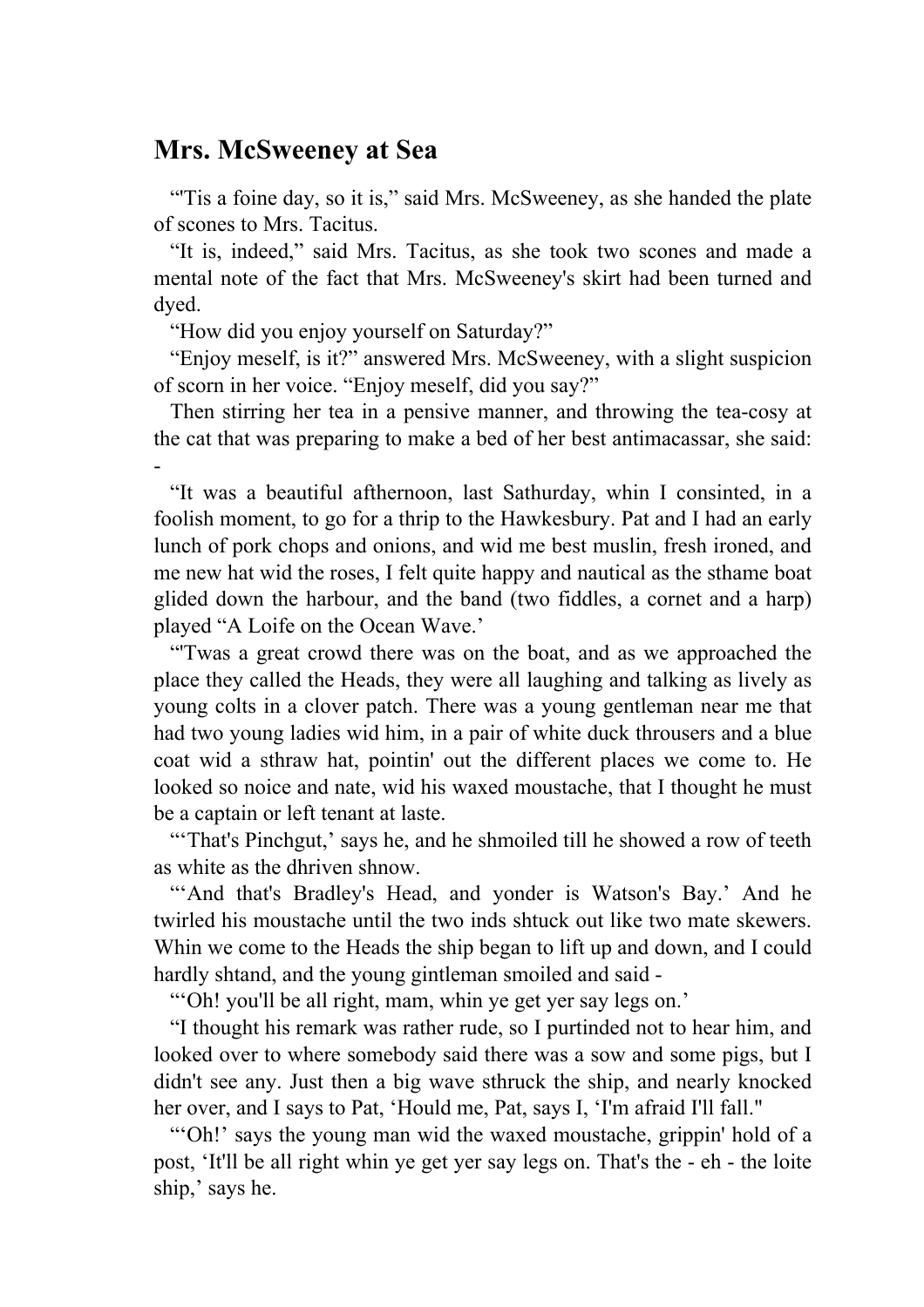## Mrs. McSweeney at Sea

"'Tis a foine day, so it is," said Mrs. McSweeney, as she handed the plate of scones to Mrs. Tacitus.

"It is, indeed," said Mrs. Tacitus, as she took two scones and made a mental note of the fact that Mrs. McSweeney's skirt had been turned and dyed.

"How did you enjoy yourself on Saturday?"

"Enjoy meself, is it?" answered Mrs. McSweeney, with a slight suspicion of scorn in her voice. "Enjoy meself, did you say?"

Then stirring her tea in a pensive manner, and throwing the tea-cosy at the cat that was preparing to make a bed of her best antimacassar, she said: -

"It was a beautiful afthernoon, last Sathurday, whin I consinted, in a foolish moment, to go for a thrip to the Hawkesbury. Pat and I had an early lunch of pork chops and onions, and wid me best muslin, fresh ironed, and me new hat wid the roses, I felt quite happy and nautical as the sthame boat glided down the harbour, and the band (two fiddles, a cornet and a harp) played "A Loife on the Ocean Wave.'

"'Twas a great crowd there was on the boat, and as we approached the place they called the Heads, they were all laughing and talking as lively as young colts in a clover patch. There was a young gentleman near me that had two young ladies wid him, in a pair of white duck throusers and a blue coat wid a sthraw hat, pointin' out the different places we come to. He looked so noice and nate, wid his waxed moustache, that I thought he must be a captain or left tenant at laste.

"'That's Pinchgut,' says he, and he shmoiled till he showed a row of teeth as white as the dhriven shnow.

"'And that's Bradley's Head, and yonder is Watson's Bay.' And he twirled his moustache until the two inds shtuck out like two mate skewers. Whin we come to the Heads the ship began to lift up and down, and I could hardly shtand, and the young gintleman smoiled and said -

"'Oh! you'll be all right, mam, whin ye get yer say legs on.'

"I thought his remark was rather rude, so I purtinded not to hear him, and looked over to where somebody said there was a sow and some pigs, but I didn't see any. Just then a big wave sthruck the ship, and nearly knocked her over, and I says to Pat, 'Hould me, Pat, says I, 'I'm afraid I'll fall."

"'Oh!' says the young man wid the waxed moustache, grippin' hold of a post, 'It'll be all right whin ye get yer say legs on. That's the - eh - the loite ship,' says he.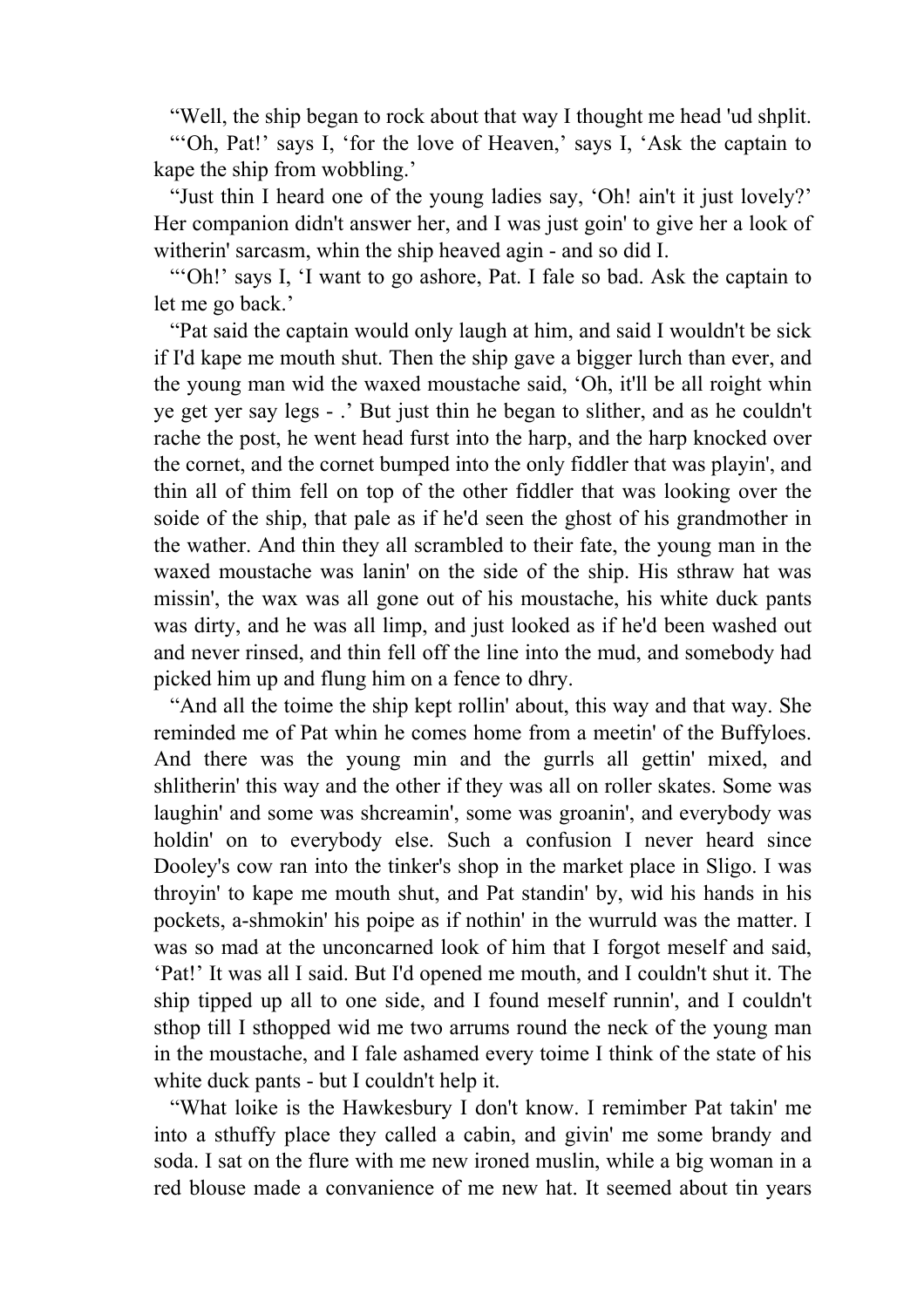"Well, the ship began to rock about that way I thought me head 'ud shplit.

"'Oh, Pat!' says I, 'for the love of Heaven,' says I, 'Ask the captain to kape the ship from wobbling.'

"Just thin I heard one of the young ladies say, 'Oh! ain't it just lovely?' Her companion didn't answer her, and I was just goin' to give her a look of witherin' sarcasm, whin the ship heaved agin - and so did I.

"'Oh!' says I, 'I want to go ashore, Pat. I fale so bad. Ask the captain to let me go back.'

"Pat said the captain would only laugh at him, and said I wouldn't be sick if I'd kape me mouth shut. Then the ship gave a bigger lurch than ever, and the young man wid the waxed moustache said, 'Oh, it'll be all roight whin ye get yer say legs - .' But just thin he began to slither, and as he couldn't rache the post, he went head furst into the harp, and the harp knocked over the cornet, and the cornet bumped into the only fiddler that was playin', and thin all of thim fell on top of the other fiddler that was looking over the soide of the ship, that pale as if he'd seen the ghost of his grandmother in the wather. And thin they all scrambled to their fate, the young man in the waxed moustache was lanin' on the side of the ship. His sthraw hat was missin', the wax was all gone out of his moustache, his white duck pants was dirty, and he was all limp, and just looked as if he'd been washed out and never rinsed, and thin fell off the line into the mud, and somebody had picked him up and flung him on a fence to dhry.

"And all the toime the ship kept rollin' about, this way and that way. She reminded me of Pat whin he comes home from a meetin' of the Buffyloes. And there was the young min and the gurrls all gettin' mixed, and shlitherin' this way and the other if they was all on roller skates. Some was laughin' and some was shcreamin', some was groanin', and everybody was holdin' on to everybody else. Such a confusion I never heard since Dooley's cow ran into the tinker's shop in the market place in Sligo. I was throyin' to kape me mouth shut, and Pat standin' by, wid his hands in his pockets, a-shmokin' his poipe as if nothin' in the wurruld was the matter. I was so mad at the unconcarned look of him that I forgot meself and said, 'Pat!' It was all I said. But I'd opened me mouth, and I couldn't shut it. The ship tipped up all to one side, and I found meself runnin', and I couldn't sthop till I sthopped wid me two arrums round the neck of the young man in the moustache, and I fale ashamed every toime I think of the state of his white duck pants - but I couldn't help it.

"What loike is the Hawkesbury I don't know. I remimber Pat takin' me into a sthuffy place they called a cabin, and givin' me some brandy and soda. I sat on the flure with me new ironed muslin, while a big woman in a red blouse made a convanience of me new hat. It seemed about tin years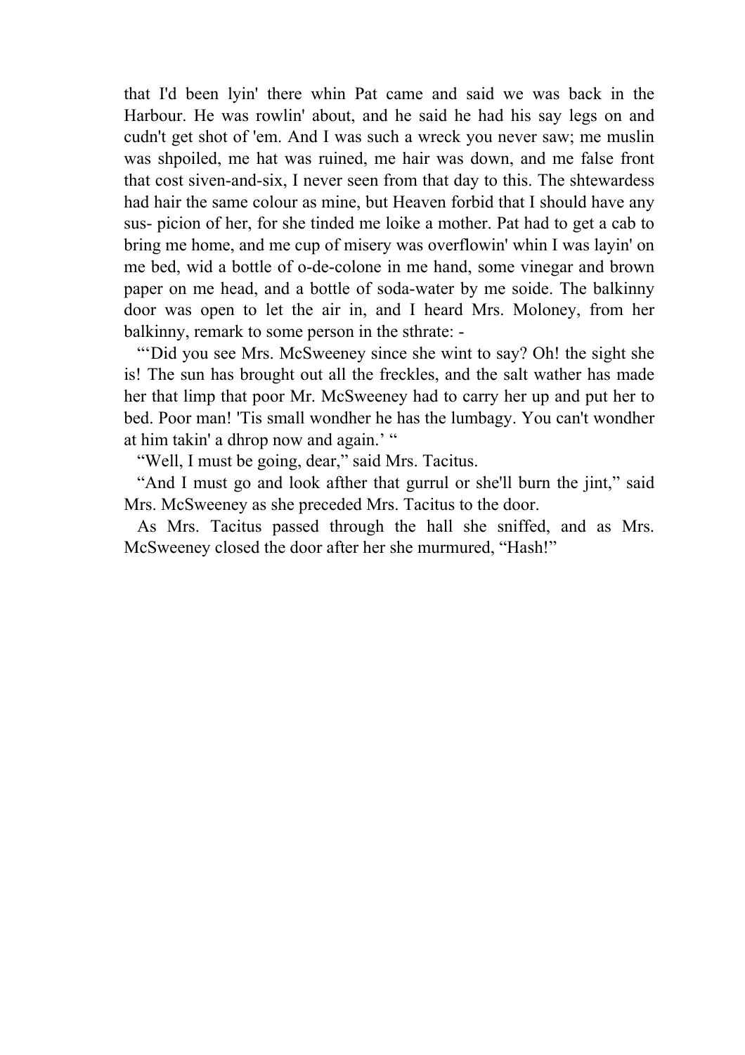that I'd been lyin' there whin Pat came and said we was back in the Harbour. He was rowlin' about, and he said he had his say legs on and cudn't get shot of 'em. And I was such a wreck you never saw; me muslin was shpoiled, me hat was ruined, me hair was down, and me false front that cost siven-and-six, I never seen from that day to this. The shtewardess had hair the same colour as mine, but Heaven forbid that I should have any sus- picion of her, for she tinded me loike a mother. Pat had to get a cab to bring me home, and me cup of misery was overflowin' whin I was layin' on me bed, wid a bottle of o-de-colone in me hand, some vinegar and brown paper on me head, and a bottle of soda-water by me soide. The balkinny door was open to let the air in, and I heard Mrs. Moloney, from her balkinny, remark to some person in the sthrate: -

"'Did you see Mrs. McSweeney since she wint to say? Oh! the sight she is! The sun has brought out all the freckles, and the salt wather has made her that limp that poor Mr. McSweeney had to carry her up and put her to bed. Poor man! 'Tis small wondher he has the lumbagy. You can't wondher at him takin' a dhrop now and again.' "

"Well, I must be going, dear," said Mrs. Tacitus.

"And I must go and look afther that gurrul or she'll burn the jint," said Mrs. McSweeney as she preceded Mrs. Tacitus to the door.

As Mrs. Tacitus passed through the hall she sniffed, and as Mrs. McSweeney closed the door after her she murmured, "Hash!"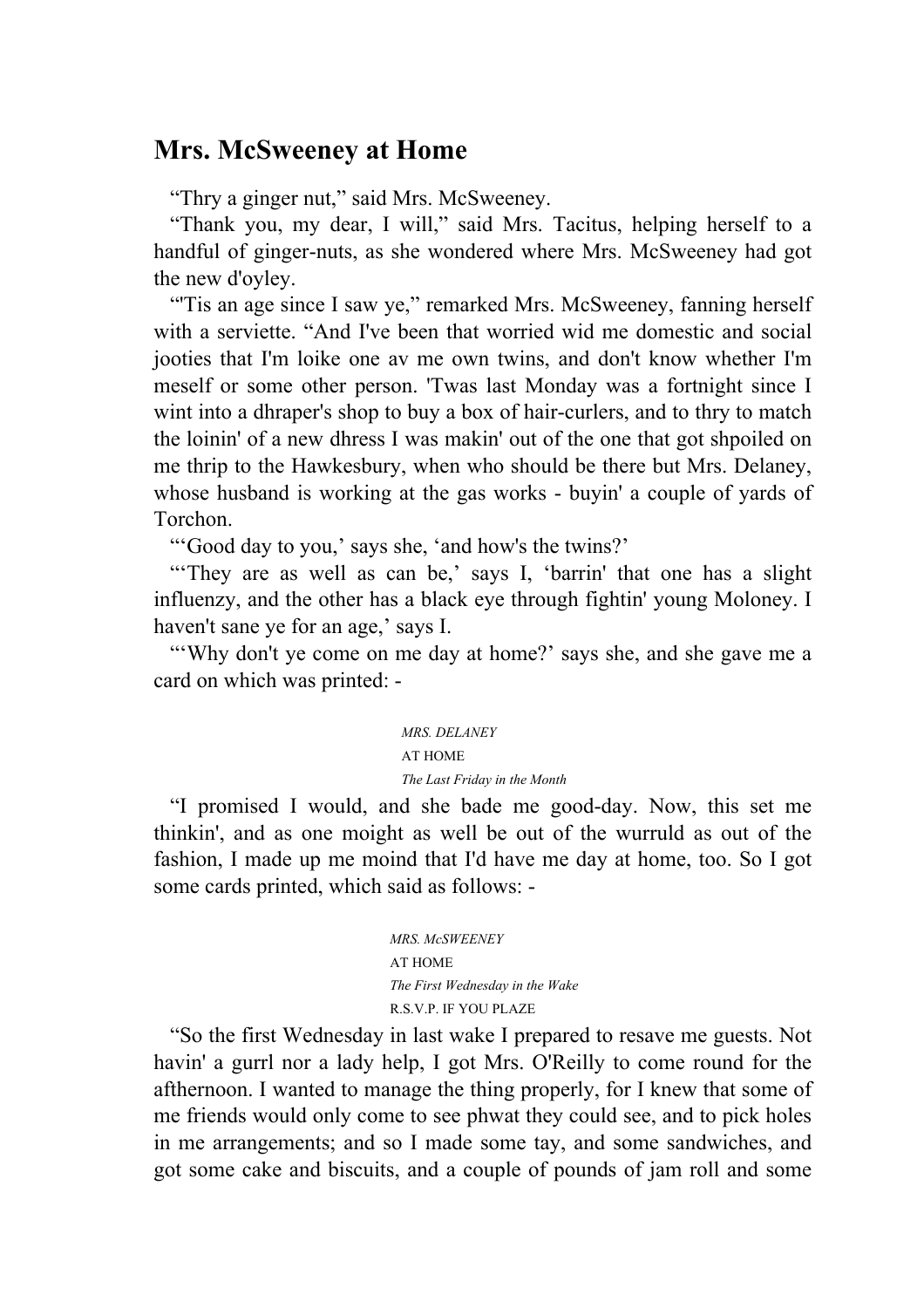## Mrs. McSweeney at Home

"Thry a ginger nut," said Mrs. McSweeney.

"Thank you, my dear, I will," said Mrs. Tacitus, helping herself to a handful of ginger-nuts, as she wondered where Mrs. McSweeney had got the new d'oyley.

"'Tis an age since I saw ye," remarked Mrs. McSweeney, fanning herself with a serviette. "And I've been that worried wid me domestic and social jooties that I'm loike one av me own twins, and don't know whether I'm meself or some other person. 'Twas last Monday was a fortnight since I wint into a dhraper's shop to buy a box of hair-curlers, and to thry to match the loinin' of a new dhress I was makin' out of the one that got shpoiled on me thrip to the Hawkesbury, when who should be there but Mrs. Delaney, whose husband is working at the gas works - buyin' a couple of yards of Torchon.

"'Good day to you,' says she, 'and how's the twins?'

"'They are as well as can be,' says I, 'barrin' that one has a slight influenzy, and the other has a black eye through fightin' young Moloney. I haven't sane ye for an age,' says I.

"'Why don't ye come on me day at home?' says she, and she gave me a card on which was printed: -

*MRS. DELANEY*
AT HOME
*The Last Friday in the Month*

"I promised I would, and she bade me good-day. Now, this set me thinkin', and as one moight as well be out of the wurruld as out of the fashion, I made up me moind that I'd have me day at home, too. So I got some cards printed, which said as follows: -

*MRS. McSWEENEY*
AT HOME
*The First Wednesday in the Wake*
R.S.V.P. IF YOU PLAZE

"So the first Wednesday in last wake I prepared to resave me guests. Not havin' a gurrl nor a lady help, I got Mrs. O'Reilly to come round for the afthernoon. I wanted to manage the thing properly, for I knew that some of me friends would only come to see phwat they could see, and to pick holes in me arrangements; and so I made some tay, and some sandwiches, and got some cake and biscuits, and a couple of pounds of jam roll and some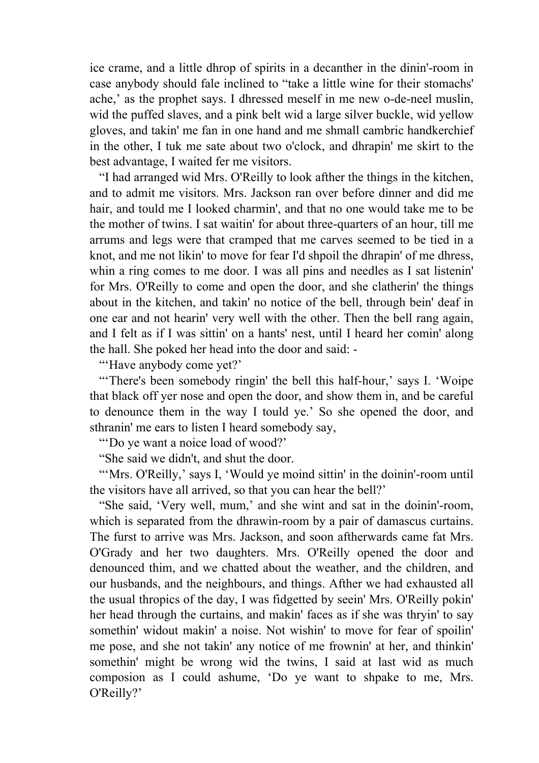ice crame, and a little dhrop of spirits in a decanther in the dinin'-room in case anybody should fale inclined to "take a little wine for their stomachs' ache,' as the prophet says. I dhressed meself in me new o-de-neel muslin, wid the puffed slaves, and a pink belt wid a large silver buckle, wid yellow gloves, and takin' me fan in one hand and me shmall cambric handkerchief in the other, I tuk me sate about two o'clock, and dhrapin' me skirt to the best advantage, I waited fer me visitors.

"I had arranged wid Mrs. O'Reilly to look afther the things in the kitchen, and to admit me visitors. Mrs. Jackson ran over before dinner and did me hair, and tould me I looked charmin', and that no one would take me to be the mother of twins. I sat waitin' for about three-quarters of an hour, till me arrums and legs were that cramped that me carves seemed to be tied in a knot, and me not likin' to move for fear I'd shpoil the dhrapin' of me dhress, whin a ring comes to me door. I was all pins and needles as I sat listenin' for Mrs. O'Reilly to come and open the door, and she clatherin' the things about in the kitchen, and takin' no notice of the bell, through bein' deaf in one ear and not hearin' very well with the other. Then the bell rang again, and I felt as if I was sittin' on a hants' nest, until I heard her comin' along the hall. She poked her head into the door and said: -

"'Have anybody come yet?'

"'There's been somebody ringin' the bell this half-hour,' says I. 'Woipe that black off yer nose and open the door, and show them in, and be careful to denounce them in the way I tould ye.' So she opened the door, and sthranin' me ears to listen I heard somebody say,

"'Do ye want a noice load of wood?'

"She said we didn't, and shut the door.

"'Mrs. O'Reilly,' says I, 'Would ye moind sittin' in the doinin'-room until the visitors have all arrived, so that you can hear the bell?'

"She said, 'Very well, mum,' and she wint and sat in the doinin'-room, which is separated from the dhrawin-room by a pair of damascus curtains. The furst to arrive was Mrs. Jackson, and soon aftherwards came fat Mrs. O'Grady and her two daughters. Mrs. O'Reilly opened the door and denounced thim, and we chatted about the weather, and the children, and our husbands, and the neighbours, and things. Afther we had exhausted all the usual thropics of the day, I was fidgetted by seein' Mrs. O'Reilly pokin' her head through the curtains, and makin' faces as if she was thryin' to say somethin' widout makin' a noise. Not wishin' to move for fear of spoilin' me pose, and she not takin' any notice of me frownin' at her, and thinkin' somethin' might be wrong wid the twins, I said at last wid as much composion as I could ashume, 'Do ye want to shpake to me, Mrs. O'Reilly?'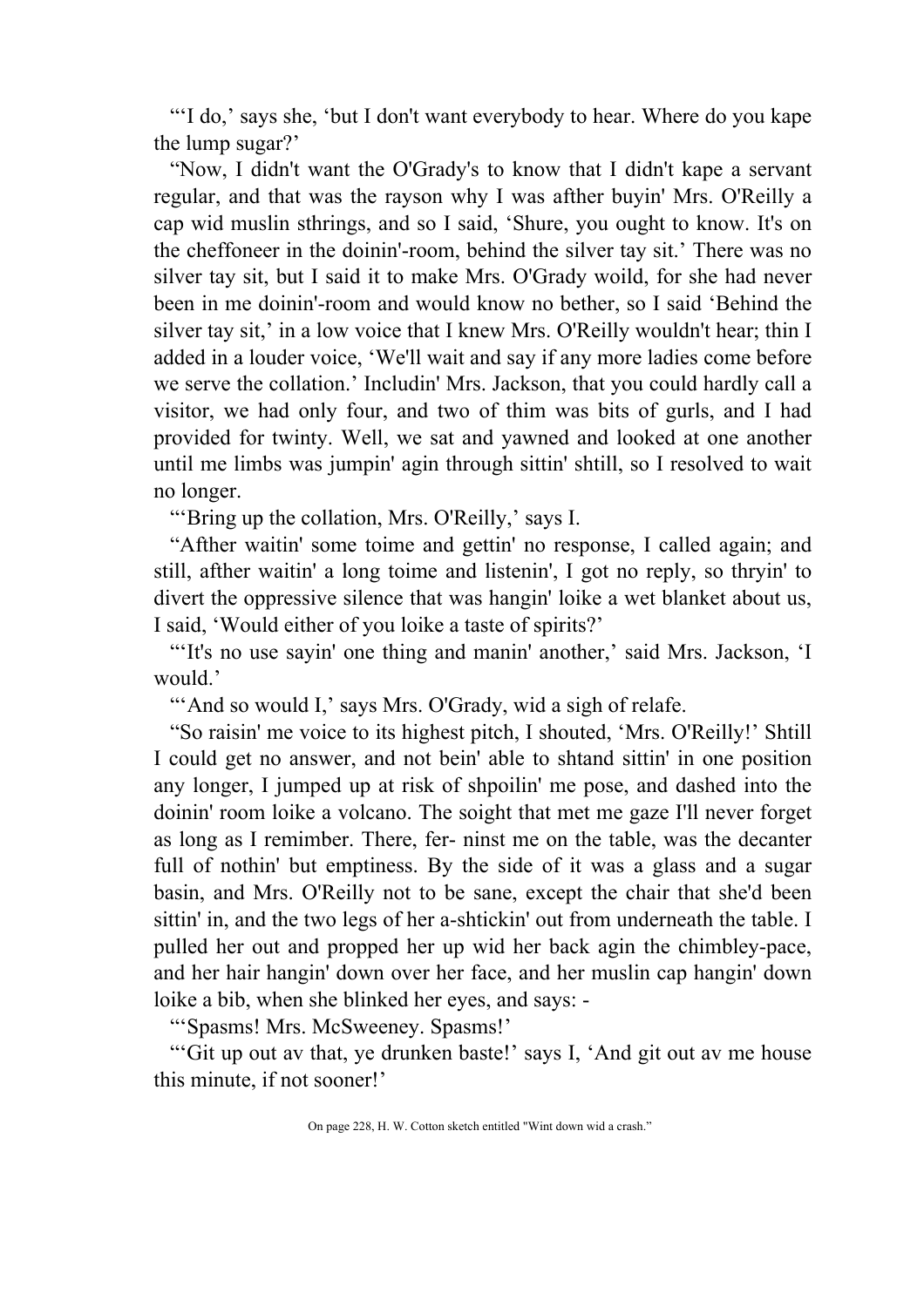"'I do,' says she, 'but I don't want everybody to hear. Where do you kape the lump sugar?'

"Now, I didn't want the O'Grady's to know that I didn't kape a servant regular, and that was the rayson why I was afther buyin' Mrs. O'Reilly a cap wid muslin sthrings, and so I said, 'Shure, you ought to know. It's on the cheffoneer in the doinin'-room, behind the silver tay sit.' There was no silver tay sit, but I said it to make Mrs. O'Grady woild, for she had never been in me doinin'-room and would know no bether, so I said 'Behind the silver tay sit,' in a low voice that I knew Mrs. O'Reilly wouldn't hear; thin I added in a louder voice, 'We'll wait and say if any more ladies come before we serve the collation.' Includin' Mrs. Jackson, that you could hardly call a visitor, we had only four, and two of thim was bits of gurls, and I had provided for twinty. Well, we sat and yawned and looked at one another until me limbs was jumpin' agin through sittin' shtill, so I resolved to wait no longer.

"'Bring up the collation, Mrs. O'Reilly,' says I.

"Afther waitin' some toime and gettin' no response, I called again; and still, afther waitin' a long toime and listenin', I got no reply, so thryin' to divert the oppressive silence that was hangin' loike a wet blanket about us, I said, 'Would either of you loike a taste of spirits?'

"'It's no use sayin' one thing and manin' another,' said Mrs. Jackson, 'I would.'

"'And so would I,' says Mrs. O'Grady, wid a sigh of relafe.

"So raisin' me voice to its highest pitch, I shouted, 'Mrs. O'Reilly!' Shtill I could get no answer, and not bein' able to shtand sittin' in one position any longer, I jumped up at risk of shpoilin' me pose, and dashed into the doinin' room loike a volcano. The soight that met me gaze I'll never forget as long as I remimber. There, fer- ninst me on the table, was the decanter full of nothin' but emptiness. By the side of it was a glass and a sugar basin, and Mrs. O'Reilly not to be sane, except the chair that she'd been sittin' in, and the two legs of her a-shtickin' out from underneath the table. I pulled her out and propped her up wid her back agin the chimbley-pace, and her hair hangin' down over her face, and her muslin cap hangin' down loike a bib, when she blinked her eyes, and says: -

"'Spasms! Mrs. McSweeney. Spasms!'

"'Git up out av that, ye drunken baste!' says I, 'And git out av me house this minute, if not sooner!'

On page 228, H. W. Cotton sketch entitled "Wint down wid a crash."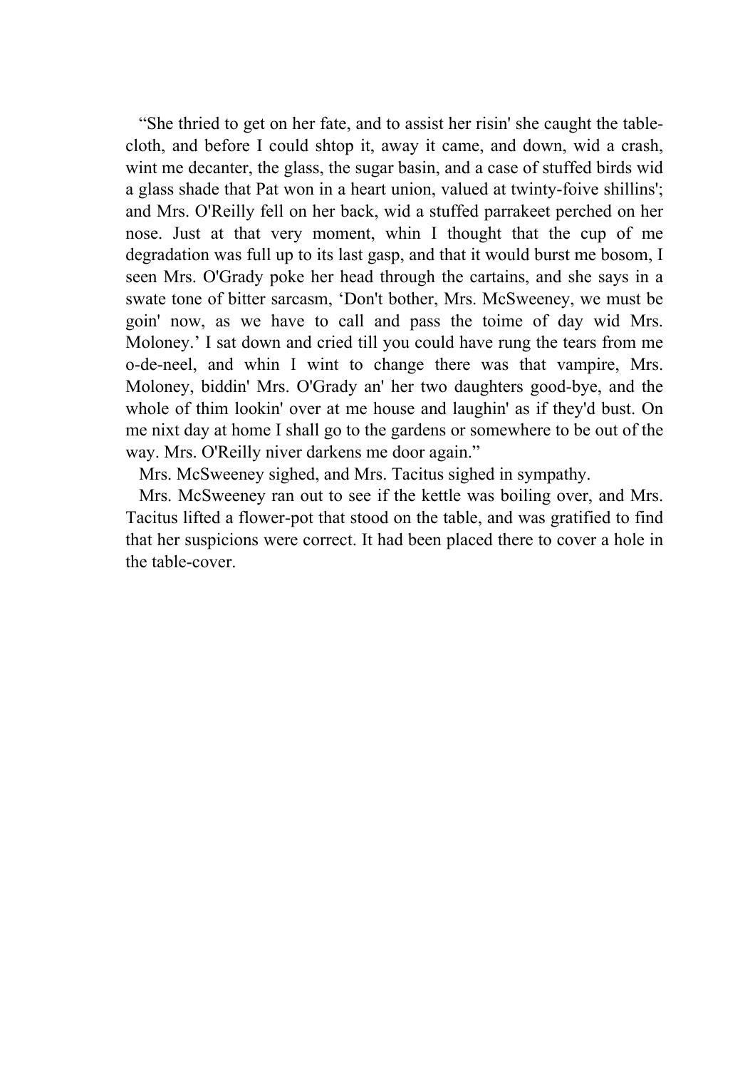"She thried to get on her fate, and to assist her risin' she caught the table-cloth, and before I could shtop it, away it came, and down, wid a crash, wint me decanter, the glass, the sugar basin, and a case of stuffed birds wid a glass shade that Pat won in a heart union, valued at twinty-foive shillins'; and Mrs. O'Reilly fell on her back, wid a stuffed parrakeet perched on her nose. Just at that very moment, whin I thought that the cup of me degradation was full up to its last gasp, and that it would burst me bosom, I seen Mrs. O'Grady poke her head through the cartains, and she says in a swate tone of bitter sarcasm, 'Don't bother, Mrs. McSweeney, we must be goin' now, as we have to call and pass the toime of day wid Mrs. Moloney.' I sat down and cried till you could have rung the tears from me o-de-neel, and whin I wint to change there was that vampire, Mrs. Moloney, biddin' Mrs. O'Grady an' her two daughters good-bye, and the whole of thim lookin' over at me house and laughin' as if they'd bust. On me nixt day at home I shall go to the gardens or somewhere to be out of the way. Mrs. O'Reilly niver darkens me door again."

Mrs. McSweeney sighed, and Mrs. Tacitus sighed in sympathy.

Mrs. McSweeney ran out to see if the kettle was boiling over, and Mrs. Tacitus lifted a flower-pot that stood on the table, and was gratified to find that her suspicions were correct. It had been placed there to cover a hole in the table-cover.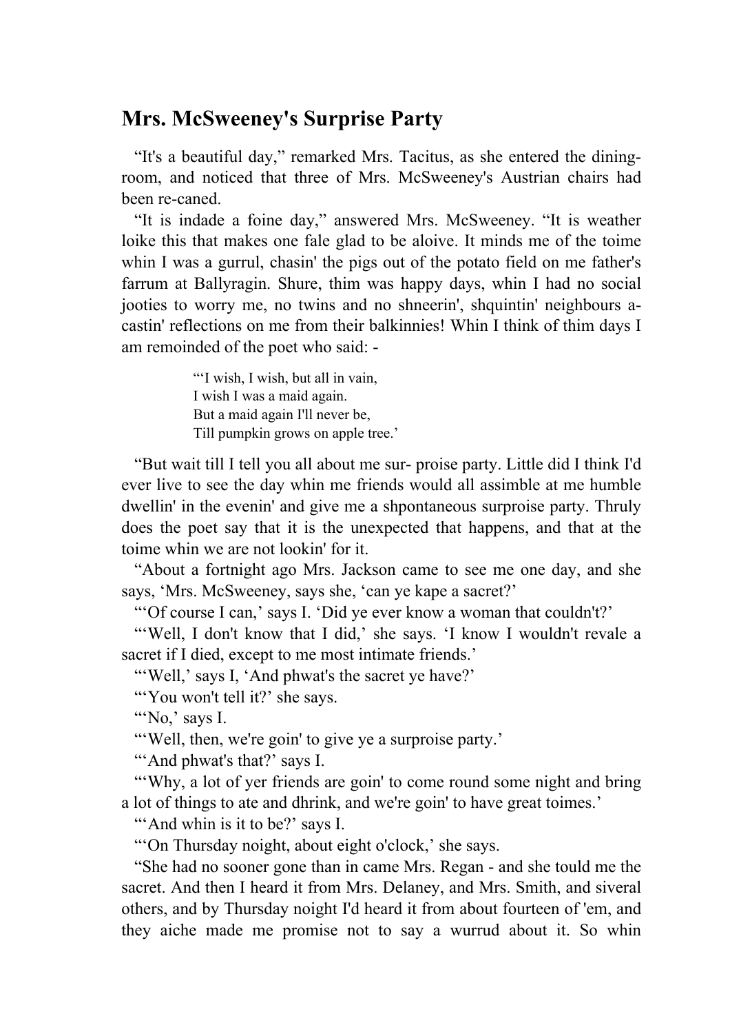## Mrs. McSweeney's Surprise Party

"It's a beautiful day," remarked Mrs. Tacitus, as she entered the dining-room, and noticed that three of Mrs. McSweeney's Austrian chairs had been re-caned.

"It is indade a foine day," answered Mrs. McSweeney. "It is weather loike this that makes one fale glad to be aloive. It minds me of the toime whin I was a gurrul, chasin' the pigs out of the potato field on me father's farrum at Ballyragin. Shure, thim was happy days, whin I had no social jooties to worry me, no twins and no shneerin', shquintin' neighbours a-castin' reflections on me from their balkinnies! Whin I think of thim days I am remoinded of the poet who said: -

> "'I wish, I wish, but all in vain,
> I wish I was a maid again.
> But a maid again I'll never be,
> Till pumpkin grows on apple tree.'

"But wait till I tell you all about me sur- proise party. Little did I think I'd ever live to see the day whin me friends would all assimble at me humble dwellin' in the evenin' and give me a shpontaneous surproise party. Thruly does the poet say that it is the unexpected that happens, and that at the toime whin we are not lookin' for it.

"About a fortnight ago Mrs. Jackson came to see me one day, and she says, 'Mrs. McSweeney, says she, 'can ye kape a sacret?'

"'Of course I can,' says I. 'Did ye ever know a woman that couldn't?'

"'Well, I don't know that I did,' she says. 'I know I wouldn't revale a sacret if I died, except to me most intimate friends.'

"'Well,' says I, 'And phwat's the sacret ye have?'

"'You won't tell it?' she says.

"'No,' says I.

"'Well, then, we're goin' to give ye a surproise party.'

"'And phwat's that?' says I.

"'Why, a lot of yer friends are goin' to come round some night and bring a lot of things to ate and dhrink, and we're goin' to have great toimes.'

"'And whin is it to be?' says I.

"'On Thursday noight, about eight o'clock,' she says.

"She had no sooner gone than in came Mrs. Regan - and she tould me the sacret. And then I heard it from Mrs. Delaney, and Mrs. Smith, and siveral others, and by Thursday noight I'd heard it from about fourteen of 'em, and they aiche made me promise not to say a wurrud about it. So whin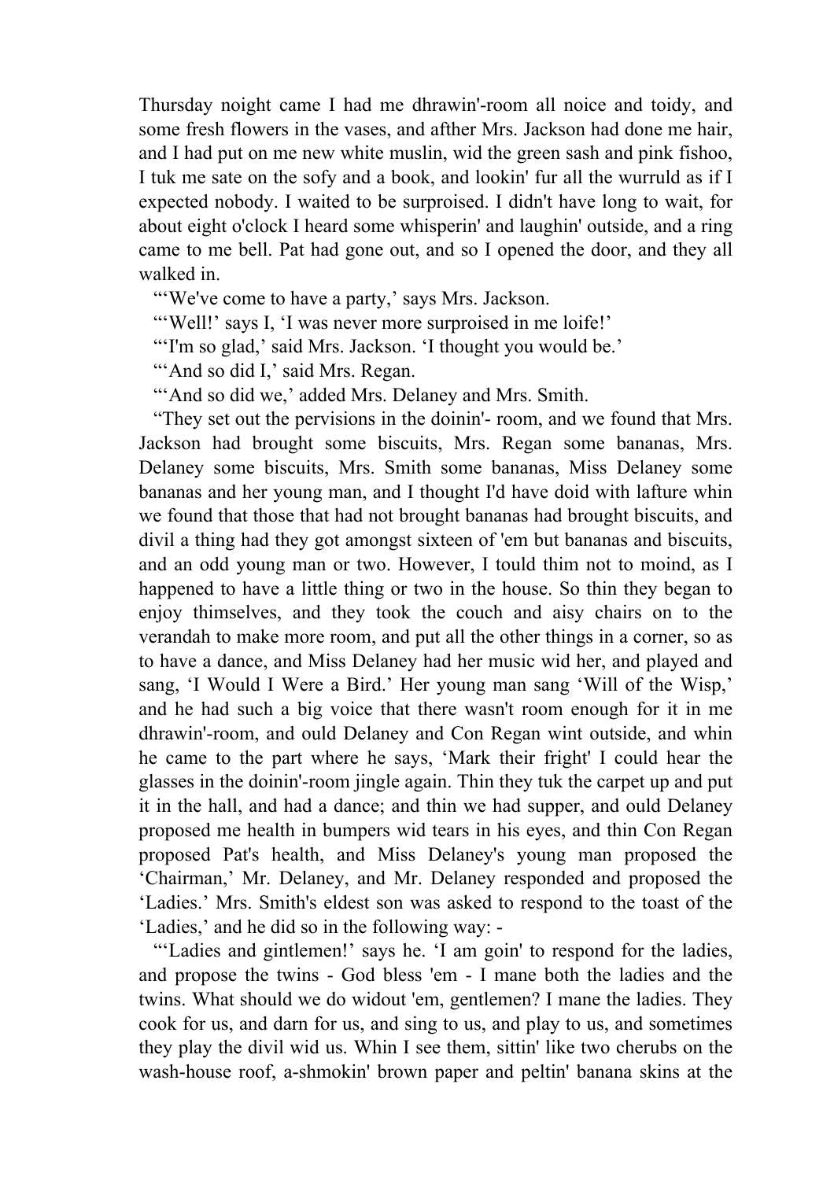Thursday noight came I had me dhrawin'-room all noice and toidy, and some fresh flowers in the vases, and afther Mrs. Jackson had done me hair, and I had put on me new white muslin, wid the green sash and pink fishoo, I tuk me sate on the sofy and a book, and lookin' fur all the wurruld as if I expected nobody. I waited to be surproised. I didn't have long to wait, for about eight o'clock I heard some whisperin' and laughin' outside, and a ring came to me bell. Pat had gone out, and so I opened the door, and they all walked in.

"'We've come to have a party,' says Mrs. Jackson.

"'Well!' says I, 'I was never more surproised in me loife!'

"'I'm so glad,' said Mrs. Jackson. 'I thought you would be.'

"'And so did I,' said Mrs. Regan.

"'And so did we,' added Mrs. Delaney and Mrs. Smith.

"They set out the pervisions in the doinin'- room, and we found that Mrs. Jackson had brought some biscuits, Mrs. Regan some bananas, Mrs. Delaney some biscuits, Mrs. Smith some bananas, Miss Delaney some bananas and her young man, and I thought I'd have doid with lafture whin we found that those that had not brought bananas had brought biscuits, and divil a thing had they got amongst sixteen of 'em but bananas and biscuits, and an odd young man or two. However, I tould thim not to moind, as I happened to have a little thing or two in the house. So thin they began to enjoy thimselves, and they took the couch and aisy chairs on to the verandah to make more room, and put all the other things in a corner, so as to have a dance, and Miss Delaney had her music wid her, and played and sang, 'I Would I Were a Bird.' Her young man sang 'Will of the Wisp,' and he had such a big voice that there wasn't room enough for it in me dhrawin'-room, and ould Delaney and Con Regan wint outside, and whin he came to the part where he says, 'Mark their fright' I could hear the glasses in the doinin'-room jingle again. Thin they tuk the carpet up and put it in the hall, and had a dance; and thin we had supper, and ould Delaney proposed me health in bumpers wid tears in his eyes, and thin Con Regan proposed Pat's health, and Miss Delaney's young man proposed the 'Chairman,' Mr. Delaney, and Mr. Delaney responded and proposed the 'Ladies.' Mrs. Smith's eldest son was asked to respond to the toast of the 'Ladies,' and he did so in the following way: -

"'Ladies and gintlemen!' says he. 'I am goin' to respond for the ladies, and propose the twins - God bless 'em - I mane both the ladies and the twins. What should we do widout 'em, gentlemen? I mane the ladies. They cook for us, and darn for us, and sing to us, and play to us, and sometimes they play the divil wid us. Whin I see them, sittin' like two cherubs on the wash-house roof, a-shmokin' brown paper and peltin' banana skins at the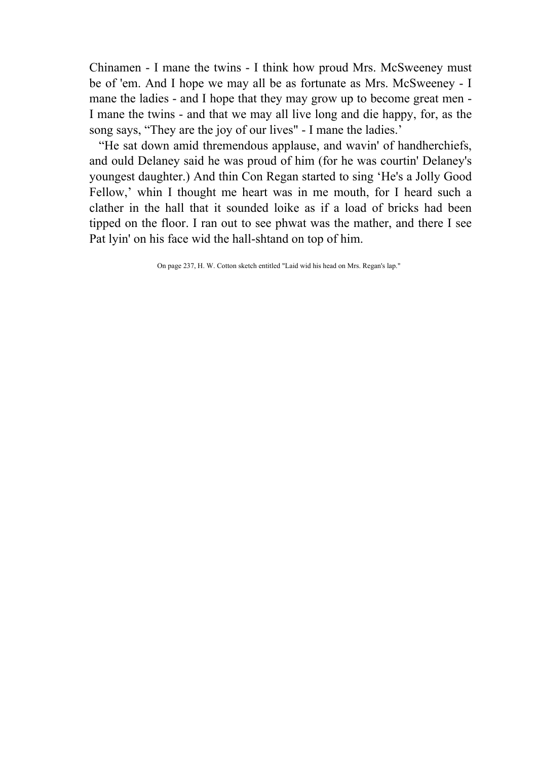Chinamen - I mane the twins - I think how proud Mrs. McSweeney must be of 'em. And I hope we may all be as fortunate as Mrs. McSweeney - I mane the ladies - and I hope that they may grow up to become great men - I mane the twins - and that we may all live long and die happy, for, as the song says, “They are the joy of our lives" - I mane the ladies.’

“He sat down amid thremendous applause, and wavin' of handherchiefs, and ould Delaney said he was proud of him (for he was courtin' Delaney's youngest daughter.) And thin Con Regan started to sing ‘He's a Jolly Good Fellow,’ whin I thought me heart was in me mouth, for I heard such a clather in the hall that it sounded loike as if a load of bricks had been tipped on the floor. I ran out to see phwat was the mather, and there I see Pat lyin' on his face wid the hall-shtand on top of him.

On page 237, H. W. Cotton sketch entitled "Laid wid his head on Mrs. Regan's lap."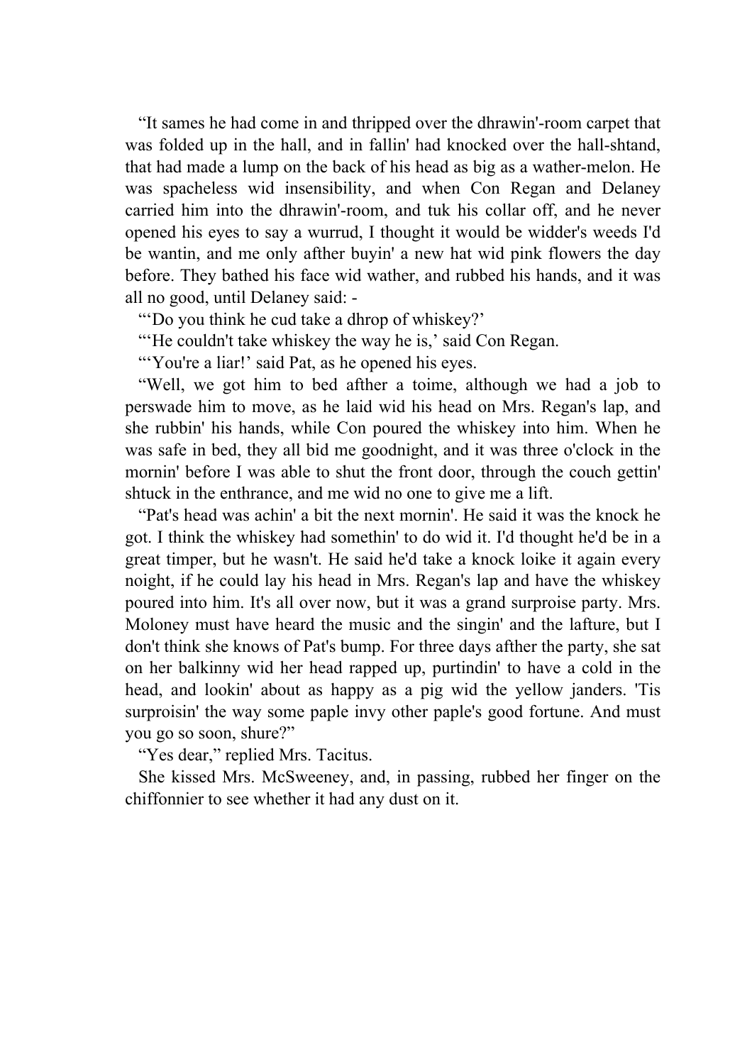"It sames he had come in and thripped over the dhrawin'-room carpet that was folded up in the hall, and in fallin' had knocked over the hall-shtand, that had made a lump on the back of his head as big as a wather-melon. He was spacheless wid insensibility, and when Con Regan and Delaney carried him into the dhrawin'-room, and tuk his collar off, and he never opened his eyes to say a wurrud, I thought it would be widder's weeds I'd be wantin, and me only afther buyin' a new hat wid pink flowers the day before. They bathed his face wid wather, and rubbed his hands, and it was all no good, until Delaney said: -

"'Do you think he cud take a dhrop of whiskey?'

"'He couldn't take whiskey the way he is,' said Con Regan.

"'You're a liar!' said Pat, as he opened his eyes.

"Well, we got him to bed afther a toime, although we had a job to perswade him to move, as he laid wid his head on Mrs. Regan's lap, and she rubbin' his hands, while Con poured the whiskey into him. When he was safe in bed, they all bid me goodnight, and it was three o'clock in the mornin' before I was able to shut the front door, through the couch gettin' shtuck in the enthrance, and me wid no one to give me a lift.

"Pat's head was achin' a bit the next mornin'. He said it was the knock he got. I think the whiskey had somethin' to do wid it. I'd thought he'd be in a great timper, but he wasn't. He said he'd take a knock loike it again every noight, if he could lay his head in Mrs. Regan's lap and have the whiskey poured into him. It's all over now, but it was a grand surproise party. Mrs. Moloney must have heard the music and the singin' and the lafture, but I don't think she knows of Pat's bump. For three days afther the party, she sat on her balkinny wid her head rapped up, purtindin' to have a cold in the head, and lookin' about as happy as a pig wid the yellow janders. 'Tis surproisin' the way some paple invy other paple's good fortune. And must you go so soon, shure?"

"Yes dear," replied Mrs. Tacitus.

She kissed Mrs. McSweeney, and, in passing, rubbed her finger on the chiffonnier to see whether it had any dust on it.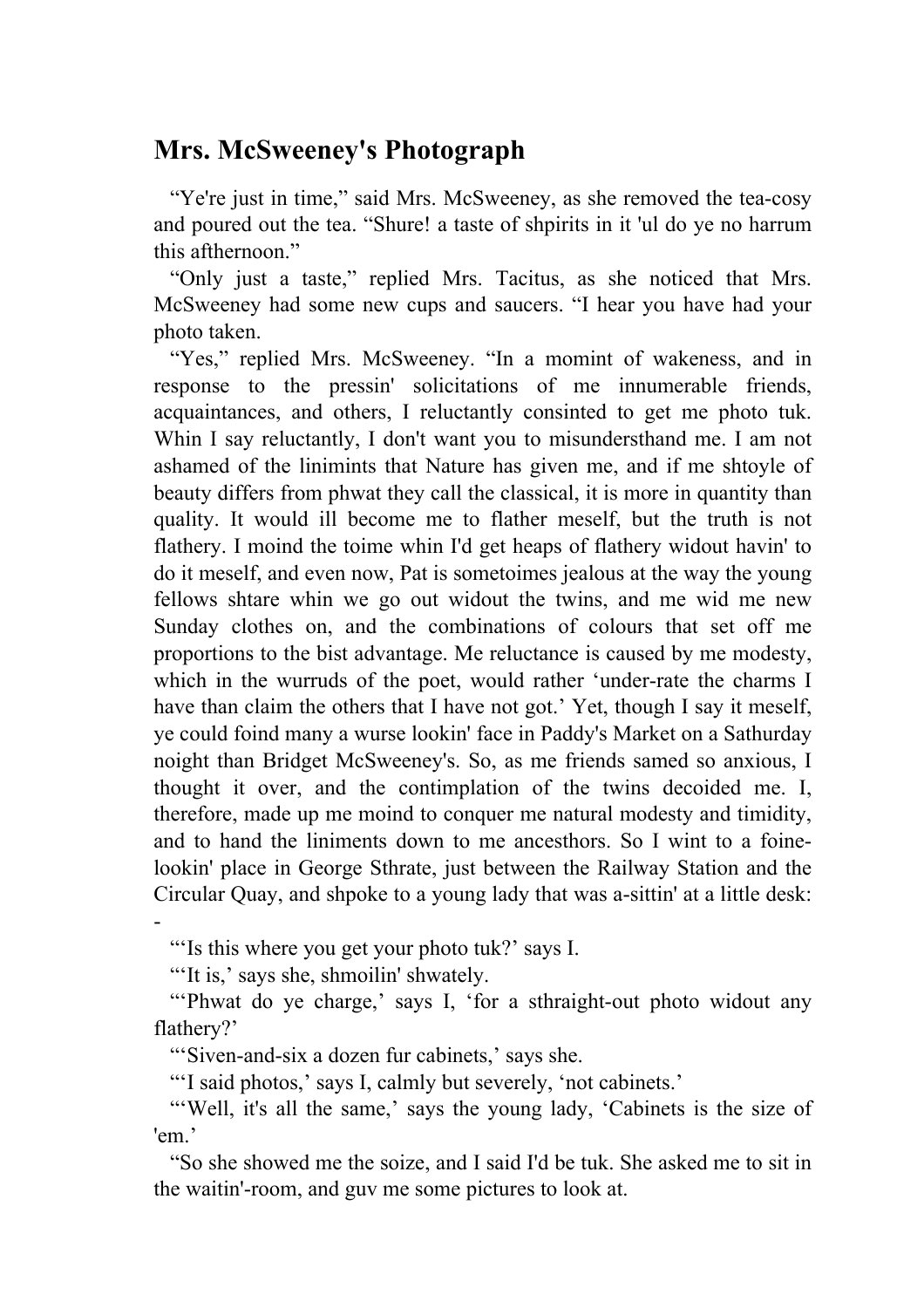## Mrs. McSweeney's Photograph

"Ye're just in time," said Mrs. McSweeney, as she removed the tea-cosy and poured out the tea. "Shure! a taste of shpirits in it 'ul do ye no harrum this afthernoon."

"Only just a taste," replied Mrs. Tacitus, as she noticed that Mrs. McSweeney had some new cups and saucers. "I hear you have had your photo taken.

"Yes," replied Mrs. McSweeney. "In a momint of wakeness, and in response to the pressin' solicitations of me innumerable friends, acquaintances, and others, I reluctantly consinted to get me photo tuk. Whin I say reluctantly, I don't want you to misundersthand me. I am not ashamed of the linimints that Nature has given me, and if me shtoyle of beauty differs from phwat they call the classical, it is more in quantity than quality. It would ill become me to flather meself, but the truth is not flathery. I moind the toime whin I'd get heaps of flathery widout havin' to do it meself, and even now, Pat is sometoimes jealous at the way the young fellows shtare whin we go out widout the twins, and me wid me new Sunday clothes on, and the combinations of colours that set off me proportions to the bist advantage. Me reluctance is caused by me modesty, which in the wurruds of the poet, would rather 'under-rate the charms I have than claim the others that I have not got.' Yet, though I say it meself, ye could foind many a wurse lookin' face in Paddy's Market on a Sathurday noight than Bridget McSweeney's. So, as me friends samed so anxious, I thought it over, and the contimplation of the twins decoided me. I, therefore, made up me moind to conquer me natural modesty and timidity, and to hand the liniments down to me ancesthors. So I wint to a foine-lookin' place in George Sthrate, just between the Railway Station and the Circular Quay, and shpoke to a young lady that was a-sittin' at a little desk:-

"'Is this where you get your photo tuk?' says I.

"'It is,' says she, shmoilin' shwately.

"'Phwat do ye charge,' says I, 'for a sthraight-out photo widout any flathery?'

"'Siven-and-six a dozen fur cabinets,' says she.

"'I said photos,' says I, calmly but severely, 'not cabinets.'

"'Well, it's all the same,' says the young lady, 'Cabinets is the size of 'em.'

"So she showed me the soize, and I said I'd be tuk. She asked me to sit in the waitin'-room, and guv me some pictures to look at.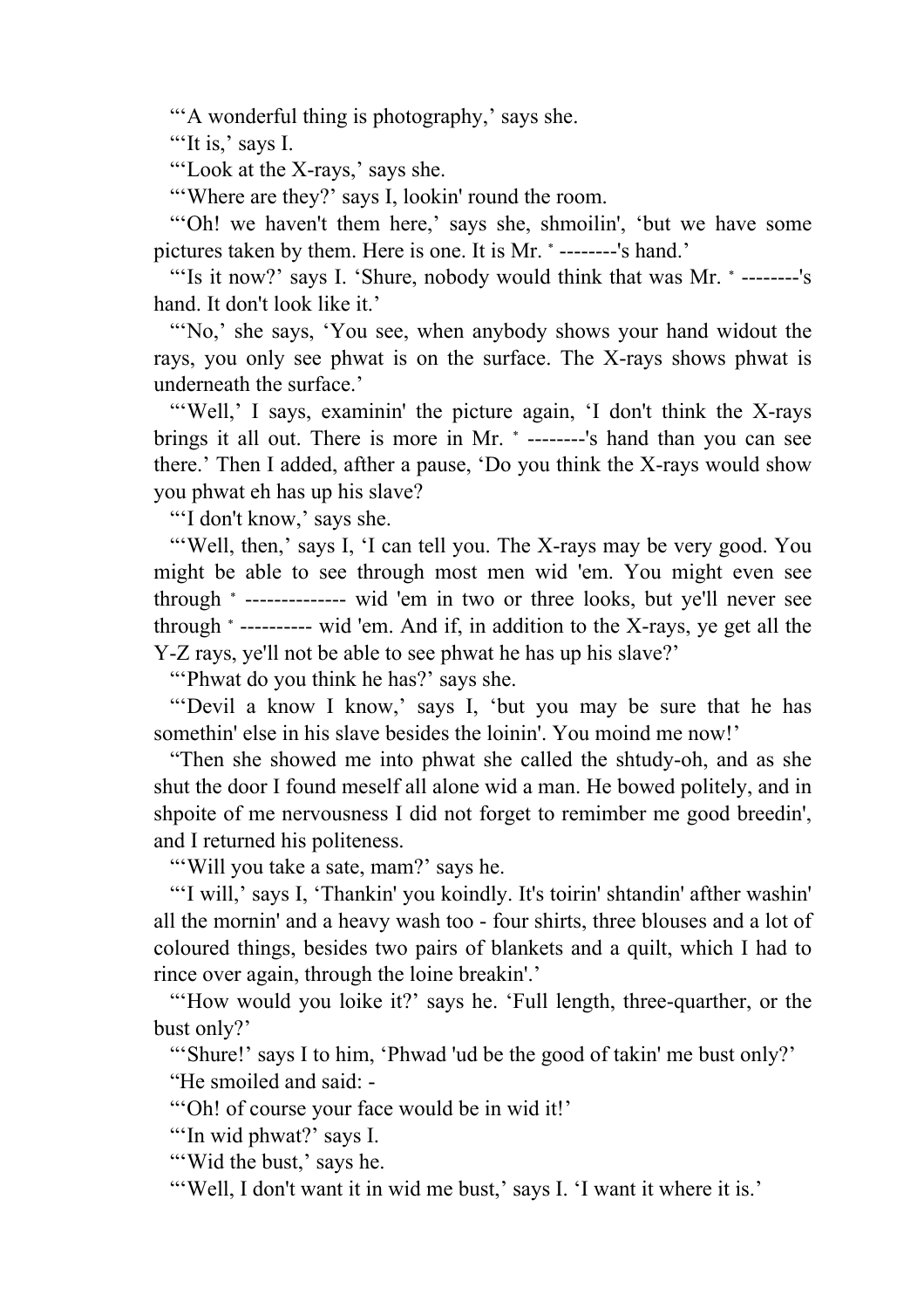"'A wonderful thing is photography,' says she.

"'It is,' says I.

"'Look at the X-rays,' says she.

"'Where are they?' says I, lookin' round the room.

"'Oh! we haven't them here,' says she, shmoilin', 'but we have some pictures taken by them. Here is one. It is Mr. * --------'s hand.'

"'Is it now?' says I. 'Shure, nobody would think that was Mr. * --------'s hand. It don't look like it.'

"'No,' she says, 'You see, when anybody shows your hand widout the rays, you only see phwat is on the surface. The X-rays shows phwat is underneath the surface.'

"'Well,' I says, examinin' the picture again, 'I don't think the X-rays brings it all out. There is more in Mr. * --------'s hand than you can see there.' Then I added, afther a pause, 'Do you think the X-rays would show you phwat eh has up his slave?

"'I don't know,' says she.

"'Well, then,' says I, 'I can tell you. The X-rays may be very good. You might be able to see through most men wid 'em. You might even see through * -------------- wid 'em in two or three looks, but ye'll never see through * ---------- wid 'em. And if, in addition to the X-rays, ye get all the Y-Z rays, ye'll not be able to see phwat he has up his slave?'

"'Phwat do you think he has?' says she.

"'Devil a know I know,' says I, 'but you may be sure that he has somethin' else in his slave besides the loinin'. You moind me now!'

"Then she showed me into phwat she called the shtudy-oh, and as she shut the door I found meself all alone wid a man. He bowed politely, and in shpoite of me nervousness I did not forget to remimber me good breedin', and I returned his politeness.

"'Will you take a sate, mam?' says he.

"'I will,' says I, 'Thankin' you koindly. It's toirin' shtandin' afther washin' all the mornin' and a heavy wash too - four shirts, three blouses and a lot of coloured things, besides two pairs of blankets and a quilt, which I had to rince over again, through the loine breakin'.'

"'How would you loike it?' says he. 'Full length, three-quarther, or the bust only?'

"'Shure!' says I to him, 'Phwad 'ud be the good of takin' me bust only?'

"He smoiled and said: -

"'Oh! of course your face would be in wid it!'

"'In wid phwat?' says I.

"'Wid the bust,' says he.

"'Well, I don't want it in wid me bust,' says I. 'I want it where it is.'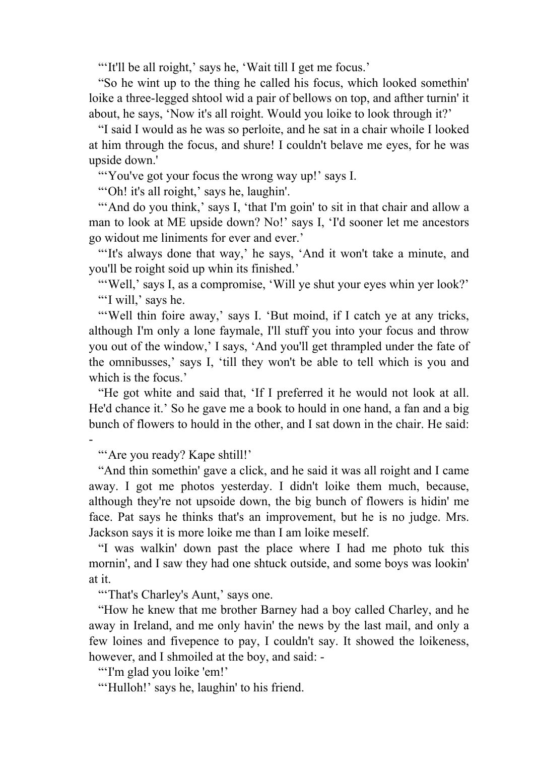"'It'll be all roight,' says he, 'Wait till I get me focus.'

"So he wint up to the thing he called his focus, which looked somethin' loike a three-legged shtool wid a pair of bellows on top, and afther turnin' it about, he says, 'Now it's all roight. Would you loike to look through it?'

"I said I would as he was so perloite, and he sat in a chair whoile I looked at him through the focus, and shure! I couldn't belave me eyes, for he was upside down.'

"'You've got your focus the wrong way up!' says I.

"'Oh! it's all roight,' says he, laughin'.

"'And do you think,' says I, 'that I'm goin' to sit in that chair and allow a man to look at ME upside down? No!' says I, 'I'd sooner let me ancestors go widout me liniments for ever and ever.'

"'It's always done that way,' he says, 'And it won't take a minute, and you'll be roight soid up whin its finished.'

"'Well,' says I, as a compromise, 'Will ye shut your eyes whin yer look?'

"'I will,' says he.

"'Well thin foire away,' says I. 'But moind, if I catch ye at any tricks, although I'm only a lone faymale, I'll stuff you into your focus and throw you out of the window,' I says, 'And you'll get thrampled under the fate of the omnibusses,' says I, 'till they won't be able to tell which is you and which is the focus.'

"He got white and said that, 'If I preferred it he would not look at all. He'd chance it.' So he gave me a book to hould in one hand, a fan and a big bunch of flowers to hould in the other, and I sat down in the chair. He said: -

"'Are you ready? Kape shtill!'

"And thin somethin' gave a click, and he said it was all roight and I came away. I got me photos yesterday. I didn't loike them much, because, although they're not upsoide down, the big bunch of flowers is hidin' me face. Pat says he thinks that's an improvement, but he is no judge. Mrs. Jackson says it is more loike me than I am loike meself.

"I was walkin' down past the place where I had me photo tuk this mornin', and I saw they had one shtuck outside, and some boys was lookin' at it.

"'That's Charley's Aunt,' says one.

"How he knew that me brother Barney had a boy called Charley, and he away in Ireland, and me only havin' the news by the last mail, and only a few loines and fivepence to pay, I couldn't say. It showed the loikeness, however, and I shmoiled at the boy, and said: -

"'I'm glad you loike 'em!'

"'Hulloh!' says he, laughin' to his friend.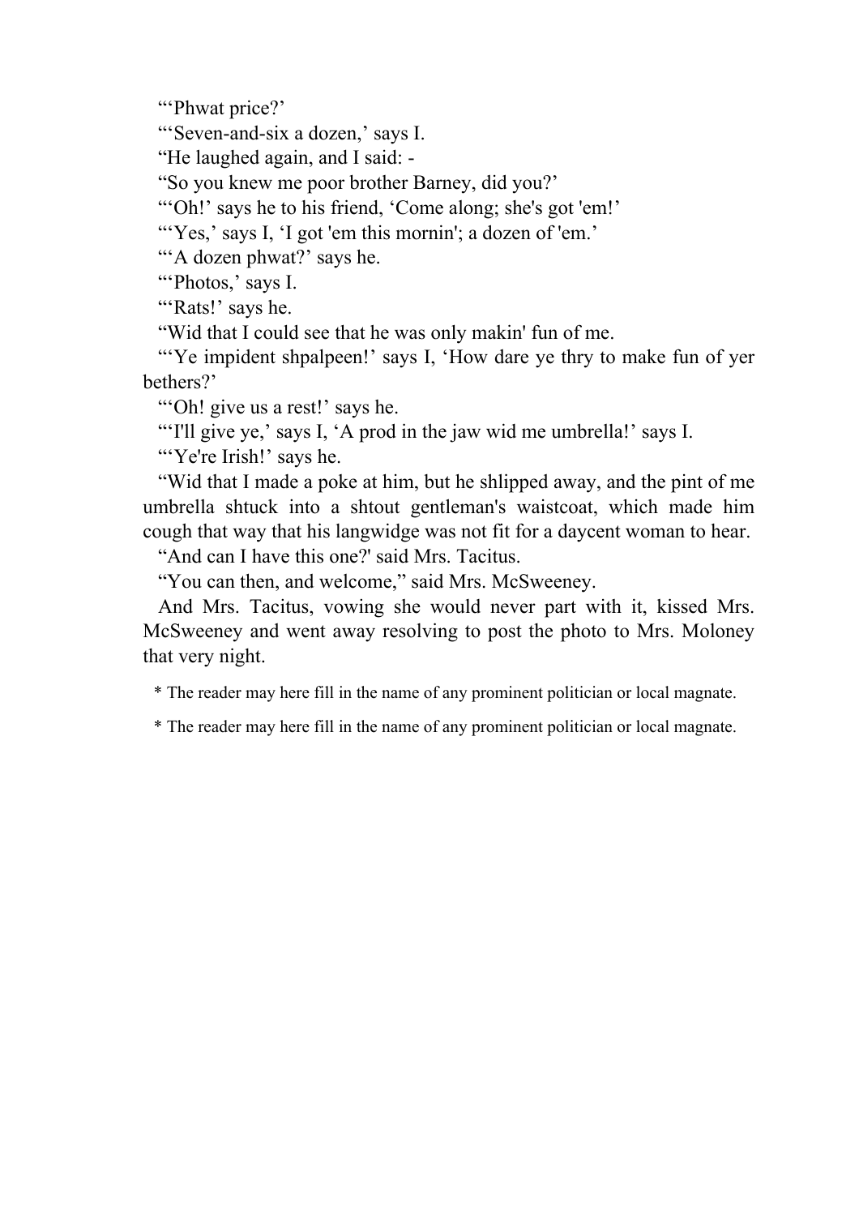"'Phwat price?'

"'Seven-and-six a dozen,' says I.

"He laughed again, and I said: -

"So you knew me poor brother Barney, did you?'

"'Oh!' says he to his friend, 'Come along; she's got 'em!'

"'Yes,' says I, 'I got 'em this mornin'; a dozen of 'em.'

"'A dozen phwat?' says he.

"'Photos,' says I.

"'Rats!' says he.

"Wid that I could see that he was only makin' fun of me.

"'Ye impident shpalpeen!' says I, 'How dare ye thry to make fun of yer bethers?'

"'Oh! give us a rest!' says he.

"'I'll give ye,' says I, 'A prod in the jaw wid me umbrella!' says I.

"'Ye're Irish!' says he.

"Wid that I made a poke at him, but he shlipped away, and the pint of me umbrella shtuck into a shtout gentleman's waistcoat, which made him cough that way that his langwidge was not fit for a daycent woman to hear.

"And can I have this one?' said Mrs. Tacitus.

"You can then, and welcome," said Mrs. McSweeney.

And Mrs. Tacitus, vowing she would never part with it, kissed Mrs. McSweeney and went away resolving to post the photo to Mrs. Moloney that very night.

* The reader may here fill in the name of any prominent politician or local magnate.

* The reader may here fill in the name of any prominent politician or local magnate.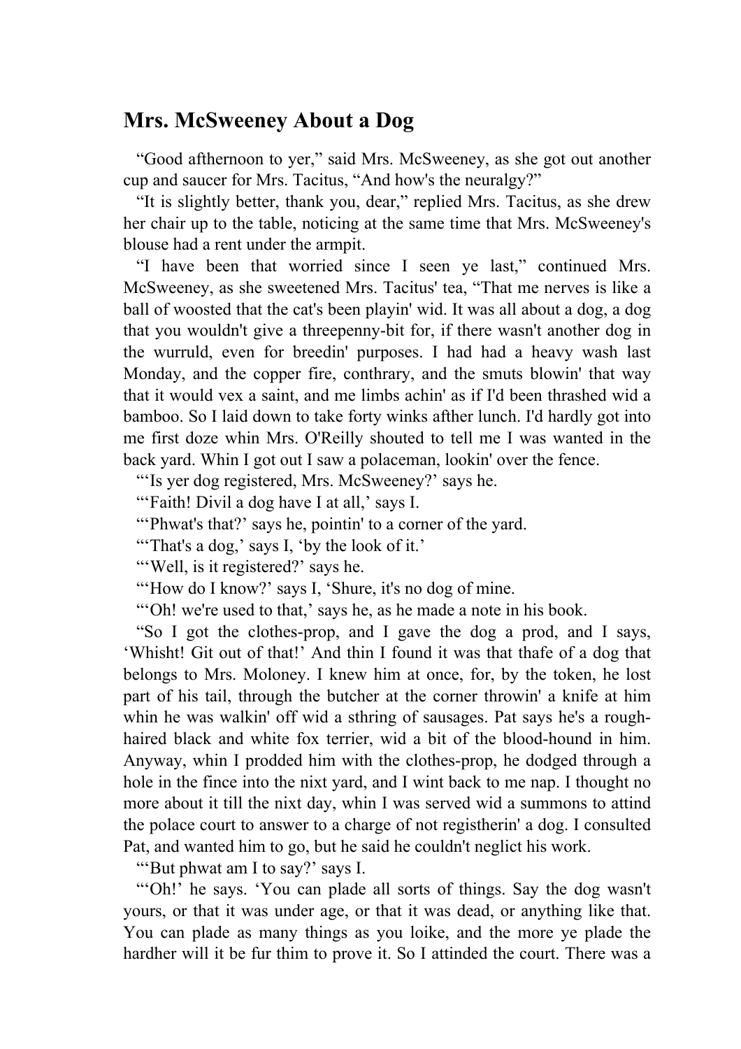## Mrs. McSweeney About a Dog

"Good afthernoon to yer," said Mrs. McSweeney, as she got out another cup and saucer for Mrs. Tacitus, "And how's the neuralgy?"

"It is slightly better, thank you, dear," replied Mrs. Tacitus, as she drew her chair up to the table, noticing at the same time that Mrs. McSweeney's blouse had a rent under the armpit.

"I have been that worried since I seen ye last," continued Mrs. McSweeney, as she sweetened Mrs. Tacitus' tea, "That me nerves is like a ball of woosted that the cat's been playin' wid. It was all about a dog, a dog that you wouldn't give a threepenny-bit for, if there wasn't another dog in the wurruld, even for breedin' purposes. I had had a heavy wash last Monday, and the copper fire, conthrary, and the smuts blowin' that way that it would vex a saint, and me limbs achin' as if I'd been thrashed wid a bamboo. So I laid down to take forty winks afther lunch. I'd hardly got into me first doze whin Mrs. O'Reilly shouted to tell me I was wanted in the back yard. Whin I got out I saw a polaceman, lookin' over the fence.

"'Is yer dog registered, Mrs. McSweeney?' says he.

"'Faith! Divil a dog have I at all,' says I.

"'Phwat's that?' says he, pointin' to a corner of the yard.

"'That's a dog,' says I, 'by the look of it.'

"'Well, is it registered?' says he.

"'How do I know?' says I, 'Shure, it's no dog of mine.

"'Oh! we're used to that,' says he, as he made a note in his book.

"So I got the clothes-prop, and I gave the dog a prod, and I says, 'Whisht! Git out of that!' And thin I found it was that thafe of a dog that belongs to Mrs. Moloney. I knew him at once, for, by the token, he lost part of his tail, through the butcher at the corner throwin' a knife at him whin he was walkin' off wid a sthring of sausages. Pat says he's a rough-haired black and white fox terrier, wid a bit of the blood-hound in him. Anyway, whin I prodded him with the clothes-prop, he dodged through a hole in the fince into the nixt yard, and I wint back to me nap. I thought no more about it till the nixt day, whin I was served wid a summons to attind the polace court to answer to a charge of not registherin' a dog. I consulted Pat, and wanted him to go, but he said he couldn't neglict his work.

"'But phwat am I to say?' says I.

"'Oh!' he says. 'You can plade all sorts of things. Say the dog wasn't yours, or that it was under age, or that it was dead, or anything like that. You can plade as many things as you loike, and the more ye plade the hardher will it be fur thim to prove it. So I attinded the court. There was a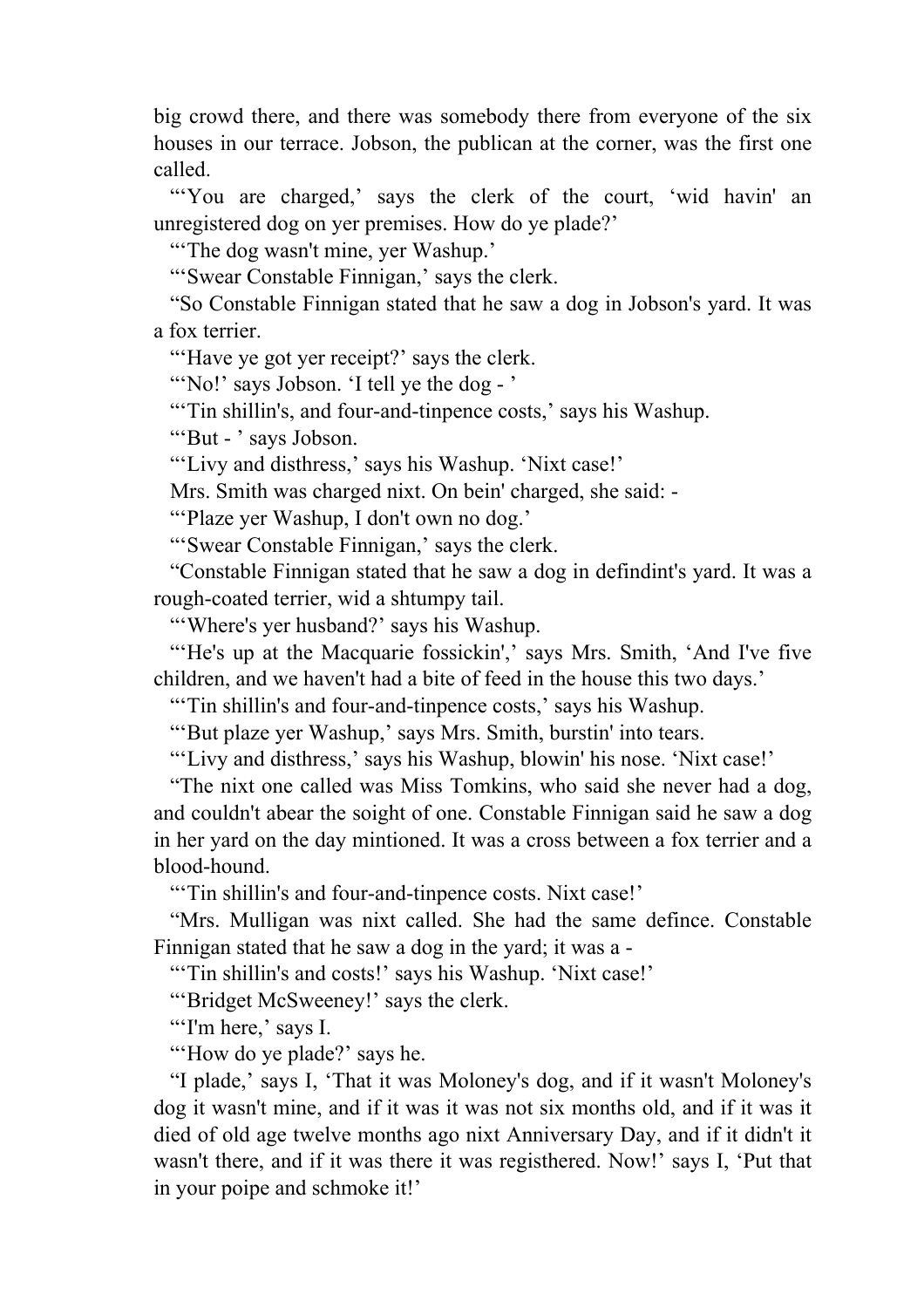big crowd there, and there was somebody there from everyone of the six houses in our terrace. Jobson, the publican at the corner, was the first one called.

"'You are charged,' says the clerk of the court, 'wid havin' an unregistered dog on yer premises. How do ye plade?'

"'The dog wasn't mine, yer Washup.'

"'Swear Constable Finnigan,' says the clerk.

"So Constable Finnigan stated that he saw a dog in Jobson's yard. It was a fox terrier.

"'Have ye got yer receipt?' says the clerk.

"'No!' says Jobson. 'I tell ye the dog - '

"'Tin shillin's, and four-and-tinpence costs,' says his Washup.

"'But - ' says Jobson.

"'Livy and disthress,' says his Washup. 'Nixt case!'

Mrs. Smith was charged nixt. On bein' charged, she said: -

"'Plaze yer Washup, I don't own no dog.'

"'Swear Constable Finnigan,' says the clerk.

"Constable Finnigan stated that he saw a dog in defindint's yard. It was a rough-coated terrier, wid a shtumpy tail.

"'Where's yer husband?' says his Washup.

"'He's up at the Macquarie fossickin',' says Mrs. Smith, 'And I've five children, and we haven't had a bite of feed in the house this two days.'

"'Tin shillin's and four-and-tinpence costs,' says his Washup.

"'But plaze yer Washup,' says Mrs. Smith, burstin' into tears.

"'Livy and disthress,' says his Washup, blowin' his nose. 'Nixt case!'

"The nixt one called was Miss Tomkins, who said she never had a dog, and couldn't abear the soight of one. Constable Finnigan said he saw a dog in her yard on the day mintioned. It was a cross between a fox terrier and a blood-hound.

"'Tin shillin's and four-and-tinpence costs. Nixt case!'

"Mrs. Mulligan was nixt called. She had the same defince. Constable Finnigan stated that he saw a dog in the yard; it was a -

"'Tin shillin's and costs!' says his Washup. 'Nixt case!'

"'Bridget McSweeney!' says the clerk.

"'I'm here,' says I.

"'How do ye plade?' says he.

"I plade,' says I, 'That it was Moloney's dog, and if it wasn't Moloney's dog it wasn't mine, and if it was it was not six months old, and if it was it died of old age twelve months ago nixt Anniversary Day, and if it didn't it wasn't there, and if it was there it was registhered. Now!' says I, 'Put that in your poipe and schmoke it!'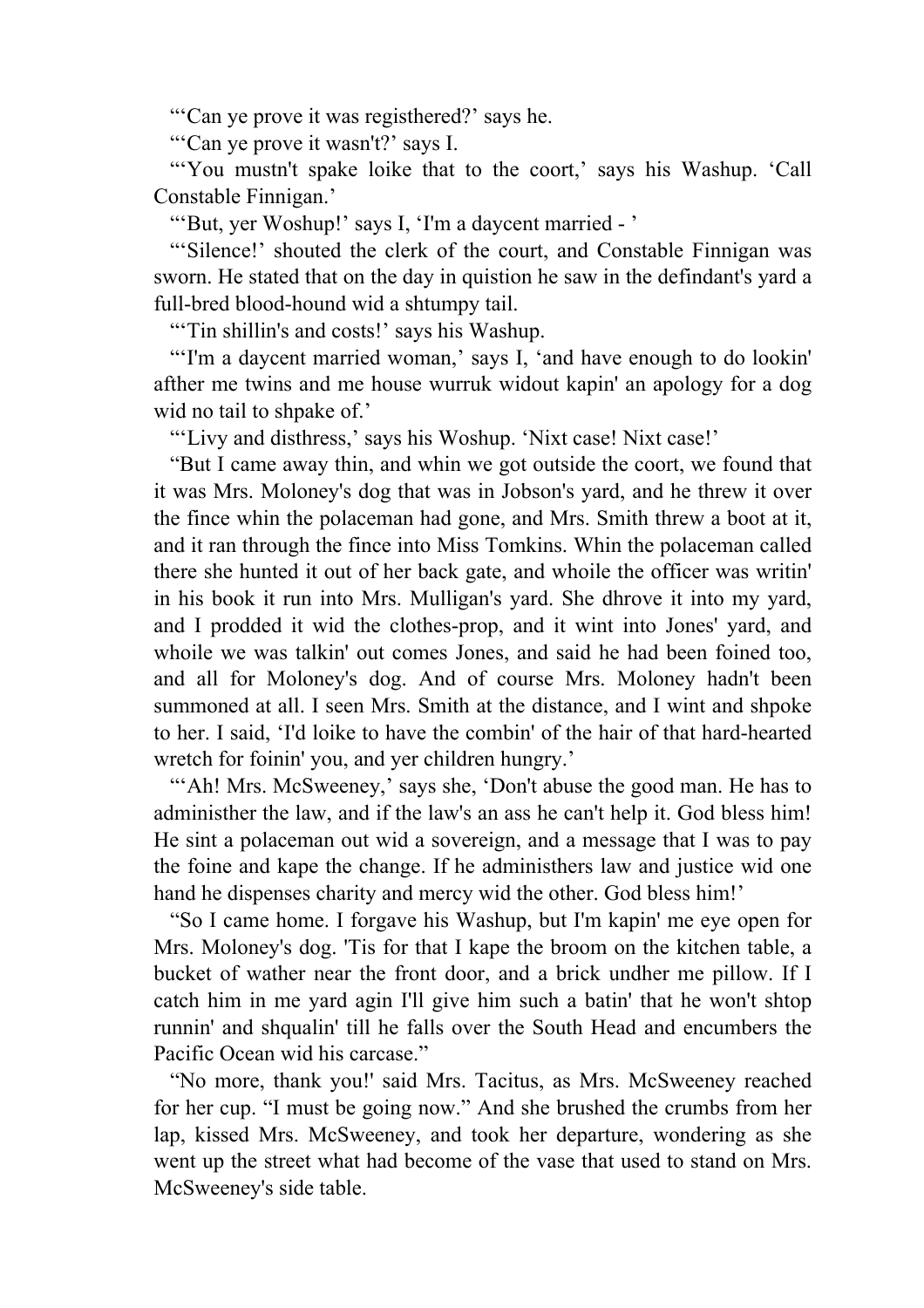"'Can ye prove it was registhered?' says he.

"'Can ye prove it wasn't?' says I.

"'You mustn't spake loike that to the coort,' says his Washup. 'Call Constable Finnigan.'

"'But, yer Woshup!' says I, 'I'm a daycent married - '

"'Silence!' shouted the clerk of the court, and Constable Finnigan was sworn. He stated that on the day in quistion he saw in the defindant's yard a full-bred blood-hound wid a shtumpy tail.

"'Tin shillin's and costs!' says his Washup.

"'I'm a daycent married woman,' says I, 'and have enough to do lookin' afther me twins and me house wurruk widout kapin' an apology for a dog wid no tail to shpake of.'

"'Livy and disthress,' says his Woshup. 'Nixt case! Nixt case!'

"But I came away thin, and whin we got outside the coort, we found that it was Mrs. Moloney's dog that was in Jobson's yard, and he threw it over the fince whin the polaceman had gone, and Mrs. Smith threw a boot at it, and it ran through the fince into Miss Tomkins. Whin the polaceman called there she hunted it out of her back gate, and whoile the officer was writin' in his book it run into Mrs. Mulligan's yard. She dhrove it into my yard, and I prodded it wid the clothes-prop, and it wint into Jones' yard, and whoile we was talkin' out comes Jones, and said he had been foined too, and all for Moloney's dog. And of course Mrs. Moloney hadn't been summoned at all. I seen Mrs. Smith at the distance, and I wint and shpoke to her. I said, 'I'd loike to have the combin' of the hair of that hard-hearted wretch for foinin' you, and yer children hungry.'

"'Ah! Mrs. McSweeney,' says she, 'Don't abuse the good man. He has to administher the law, and if the law's an ass he can't help it. God bless him! He sint a polaceman out wid a sovereign, and a message that I was to pay the foine and kape the change. If he administhers law and justice wid one hand he dispenses charity and mercy wid the other. God bless him!'

"So I came home. I forgave his Washup, but I'm kapin' me eye open for Mrs. Moloney's dog. 'Tis for that I kape the broom on the kitchen table, a bucket of wather near the front door, and a brick undher me pillow. If I catch him in me yard agin I'll give him such a batin' that he won't shtop runnin' and shqualin' till he falls over the South Head and encumbers the Pacific Ocean wid his carcase."

"No more, thank you!' said Mrs. Tacitus, as Mrs. McSweeney reached for her cup. "I must be going now." And she brushed the crumbs from her lap, kissed Mrs. McSweeney, and took her departure, wondering as she went up the street what had become of the vase that used to stand on Mrs. McSweeney's side table.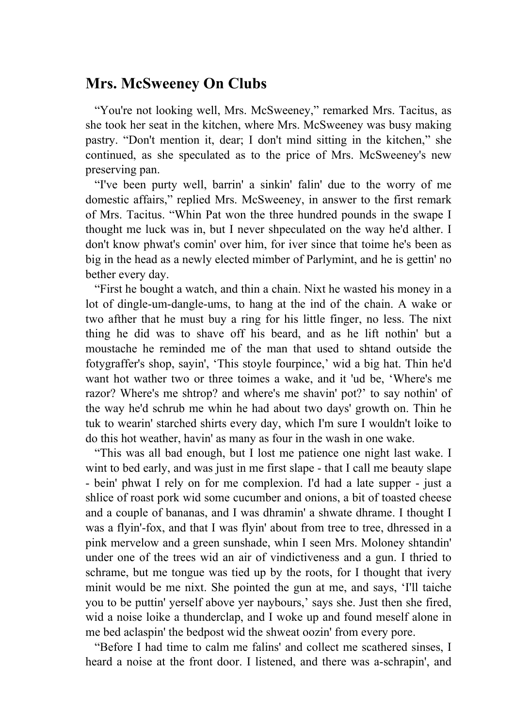## Mrs. McSweeney On Clubs

"You're not looking well, Mrs. McSweeney," remarked Mrs. Tacitus, as she took her seat in the kitchen, where Mrs. McSweeney was busy making pastry. "Don't mention it, dear; I don't mind sitting in the kitchen," she continued, as she speculated as to the price of Mrs. McSweeney's new preserving pan.

"I've been purty well, barrin' a sinkin' falin' due to the worry of me domestic affairs," replied Mrs. McSweeney, in answer to the first remark of Mrs. Tacitus. "Whin Pat won the three hundred pounds in the swape I thought me luck was in, but I never shpeculated on the way he'd alther. I don't know phwat's comin' over him, for iver since that toime he's been as big in the head as a newly elected mimber of Parlymint, and he is gettin' no bether every day.

"First he bought a watch, and thin a chain. Nixt he wasted his money in a lot of dingle-um-dangle-ums, to hang at the ind of the chain. A wake or two afther that he must buy a ring for his little finger, no less. The nixt thing he did was to shave off his beard, and as he lift nothin' but a moustache he reminded me of the man that used to shtand outside the fotygraffer's shop, sayin', 'This stoyle fourpince,' wid a big hat. Thin he'd want hot wather two or three toimes a wake, and it 'ud be, 'Where's me razor? Where's me shtrop? and where's me shavin' pot?' to say nothin' of the way he'd schrub me whin he had about two days' growth on. Thin he tuk to wearin' starched shirts every day, which I'm sure I wouldn't loike to do this hot weather, havin' as many as four in the wash in one wake.

"This was all bad enough, but I lost me patience one night last wake. I wint to bed early, and was just in me first slape - that I call me beauty slape - bein' phwat I rely on for me complexion. I'd had a late supper - just a shlice of roast pork wid some cucumber and onions, a bit of toasted cheese and a couple of bananas, and I was dhramin' a shwate dhrame. I thought I was a flyin'-fox, and that I was flyin' about from tree to tree, dhressed in a pink mervelow and a green sunshade, whin I seen Mrs. Moloney shtandin' under one of the trees wid an air of vindictiveness and a gun. I thried to schrame, but me tongue was tied up by the roots, for I thought that ivery minit would be me nixt. She pointed the gun at me, and says, 'I'll taiche you to be puttin' yerself above yer naybours,' says she. Just then she fired, wid a noise loike a thunderclap, and I woke up and found meself alone in me bed aclaspin' the bedpost wid the shweat oozin' from every pore.

"Before I had time to calm me falins' and collect me scathered sinses, I heard a noise at the front door. I listened, and there was a-schrapin', and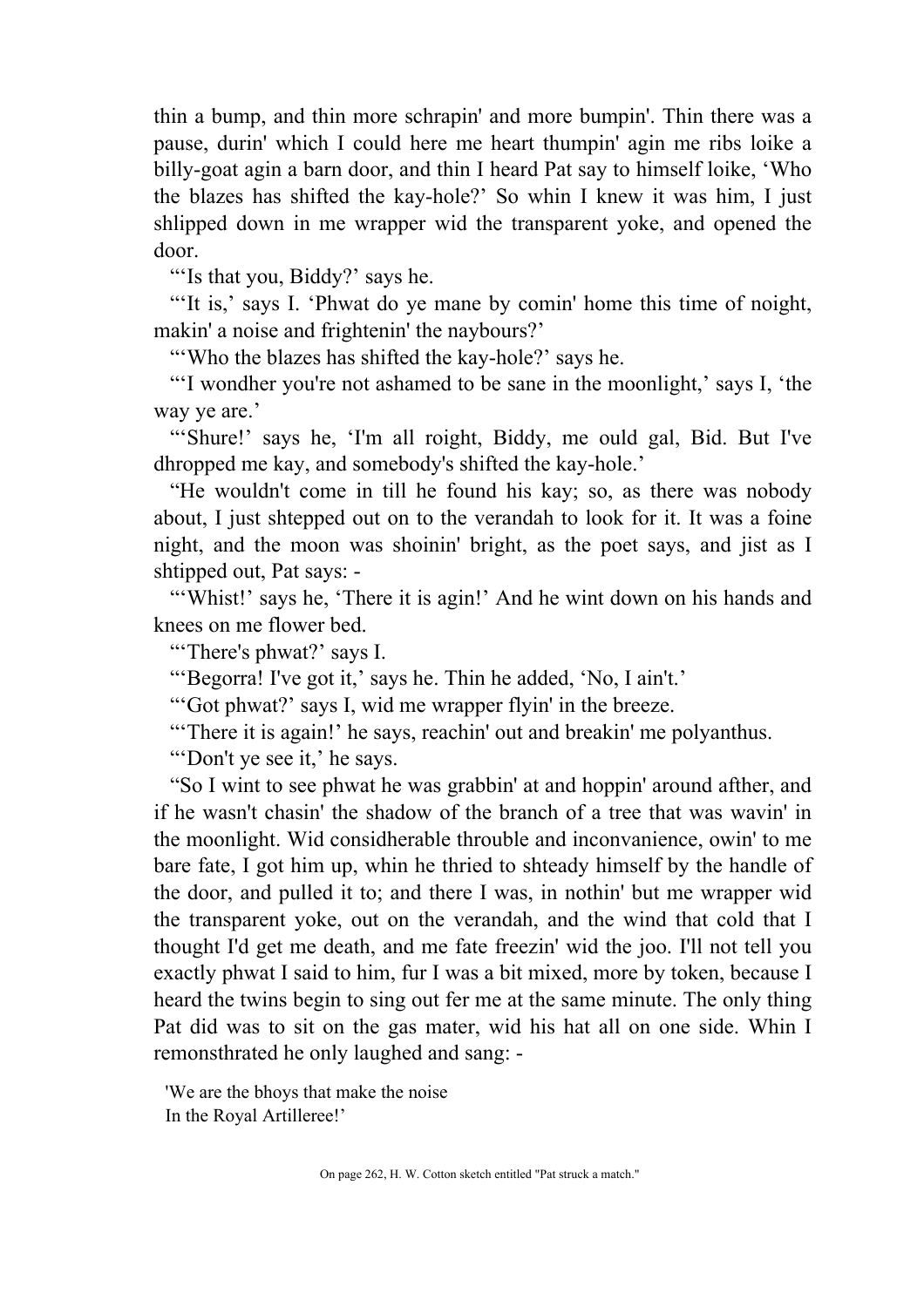thin a bump, and thin more schrapin' and more bumpin'. Thin there was a pause, durin' which I could here me heart thumpin' agin me ribs loike a billy-goat agin a barn door, and thin I heard Pat say to himself loike, 'Who the blazes has shifted the kay-hole?' So whin I knew it was him, I just shlipped down in me wrapper wid the transparent yoke, and opened the door.

"'Is that you, Biddy?' says he.

"'It is,' says I. 'Phwat do ye mane by comin' home this time of noight, makin' a noise and frightenin' the naybours?'

"'Who the blazes has shifted the kay-hole?' says he.

"'I wondher you're not ashamed to be sane in the moonlight,' says I, 'the way ye are.'

"'Shure!' says he, 'I'm all roight, Biddy, me ould gal, Bid. But I've dhropped me kay, and somebody's shifted the kay-hole.'

"He wouldn't come in till he found his kay; so, as there was nobody about, I just shtepped out on to the verandah to look for it. It was a foine night, and the moon was shoinin' bright, as the poet says, and jist as I shtipped out, Pat says: -

"'Whist!' says he, 'There it is agin!' And he wint down on his hands and knees on me flower bed.

"'There's phwat?' says I.

"'Begorra! I've got it,' says he. Thin he added, 'No, I ain't.'

"'Got phwat?' says I, wid me wrapper flyin' in the breeze.

"'There it is again!' he says, reachin' out and breakin' me polyanthus.

"'Don't ye see it,' he says.

"So I wint to see phwat he was grabbin' at and hoppin' around afther, and if he wasn't chasin' the shadow of the branch of a tree that was wavin' in the moonlight. Wid considherable throuble and inconvanience, owin' to me bare fate, I got him up, whin he thried to shteady himself by the handle of the door, and pulled it to; and there I was, in nothin' but me wrapper wid the transparent yoke, out on the verandah, and the wind that cold that I thought I'd get me death, and me fate freezin' wid the joo. I'll not tell you exactly phwat I said to him, fur I was a bit mixed, more by token, because I heard the twins begin to sing out fer me at the same minute. The only thing Pat did was to sit on the gas mater, wid his hat all on one side. Whin I remonsthrated he only laughed and sang: -

'We are the bhoys that make the noise
In the Royal Artilleree!'

On page 262, H. W. Cotton sketch entitled "Pat struck a match."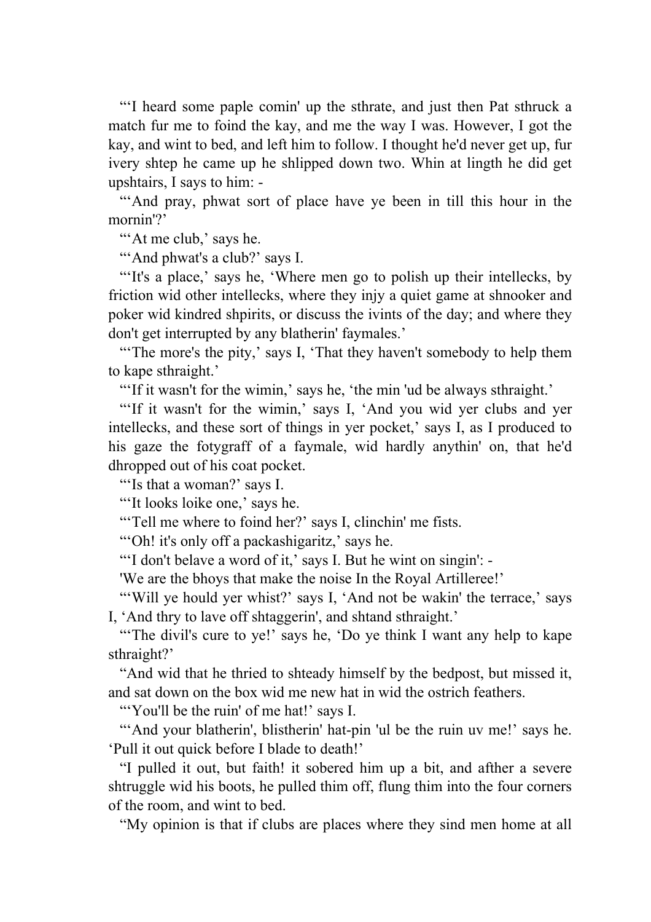"'I heard some paple comin' up the sthrate, and just then Pat sthruck a match fur me to foind the kay, and me the way I was. However, I got the kay, and wint to bed, and left him to follow. I thought he'd never get up, fur ivery shtep he came up he shlipped down two. Whin at lingth he did get upshtairs, I says to him: -

"'And pray, phwat sort of place have ye been in till this hour in the mornin'?'

"'At me club,' says he.

"'And phwat's a club?' says I.

"'It's a place,' says he, 'Where men go to polish up their intellecks, by friction wid other intellecks, where they injy a quiet game at shnooker and poker wid kindred shpirits, or discuss the ivints of the day; and where they don't get interrupted by any blatherin' faymales.'

"'The more's the pity,' says I, 'That they haven't somebody to help them to kape sthraight.'

"'If it wasn't for the wimin,' says he, 'the min 'ud be always sthraight.'

"'If it wasn't for the wimin,' says I, 'And you wid yer clubs and yer intellecks, and these sort of things in yer pocket,' says I, as I produced to his gaze the fotygraff of a faymale, wid hardly anythin' on, that he'd dhropped out of his coat pocket.

"'Is that a woman?' says I.

"'It looks loike one,' says he.

"'Tell me where to foind her?' says I, clinchin' me fists.

"'Oh! it's only off a packashigaritz,' says he.

"'I don't belave a word of it,' says I. But he wint on singin': -

'We are the bhoys that make the noise In the Royal Artilleree!'

"'Will ye hould yer whist?' says I, 'And not be wakin' the terrace,' says I, 'And thry to lave off shtaggerin', and shtand sthraight.'

"'The divil's cure to ye!' says he, 'Do ye think I want any help to kape sthraight?'

"And wid that he thried to shteady himself by the bedpost, but missed it, and sat down on the box wid me new hat in wid the ostrich feathers.

"'You'll be the ruin' of me hat!' says I.

"'And your blatherin', blistherin' hat-pin 'ul be the ruin uv me!' says he. 'Pull it out quick before I blade to death!'

"I pulled it out, but faith! it sobered him up a bit, and afther a severe shtruggle wid his boots, he pulled thim off, flung thim into the four corners of the room, and wint to bed.

"My opinion is that if clubs are places where they sind men home at all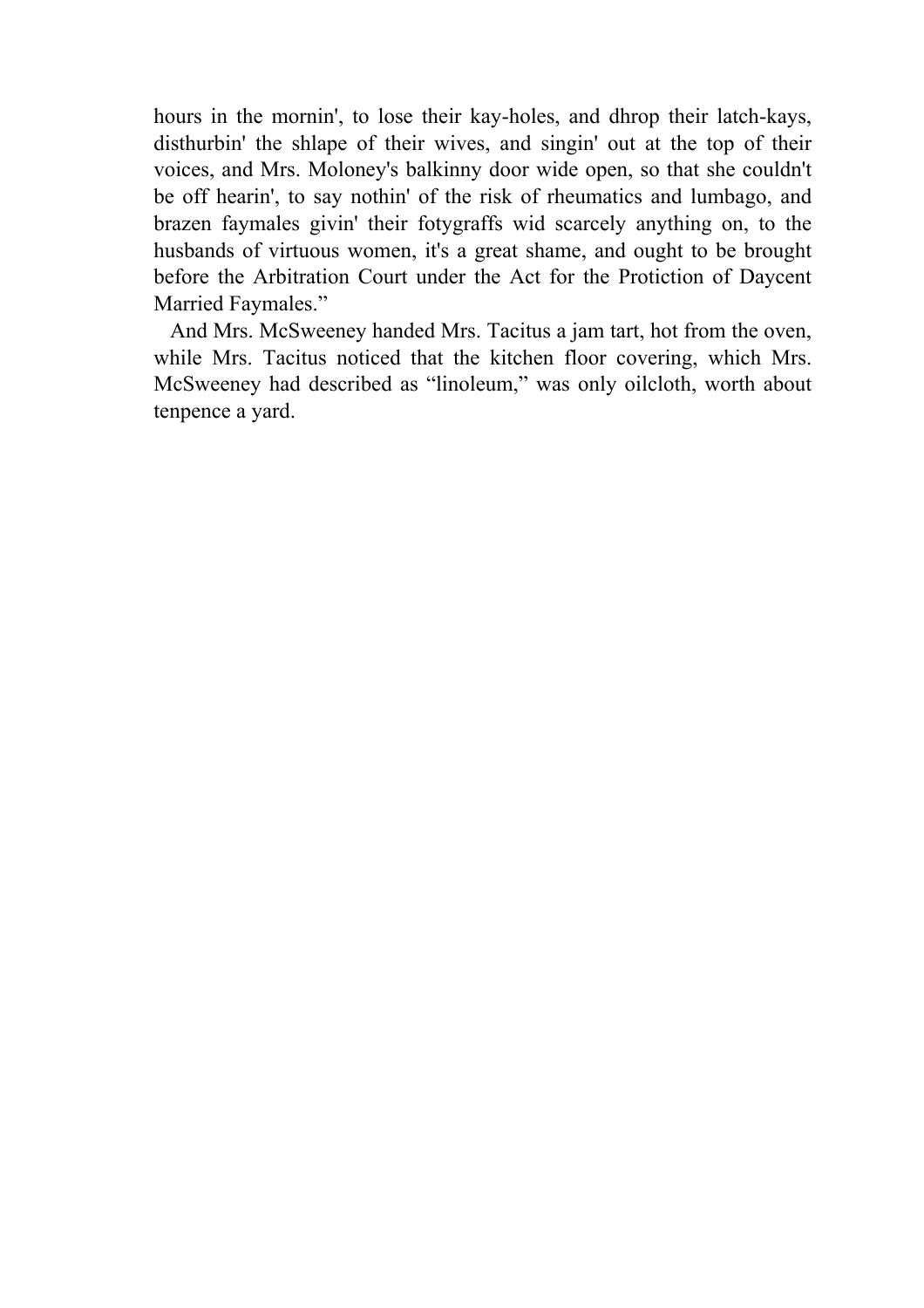hours in the mornin', to lose their kay-holes, and dhrop their latch-kays, disthurbin' the shlape of their wives, and singin' out at the top of their voices, and Mrs. Moloney's balkinny door wide open, so that she couldn't be off hearin', to say nothin' of the risk of rheumatics and lumbago, and brazen faymales givin' their fotygraffs wid scarcely anything on, to the husbands of virtuous women, it's a great shame, and ought to be brought before the Arbitration Court under the Act for the Protiction of Daycent Married Faymales."

And Mrs. McSweeney handed Mrs. Tacitus a jam tart, hot from the oven, while Mrs. Tacitus noticed that the kitchen floor covering, which Mrs. McSweeney had described as "linoleum," was only oilcloth, worth about tenpence a yard.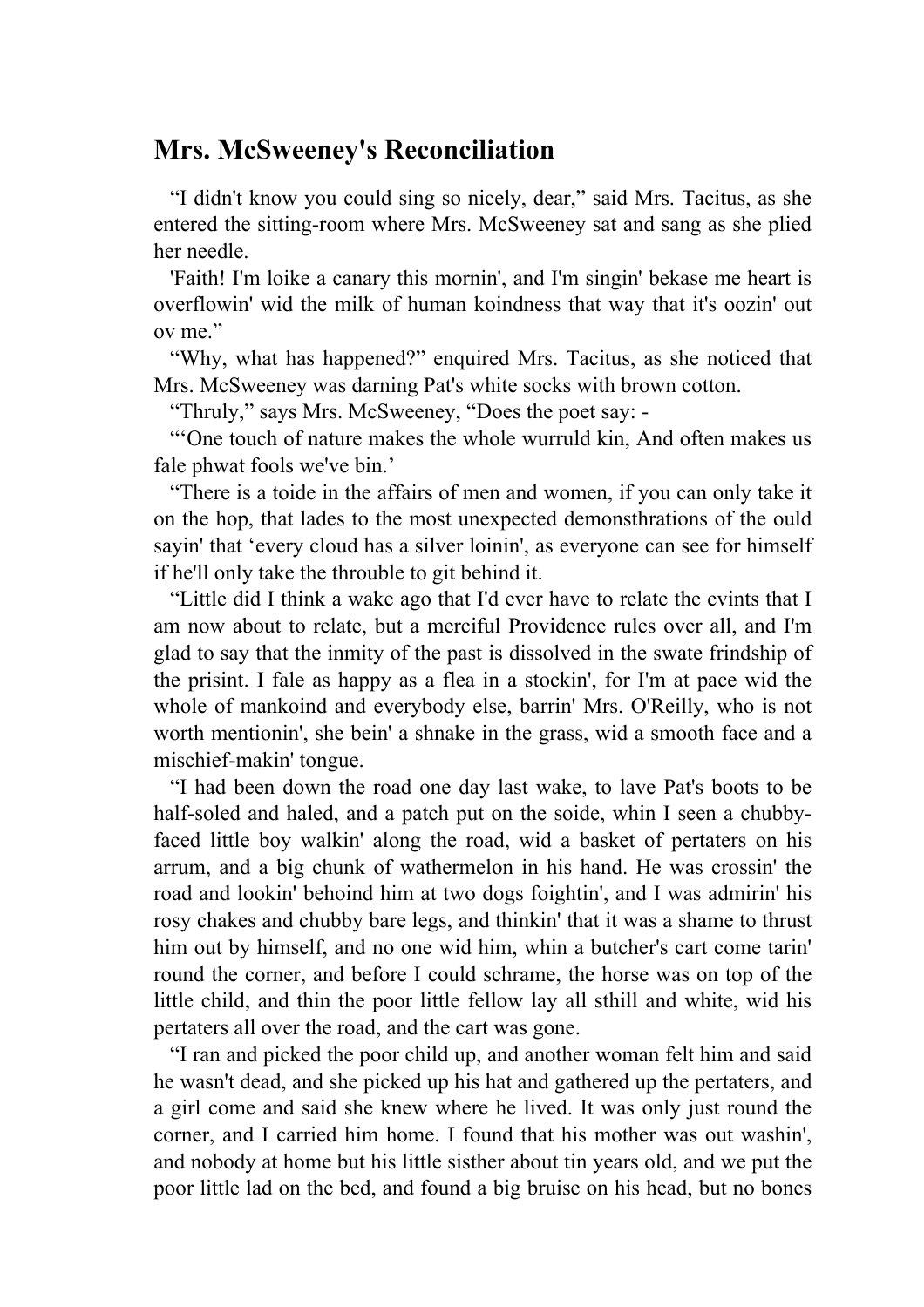## Mrs. McSweeney's Reconciliation

"I didn't know you could sing so nicely, dear," said Mrs. Tacitus, as she entered the sitting-room where Mrs. McSweeney sat and sang as she plied her needle.

'Faith! I'm loike a canary this mornin', and I'm singin' bekase me heart is overflowin' wid the milk of human koindness that way that it's oozin' out ov me."

"Why, what has happened?" enquired Mrs. Tacitus, as she noticed that Mrs. McSweeney was darning Pat's white socks with brown cotton.

"Thruly," says Mrs. McSweeney, "Does the poet say: -

"'One touch of nature makes the whole wurruld kin, And often makes us fale phwat fools we've bin.'

"There is a toide in the affairs of men and women, if you can only take it on the hop, that lades to the most unexpected demonsthrations of the ould sayin' that 'every cloud has a silver loinin', as everyone can see for himself if he'll only take the throuble to git behind it.

"Little did I think a wake ago that I'd ever have to relate the evints that I am now about to relate, but a merciful Providence rules over all, and I'm glad to say that the inmity of the past is dissolved in the swate frindship of the prisint. I fale as happy as a flea in a stockin', for I'm at pace wid the whole of mankoind and everybody else, barrin' Mrs. O'Reilly, who is not worth mentionin', she bein' a shnake in the grass, wid a smooth face and a mischief-makin' tongue.

"I had been down the road one day last wake, to lave Pat's boots to be half-soled and haled, and a patch put on the soide, whin I seen a chubby-faced little boy walkin' along the road, wid a basket of pertaters on his arrum, and a big chunk of wathermelon in his hand. He was crossin' the road and lookin' behoind him at two dogs foightin', and I was admirin' his rosy chakes and chubby bare legs, and thinkin' that it was a shame to thrust him out by himself, and no one wid him, whin a butcher's cart come tarin' round the corner, and before I could schrame, the horse was on top of the little child, and thin the poor little fellow lay all sthill and white, wid his pertaters all over the road, and the cart was gone.

"I ran and picked the poor child up, and another woman felt him and said he wasn't dead, and she picked up his hat and gathered up the pertaters, and a girl come and said she knew where he lived. It was only just round the corner, and I carried him home. I found that his mother was out washin', and nobody at home but his little sisther about tin years old, and we put the poor little lad on the bed, and found a big bruise on his head, but no bones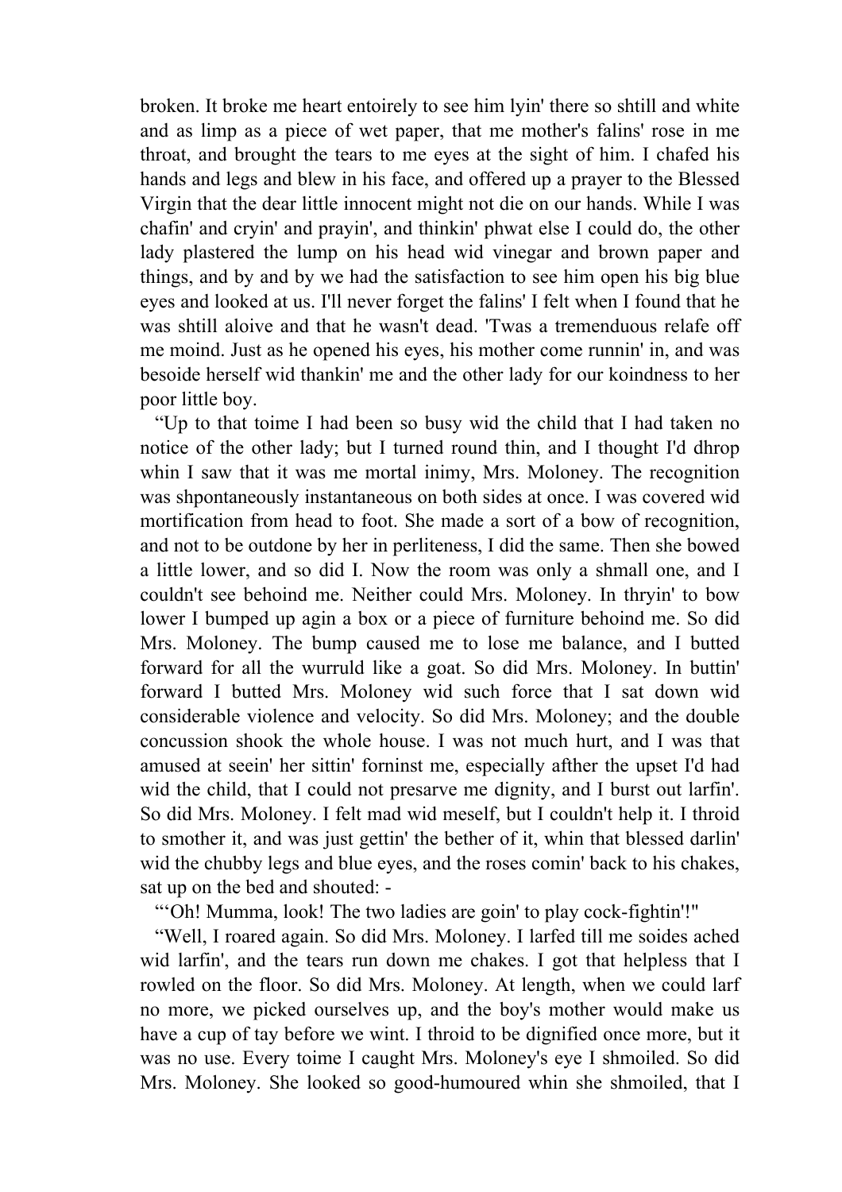broken. It broke me heart entoirely to see him lyin' there so shtill and white and as limp as a piece of wet paper, that me mother's falins' rose in me throat, and brought the tears to me eyes at the sight of him. I chafed his hands and legs and blew in his face, and offered up a prayer to the Blessed Virgin that the dear little innocent might not die on our hands. While I was chafin' and cryin' and prayin', and thinkin' phwat else I could do, the other lady plastered the lump on his head wid vinegar and brown paper and things, and by and by we had the satisfaction to see him open his big blue eyes and looked at us. I'll never forget the falins' I felt when I found that he was shtill aloive and that he wasn't dead. 'Twas a tremenduous relafe off me moind. Just as he opened his eyes, his mother come runnin' in, and was besoide herself wid thankin' me and the other lady for our koindness to her poor little boy.

"Up to that toime I had been so busy wid the child that I had taken no notice of the other lady; but I turned round thin, and I thought I'd dhrop whin I saw that it was me mortal inimy, Mrs. Moloney. The recognition was shpontaneously instantaneous on both sides at once. I was covered wid mortification from head to foot. She made a sort of a bow of recognition, and not to be outdone by her in perliteness, I did the same. Then she bowed a little lower, and so did I. Now the room was only a shmall one, and I couldn't see behoind me. Neither could Mrs. Moloney. In thryin' to bow lower I bumped up agin a box or a piece of furniture behoind me. So did Mrs. Moloney. The bump caused me to lose me balance, and I butted forward for all the wurruld like a goat. So did Mrs. Moloney. In buttin' forward I butted Mrs. Moloney wid such force that I sat down wid considerable violence and velocity. So did Mrs. Moloney; and the double concussion shook the whole house. I was not much hurt, and I was that amused at seein' her sittin' forninst me, especially afther the upset I'd had wid the child, that I could not presarve me dignity, and I burst out larfin'. So did Mrs. Moloney. I felt mad wid meself, but I couldn't help it. I throid to smother it, and was just gettin' the bether of it, whin that blessed darlin' wid the chubby legs and blue eyes, and the roses comin' back to his chakes, sat up on the bed and shouted: -

"'Oh! Mumma, look! The two ladies are goin' to play cock-fightin'!"

"Well, I roared again. So did Mrs. Moloney. I larfed till me soides ached wid larfin', and the tears run down me chakes. I got that helpless that I rowled on the floor. So did Mrs. Moloney. At length, when we could larf no more, we picked ourselves up, and the boy's mother would make us have a cup of tay before we wint. I throid to be dignified once more, but it was no use. Every toime I caught Mrs. Moloney's eye I shmoiled. So did Mrs. Moloney. She looked so good-humoured whin she shmoiled, that I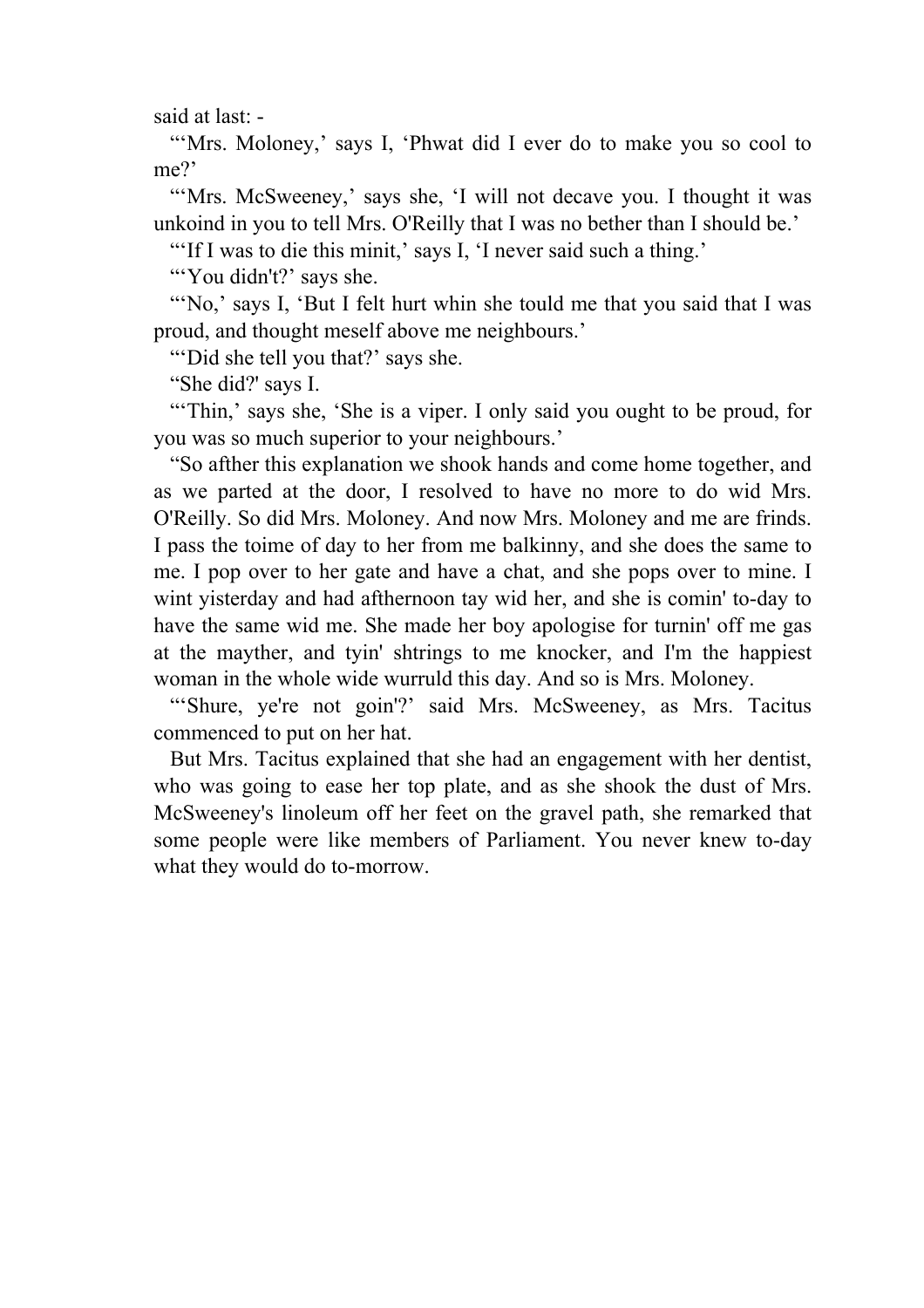said at last: -

"'Mrs. Moloney,' says I, 'Phwat did I ever do to make you so cool to me?'

"'Mrs. McSweeney,' says she, 'I will not decave you. I thought it was unkoind in you to tell Mrs. O'Reilly that I was no bether than I should be.'

"'If I was to die this minit,' says I, 'I never said such a thing.'

"'You didn't?' says she.

"'No,' says I, 'But I felt hurt whin she tould me that you said that I was proud, and thought meself above me neighbours.'

"'Did she tell you that?' says she.

"She did?' says I.

"'Thin,' says she, 'She is a viper. I only said you ought to be proud, for you was so much superior to your neighbours.'

"So afther this explanation we shook hands and come home together, and as we parted at the door, I resolved to have no more to do wid Mrs. O'Reilly. So did Mrs. Moloney. And now Mrs. Moloney and me are frinds. I pass the toime of day to her from me balkinny, and she does the same to me. I pop over to her gate and have a chat, and she pops over to mine. I wint yisterday and had afthernoon tay wid her, and she is comin' to-day to have the same wid me. She made her boy apologise for turnin' off me gas at the mayther, and tyin' shtrings to me knocker, and I'm the happiest woman in the whole wide wurruld this day. And so is Mrs. Moloney.

"'Shure, ye're not goin'?' said Mrs. McSweeney, as Mrs. Tacitus commenced to put on her hat.

But Mrs. Tacitus explained that she had an engagement with her dentist, who was going to ease her top plate, and as she shook the dust of Mrs. McSweeney's linoleum off her feet on the gravel path, she remarked that some people were like members of Parliament. You never knew to-day what they would do to-morrow.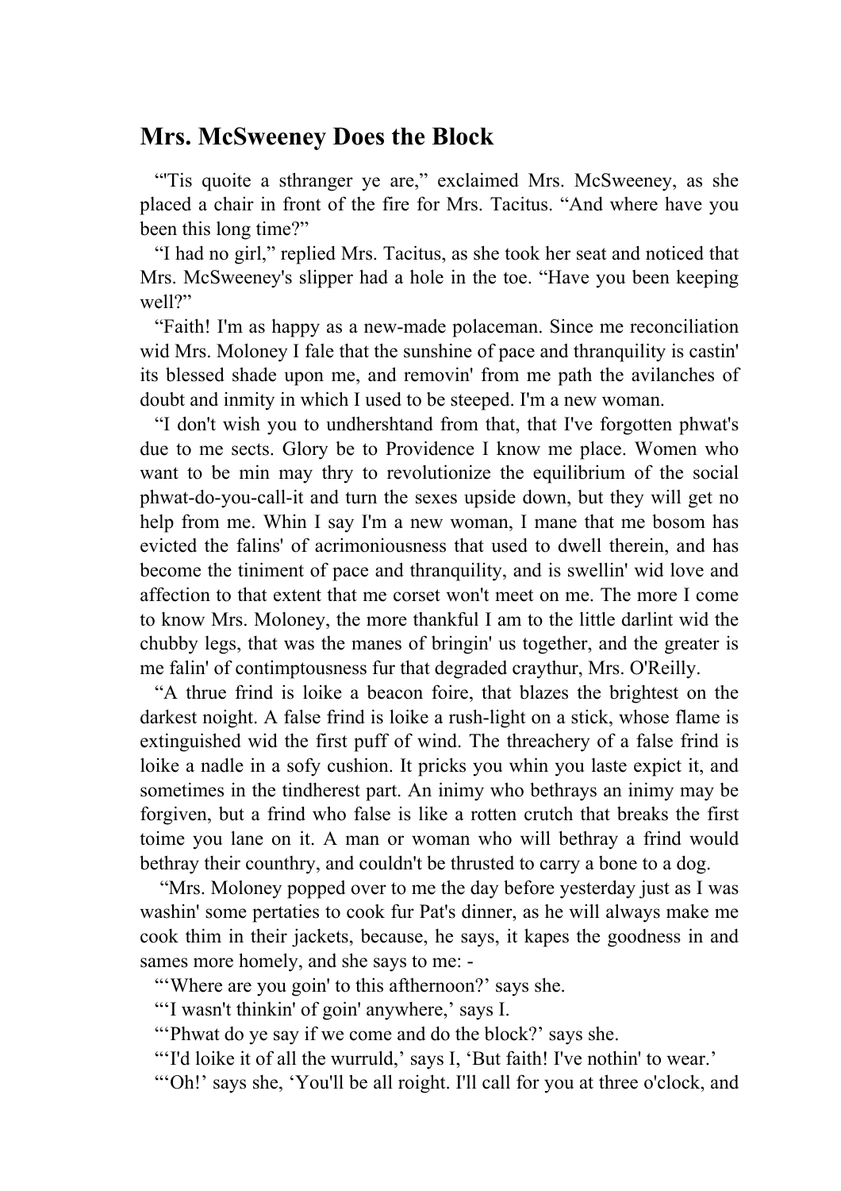## Mrs. McSweeney Does the Block

“'Tis quoite a sthranger ye are,” exclaimed Mrs. McSweeney, as she placed a chair in front of the fire for Mrs. Tacitus. “And where have you been this long time?”

“I had no girl,” replied Mrs. Tacitus, as she took her seat and noticed that Mrs. McSweeney's slipper had a hole in the toe. “Have you been keeping well?”

“Faith! I'm as happy as a new-made polaceman. Since me reconciliation wid Mrs. Moloney I fale that the sunshine of pace and thranquility is castin' its blessed shade upon me, and removin' from me path the avilanches of doubt and inmity in which I used to be steeped. I'm a new woman.

“I don't wish you to undhershtand from that, that I've forgotten phwat's due to me sects. Glory be to Providence I know me place. Women who want to be min may thry to revolutionize the equilibrium of the social phwat-do-you-call-it and turn the sexes upside down, but they will get no help from me. Whin I say I'm a new woman, I mane that me bosom has evicted the falins' of acrimoniousness that used to dwell therein, and has become the tiniment of pace and thranquility, and is swellin' wid love and affection to that extent that me corset won't meet on me. The more I come to know Mrs. Moloney, the more thankful I am to the little darlint wid the chubby legs, that was the manes of bringin' us together, and the greater is me falin' of contimptousness fur that degraded craythur, Mrs. O'Reilly.

“A thrue frind is loike a beacon foire, that blazes the brightest on the darkest noight. A false frind is loike a rush-light on a stick, whose flame is extinguished wid the first puff of wind. The threachery of a false frind is loike a nadle in a sofy cushion. It pricks you whin you laste expict it, and sometimes in the tindherest part. An inimy who bethrays an inimy may be forgiven, but a frind who false is like a rotten crutch that breaks the first toime you lane on it. A man or woman who will bethray a frind would bethray their counthry, and couldn't be thrusted to carry a bone to a dog.

“Mrs. Moloney popped over to me the day before yesterday just as I was washin' some pertaties to cook fur Pat's dinner, as he will always make me cook thim in their jackets, because, he says, it kapes the goodness in and sames more homely, and she says to me: -

“‘Where are you goin' to this afthernoon?’ says she.

“‘I wasn't thinkin' of goin' anywhere,’ says I.

“‘Phwat do ye say if we come and do the block?’ says she.

“‘I'd loike it of all the wurruld,’ says I, ‘But faith! I've nothin' to wear.’

“‘Oh!’ says she, ‘You'll be all roight. I'll call for you at three o'clock, and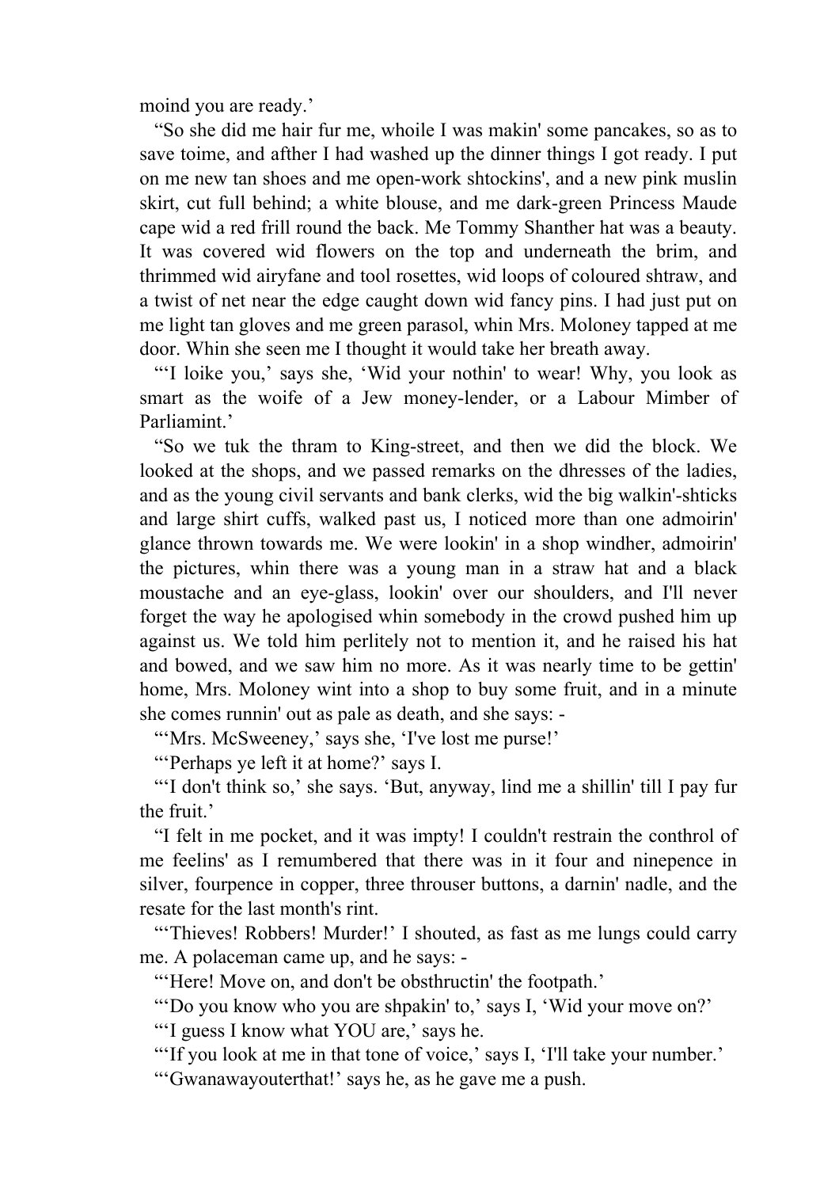moind you are ready.’

“So she did me hair fur me, whoile I was makin' some pancakes, so as to save toime, and afther I had washed up the dinner things I got ready. I put on me new tan shoes and me open-work shtockins', and a new pink muslin skirt, cut full behind; a white blouse, and me dark-green Princess Maude cape wid a red frill round the back. Me Tommy Shanther hat was a beauty. It was covered wid flowers on the top and underneath the brim, and thrimmed wid airyfane and tool rosettes, wid loops of coloured shtraw, and a twist of net near the edge caught down wid fancy pins. I had just put on me light tan gloves and me green parasol, whin Mrs. Moloney tapped at me door. Whin she seen me I thought it would take her breath away.

“‘I loike you,’ says she, ‘Wid your nothin' to wear! Why, you look as smart as the woife of a Jew money-lender, or a Labour Mimber of Parliamint.’

“So we tuk the thram to King-street, and then we did the block. We looked at the shops, and we passed remarks on the dhresses of the ladies, and as the young civil servants and bank clerks, wid the big walkin'-shticks and large shirt cuffs, walked past us, I noticed more than one admoirin' glance thrown towards me. We were lookin' in a shop windher, admoirin' the pictures, whin there was a young man in a straw hat and a black moustache and an eye-glass, lookin' over our shoulders, and I'll never forget the way he apologised whin somebody in the crowd pushed him up against us. We told him perlitely not to mention it, and he raised his hat and bowed, and we saw him no more. As it was nearly time to be gettin' home, Mrs. Moloney wint into a shop to buy some fruit, and in a minute she comes runnin' out as pale as death, and she says: -

“‘Mrs. McSweeney,’ says she, ‘I've lost me purse!’

“‘Perhaps ye left it at home?’ says I.

“‘I don't think so,’ she says. ‘But, anyway, lind me a shillin' till I pay fur the fruit.’

“I felt in me pocket, and it was impty! I couldn't restrain the conthrol of me feelins' as I remumbered that there was in it four and ninepence in silver, fourpence in copper, three throuser buttons, a darnin' nadle, and the resate for the last month's rint.

“‘Thieves! Robbers! Murder!’ I shouted, as fast as me lungs could carry me. A polaceman came up, and he says: -

“‘Here! Move on, and don't be obsthructin' the footpath.’

“‘Do you know who you are shpakin' to,’ says I, ‘Wid your move on?’

“‘I guess I know what YOU are,’ says he.

“‘If you look at me in that tone of voice,’ says I, ‘I'll take your number.’

“‘Gwanawayouterthat!’ says he, as he gave me a push.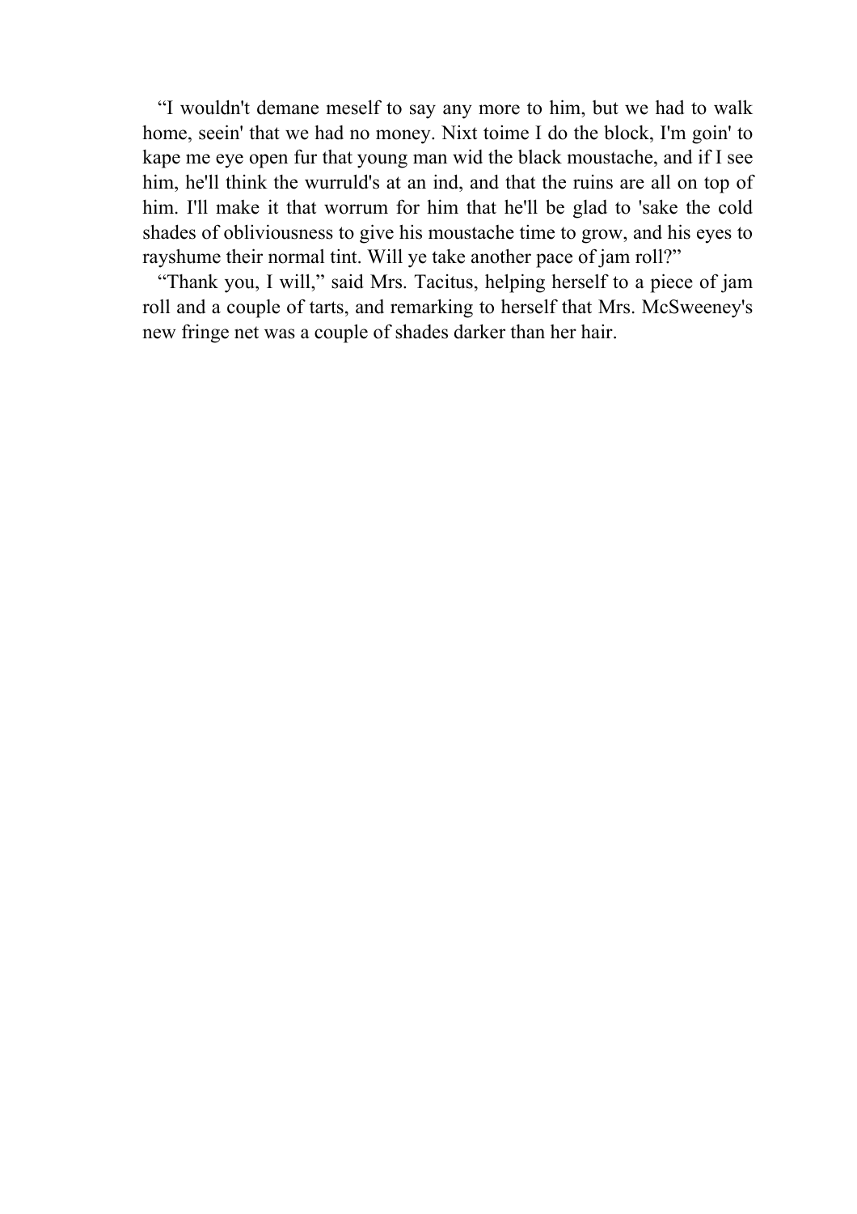“I wouldn't demane meself to say any more to him, but we had to walk home, seein' that we had no money. Nixt toime I do the block, I'm goin' to kape me eye open fur that young man wid the black moustache, and if I see him, he'll think the wurruld's at an ind, and that the ruins are all on top of him. I'll make it that worrum for him that he'll be glad to 'sake the cold shades of obliviousness to give his moustache time to grow, and his eyes to rayshume their normal tint. Will ye take another pace of jam roll?”

“Thank you, I will,” said Mrs. Tacitus, helping herself to a piece of jam roll and a couple of tarts, and remarking to herself that Mrs. McSweeney's new fringe net was a couple of shades darker than her hair.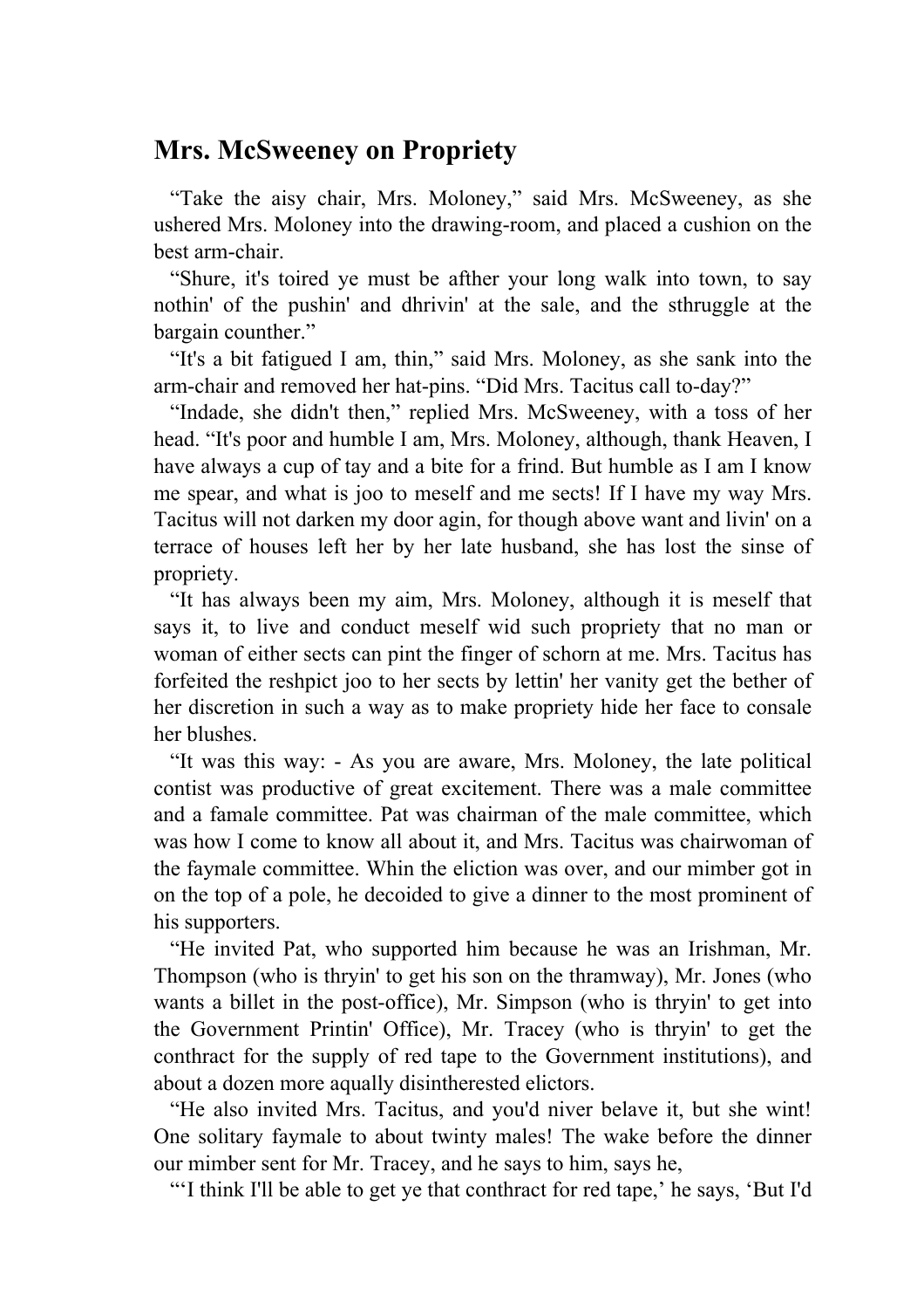## Mrs. McSweeney on Propriety

"Take the aisy chair, Mrs. Moloney," said Mrs. McSweeney, as she ushered Mrs. Moloney into the drawing-room, and placed a cushion on the best arm-chair.

"Shure, it's toired ye must be afther your long walk into town, to say nothin' of the pushin' and dhrivin' at the sale, and the sthruggle at the bargain counther."

"It's a bit fatigued I am, thin," said Mrs. Moloney, as she sank into the arm-chair and removed her hat-pins. "Did Mrs. Tacitus call to-day?"

"Indade, she didn't then," replied Mrs. McSweeney, with a toss of her head. "It's poor and humble I am, Mrs. Moloney, although, thank Heaven, I have always a cup of tay and a bite for a frind. But humble as I am I know me spear, and what is joo to meself and me sects! If I have my way Mrs. Tacitus will not darken my door agin, for though above want and livin' on a terrace of houses left her by her late husband, she has lost the sinse of propriety.

"It has always been my aim, Mrs. Moloney, although it is meself that says it, to live and conduct meself wid such propriety that no man or woman of either sects can pint the finger of schorn at me. Mrs. Tacitus has forfeited the reshpict joo to her sects by lettin' her vanity get the bether of her discretion in such a way as to make propriety hide her face to consale her blushes.

"It was this way: - As you are aware, Mrs. Moloney, the late political contist was productive of great excitement. There was a male committee and a famale committee. Pat was chairman of the male committee, which was how I come to know all about it, and Mrs. Tacitus was chairwoman of the faymale committee. Whin the eliction was over, and our mimber got in on the top of a pole, he decoided to give a dinner to the most prominent of his supporters.

"He invited Pat, who supported him because he was an Irishman, Mr. Thompson (who is thryin' to get his son on the thramway), Mr. Jones (who wants a billet in the post-office), Mr. Simpson (who is thryin' to get into the Government Printin' Office), Mr. Tracey (who is thryin' to get the conthract for the supply of red tape to the Government institutions), and about a dozen more aqually disintherested elictors.

"He also invited Mrs. Tacitus, and you'd niver belave it, but she wint! One solitary faymale to about twinty males! The wake before the dinner our mimber sent for Mr. Tracey, and he says to him, says he,

"'I think I'll be able to get ye that conthract for red tape,' he says, 'But I'd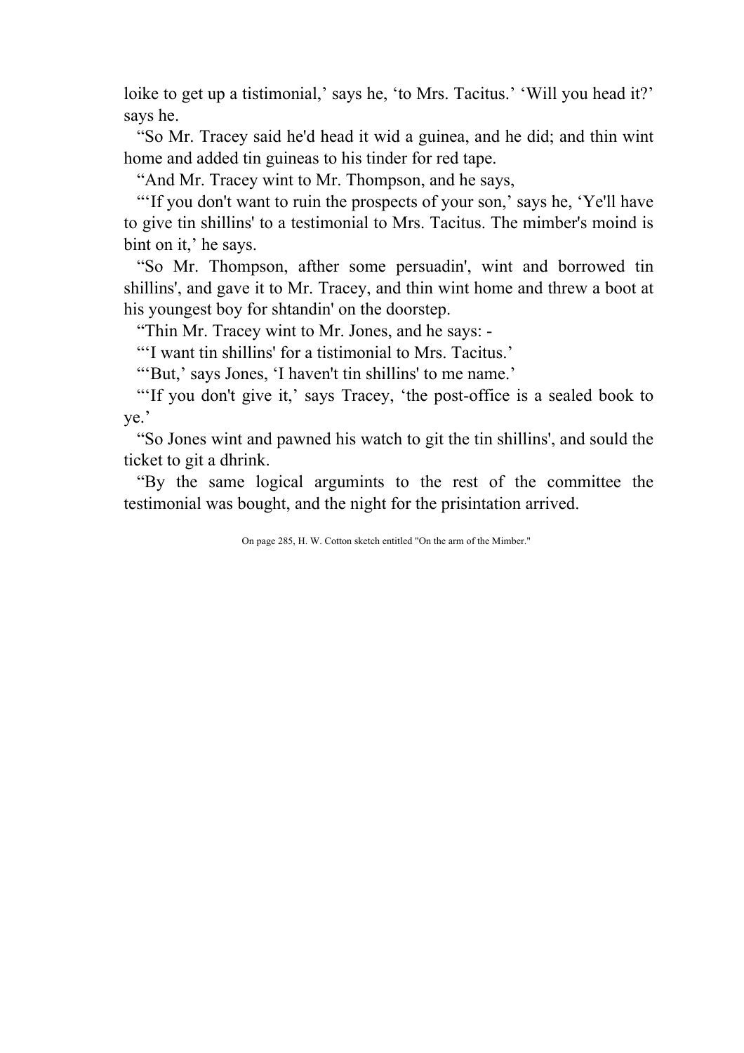loike to get up a tistimonial,' says he, 'to Mrs. Tacitus.' 'Will you head it?' says he.

"So Mr. Tracey said he'd head it wid a guinea, and he did; and thin wint home and added tin guineas to his tinder for red tape.

"And Mr. Tracey wint to Mr. Thompson, and he says,

"'If you don't want to ruin the prospects of your son,' says he, 'Ye'll have to give tin shillins' to a testimonial to Mrs. Tacitus. The mimber's moind is bint on it,' he says.

"So Mr. Thompson, afther some persuadin', wint and borrowed tin shillins', and gave it to Mr. Tracey, and thin wint home and threw a boot at his youngest boy for shtandin' on the doorstep.

"Thin Mr. Tracey wint to Mr. Jones, and he says: -

"'I want tin shillins' for a tistimonial to Mrs. Tacitus.'

"'But,' says Jones, 'I haven't tin shillins' to me name.'

"'If you don't give it,' says Tracey, 'the post-office is a sealed book to ye.'

"So Jones wint and pawned his watch to git the tin shillins', and sould the ticket to git a dhrink.

"By the same logical argumints to the rest of the committee the testimonial was bought, and the night for the prisintation arrived.

On page 285, H. W. Cotton sketch entitled "On the arm of the Mimber."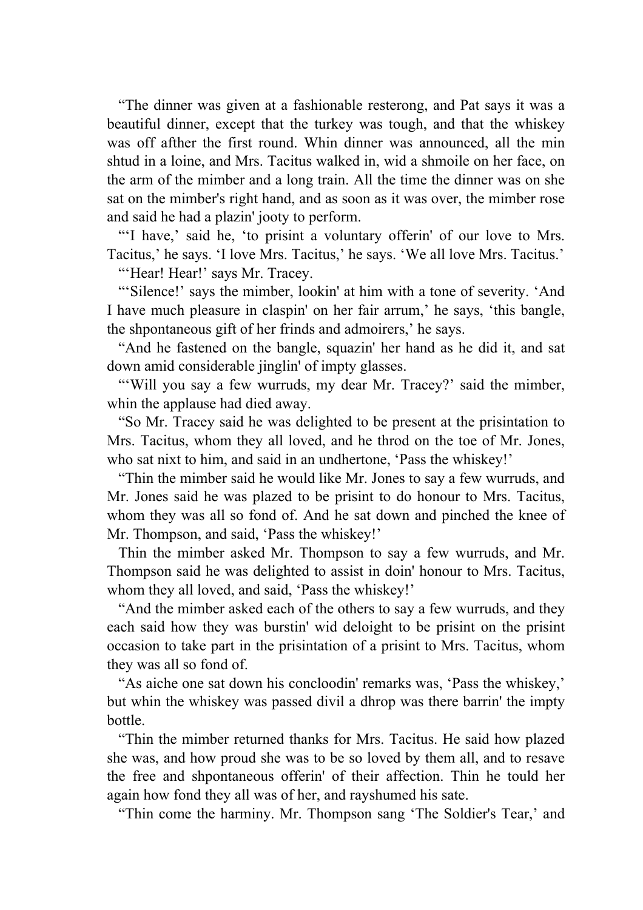"The dinner was given at a fashionable resterong, and Pat says it was a beautiful dinner, except that the turkey was tough, and that the whiskey was off afther the first round. Whin dinner was announced, all the min shtud in a loine, and Mrs. Tacitus walked in, wid a shmoile on her face, on the arm of the mimber and a long train. All the time the dinner was on she sat on the mimber's right hand, and as soon as it was over, the mimber rose and said he had a plazin' jooty to perform.

"'I have,' said he, 'to prisint a voluntary offerin' of our love to Mrs. Tacitus,' he says. 'I love Mrs. Tacitus,' he says. 'We all love Mrs. Tacitus.'

"'Hear! Hear!' says Mr. Tracey.

"'Silence!' says the mimber, lookin' at him with a tone of severity. 'And I have much pleasure in claspin' on her fair arrum,' he says, 'this bangle, the shpontaneous gift of her frinds and admoirers,' he says.

"And he fastened on the bangle, squazin' her hand as he did it, and sat down amid considerable jinglin' of impty glasses.

"'Will you say a few wurruds, my dear Mr. Tracey?' said the mimber, whin the applause had died away.

"So Mr. Tracey said he was delighted to be present at the prisintation to Mrs. Tacitus, whom they all loved, and he throd on the toe of Mr. Jones, who sat nixt to him, and said in an undhertone, 'Pass the whiskey!'

"Thin the mimber said he would like Mr. Jones to say a few wurruds, and Mr. Jones said he was plazed to be prisint to do honour to Mrs. Tacitus, whom they was all so fond of. And he sat down and pinched the knee of Mr. Thompson, and said, 'Pass the whiskey!'

Thin the mimber asked Mr. Thompson to say a few wurruds, and Mr. Thompson said he was delighted to assist in doin' honour to Mrs. Tacitus, whom they all loved, and said, 'Pass the whiskey!'

"And the mimber asked each of the others to say a few wurruds, and they each said how they was burstin' wid deloight to be prisint on the prisint occasion to take part in the prisintation of a prisint to Mrs. Tacitus, whom they was all so fond of.

"As aiche one sat down his concloodin' remarks was, 'Pass the whiskey,' but whin the whiskey was passed divil a dhrop was there barrin' the impty bottle.

"Thin the mimber returned thanks for Mrs. Tacitus. He said how plazed she was, and how proud she was to be so loved by them all, and to resave the free and shpontaneous offerin' of their affection. Thin he tould her again how fond they all was of her, and rayshumed his sate.

"Thin come the harminy. Mr. Thompson sang 'The Soldier's Tear,' and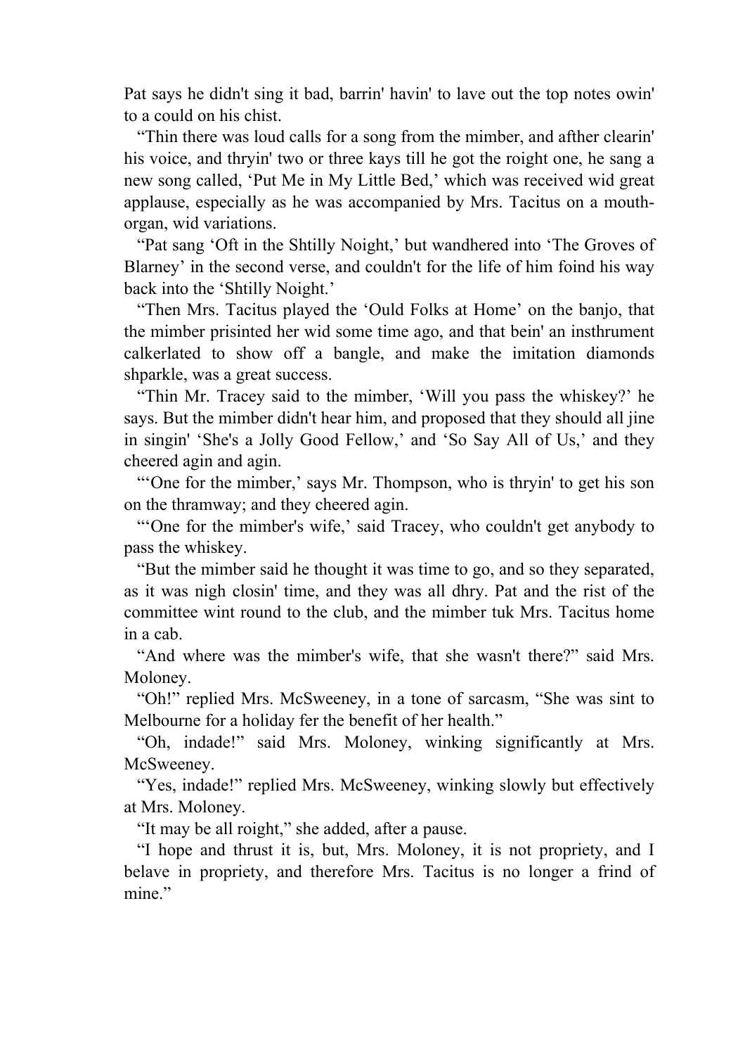Pat says he didn't sing it bad, barrin' havin' to lave out the top notes owin' to a could on his chist.

"Thin there was loud calls for a song from the mimber, and afther clearin' his voice, and thryin' two or three kays till he got the roight one, he sang a new song called, 'Put Me in My Little Bed,' which was received wid great applause, especially as he was accompanied by Mrs. Tacitus on a mouth-organ, wid variations.

"Pat sang 'Oft in the Shtilly Noight,' but wandhered into 'The Groves of Blarney' in the second verse, and couldn't for the life of him foind his way back into the 'Shtilly Noight.'

"Then Mrs. Tacitus played the 'Ould Folks at Home' on the banjo, that the mimber prisinted her wid some time ago, and that bein' an insthrument calkerlated to show off a bangle, and make the imitation diamonds shparkle, was a great success.

"Thin Mr. Tracey said to the mimber, 'Will you pass the whiskey?' he says. But the mimber didn't hear him, and proposed that they should all jine in singin' 'She's a Jolly Good Fellow,' and 'So Say All of Us,' and they cheered agin and agin.

"'One for the mimber,' says Mr. Thompson, who is thryin' to get his son on the thramway; and they cheered agin.

"'One for the mimber's wife,' said Tracey, who couldn't get anybody to pass the whiskey.

"But the mimber said he thought it was time to go, and so they separated, as it was nigh closin' time, and they was all dhry. Pat and the rist of the committee wint round to the club, and the mimber tuk Mrs. Tacitus home in a cab.

"And where was the mimber's wife, that she wasn't there?" said Mrs. Moloney.

"Oh!" replied Mrs. McSweeney, in a tone of sarcasm, "She was sint to Melbourne for a holiday fer the benefit of her health."

"Oh, indade!" said Mrs. Moloney, winking significantly at Mrs. McSweeney.

"Yes, indade!" replied Mrs. McSweeney, winking slowly but effectively at Mrs. Moloney.

"It may be all roight," she added, after a pause.

"I hope and thrust it is, but, Mrs. Moloney, it is not propriety, and I belave in propriety, and therefore Mrs. Tacitus is no longer a frind of mine."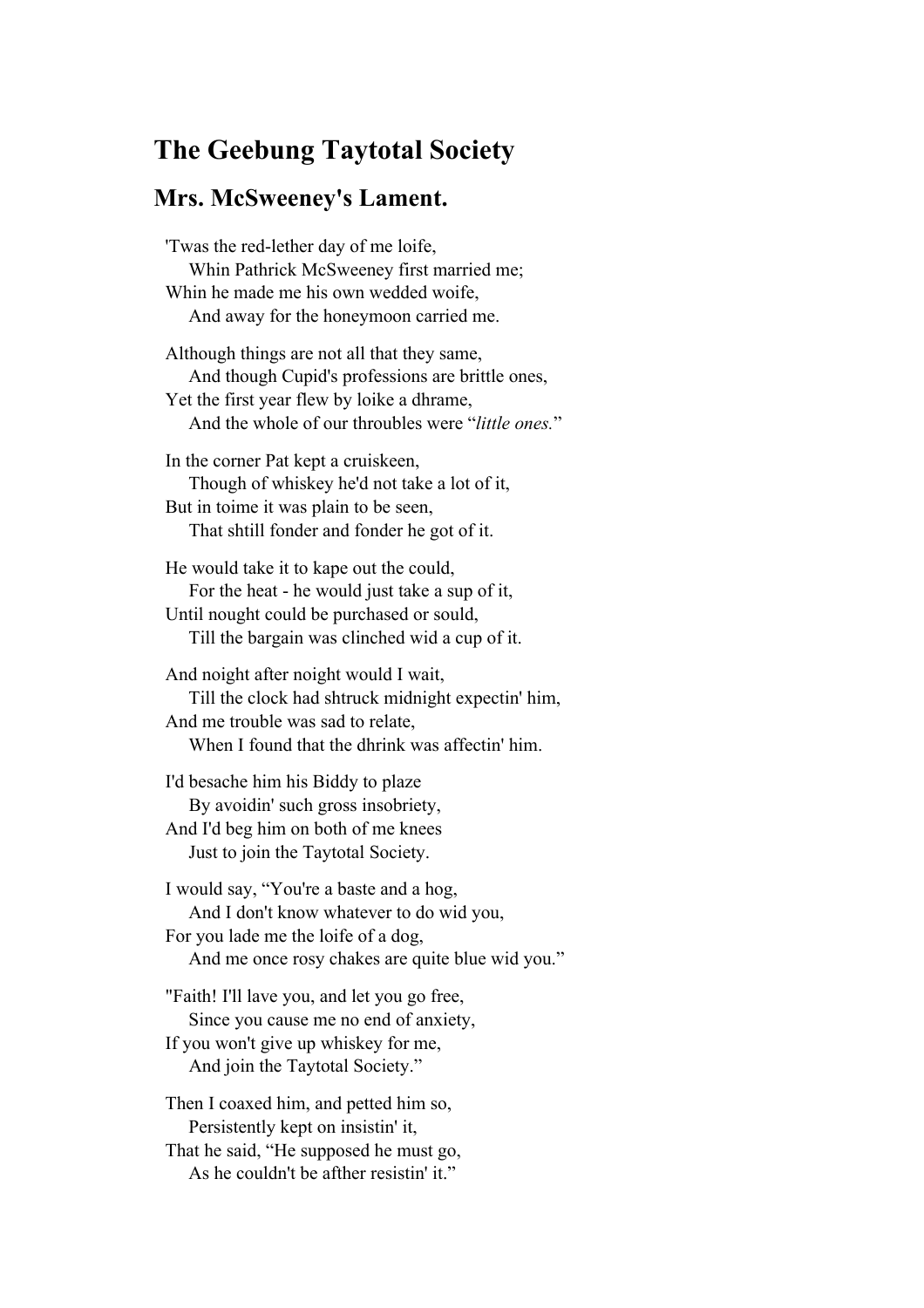# The Geebung Taytotal Society

## Mrs. McSweeney's Lament.

'Twas the red-lether day of me loife,
 Whin Pathrick McSweeney first married me;
Whin he made me his own wedded woife,
 And away for the honeymoon carried me.

Although things are not all that they same,
 And though Cupid's professions are brittle ones,
Yet the first year flew by loike a dhrame,
 And the whole of our throubles were "*little ones.*"

In the corner Pat kept a cruiskeen,
 Though of whiskey he'd not take a lot of it,
But in toime it was plain to be seen,
 That shtill fonder and fonder he got of it.

He would take it to kape out the could,
 For the heat - he would just take a sup of it,
Until nought could be purchased or sould,
 Till the bargain was clinched wid a cup of it.

And noight after noight would I wait,
 Till the clock had shtruck midnight expectin' him,
And me trouble was sad to relate,
 When I found that the dhrink was affectin' him.

I'd besache him his Biddy to plaze
 By avoidin' such gross insobriety,
And I'd beg him on both of me knees
 Just to join the Taytotal Society.

I would say, "You're a baste and a hog,
 And I don't know whatever to do wid you,
For you lade me the loife of a dog,
 And me once rosy chakes are quite blue wid you."

"Faith! I'll lave you, and let you go free,
 Since you cause me no end of anxiety,
If you won't give up whiskey for me,
 And join the Taytotal Society."

Then I coaxed him, and petted him so,
 Persistently kept on insistin' it,
That he said, "He supposed he must go,
 As he couldn't be afther resistin' it."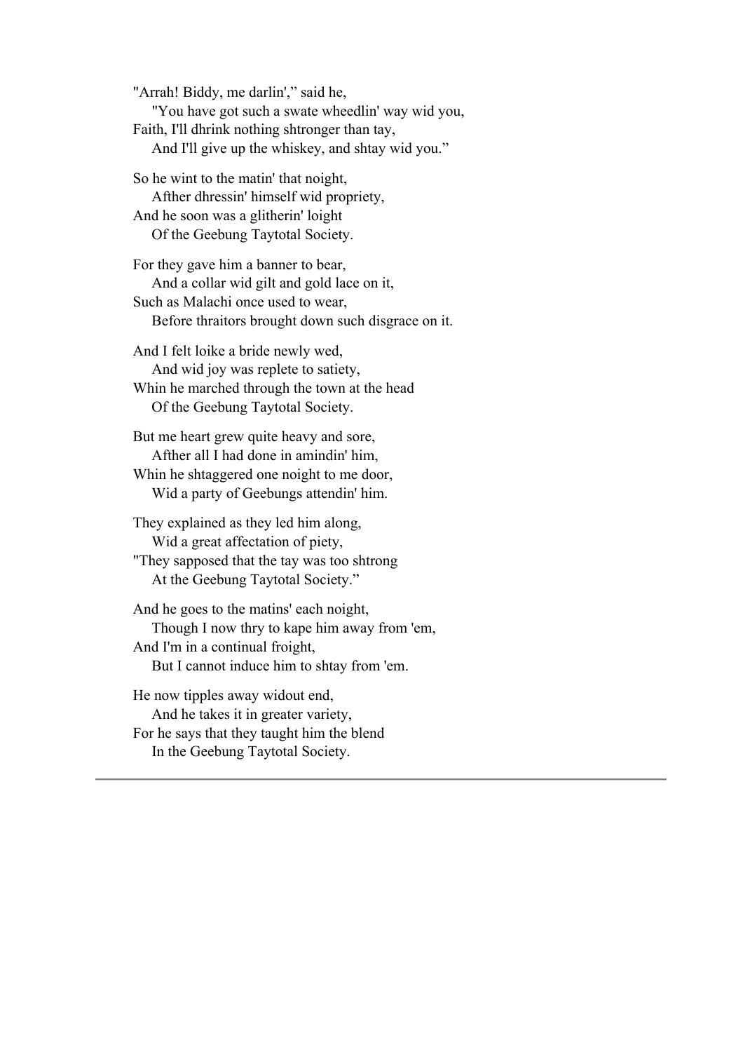"Arrah! Biddy, me darlin'," said he,
    "You have got such a swate wheedlin' way wid you,
Faith, I'll dhrink nothing shtronger than tay,
    And I'll give up the whiskey, and shtay wid you."

So he wint to the matin' that noight,
    Afther dhressin' himself wid propriety,
And he soon was a glitherin' loight
    Of the Geebung Taytotal Society.

For they gave him a banner to bear,
    And a collar wid gilt and gold lace on it,
Such as Malachi once used to wear,
    Before thraitors brought down such disgrace on it.

And I felt loike a bride newly wed,
    And wid joy was replete to satiety,
Whin he marched through the town at the head
    Of the Geebung Taytotal Society.

But me heart grew quite heavy and sore,
    Afther all I had done in amindin' him,
Whin he shtaggered one noight to me door,
    Wid a party of Geebungs attendin' him.

They explained as they led him along,
    Wid a great affectation of piety,
"They sapposed that the tay was too shtrong
    At the Geebung Taytotal Society."

And he goes to the matins' each noight,
    Though I now thry to kape him away from 'em,
And I'm in a continual froight,
    But I cannot induce him to shtay from 'em.

He now tipples away widout end,
    And he takes it in greater variety,
For he says that they taught him the blend
    In the Geebung Taytotal Society.

---